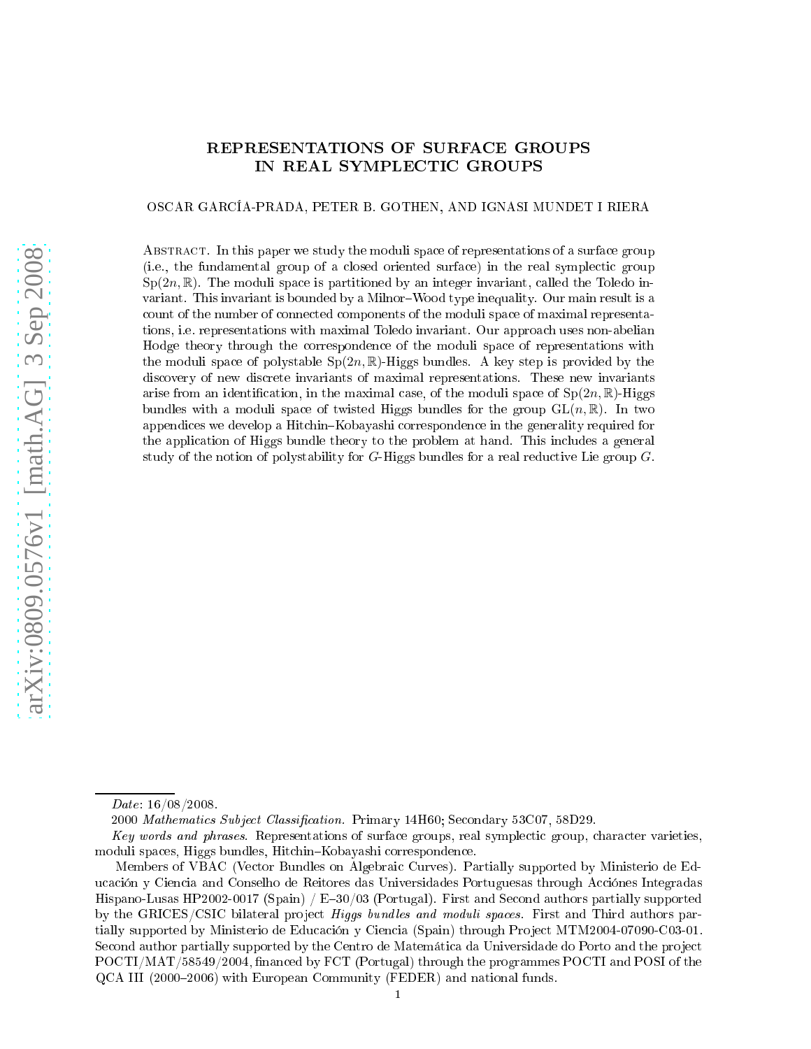# REPRESENTATIONS OF SURFACE GROUPS IN REAL SYMPLECTIC GROUPS

OSCAR GARCÍA-PRADA, PETER B. GOTHEN, AND IGNASI MUNDET I RIERA

Abstract. In this paper we study the moduli space of representations of a surface group (i.e., the fundamental group of a closed oriented surface) in the real symplectic group $\mathrm{Sp}(2n,\mathbb{R})$. The moduli space is partitioned by an integer invariant, called the Toledo invariant. This invariant is bounded by a Milnor–Wood type inequality. Our main result is a count of the number of connected components of the moduli space of maximal representations, i.e. representations with maximal Toledo invariant. Our approach uses non-abelian Hodge theory through the correspondence of the moduli space of representations with the moduli space of polystable $\mathrm{Sp}(2n,\mathbb{R})$-Higgs bundles. A key step is provided by the discovery of new discrete invariants of maximal representations. These new invariants arise from an identification, in the maximal case, of the moduli space of $\mathrm{Sp}(2n,\mathbb{R})$-Higgs bundles with a moduli space of twisted Higgs bundles for the group $\mathrm{GL}(n,\mathbb{R})$. In two appendices we develop a Hitchin–Kobayashi correspondence in the generality required for the application of Higgs bundle theory to the problem at hand. This includes a general study of the notion of polystability for $G$-Higgs bundles for a real reductive Lie group $G$.

---

*Date*: 16/08/2008.

2000 *Mathematics Subject Classification.* Primary 14H60; Secondary 53C07, 58D29.

*Key words and phrases.* Representations of surface groups, real symplectic group, character varieties, moduli spaces, Higgs bundles, Hitchin–Kobayashi correspondence.

Members of VBAC (Vector Bundles on Algebraic Curves). Partially supported by Ministerio de Educación y Ciencia and Conselho de Reitores das Universidades Portuguesas through Acciónes Integradas Hispano-Lusas HP2002-0017 (Spain) / E–30/03 (Portugal). First and Second authors partially supported by the GRICES/CSIC bilateral project *Higgs bundles and moduli spaces*. First and Third authors partially supported by Ministerio de Educación y Ciencia (Spain) through Project MTM2004-07090-C03-01. Second author partially supported by the Centro de Matemática da Universidade do Porto and the project POCTI/MAT/58549/2004, financed by FCT (Portugal) through the programmes POCTI and POSI of the QCA III (2000–2006) with European Community (FEDER) and national funds.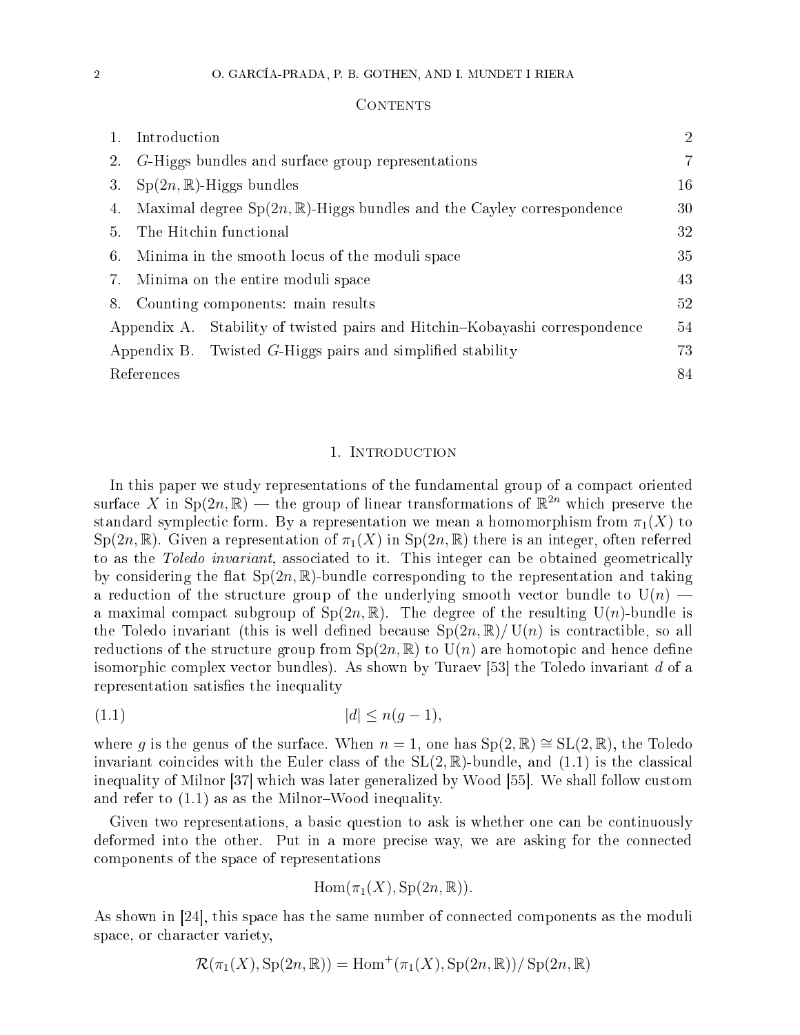## Contents

| | | |
|---|---|---|
| 1. | Introduction | 2 |
| 2. | $G$-Higgs bundles and surface group representations | 7 |
| 3. | $\mathrm{Sp}(2n,\mathbb{R})$-Higgs bundles | 16 |
| 4. | Maximal degree $\mathrm{Sp}(2n,\mathbb{R})$-Higgs bundles and the Cayley correspondence | 30 |
| 5. | The Hitchin functional | 32 |
| 6. | Minima in the smooth locus of the moduli space | 35 |
| 7. | Minima on the entire moduli space | 43 |
| 8. | Counting components: main results | 52 |
| Appendix A. | Stability of twisted pairs and Hitchin–Kobayashi correspondence | 54 |
| Appendix B. | Twisted $G$-Higgs pairs and simplified stability | 73 |
| References | | 84 |

## 1. Introduction

In this paper we study representations of the fundamental group of a compact oriented surface $X$ in $\mathrm{Sp}(2n,\mathbb{R})$ — the group of linear transformations of $\mathbb{R}^{2n}$ which preserve the standard symplectic form. By a representation we mean a homomorphism from $\pi_1(X)$ to $\mathrm{Sp}(2n,\mathbb{R})$. Given a representation of $\pi_1(X)$ in $\mathrm{Sp}(2n,\mathbb{R})$ there is an integer, often referred to as the *Toledo invariant*, associated to it. This integer can be obtained geometrically by considering the flat $\mathrm{Sp}(2n,\mathbb{R})$-bundle corresponding to the representation and taking a reduction of the structure group of the underlying smooth vector bundle to $\mathrm{U}(n)$ — a maximal compact subgroup of $\mathrm{Sp}(2n,\mathbb{R})$. The degree of the resulting $\mathrm{U}(n)$-bundle is the Toledo invariant (this is well defined because $\mathrm{Sp}(2n,\mathbb{R})/\mathrm{U}(n)$ is contractible, so all reductions of the structure group from $\mathrm{Sp}(2n,\mathbb{R})$ to $\mathrm{U}(n)$ are homotopic and hence define isomorphic complex vector bundles). As shown by Turaev [53] the Toledo invariant $d$ of a representation satisfies the inequality

$$|d| \le n(g-1), \tag{1.1}$$

where $g$ is the genus of the surface. When $n=1$, one has $\mathrm{Sp}(2,\mathbb{R}) \cong \mathrm{SL}(2,\mathbb{R})$, the Toledo invariant coincides with the Euler class of the $\mathrm{SL}(2,\mathbb{R})$-bundle, and (1.1) is the classical inequality of Milnor [37] which was later generalized by Wood [55]. We shall follow custom and refer to (1.1) as as the Milnor–Wood inequality.

Given two representations, a basic question to ask is whether one can be continuously deformed into the other. Put in a more precise way, we are asking for the connected components of the space of representations

$$\mathrm{Hom}(\pi_1(X), \mathrm{Sp}(2n,\mathbb{R})).$$

As shown in [24], this space has the same number of connected components as the moduli space, or character variety,

$$\mathcal{R}(\pi_1(X), \mathrm{Sp}(2n,\mathbb{R})) = \mathrm{Hom}^+(\pi_1(X), \mathrm{Sp}(2n,\mathbb{R}))/\mathrm{Sp}(2n,\mathbb{R})$$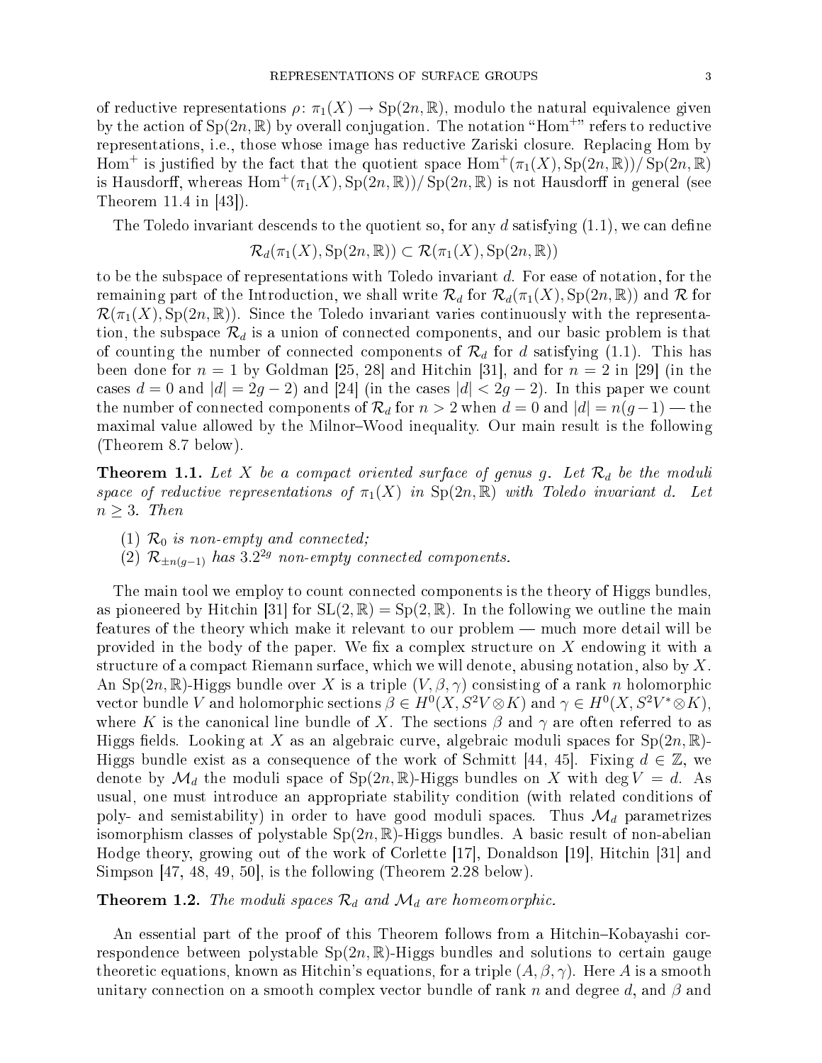of reductive representations $\rho\colon \pi_1(X) \to \mathrm{Sp}(2n,\mathbb{R})$, modulo the natural equivalence given by the action of $\mathrm{Sp}(2n,\mathbb{R})$ by overall conjugation. The notation "$\mathrm{Hom}^+$" refers to reductive representations, i.e., those whose image has reductive Zariski closure. Replacing Hom by $\mathrm{Hom}^+$ is justified by the fact that the quotient space $\mathrm{Hom}^+(\pi_1(X),\mathrm{Sp}(2n,\mathbb{R}))/\,\mathrm{Sp}(2n,\mathbb{R})$ is Hausdorff, whereas $\mathrm{Hom}^+(\pi_1(X),\mathrm{Sp}(2n,\mathbb{R}))/\,\mathrm{Sp}(2n,\mathbb{R})$ is not Hausdorff in general (see Theorem 11.4 in [43]).

The Toledo invariant descends to the quotient so, for any $d$ satisfying (1.1), we can define

$$\mathcal{R}_d(\pi_1(X),\mathrm{Sp}(2n,\mathbb{R})) \subset \mathcal{R}(\pi_1(X),\mathrm{Sp}(2n,\mathbb{R}))$$

to be the subspace of representations with Toledo invariant $d$. For ease of notation, for the remaining part of the Introduction, we shall write $\mathcal{R}_d$ for $\mathcal{R}_d(\pi_1(X),\mathrm{Sp}(2n,\mathbb{R}))$ and $\mathcal{R}$ for $\mathcal{R}(\pi_1(X),\mathrm{Sp}(2n,\mathbb{R}))$. Since the Toledo invariant varies continuously with the representation, the subspace $\mathcal{R}_d$ is a union of connected components, and our basic problem is that of counting the number of connected components of $\mathcal{R}_d$ for $d$ satisfying (1.1). This has been done for $n=1$ by Goldman [25, 28] and Hitchin [31], and for $n=2$ in [29] (in the cases $d=0$ and $|d|=2g-2$) and [24] (in the cases $|d|<2g-2$). In this paper we count the number of connected components of $\mathcal{R}_d$ for $n>2$ when $d=0$ and $|d|=n(g-1)$ — the maximal value allowed by the Milnor–Wood inequality. Our main result is the following (Theorem 8.7 below).

**Theorem 1.1.** *Let $X$ be a compact oriented surface of genus $g$. Let $\mathcal{R}_d$ be the moduli space of reductive representations of $\pi_1(X)$ in $\mathrm{Sp}(2n,\mathbb{R})$ with Toledo invariant $d$. Let $n \geq 3$. Then*

1. *$\mathcal{R}_0$ is non-empty and connected;*
2. *$\mathcal{R}_{\pm n(g-1)}$ has $3.2^{2g}$ non-empty connected components.*

The main tool we employ to count connected components is the theory of Higgs bundles, as pioneered by Hitchin [31] for $\mathrm{SL}(2,\mathbb{R}) = \mathrm{Sp}(2,\mathbb{R})$. In the following we outline the main features of the theory which make it relevant to our problem — much more detail will be provided in the body of the paper. We fix a complex structure on $X$ endowing it with a structure of a compact Riemann surface, which we will denote, abusing notation, also by $X$. An $\mathrm{Sp}(2n,\mathbb{R})$-Higgs bundle over $X$ is a triple $(V,\beta,\gamma)$ consisting of a rank $n$ holomorphic vector bundle $V$ and holomorphic sections $\beta \in H^0(X,S^2V\otimes K)$ and $\gamma \in H^0(X,S^2V^*\otimes K)$, where $K$ is the canonical line bundle of $X$. The sections $\beta$ and $\gamma$ are often referred to as Higgs fields. Looking at $X$ as an algebraic curve, algebraic moduli spaces for $\mathrm{Sp}(2n,\mathbb{R})$-Higgs bundle exist as a consequence of the work of Schmitt [44, 45]. Fixing $d \in \mathbb{Z}$, we denote by $\mathcal{M}_d$ the moduli space of $\mathrm{Sp}(2n,\mathbb{R})$-Higgs bundles on $X$ with $\deg V = d$. As usual, one must introduce an appropriate stability condition (with related conditions of poly- and semistability) in order to have good moduli spaces. Thus $\mathcal{M}_d$ parametrizes isomorphism classes of polystable $\mathrm{Sp}(2n,\mathbb{R})$-Higgs bundles. A basic result of non-abelian Hodge theory, growing out of the work of Corlette [17], Donaldson [19], Hitchin [31] and Simpson [47, 48, 49, 50], is the following (Theorem 2.28 below).

**Theorem 1.2.** *The moduli spaces $\mathcal{R}_d$ and $\mathcal{M}_d$ are homeomorphic.*

An essential part of the proof of this Theorem follows from a Hitchin–Kobayashi correspondence between polystable $\mathrm{Sp}(2n,\mathbb{R})$-Higgs bundles and solutions to certain gauge theoretic equations, known as Hitchin's equations, for a triple $(A,\beta,\gamma)$. Here $A$ is a smooth unitary connection on a smooth complex vector bundle of rank $n$ and degree $d$, and $\beta$ and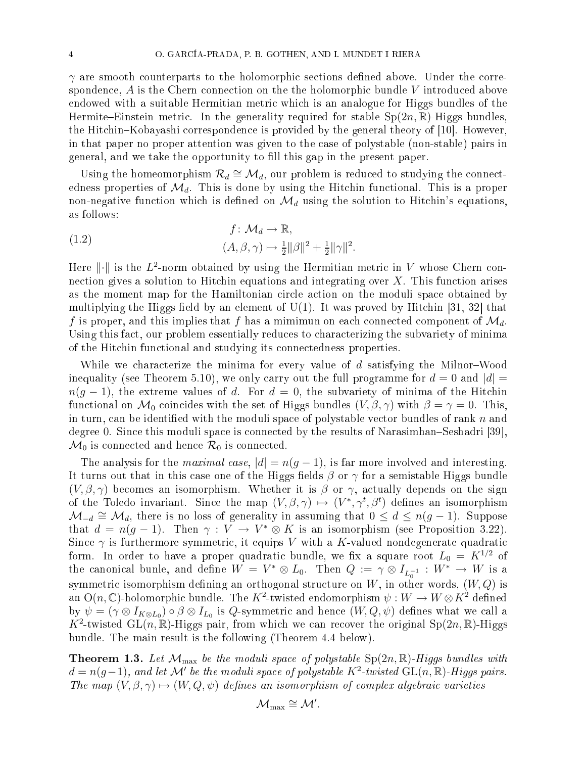$\gamma$ are smooth counterparts to the holomorphic sections defined above. Under the correspondence, $A$ is the Chern connection on the the holomorphic bundle $V$ introduced above endowed with a suitable Hermitian metric which is an analogue for Higgs bundles of the Hermite–Einstein metric. In the generality required for stable $\mathrm{Sp}(2n,\mathbb{R})$-Higgs bundles, the Hitchin–Kobayashi correspondence is provided by the general theory of [10]. However, in that paper no proper attention was given to the case of polystable (non-stable) pairs in general, and we take the opportunity to fill this gap in the present paper.

Using the homeomorphism $\mathcal{R}_d \cong \mathcal{M}_d$, our problem is reduced to studying the connectedness properties of $\mathcal{M}_d$. This is done by using the Hitchin functional. This is a proper non-negative function which is defined on $\mathcal{M}_d$ using the solution to Hitchin's equations, as follows:

$$
\begin{aligned}
f\colon \mathcal{M}_d &\to \mathbb{R}, \\
(A,\beta,\gamma) &\mapsto \tfrac{1}{2}\|\beta\|^2 + \tfrac{1}{2}\|\gamma\|^2.
\end{aligned}
\tag{1.2}
$$

Here $\|\cdot\|$ is the $L^2$-norm obtained by using the Hermitian metric in $V$ whose Chern connection gives a solution to Hitchin equations and integrating over $X$. This function arises as the moment map for the Hamiltonian circle action on the moduli space obtained by multiplying the Higgs field by an element of $\mathrm{U}(1)$. It was proved by Hitchin [31, 32] that $f$ is proper, and this implies that $f$ has a mimimun on each connected component of $\mathcal{M}_d$. Using this fact, our problem essentially reduces to characterizing the subvariety of minima of the Hitchin functional and studying its connectedness properties.

While we characterize the minima for every value of $d$ satisfying the Milnor–Wood inequality (see Theorem 5.10), we only carry out the full programme for $d = 0$ and $|d| = n(g-1)$, the extreme values of $d$. For $d = 0$, the subvariety of minima of the Hitchin functional on $\mathcal{M}_0$ coincides with the set of Higgs bundles $(V,\beta,\gamma)$ with $\beta = \gamma = 0$. This, in turn, can be identified with the moduli space of polystable vector bundles of rank $n$ and degree 0. Since this moduli space is connected by the results of Narasimhan–Seshadri [39], $\mathcal{M}_0$ is connected and hence $\mathcal{R}_0$ is connected.

The analysis for the *maximal case*, $|d| = n(g-1)$, is far more involved and interesting. It turns out that in this case one of the Higgs fields $\beta$ or $\gamma$ for a semistable Higgs bundle $(V,\beta,\gamma)$ becomes an isomorphism. Whether it is $\beta$ or $\gamma$, actually depends on the sign of the Toledo invariant. Since the map $(V,\beta,\gamma) \mapsto (V^*,\gamma^t,\beta^t)$ defines an isomorphism $\mathcal{M}_{-d} \cong \mathcal{M}_d$, there is no loss of generality in assuming that $0 \le d \le n(g-1)$. Suppose that $d = n(g-1)$. Then $\gamma\colon V \to V^* \otimes K$ is an isomorphism (see Proposition 3.22). Since $\gamma$ is furthermore symmetric, it equips $V$ with a $K$-valued nondegenerate quadratic form. In order to have a proper quadratic bundle, we fix a square root $L_0 = K^{1/2}$ of the canonical bunle, and define $W = V^* \otimes L_0$. Then $Q := \gamma \otimes I_{L_0^{-1}} : W^* \to W$ is a symmetric isomorphism defining an orthogonal structure on $W$, in other words, $(W,Q)$ is an $\mathrm{O}(n,\mathbb{C})$-holomorphic bundle. The $K^2$-twisted endomorphism $\psi\colon W \to W \otimes K^2$ defined by $\psi = (\gamma \otimes I_{K\otimes L_0}) \circ \beta \otimes I_{L_0}$ is $Q$-symmetric and hence $(W,Q,\psi)$ defines what we call a $K^2$-twisted $\mathrm{GL}(n,\mathbb{R})$-Higgs pair, from which we can recover the original $\mathrm{Sp}(2n,\mathbb{R})$-Higgs bundle. The main result is the following (Theorem 4.4 below).

**Theorem 1.3.** *Let $\mathcal{M}_{\max}$ be the moduli space of polystable $\mathrm{Sp}(2n,\mathbb{R})$-Higgs bundles with $d = n(g-1)$, and let $\mathcal{M}'$ be the moduli space of polystable $K^2$-twisted $\mathrm{GL}(n,\mathbb{R})$-Higgs pairs. The map $(V,\beta,\gamma) \mapsto (W,Q,\psi)$ defines an isomorphism of complex algebraic varieties*

$$\mathcal{M}_{\max} \cong \mathcal{M}'.$$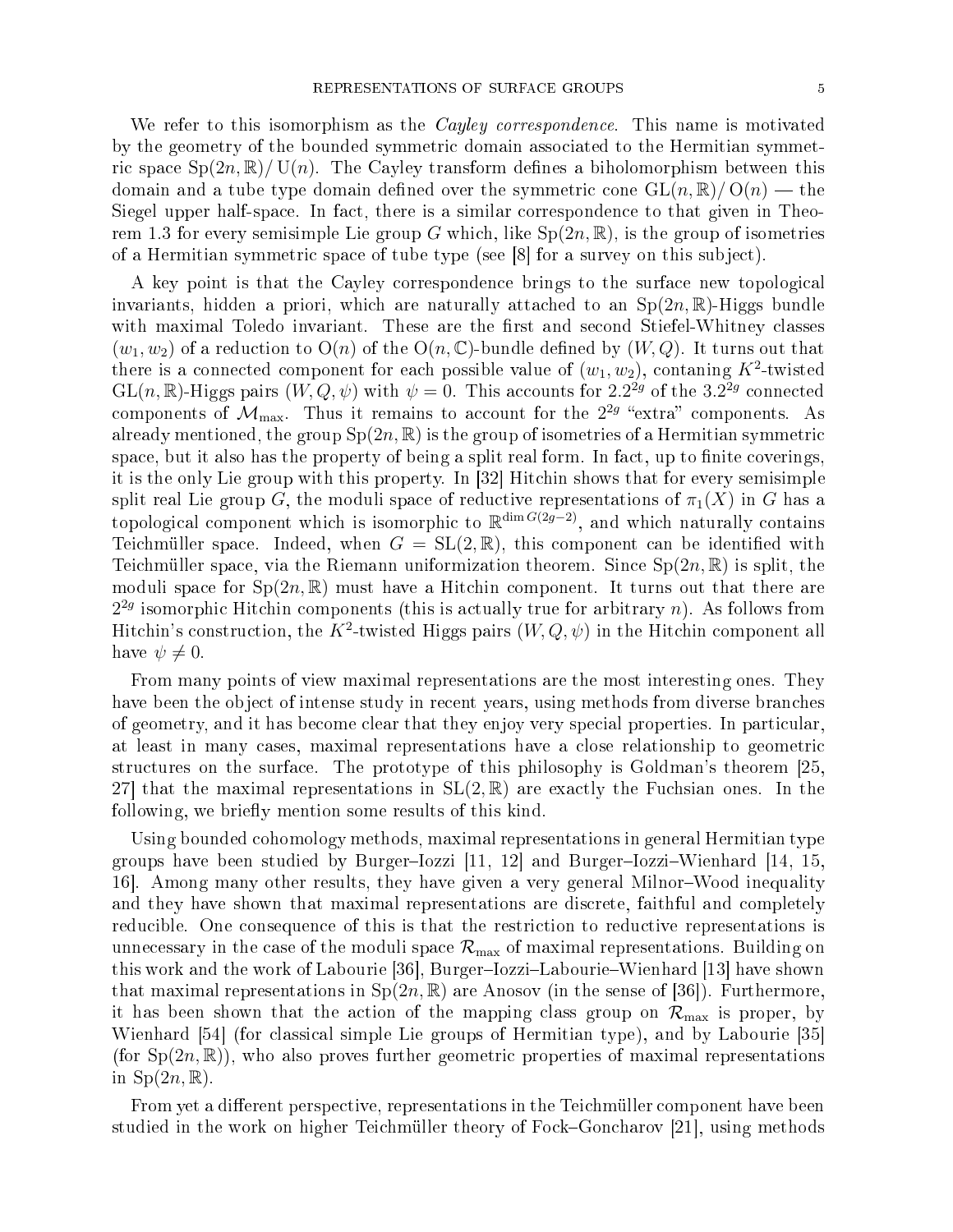We refer to this isomorphism as the *Cayley correspondence*. This name is motivated by the geometry of the bounded symmetric domain associated to the Hermitian symmetric space $\mathrm{Sp}(2n,\mathbb{R})/\mathrm{U}(n)$. The Cayley transform defines a biholomorphism between this domain and a tube type domain defined over the symmetric cone $\mathrm{GL}(n,\mathbb{R})/\mathrm{O}(n)$ — the Siegel upper half-space. In fact, there is a similar correspondence to that given in Theorem 1.3 for every semisimple Lie group $G$ which, like $\mathrm{Sp}(2n,\mathbb{R})$, is the group of isometries of a Hermitian symmetric space of tube type (see [8] for a survey on this subject).

A key point is that the Cayley correspondence brings to the surface new topological invariants, hidden a priori, which are naturally attached to an $\mathrm{Sp}(2n,\mathbb{R})$-Higgs bundle with maximal Toledo invariant. These are the first and second Stiefel-Whitney classes $(w_1, w_2)$ of a reduction to $\mathrm{O}(n)$ of the $\mathrm{O}(n,\mathbb{C})$-bundle defined by $(W,Q)$. It turns out that there is a connected component for each possible value of $(w_1, w_2)$, contaning $K^2$-twisted $\mathrm{GL}(n,\mathbb{R})$-Higgs pairs $(W,Q,\psi)$ with $\psi = 0$. This accounts for $2.2^{2g}$ of the $3.2^{2g}$ connected components of $\mathcal{M}_{\max}$. Thus it remains to account for the $2^{2g}$ "extra" components. As already mentioned, the group $\mathrm{Sp}(2n,\mathbb{R})$ is the group of isometries of a Hermitian symmetric space, but it also has the property of being a split real form. In fact, up to finite coverings, it is the only Lie group with this property. In [32] Hitchin shows that for every semisimple split real Lie group $G$, the moduli space of reductive representations of $\pi_1(X)$ in $G$ has a topological component which is isomorphic to $\mathbb{R}^{\dim G(2g-2)}$, and which naturally contains Teichmüller space. Indeed, when $G = \mathrm{SL}(2,\mathbb{R})$, this component can be identified with Teichmüller space, via the Riemann uniformization theorem. Since $\mathrm{Sp}(2n,\mathbb{R})$ is split, the moduli space for $\mathrm{Sp}(2n,\mathbb{R})$ must have a Hitchin component. It turns out that there are $2^{2g}$ isomorphic Hitchin components (this is actually true for arbitrary $n$). As follows from Hitchin's construction, the $K^2$-twisted Higgs pairs $(W,Q,\psi)$ in the Hitchin component all have $\psi \neq 0$.

From many points of view maximal representations are the most interesting ones. They have been the object of intense study in recent years, using methods from diverse branches of geometry, and it has become clear that they enjoy very special properties. In particular, at least in many cases, maximal representations have a close relationship to geometric structures on the surface. The prototype of this philosophy is Goldman's theorem [25, 27] that the maximal representations in $\mathrm{SL}(2,\mathbb{R})$ are exactly the Fuchsian ones. In the following, we briefly mention some results of this kind.

Using bounded cohomology methods, maximal representations in general Hermitian type groups have been studied by Burger–Iozzi [11, 12] and Burger–Iozzi–Wienhard [14, 15, 16]. Among many other results, they have given a very general Milnor–Wood inequality and they have shown that maximal representations are discrete, faithful and completely reducible. One consequence of this is that the restriction to reductive representations is unnecessary in the case of the moduli space $\mathcal{R}_{\max}$ of maximal representations. Building on this work and the work of Labourie [36], Burger–Iozzi–Labourie–Wienhard [13] have shown that maximal representations in $\mathrm{Sp}(2n,\mathbb{R})$ are Anosov (in the sense of [36]). Furthermore, it has been shown that the action of the mapping class group on $\mathcal{R}_{\max}$ is proper, by Wienhard [54] (for classical simple Lie groups of Hermitian type), and by Labourie [35] (for $\mathrm{Sp}(2n,\mathbb{R})$), who also proves further geometric properties of maximal representations in $\mathrm{Sp}(2n,\mathbb{R})$.

From yet a different perspective, representations in the Teichmüller component have been studied in the work on higher Teichmüller theory of Fock–Goncharov [21], using methods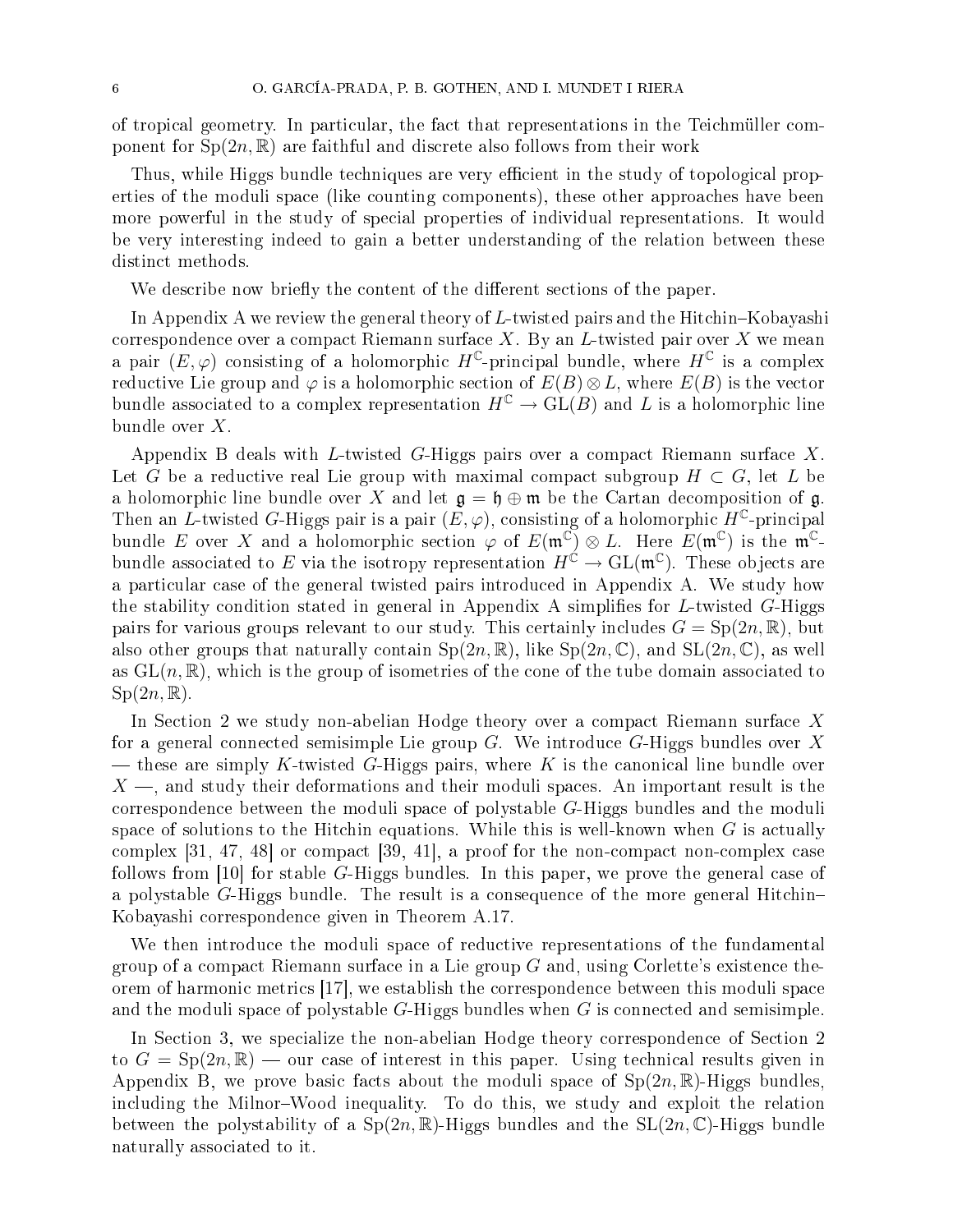of tropical geometry. In particular, the fact that representations in the Teichmüller component for $\mathrm{Sp}(2n,\mathbb{R})$ are faithful and discrete also follows from their work

Thus, while Higgs bundle techniques are very efficient in the study of topological properties of the moduli space (like counting components), these other approaches have been more powerful in the study of special properties of individual representations. It would be very interesting indeed to gain a better understanding of the relation between these distinct methods.

We describe now briefly the content of the different sections of the paper.

In Appendix A we review the general theory of $L$-twisted pairs and the Hitchin–Kobayashi correspondence over a compact Riemann surface $X$. By an $L$-twisted pair over $X$ we mean a pair $(E,\varphi)$ consisting of a holomorphic $H^{\mathbb{C}}$-principal bundle, where $H^{\mathbb{C}}$ is a complex reductive Lie group and $\varphi$ is a holomorphic section of $E(B)\otimes L$, where $E(B)$ is the vector bundle associated to a complex representation $H^{\mathbb{C}} \to \mathrm{GL}(B)$ and $L$ is a holomorphic line bundle over $X$.

Appendix B deals with $L$-twisted $G$-Higgs pairs over a compact Riemann surface $X$. Let $G$ be a reductive real Lie group with maximal compact subgroup $H \subset G$, let $L$ be a holomorphic line bundle over $X$ and let $\mathfrak{g} = \mathfrak{h} \oplus \mathfrak{m}$ be the Cartan decomposition of $\mathfrak{g}$. Then an $L$-twisted $G$-Higgs pair is a pair $(E,\varphi)$, consisting of a holomorphic $H^{\mathbb{C}}$-principal bundle $E$ over $X$ and a holomorphic section $\varphi$ of $E(\mathfrak{m}^{\mathbb{C}})\otimes L$. Here $E(\mathfrak{m}^{\mathbb{C}})$ is the $\mathfrak{m}^{\mathbb{C}}$-bundle associated to $E$ via the isotropy representation $H^{\mathbb{C}} \to \mathrm{GL}(\mathfrak{m}^{\mathbb{C}})$. These objects are a particular case of the general twisted pairs introduced in Appendix A. We study how the stability condition stated in general in Appendix A simplifies for $L$-twisted $G$-Higgs pairs for various groups relevant to our study. This certainly includes $G = \mathrm{Sp}(2n,\mathbb{R})$, but also other groups that naturally contain $\mathrm{Sp}(2n,\mathbb{R})$, like $\mathrm{Sp}(2n,\mathbb{C})$, and $\mathrm{SL}(2n,\mathbb{C})$, as well as $\mathrm{GL}(n,\mathbb{R})$, which is the group of isometries of the cone of the tube domain associated to $\mathrm{Sp}(2n,\mathbb{R})$.

In Section 2 we study non-abelian Hodge theory over a compact Riemann surface $X$ for a general connected semisimple Lie group $G$. We introduce $G$-Higgs bundles over $X$ — these are simply $K$-twisted $G$-Higgs pairs, where $K$ is the canonical line bundle over $X$ —, and study their deformations and their moduli spaces. An important result is the correspondence between the moduli space of polystable $G$-Higgs bundles and the moduli space of solutions to the Hitchin equations. While this is well-known when $G$ is actually complex [31, 47, 48] or compact [39, 41], a proof for the non-compact non-complex case follows from [10] for stable $G$-Higgs bundles. In this paper, we prove the general case of a polystable $G$-Higgs bundle. The result is a consequence of the more general Hitchin–Kobayashi correspondence given in Theorem A.17.

We then introduce the moduli space of reductive representations of the fundamental group of a compact Riemann surface in a Lie group $G$ and, using Corlette's existence theorem of harmonic metrics [17], we establish the correspondence between this moduli space and the moduli space of polystable $G$-Higgs bundles when $G$ is connected and semisimple.

In Section 3, we specialize the non-abelian Hodge theory correspondence of Section 2 to $G = \mathrm{Sp}(2n,\mathbb{R})$ — our case of interest in this paper. Using technical results given in Appendix B, we prove basic facts about the moduli space of $\mathrm{Sp}(2n,\mathbb{R})$-Higgs bundles, including the Milnor–Wood inequality. To do this, we study and exploit the relation between the polystability of a $\mathrm{Sp}(2n,\mathbb{R})$-Higgs bundles and the $\mathrm{SL}(2n,\mathbb{C})$-Higgs bundle naturally associated to it.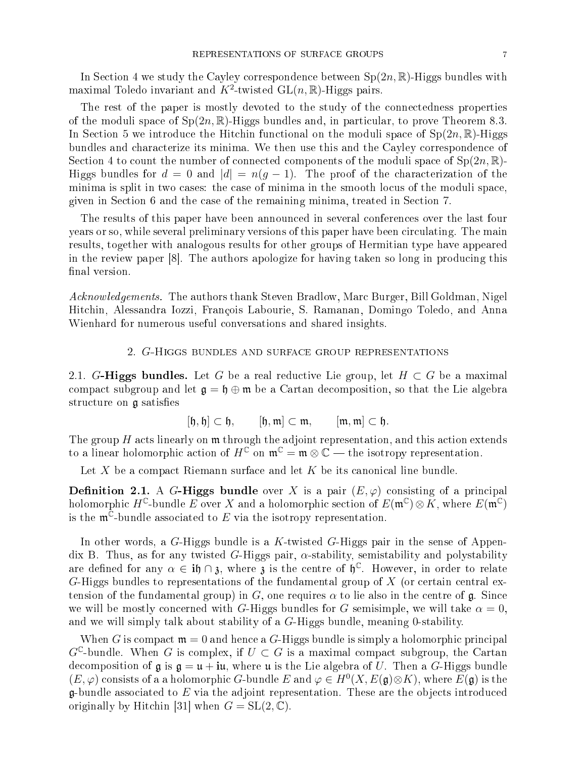In Section 4 we study the Cayley correspondence between $\mathrm{Sp}(2n,\mathbb{R})$-Higgs bundles with maximal Toledo invariant and $K^2$-twisted $\mathrm{GL}(n,\mathbb{R})$-Higgs pairs.

The rest of the paper is mostly devoted to the study of the connectedness properties of the moduli space of $\mathrm{Sp}(2n,\mathbb{R})$-Higgs bundles and, in particular, to prove Theorem 8.3. In Section 5 we introduce the Hitchin functional on the moduli space of $\mathrm{Sp}(2n,\mathbb{R})$-Higgs bundles and characterize its minima. We then use this and the Cayley correspondence of Section 4 to count the number of connected components of the moduli space of $\mathrm{Sp}(2n,\mathbb{R})$-Higgs bundles for $d = 0$ and $|d| = n(g-1)$. The proof of the characterization of the minima is split in two cases: the case of minima in the smooth locus of the moduli space, given in Section 6 and the case of the remaining minima, treated in Section 7.

The results of this paper have been announced in several conferences over the last four years or so, while several preliminary versions of this paper have been circulating. The main results, together with analogous results for other groups of Hermitian type have appeared in the review paper [8]. The authors apologize for having taken so long in producing this final version.

*Acknowledgements.* The authors thank Steven Bradlow, Marc Burger, Bill Goldman, Nigel Hitchin, Alessandra Iozzi, François Labourie, S. Ramanan, Domingo Toledo, and Anna Wienhard for numerous useful conversations and shared insights.

## 2. $G$-Higgs bundles and surface group representations

**2.1. $G$-Higgs bundles.** Let $G$ be a real reductive Lie group, let $H \subset G$ be a maximal compact subgroup and let $\mathfrak{g} = \mathfrak{h} \oplus \mathfrak{m}$ be a Cartan decomposition, so that the Lie algebra structure on $\mathfrak{g}$ satisfies

$$[\mathfrak{h},\mathfrak{h}] \subset \mathfrak{h}, \qquad [\mathfrak{h},\mathfrak{m}] \subset \mathfrak{m}, \qquad [\mathfrak{m},\mathfrak{m}] \subset \mathfrak{h}.$$

The group $H$ acts linearly on $\mathfrak{m}$ through the adjoint representation, and this action extends to a linear holomorphic action of $H^{\mathbb{C}}$ on $\mathfrak{m}^{\mathbb{C}} = \mathfrak{m} \otimes \mathbb{C}$ — the isotropy representation.

Let $X$ be a compact Riemann surface and let $K$ be its canonical line bundle.

**Definition 2.1.** A **$G$-Higgs bundle** over $X$ is a pair $(E,\varphi)$ consisting of a principal holomorphic $H^{\mathbb{C}}$-bundle $E$ over $X$ and a holomorphic section of $E(\mathfrak{m}^{\mathbb{C}}) \otimes K$, where $E(\mathfrak{m}^{\mathbb{C}})$ is the $\mathfrak{m}^{\mathbb{C}}$-bundle associated to $E$ via the isotropy representation.

In other words, a $G$-Higgs bundle is a $K$-twisted $G$-Higgs pair in the sense of Appendix B. Thus, as for any twisted $G$-Higgs pair, $\alpha$-stability, semistability and polystability are defined for any $\alpha \in i\mathfrak{h} \cap \mathfrak{z}$, where $\mathfrak{z}$ is the centre of $\mathfrak{h}^{\mathbb{C}}$. However, in order to relate $G$-Higgs bundles to representations of the fundamental group of $X$ (or certain central extension of the fundamental group) in $G$, one requires $\alpha$ to lie also in the centre of $\mathfrak{g}$. Since we will be mostly concerned with $G$-Higgs bundles for $G$ semisimple, we will take $\alpha = 0$, and we will simply talk about stability of a $G$-Higgs bundle, meaning 0-stability.

When $G$ is compact $\mathfrak{m} = 0$ and hence a $G$-Higgs bundle is simply a holomorphic principal $G^{\mathbb{C}}$-bundle. When $G$ is complex, if $U \subset G$ is a maximal compact subgroup, the Cartan decomposition of $\mathfrak{g}$ is $\mathfrak{g} = \mathfrak{u} + i\mathfrak{u}$, where $\mathfrak{u}$ is the Lie algebra of $U$. Then a $G$-Higgs bundle $(E,\varphi)$ consists of a a holomorphic $G$-bundle $E$ and $\varphi \in H^0(X, E(\mathfrak{g}) \otimes K)$, where $E(\mathfrak{g})$ is the $\mathfrak{g}$-bundle associated to $E$ via the adjoint representation. These are the objects introduced originally by Hitchin [31] when $G = \mathrm{SL}(2,\mathbb{C})$.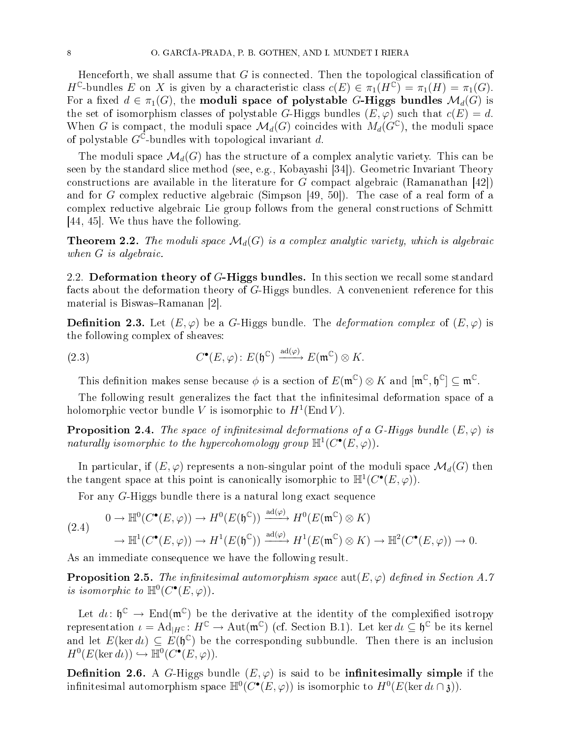Henceforth, we shall assume that $G$ is connected. Then the topological classification of $H^{\mathbb{C}}$-bundles $E$ on $X$ is given by a characteristic class $c(E) \in \pi_1(H^{\mathbb{C}}) = \pi_1(H) = \pi_1(G)$. For a fixed $d \in \pi_1(G)$, the **moduli space of polystable $G$-Higgs bundles $\mathcal{M}_d(G)$** is the set of isomorphism classes of polystable $G$-Higgs bundles $(E, \varphi)$ such that $c(E) = d$. When $G$ is compact, the moduli space $\mathcal{M}_d(G)$ coincides with $M_d(G^{\mathbb{C}})$, the moduli space of polystable $G^{\mathbb{C}}$-bundles with topological invariant $d$.

The moduli space $\mathcal{M}_d(G)$ has the structure of a complex analytic variety. This can be seen by the standard slice method (see, e.g., Kobayashi [34]). Geometric Invariant Theory constructions are available in the literature for $G$ compact algebraic (Ramanathan [42]) and for $G$ complex reductive algebraic (Simpson [49, 50]). The case of a real form of a complex reductive algebraic Lie group follows from the general constructions of Schmitt [44, 45]. We thus have the following.

**Theorem 2.2.** *The moduli space $\mathcal{M}_d(G)$ is a complex analytic variety, which is algebraic when $G$ is algebraic.*

## 2.2. Deformation theory of $G$-Higgs bundles.

In this section we recall some standard facts about the deformation theory of $G$-Higgs bundles. A convenenient reference for this material is Biswas–Ramanan [2].

**Definition 2.3.** Let $(E, \varphi)$ be a $G$-Higgs bundle. The *deformation complex* of $(E, \varphi)$ is the following complex of sheaves:

$$C^\bullet(E, \varphi) \colon E(\mathfrak{h}^{\mathbb{C}}) \xrightarrow{\mathrm{ad}(\varphi)} E(\mathfrak{m}^{\mathbb{C}}) \otimes K. \tag{2.3}$$

This definition makes sense because $\phi$ is a section of $E(\mathfrak{m}^{\mathbb{C}}) \otimes K$ and $[\mathfrak{m}^{\mathbb{C}}, \mathfrak{h}^{\mathbb{C}}] \subseteq \mathfrak{m}^{\mathbb{C}}$.

The following result generalizes the fact that the infinitesimal deformation space of a holomorphic vector bundle $V$ is isomorphic to $H^1(\operatorname{End} V)$.

**Proposition 2.4.** *The space of infinitesimal deformations of a $G$-Higgs bundle $(E, \varphi)$ is naturally isomorphic to the hypercohomology group $\mathbb{H}^1(C^\bullet(E, \varphi))$.*

In particular, if $(E, \varphi)$ represents a non-singular point of the moduli space $\mathcal{M}_d(G)$ then the tangent space at this point is canonically isomorphic to $\mathbb{H}^1(C^\bullet(E, \varphi))$.

For any $G$-Higgs bundle there is a natural long exact sequence

$$\begin{aligned} &0 \to \mathbb{H}^0(C^\bullet(E, \varphi)) \to H^0(E(\mathfrak{h}^{\mathbb{C}})) \xrightarrow{\mathrm{ad}(\varphi)} H^0(E(\mathfrak{m}^{\mathbb{C}}) \otimes K) \\ &\quad \to \mathbb{H}^1(C^\bullet(E, \varphi)) \to H^1(E(\mathfrak{h}^{\mathbb{C}})) \xrightarrow{\mathrm{ad}(\varphi)} H^1(E(\mathfrak{m}^{\mathbb{C}}) \otimes K) \to \mathbb{H}^2(C^\bullet(E, \varphi)) \to 0. \end{aligned} \tag{2.4}$$

As an immediate consequence we have the following result.

**Proposition 2.5.** *The infinitesimal automorphism space $\operatorname{aut}(E, \varphi)$ defined in Section A.7 is isomorphic to $\mathbb{H}^0(C^\bullet(E, \varphi))$.*

Let $d\iota \colon \mathfrak{h}^{\mathbb{C}} \to \operatorname{End}(\mathfrak{m}^{\mathbb{C}})$ be the derivative at the identity of the complexified isotropy representation $\iota = \operatorname{Ad}_{|H^{\mathbb{C}}} \colon H^{\mathbb{C}} \to \operatorname{Aut}(\mathfrak{m}^{\mathbb{C}})$ (cf. Section B.1). Let $\ker d\iota \subseteq \mathfrak{h}^{\mathbb{C}}$ be its kernel and let $E(\ker d\iota) \subseteq E(\mathfrak{h}^{\mathbb{C}})$ be the corresponding subbundle. Then there is an inclusion $H^0(E(\ker d\iota)) \hookrightarrow \mathbb{H}^0(C^\bullet(E, \varphi))$.

**Definition 2.6.** A $G$-Higgs bundle $(E, \varphi)$ is said to be **infinitesimally simple** if the infinitesimal automorphism space $\mathbb{H}^0(C^\bullet(E, \varphi))$ is isomorphic to $H^0(E(\ker d\iota \cap \mathfrak{z}))$.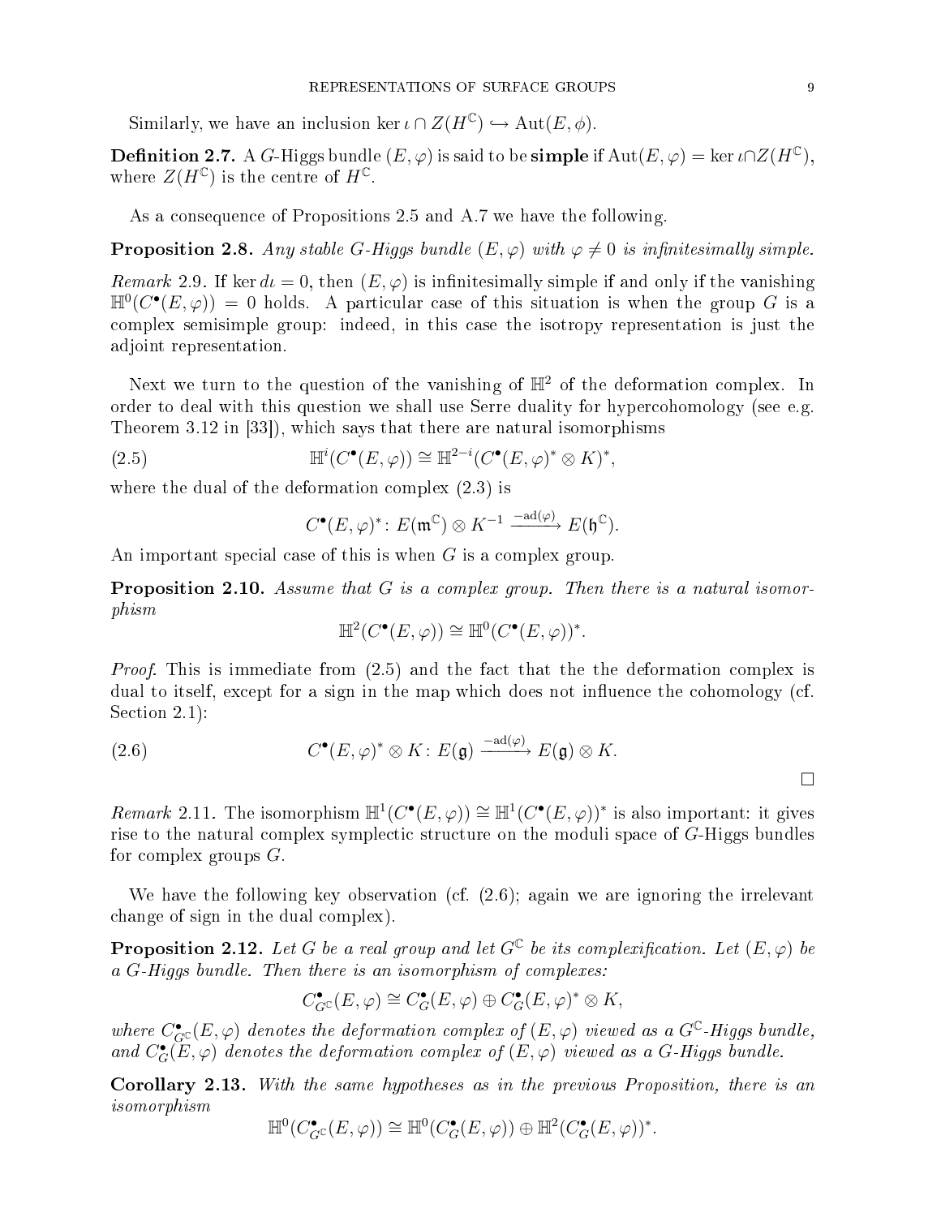Similarly, we have an inclusion $\ker \iota \cap Z(H^{\mathbb{C}}) \hookrightarrow \mathrm{Aut}(E, \phi)$.

**Definition 2.7.** A $G$-Higgs bundle $(E, \varphi)$ is said to be **simple** if $\mathrm{Aut}(E, \varphi) = \ker \iota \cap Z(H^{\mathbb{C}})$, where $Z(H^{\mathbb{C}})$ is the centre of $H^{\mathbb{C}}$.

As a consequence of Propositions 2.5 and A.7 we have the following.

**Proposition 2.8.** *Any stable $G$-Higgs bundle $(E, \varphi)$ with $\varphi \neq 0$ is infinitesimally simple.*

*Remark* 2.9. If $\ker d\iota = 0$, then $(E, \varphi)$ is infinitesimally simple if and only if the vanishing $\mathbb{H}^0(C^\bullet(E, \varphi)) = 0$ holds. A particular case of this situation is when the group $G$ is a complex semisimple group: indeed, in this case the isotropy representation is just the adjoint representation.

Next we turn to the question of the vanishing of $\mathbb{H}^2$ of the deformation complex. In order to deal with this question we shall use Serre duality for hypercohomology (see e.g. Theorem 3.12 in [33]), which says that there are natural isomorphisms

$$\mathbb{H}^i(C^\bullet(E, \varphi)) \cong \mathbb{H}^{2-i}(C^\bullet(E, \varphi)^* \otimes K)^*, \tag{2.5}$$

where the dual of the deformation complex (2.3) is

$$C^\bullet(E, \varphi)^* \colon E(\mathfrak{m}^{\mathbb{C}}) \otimes K^{-1} \xrightarrow{-\mathrm{ad}(\varphi)} E(\mathfrak{h}^{\mathbb{C}}).$$

An important special case of this is when $G$ is a complex group.

**Proposition 2.10.** *Assume that $G$ is a complex group. Then there is a natural isomorphism*

$$\mathbb{H}^2(C^\bullet(E, \varphi)) \cong \mathbb{H}^0(C^\bullet(E, \varphi))^*.$$

*Proof.* This is immediate from (2.5) and the fact that the the deformation complex is dual to itself, except for a sign in the map which does not influence the cohomology (cf. Section 2.1):

$$C^\bullet(E, \varphi)^* \otimes K \colon E(\mathfrak{g}) \xrightarrow{-\mathrm{ad}(\varphi)} E(\mathfrak{g}) \otimes K. \tag{2.6}$$

□

*Remark* 2.11. The isomorphism $\mathbb{H}^1(C^\bullet(E, \varphi)) \cong \mathbb{H}^1(C^\bullet(E, \varphi))^*$ is also important: it gives rise to the natural complex symplectic structure on the moduli space of $G$-Higgs bundles for complex groups $G$.

We have the following key observation (cf. (2.6); again we are ignoring the irrelevant change of sign in the dual complex).

**Proposition 2.12.** *Let $G$ be a real group and let $G^{\mathbb{C}}$ be its complexification. Let $(E, \varphi)$ be a $G$-Higgs bundle. Then there is an isomorphism of complexes:*

$$C^\bullet_{G^{\mathbb{C}}}(E, \varphi) \cong C^\bullet_G(E, \varphi) \oplus C^\bullet_G(E, \varphi)^* \otimes K,$$

*where $C^\bullet_{G^{\mathbb{C}}}(E, \varphi)$ denotes the deformation complex of $(E, \varphi)$ viewed as a $G^{\mathbb{C}}$-Higgs bundle, and $C^\bullet_G(E, \varphi)$ denotes the deformation complex of $(E, \varphi)$ viewed as a $G$-Higgs bundle.*

**Corollary 2.13.** *With the same hypotheses as in the previous Proposition, there is an isomorphism*

$$\mathbb{H}^0(C^\bullet_{G^{\mathbb{C}}}(E, \varphi)) \cong \mathbb{H}^0(C^\bullet_G(E, \varphi)) \oplus \mathbb{H}^2(C^\bullet_G(E, \varphi))^*.$$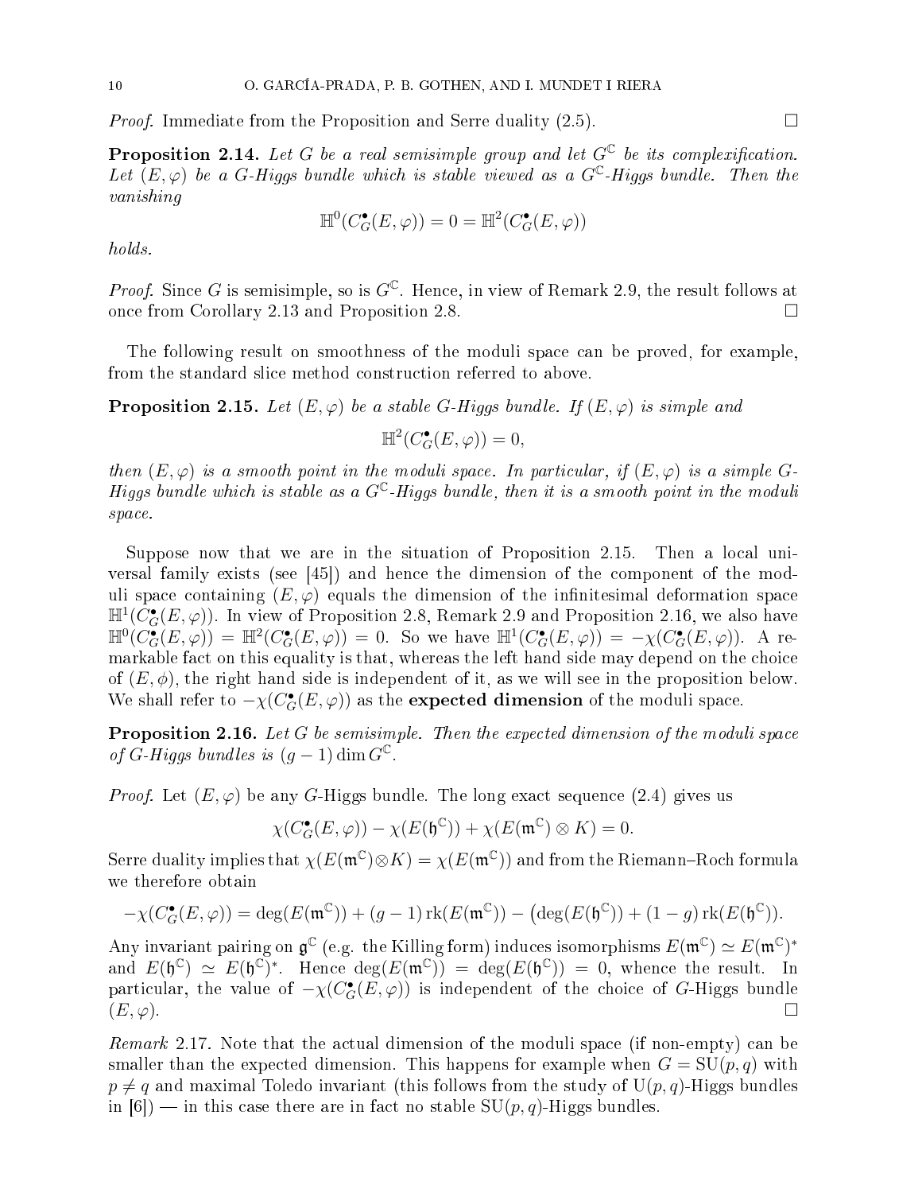*Proof.* Immediate from the Proposition and Serre duality (2.5). □

**Proposition 2.14.** *Let $G$ be a real semisimple group and let $G^{\mathbb{C}}$ be its complexification. Let $(E,\varphi)$ be a $G$-Higgs bundle which is stable viewed as a $G^{\mathbb{C}}$-Higgs bundle. Then the vanishing*

$$\mathbb{H}^0(C^\bullet_G(E,\varphi)) = 0 = \mathbb{H}^2(C^\bullet_G(E,\varphi))$$

*holds.*

*Proof.* Since $G$ is semisimple, so is $G^{\mathbb{C}}$. Hence, in view of Remark 2.9, the result follows at once from Corollary 2.13 and Proposition 2.8. □

The following result on smoothness of the moduli space can be proved, for example, from the standard slice method construction referred to above.

**Proposition 2.15.** *Let $(E,\varphi)$ be a stable $G$-Higgs bundle. If $(E,\varphi)$ is simple and*

$$\mathbb{H}^2(C^\bullet_G(E,\varphi)) = 0,$$

*then $(E,\varphi)$ is a smooth point in the moduli space. In particular, if $(E,\varphi)$ is a simple $G$-Higgs bundle which is stable as a $G^{\mathbb{C}}$-Higgs bundle, then it is a smooth point in the moduli space.*

Suppose now that we are in the situation of Proposition 2.15. Then a local universal family exists (see [45]) and hence the dimension of the component of the moduli space containing $(E,\varphi)$ equals the dimension of the infinitesimal deformation space $\mathbb{H}^1(C^\bullet_G(E,\varphi))$. In view of Proposition 2.8, Remark 2.9 and Proposition 2.16, we also have $\mathbb{H}^0(C^\bullet_G(E,\varphi)) = \mathbb{H}^2(C^\bullet_G(E,\varphi)) = 0$. So we have $\mathbb{H}^1(C^\bullet_G(E,\varphi)) = -\chi(C^\bullet_G(E,\varphi))$. A remarkable fact on this equality is that, whereas the left hand side may depend on the choice of $(E,\phi)$, the right hand side is independent of it, as we will see in the proposition below. We shall refer to $-\chi(C^\bullet_G(E,\varphi))$ as the **expected dimension** of the moduli space.

**Proposition 2.16.** *Let $G$ be semisimple. Then the expected dimension of the moduli space of $G$-Higgs bundles is $(g-1)\dim G^{\mathbb{C}}$.*

*Proof.* Let $(E,\varphi)$ be any $G$-Higgs bundle. The long exact sequence (2.4) gives us

$$\chi(C^\bullet_G(E,\varphi)) - \chi(E(\mathfrak{h}^{\mathbb{C}})) + \chi(E(\mathfrak{m}^{\mathbb{C}})\otimes K) = 0.$$

Serre duality implies that $\chi(E(\mathfrak{m}^{\mathbb{C}})\otimes K) = \chi(E(\mathfrak{m}^{\mathbb{C}}))$ and from the Riemann–Roch formula we therefore obtain

$$-\chi(C^\bullet_G(E,\varphi)) = \deg(E(\mathfrak{m}^{\mathbb{C}})) + (g-1)\operatorname{rk}(E(\mathfrak{m}^{\mathbb{C}})) - \big(\deg(E(\mathfrak{h}^{\mathbb{C}})) + (1-g)\operatorname{rk}(E(\mathfrak{h}^{\mathbb{C}})\big).$$

Any invariant pairing on $\mathfrak{g}^{\mathbb{C}}$ (e.g. the Killing form) induces isomorphisms $E(\mathfrak{m}^{\mathbb{C}}) \simeq E(\mathfrak{m}^{\mathbb{C}})^*$ and $E(\mathfrak{h}^{\mathbb{C}}) \simeq E(\mathfrak{h}^{\mathbb{C}})^*$. Hence $\deg(E(\mathfrak{m}^{\mathbb{C}})) = \deg(E(\mathfrak{h}^{\mathbb{C}})) = 0$, whence the result. In particular, the value of $-\chi(C^\bullet_G(E,\varphi))$ is independent of the choice of $G$-Higgs bundle $(E,\varphi)$. □

*Remark* 2.17. Note that the actual dimension of the moduli space (if non-empty) can be smaller than the expected dimension. This happens for example when $G = \mathrm{SU}(p,q)$ with $p \neq q$ and maximal Toledo invariant (this follows from the study of $\mathrm{U}(p,q)$-Higgs bundles in [6]) — in this case there are in fact no stable $\mathrm{SU}(p,q)$-Higgs bundles.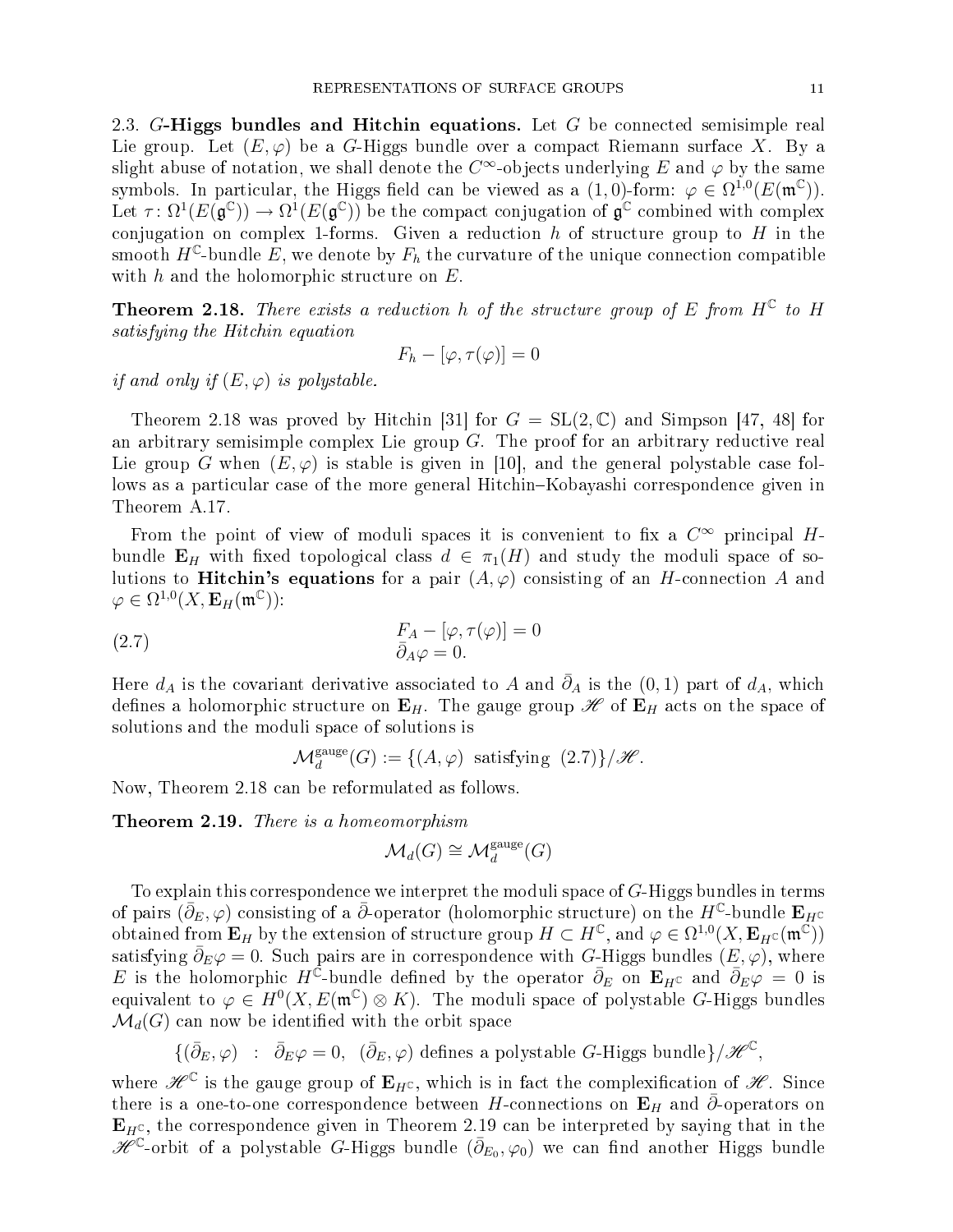### 2.3. $G$-Higgs bundles and Hitchin equations.

Let $G$ be connected semisimple real Lie group. Let $(E, \varphi)$ be a $G$-Higgs bundle over a compact Riemann surface $X$. By a slight abuse of notation, we shall denote the $C^\infty$-objects underlying $E$ and $\varphi$ by the same symbols. In particular, the Higgs field can be viewed as a $(1,0)$-form: $\varphi \in \Omega^{1,0}(E(\mathfrak{m}^{\mathbb{C}}))$. Let $\tau\colon \Omega^1(E(\mathfrak{g}^{\mathbb{C}})) \to \Omega^1(E(\mathfrak{g}^{\mathbb{C}}))$ be the compact conjugation of $\mathfrak{g}^{\mathbb{C}}$ combined with complex conjugation on complex 1-forms. Given a reduction $h$ of structure group to $H$ in the smooth $H^{\mathbb{C}}$-bundle $E$, we denote by $F_h$ the curvature of the unique connection compatible with $h$ and the holomorphic structure on $E$.

**Theorem 2.18.** *There exists a reduction $h$ of the structure group of $E$ from $H^{\mathbb{C}}$ to $H$ satisfying the Hitchin equation*

$$F_h - [\varphi, \tau(\varphi)] = 0$$

*if and only if $(E, \varphi)$ is polystable.*

Theorem 2.18 was proved by Hitchin [31] for $G = \mathrm{SL}(2, \mathbb{C})$ and Simpson [47, 48] for an arbitrary semisimple complex Lie group $G$. The proof for an arbitrary reductive real Lie group $G$ when $(E, \varphi)$ is stable is given in [10], and the general polystable case follows as a particular case of the more general Hitchin–Kobayashi correspondence given in Theorem A.17.

From the point of view of moduli spaces it is convenient to fix a $C^\infty$ principal $H$-bundle $\mathbf{E}_H$ with fixed topological class $d \in \pi_1(H)$ and study the moduli space of solutions to **Hitchin's equations** for a pair $(A, \varphi)$ consisting of an $H$-connection $A$ and $\varphi \in \Omega^{1,0}(X, \mathbf{E}_H(\mathfrak{m}^{\mathbb{C}}))$:

$$\begin{aligned} F_A - [\varphi, \tau(\varphi)] &= 0 \\ \bar{\partial}_A \varphi &= 0. \end{aligned} \tag{2.7}$$

Here $d_A$ is the covariant derivative associated to $A$ and $\bar{\partial}_A$ is the $(0,1)$ part of $d_A$, which defines a holomorphic structure on $\mathbf{E}_H$. The gauge group $\mathscr{H}$ of $\mathbf{E}_H$ acts on the space of solutions and the moduli space of solutions is

$$\mathcal{M}_d^{\mathrm{gauge}}(G) := \{(A, \varphi) \text{ satisfying (2.7)}\}/\mathscr{H}.$$

Now, Theorem 2.18 can be reformulated as follows.

**Theorem 2.19.** *There is a homeomorphism*

$$\mathcal{M}_d(G) \cong \mathcal{M}_d^{\mathrm{gauge}}(G)$$

To explain this correspondence we interpret the moduli space of $G$-Higgs bundles in terms of pairs $(\bar{\partial}_E, \varphi)$ consisting of a $\bar{\partial}$-operator (holomorphic structure) on the $H^{\mathbb{C}}$-bundle $\mathbf{E}_{H^{\mathbb{C}}}$ obtained from $\mathbf{E}_H$ by the extension of structure group $H \subset H^{\mathbb{C}}$, and $\varphi \in \Omega^{1,0}(X, \mathbf{E}_{H^{\mathbb{C}}}(\mathfrak{m}^{\mathbb{C}}))$ satisfying $\bar{\partial}_E \varphi = 0$. Such pairs are in correspondence with $G$-Higgs bundles $(E, \varphi)$, where $E$ is the holomorphic $H^{\mathbb{C}}$-bundle defined by the operator $\bar{\partial}_E$ on $\mathbf{E}_{H^{\mathbb{C}}}$ and $\bar{\partial}_E \varphi = 0$ is equivalent to $\varphi \in H^0(X, E(\mathfrak{m}^{\mathbb{C}}) \otimes K)$. The moduli space of polystable $G$-Higgs bundles $\mathcal{M}_d(G)$ can now be identified with the orbit space

$$\{(\bar{\partial}_E, \varphi) \;:\; \bar{\partial}_E \varphi = 0,\; (\bar{\partial}_E, \varphi) \text{ defines a polystable } G\text{-Higgs bundle}\}/\mathscr{H}^{\mathbb{C}},$$

where $\mathscr{H}^{\mathbb{C}}$ is the gauge group of $\mathbf{E}_{H^{\mathbb{C}}}$, which is in fact the complexification of $\mathscr{H}$. Since there is a one-to-one correspondence between $H$-connections on $\mathbf{E}_H$ and $\bar{\partial}$-operators on $\mathbf{E}_{H^{\mathbb{C}}}$, the correspondence given in Theorem 2.19 can be interpreted by saying that in the $\mathscr{H}^{\mathbb{C}}$-orbit of a polystable $G$-Higgs bundle $(\bar{\partial}_{E_0}, \varphi_0)$ we can find another Higgs bundle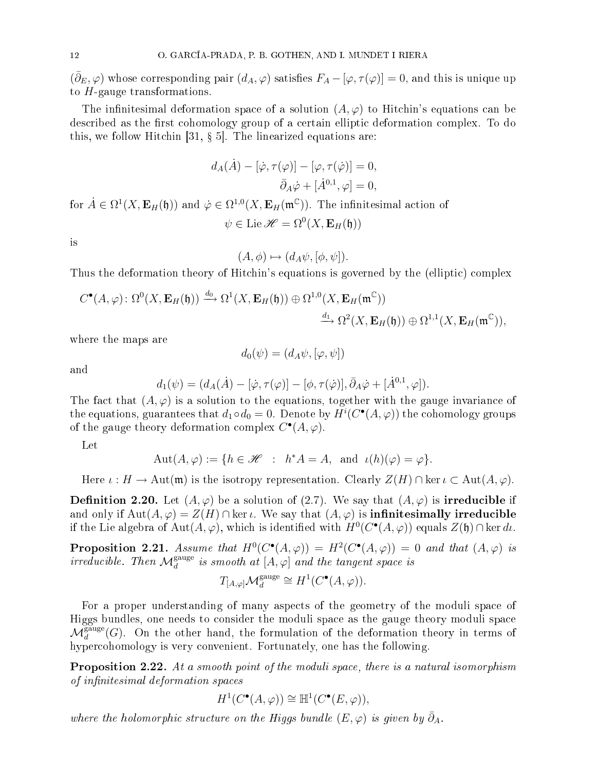$(\bar{\partial}_E, \varphi)$ whose corresponding pair $(d_A, \varphi)$ satisfies $F_A - [\varphi, \tau(\varphi)] = 0$, and this is unique up to $H$-gauge transformations.

The infinitesimal deformation space of a solution $(A, \varphi)$ to Hitchin's equations can be described as the first cohomology group of a certain elliptic deformation complex. To do this, we follow Hitchin [31, § 5]. The linearized equations are:

$$
\begin{aligned}
d_A(\dot{A}) - [\dot{\varphi}, \tau(\varphi)] - [\varphi, \tau(\dot{\varphi})] &= 0, \\
\bar{\partial}_A \dot{\varphi} + [\dot{A}^{0,1}, \varphi] &= 0,
\end{aligned}
$$

for $\dot{A} \in \Omega^1(X, \mathbf{E}_H(\mathfrak{h}))$ and $\dot{\varphi} \in \Omega^{1,0}(X, \mathbf{E}_H(\mathfrak{m}^{\mathbb{C}}))$. The infinitesimal action of

$$\psi \in \operatorname{Lie} \mathscr{H} = \Omega^0(X, \mathbf{E}_H(\mathfrak{h}))$$

is

$$(A, \phi) \mapsto (d_A \psi, [\phi, \psi]).$$

Thus the deformation theory of Hitchin's equations is governed by the (elliptic) complex

$$
\begin{aligned}
C^\bullet(A, \varphi) \colon \Omega^0(X, \mathbf{E}_H(\mathfrak{h})) \xrightarrow{d_0} \Omega^1(X, \mathbf{E}_H(\mathfrak{h})) \oplus \Omega^{1,0}(X, \mathbf{E}_H(\mathfrak{m}^{\mathbb{C}})) \\
\xrightarrow{d_1} \Omega^2(X, \mathbf{E}_H(\mathfrak{h})) \oplus \Omega^{1,1}(X, \mathbf{E}_H(\mathfrak{m}^{\mathbb{C}})),
\end{aligned}
$$

where the maps are

$$d_0(\psi) = (d_A \psi, [\varphi, \psi])$$

and

$$d_1(\psi) = (d_A(\dot{A}) - [\dot{\varphi}, \tau(\varphi)] - [\phi, \tau(\dot{\varphi})], \bar{\partial}_A \dot{\varphi} + [\dot{A}^{0,1}, \varphi]).$$

The fact that $(A, \varphi)$ is a solution to the equations, together with the gauge invariance of the equations, guarantees that $d_1 \circ d_0 = 0$. Denote by $H^i(C^\bullet(A, \varphi))$ the cohomology groups of the gauge theory deformation complex $C^\bullet(A, \varphi)$.

Let

$$\operatorname{Aut}(A, \varphi) := \{h \in \mathscr{H} \ \ : \ \ h^* A = A, \ \text{ and } \ \iota(h)(\varphi) = \varphi\}.$$

Here $\iota : H \to \operatorname{Aut}(\mathfrak{m})$ is the isotropy representation. Clearly $Z(H) \cap \ker \iota \subset \operatorname{Aut}(A, \varphi)$.

**Definition 2.20.** Let $(A, \varphi)$ be a solution of (2.7). We say that $(A, \varphi)$ is **irreducible** if and only if $\operatorname{Aut}(A, \varphi) = Z(H) \cap \ker \iota$. We say that $(A, \varphi)$ is **infinitesimally irreducible** if the Lie algebra of $\operatorname{Aut}(A, \varphi)$, which is identified with $H^0(C^\bullet(A, \varphi))$ equals $Z(\mathfrak{h}) \cap \ker d\iota$.

**Proposition 2.21.** *Assume that $H^0(C^\bullet(A, \varphi)) = H^2(C^\bullet(A, \varphi)) = 0$ and that $(A, \varphi)$ is irreducible. Then $\mathcal{M}_d^{\text{gauge}}$ is smooth at $[A, \varphi]$ and the tangent space is*

$$T_{[A,\varphi]} \mathcal{M}_d^{\text{gauge}} \cong H^1(C^\bullet(A, \varphi)).$$

For a proper understanding of many aspects of the geometry of the moduli space of Higgs bundles, one needs to consider the moduli space as the gauge theory moduli space $\mathcal{M}_d^{\text{gauge}}(G)$. On the other hand, the formulation of the deformation theory in terms of hypercohomology is very convenient. Fortunately, one has the following.

**Proposition 2.22.** *At a smooth point of the moduli space, there is a natural isomorphism of infinitesimal deformation spaces*

$$H^1(C^\bullet(A, \varphi)) \cong \mathbb{H}^1(C^\bullet(E, \varphi)),$$

*where the holomorphic structure on the Higgs bundle $(E, \varphi)$ is given by $\bar{\partial}_A$.*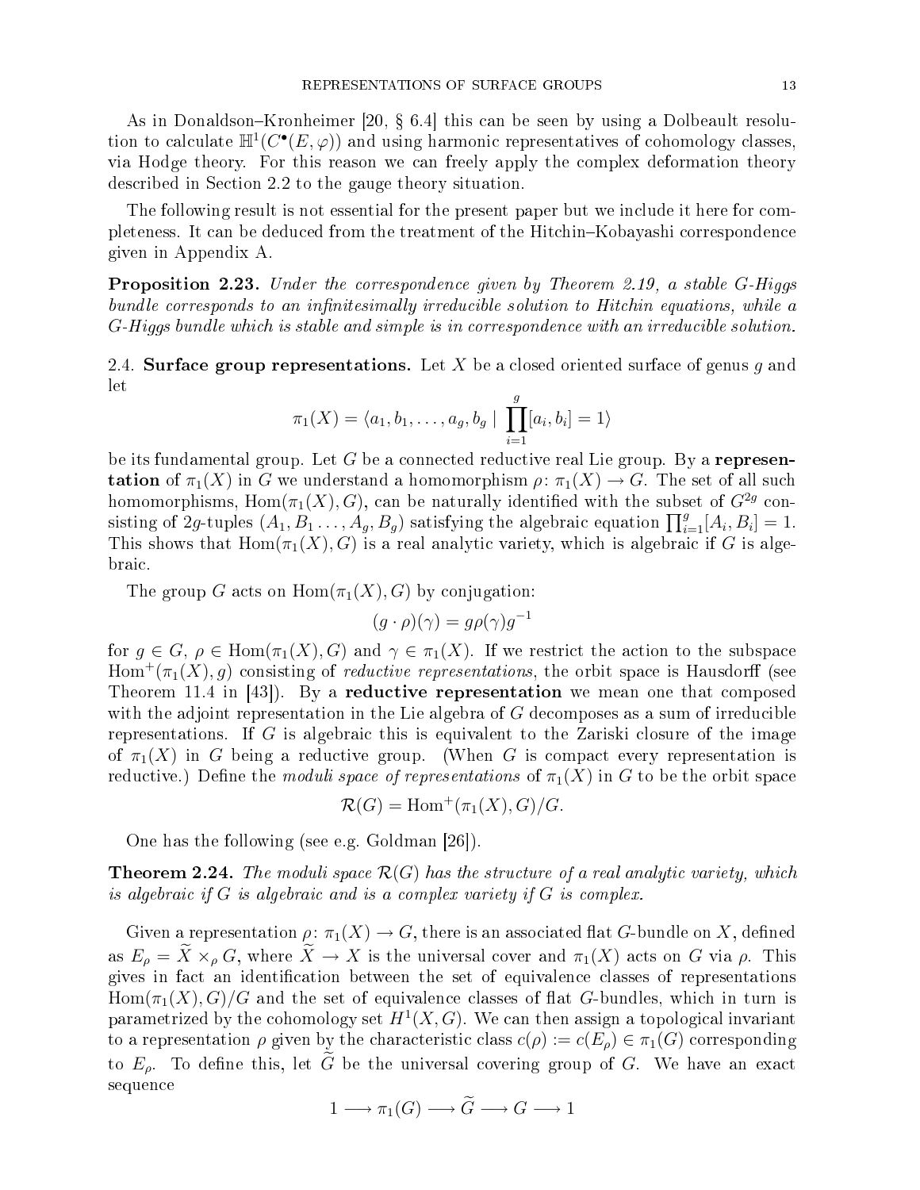As in Donaldson–Kronheimer [20, § 6.4] this can be seen by using a Dolbeault resolution to calculate $\mathbb{H}^1(C^\bullet(E,\varphi))$ and using harmonic representatives of cohomology classes, via Hodge theory. For this reason we can freely apply the complex deformation theory described in Section 2.2 to the gauge theory situation.

The following result is not essential for the present paper but we include it here for completeness. It can be deduced from the treatment of the Hitchin–Kobayashi correspondence given in Appendix A.

**Proposition 2.23.** *Under the correspondence given by Theorem 2.19, a stable $G$-Higgs bundle corresponds to an infinitesimally irreducible solution to Hitchin equations, while a $G$-Higgs bundle which is stable and simple is in correspondence with an irreducible solution.*

2.4. **Surface group representations.** Let $X$ be a closed oriented surface of genus $g$ and let

$$\pi_1(X) = \langle a_1, b_1, \ldots, a_g, b_g \mid \prod_{i=1}^{g} [a_i, b_i] = 1 \rangle$$

be its fundamental group. Let $G$ be a connected reductive real Lie group. By a **representation** of $\pi_1(X)$ in $G$ we understand a homomorphism $\rho\colon \pi_1(X) \to G$. The set of all such homomorphisms, $\operatorname{Hom}(\pi_1(X), G)$, can be naturally identified with the subset of $G^{2g}$ consisting of $2g$-tuples $(A_1, B_1 \ldots, A_g, B_g)$ satisfying the algebraic equation $\prod_{i=1}^{g}[A_i, B_i] = 1$. This shows that $\operatorname{Hom}(\pi_1(X), G)$ is a real analytic variety, which is algebraic if $G$ is algebraic.

The group $G$ acts on $\operatorname{Hom}(\pi_1(X), G)$ by conjugation:

$$(g \cdot \rho)(\gamma) = g\rho(\gamma)g^{-1}$$

for $g \in G$, $\rho \in \operatorname{Hom}(\pi_1(X), G)$ and $\gamma \in \pi_1(X)$. If we restrict the action to the subspace $\operatorname{Hom}^+(\pi_1(X), g)$ consisting of *reductive representations*, the orbit space is Hausdorff (see Theorem 11.4 in [43]). By a **reductive representation** we mean one that composed with the adjoint representation in the Lie algebra of $G$ decomposes as a sum of irreducible representations. If $G$ is algebraic this is equivalent to the Zariski closure of the image of $\pi_1(X)$ in $G$ being a reductive group. (When $G$ is compact every representation is reductive.) Define the *moduli space of representations* of $\pi_1(X)$ in $G$ to be the orbit space

$$\mathcal{R}(G) = \operatorname{Hom}^+(\pi_1(X), G)/G.$$

One has the following (see e.g. Goldman [26]).

**Theorem 2.24.** *The moduli space $\mathcal{R}(G)$ has the structure of a real analytic variety, which is algebraic if $G$ is algebraic and is a complex variety if $G$ is complex.*

Given a representation $\rho\colon \pi_1(X) \to G$, there is an associated flat $G$-bundle on $X$, defined as $E_\rho = \widetilde{X} \times_\rho G$, where $\widetilde{X} \to X$ is the universal cover and $\pi_1(X)$ acts on $G$ via $\rho$. This gives in fact an identification between the set of equivalence classes of representations $\operatorname{Hom}(\pi_1(X), G)/G$ and the set of equivalence classes of flat $G$-bundles, which in turn is parametrized by the cohomology set $H^1(X, G)$. We can then assign a topological invariant to a representation $\rho$ given by the characteristic class $c(\rho) := c(E_\rho) \in \pi_1(G)$ corresponding to $E_\rho$. To define this, let $\widetilde{G}$ be the universal covering group of $G$. We have an exact sequence

$$1 \longrightarrow \pi_1(G) \longrightarrow \widetilde{G} \longrightarrow G \longrightarrow 1$$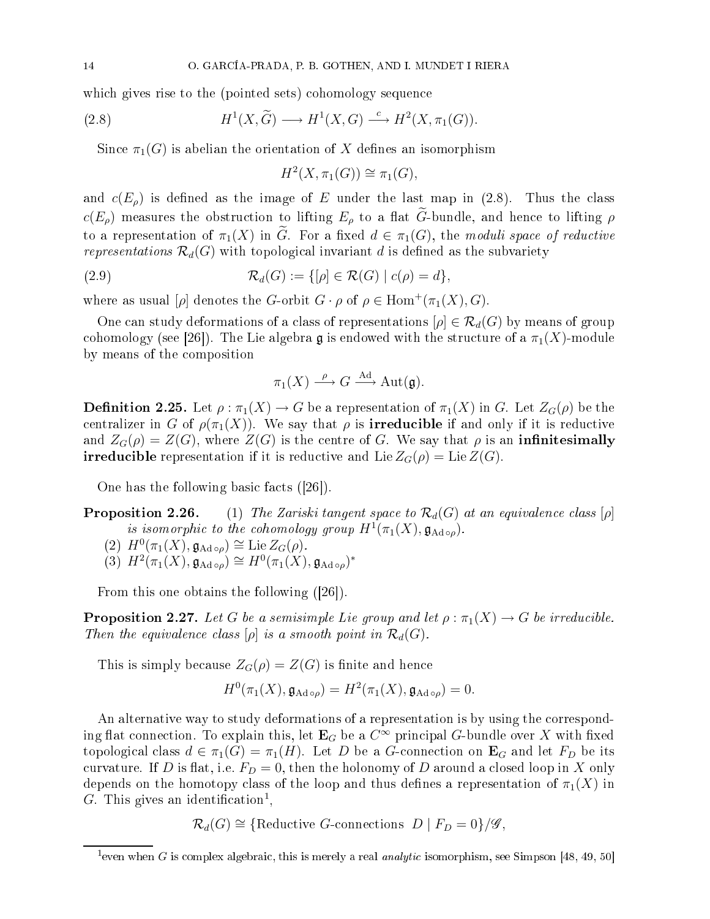which gives rise to the (pointed sets) cohomology sequence

$$H^1(X,\widetilde{G}) \longrightarrow H^1(X,G) \xrightarrow{\ c\ } H^2(X,\pi_1(G)). \tag{2.8}$$

Since $\pi_1(G)$ is abelian the orientation of $X$ defines an isomorphism

$$H^2(X,\pi_1(G)) \cong \pi_1(G),$$

and $c(E_\rho)$ is defined as the image of $E$ under the last map in (2.8). Thus the class $c(E_\rho)$ measures the obstruction to lifting $E_\rho$ to a flat $\widetilde{G}$-bundle, and hence to lifting $\rho$ to a representation of $\pi_1(X)$ in $\widetilde{G}$. For a fixed $d \in \pi_1(G)$, the *moduli space of reductive representations* $\mathcal{R}_d(G)$ with topological invariant $d$ is defined as the subvariety

$$\mathcal{R}_d(G) := \{[\rho] \in \mathcal{R}(G) \mid c(\rho) = d\}, \tag{2.9}$$

where as usual $[\rho]$ denotes the $G$-orbit $G \cdot \rho$ of $\rho \in \operatorname{Hom}^+(\pi_1(X), G)$.

One can study deformations of a class of representations $[\rho] \in \mathcal{R}_d(G)$ by means of group cohomology (see [26]). The Lie algebra $\mathfrak{g}$ is endowed with the structure of a $\pi_1(X)$-module by means of the composition

$$\pi_1(X) \xrightarrow{\ \rho\ } G \xrightarrow{\ \mathrm{Ad}\ } \operatorname{Aut}(\mathfrak{g}).$$

**Definition 2.25.** Let $\rho : \pi_1(X) \to G$ be a representation of $\pi_1(X)$ in $G$. Let $Z_G(\rho)$ be the centralizer in $G$ of $\rho(\pi_1(X))$. We say that $\rho$ is **irreducible** if and only if it is reductive and $Z_G(\rho) = Z(G)$, where $Z(G)$ is the centre of $G$. We say that $\rho$ is an **infinitesimally irreducible** representation if it is reductive and $\operatorname{Lie} Z_G(\rho) = \operatorname{Lie} Z(G)$.

One has the following basic facts ([26]).

**Proposition 2.26.**
1. *The Zariski tangent space to $\mathcal{R}_d(G)$ at an equivalence class $[\rho]$ is isomorphic to the cohomology group $H^1(\pi_1(X), \mathfrak{g}_{\mathrm{Ad}\circ\rho})$.*
2. $H^0(\pi_1(X), \mathfrak{g}_{\mathrm{Ad}\circ\rho}) \cong \operatorname{Lie} Z_G(\rho)$.
3. $H^2(\pi_1(X), \mathfrak{g}_{\mathrm{Ad}\circ\rho}) \cong H^0(\pi_1(X), \mathfrak{g}_{\mathrm{Ad}\circ\rho})^*$

From this one obtains the following ([26]).

**Proposition 2.27.** *Let $G$ be a semisimple Lie group and let $\rho : \pi_1(X) \to G$ be irreducible. Then the equivalence class $[\rho]$ is a smooth point in $\mathcal{R}_d(G)$.*

This is simply because $Z_G(\rho) = Z(G)$ is finite and hence

$$H^0(\pi_1(X), \mathfrak{g}_{\mathrm{Ad}\circ\rho}) = H^2(\pi_1(X), \mathfrak{g}_{\mathrm{Ad}\circ\rho}) = 0.$$

An alternative way to study deformations of a representation is by using the corresponding flat connection. To explain this, let $\mathbf{E}_G$ be a $C^\infty$ principal $G$-bundle over $X$ with fixed topological class $d \in \pi_1(G) = \pi_1(H)$. Let $D$ be a $G$-connection on $\mathbf{E}_G$ and let $F_D$ be its curvature. If $D$ is flat, i.e. $F_D = 0$, then the holonomy of $D$ around a closed loop in $X$ only depends on the homotopy class of the loop and thus defines a representation of $\pi_1(X)$ in $G$. This gives an identification[1],

$$\mathcal{R}_d(G) \cong \{\text{Reductive } G\text{-connections } \ D \mid F_D = 0\}/\mathscr{G},$$

[1] even when $G$ is complex algebraic, this is merely a real *analytic* isomorphism, see Simpson [48, 49, 50]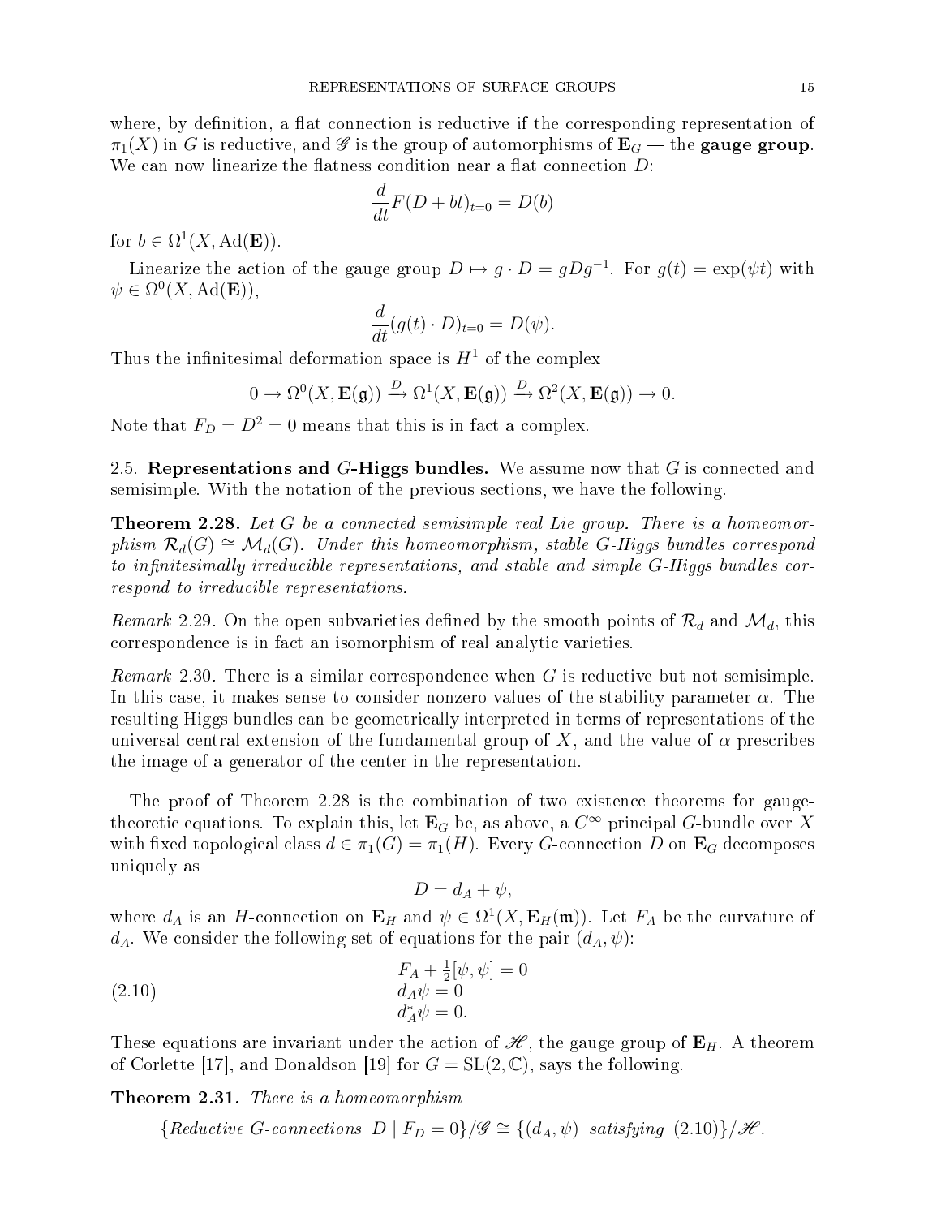where, by definition, a flat connection is reductive if the corresponding representation of $\pi_1(X)$ in $G$ is reductive, and $\mathscr{G}$ is the group of automorphisms of $\mathbf{E}_G$ — the **gauge group**. We can now linearize the flatness condition near a flat connection $D$:

$$\frac{d}{dt}F(D+bt)_{t=0} = D(b)$$

for $b \in \Omega^1(X, \mathrm{Ad}(\mathbf{E}))$.

Linearize the action of the gauge group $D \mapsto g \cdot D = gDg^{-1}$. For $g(t) = \exp(\psi t)$ with $\psi \in \Omega^0(X, \mathrm{Ad}(\mathbf{E}))$,

$$\frac{d}{dt}(g(t)\cdot D)_{t=0} = D(\psi).$$

Thus the infinitesimal deformation space is $H^1$ of the complex

$$0 \to \Omega^0(X, \mathbf{E}(\mathfrak{g})) \xrightarrow{D} \Omega^1(X, \mathbf{E}(\mathfrak{g})) \xrightarrow{D} \Omega^2(X, \mathbf{E}(\mathfrak{g})) \to 0.$$

Note that $F_D = D^2 = 0$ means that this is in fact a complex.

2.5. **Representations and $G$-Higgs bundles.** We assume now that $G$ is connected and semisimple. With the notation of the previous sections, we have the following.

**Theorem 2.28.** *Let $G$ be a connected semisimple real Lie group. There is a homeomorphism $\mathcal{R}_d(G) \cong \mathcal{M}_d(G)$. Under this homeomorphism, stable $G$-Higgs bundles correspond to infinitesimally irreducible representations, and stable and simple $G$-Higgs bundles correspond to irreducible representations.*

*Remark* 2.29. On the open subvarieties defined by the smooth points of $\mathcal{R}_d$ and $\mathcal{M}_d$, this correspondence is in fact an isomorphism of real analytic varieties.

*Remark* 2.30. There is a similar correspondence when $G$ is reductive but not semisimple. In this case, it makes sense to consider nonzero values of the stability parameter $\alpha$. The resulting Higgs bundles can be geometrically interpreted in terms of representations of the universal central extension of the fundamental group of $X$, and the value of $\alpha$ prescribes the image of a generator of the center in the representation.

The proof of Theorem 2.28 is the combination of two existence theorems for gauge-theoretic equations. To explain this, let $\mathbf{E}_G$ be, as above, a $C^\infty$ principal $G$-bundle over $X$ with fixed topological class $d \in \pi_1(G) = \pi_1(H)$. Every $G$-connection $D$ on $\mathbf{E}_G$ decomposes uniquely as

$$D = d_A + \psi,$$

where $d_A$ is an $H$-connection on $\mathbf{E}_H$ and $\psi \in \Omega^1(X, \mathbf{E}_H(\mathfrak{m}))$. Let $F_A$ be the curvature of $d_A$. We consider the following set of equations for the pair $(d_A, \psi)$:

$$\begin{aligned} &F_A + \tfrac{1}{2}[\psi,\psi] = 0 \\ &d_A\psi = 0 \\ &d_A^*\psi = 0. \end{aligned} \tag{2.10}$$

These equations are invariant under the action of $\mathscr{H}$, the gauge group of $\mathbf{E}_H$. A theorem of Corlette [17], and Donaldson [19] for $G = \mathrm{SL}(2,\mathbb{C})$, says the following.

**Theorem 2.31.** *There is a homeomorphism*

$$\{\textit{Reductive } G\textit{-connections } D \mid F_D = 0\}/\mathscr{G} \cong \{(d_A,\psi) \textit{ satisfying } (2.10)\}/\mathscr{H}.$$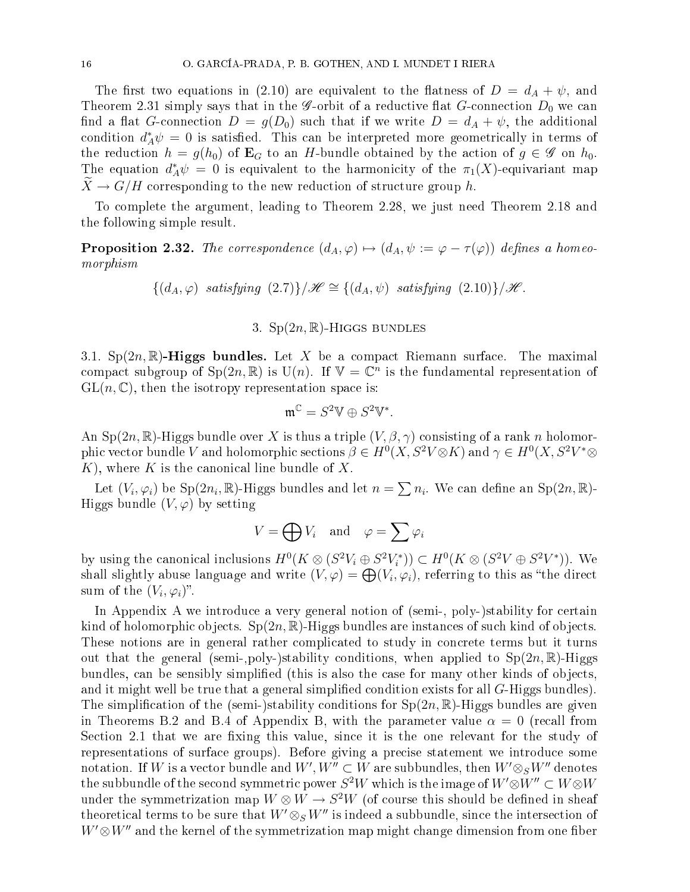The first two equations in (2.10) are equivalent to the flatness of $D = d_A + \psi$, and Theorem 2.31 simply says that in the $\mathscr{G}$-orbit of a reductive flat $G$-connection $D_0$ we can find a flat $G$-connection $D = g(D_0)$ such that if we write $D = d_A + \psi$, the additional condition $d_A^* \psi = 0$ is satisfied. This can be interpreted more geometrically in terms of the reduction $h = g(h_0)$ of $\mathbf{E}_G$ to an $H$-bundle obtained by the action of $g \in \mathscr{G}$ on $h_0$. The equation $d_A^* \psi = 0$ is equivalent to the harmonicity of the $\pi_1(X)$-equivariant map $\widetilde{X} \to G/H$ corresponding to the new reduction of structure group $h$.

To complete the argument, leading to Theorem 2.28, we just need Theorem 2.18 and the following simple result.

**Proposition 2.32.** *The correspondence $(d_A, \varphi) \mapsto (d_A, \psi := \varphi - \tau(\varphi))$ defines a homeomorphism*

$$\{(d_A, \varphi) \text{ satisfying } (2.7)\}/\mathscr{H} \cong \{(d_A, \psi) \text{ satisfying } (2.10)\}/\mathscr{H}.$$

## 3. $\mathrm{Sp}(2n, \mathbb{R})$-Higgs bundles

### 3.1. $\mathrm{Sp}(2n, \mathbb{R})$-Higgs bundles.

Let $X$ be a compact Riemann surface. The maximal compact subgroup of $\mathrm{Sp}(2n, \mathbb{R})$ is $\mathrm{U}(n)$. If $\mathbb{V} = \mathbb{C}^n$ is the fundamental representation of $\mathrm{GL}(n, \mathbb{C})$, then the isotropy representation space is:

$$\mathfrak{m}^{\mathbb{C}} = S^2\mathbb{V} \oplus S^2\mathbb{V}^*.$$

An $\mathrm{Sp}(2n, \mathbb{R})$-Higgs bundle over $X$ is thus a triple $(V, \beta, \gamma)$ consisting of a rank $n$ holomorphic vector bundle $V$ and holomorphic sections $\beta \in H^0(X, S^2V \otimes K)$ and $\gamma \in H^0(X, S^2V^* \otimes K)$, where $K$ is the canonical line bundle of $X$.

Let $(V_i, \varphi_i)$ be $\mathrm{Sp}(2n_i, \mathbb{R})$-Higgs bundles and let $n = \sum n_i$. We can define an $\mathrm{Sp}(2n, \mathbb{R})$-Higgs bundle $(V, \varphi)$ by setting

$$V = \bigoplus V_i \quad \text{and} \quad \varphi = \sum \varphi_i$$

by using the canonical inclusions $H^0(K \otimes (S^2V_i \oplus S^2V_i^*)) \subset H^0(K \otimes (S^2V \oplus S^2V^*))$. We shall slightly abuse language and write $(V, \varphi) = \bigoplus (V_i, \varphi_i)$, referring to this as "the direct sum of the $(V_i, \varphi_i)$".

In Appendix A we introduce a very general notion of (semi-, poly-)stability for certain kind of holomorphic objects. $\mathrm{Sp}(2n, \mathbb{R})$-Higgs bundles are instances of such kind of objects. These notions are in general rather complicated to study in concrete terms but it turns out that the general (semi-,poly-)stability conditions, when applied to $\mathrm{Sp}(2n, \mathbb{R})$-Higgs bundles, can be sensibly simplified (this is also the case for many other kinds of objects, and it might well be true that a general simplified condition exists for all $G$-Higgs bundles). The simplification of the (semi-)stability conditions for $\mathrm{Sp}(2n, \mathbb{R})$-Higgs bundles are given in Theorems B.2 and B.4 of Appendix B, with the parameter value $\alpha = 0$ (recall from Section 2.1 that we are fixing this value, since it is the one relevant for the study of representations of surface groups). Before giving a precise statement we introduce some notation. If $W$ is a vector bundle and $W', W'' \subset W$ are subbundles, then $W' \otimes_S W''$ denotes the subbundle of the second symmetric power $S^2W$ which is the image of $W' \otimes W'' \subset W \otimes W$ under the symmetrization map $W \otimes W \to S^2W$ (of course this should be defined in sheaf theoretical terms to be sure that $W' \otimes_S W''$ is indeed a subbundle, since the intersection of $W' \otimes W''$ and the kernel of the symmetrization map might change dimension from one fiber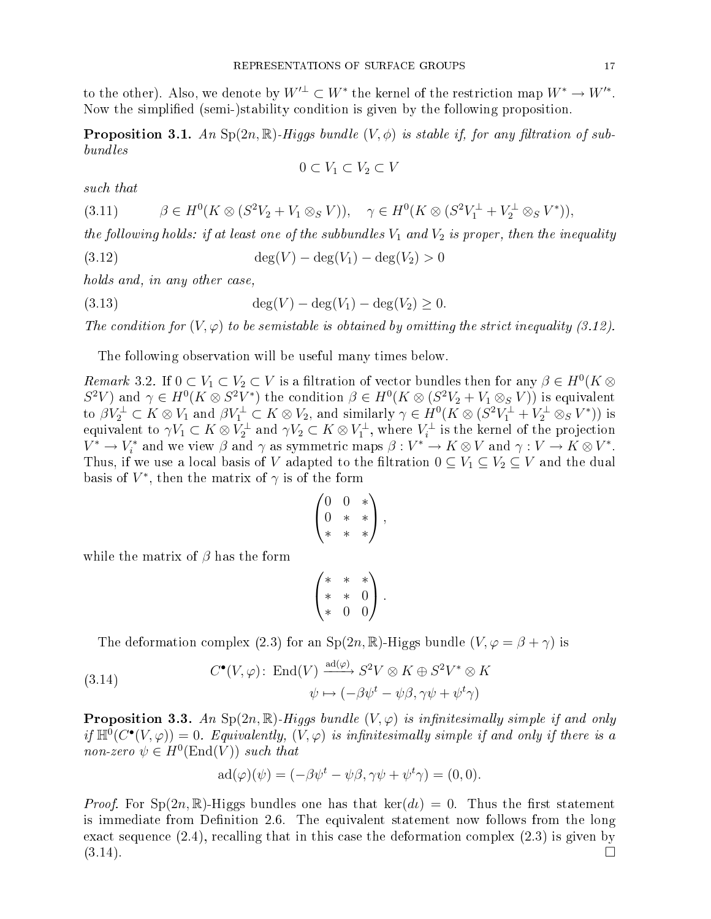to the other). Also, we denote by $W'^{\perp} \subset W^*$ the kernel of the restriction map $W^* \to W'^*$. Now the simplified (semi-)stability condition is given by the following proposition.

**Proposition 3.1.** *An* $\mathrm{Sp}(2n,\mathbb{R})$*-Higgs bundle* $(V,\phi)$ *is stable if, for any filtration of subbundles*

$$0 \subset V_1 \subset V_2 \subset V$$

*such that*

$$\beta \in H^0(K \otimes (S^2 V_2 + V_1 \otimes_S V)), \quad \gamma \in H^0(K \otimes (S^2 V_1^{\perp} + V_2^{\perp} \otimes_S V^*)), \tag{3.11}$$

*the following holds: if at least one of the subbundles* $V_1$ *and* $V_2$ *is proper, then the inequality*

$$\deg(V) - \deg(V_1) - \deg(V_2) > 0 \tag{3.12}$$

*holds and, in any other case,*

$$\deg(V) - \deg(V_1) - \deg(V_2) \geq 0. \tag{3.13}$$

*The condition for* $(V,\varphi)$ *to be semistable is obtained by omitting the strict inequality (3.12).*

The following observation will be useful many times below.

*Remark* 3.2. If $0 \subset V_1 \subset V_2 \subset V$ is a filtration of vector bundles then for any $\beta \in H^0(K \otimes S^2 V)$ and $\gamma \in H^0(K \otimes S^2 V^*)$ the condition $\beta \in H^0(K \otimes (S^2 V_2 + V_1 \otimes_S V))$ is equivalent to $\beta V_2^{\perp} \subset K \otimes V_1$ and $\beta V_1^{\perp} \subset K \otimes V_2$, and similarly $\gamma \in H^0(K \otimes (S^2 V_1^{\perp} + V_2^{\perp} \otimes_S V^*))$ is equivalent to $\gamma V_1 \subset K \otimes V_2^{\perp}$ and $\gamma V_2 \subset K \otimes V_1^{\perp}$, where $V_i^{\perp}$ is the kernel of the projection $V^* \to V_i^*$ and we view $\beta$ and $\gamma$ as symmetric maps $\beta : V^* \to K \otimes V$ and $\gamma : V \to K \otimes V^*$. Thus, if we use a local basis of $V$ adapted to the filtration $0 \subseteq V_1 \subseteq V_2 \subseteq V$ and the dual basis of $V^*$, then the matrix of $\gamma$ is of the form

$$\begin{pmatrix} 0 & 0 & * \\ 0 & * & * \\ * & * & * \end{pmatrix},$$

while the matrix of $\beta$ has the form

$$\begin{pmatrix} * & * & * \\ * & * & 0 \\ * & 0 & 0 \end{pmatrix}.$$

The deformation complex (2.3) for an $\mathrm{Sp}(2n,\mathbb{R})$-Higgs bundle $(V,\varphi = \beta + \gamma)$ is

$$\begin{aligned} C^{\bullet}(V,\varphi)\colon \ \mathrm{End}(V) &\xrightarrow{\mathrm{ad}(\varphi)} S^2 V \otimes K \oplus S^2 V^* \otimes K \\ \psi &\mapsto (-\beta\psi^t - \psi\beta, \gamma\psi + \psi^t\gamma) \end{aligned} \tag{3.14}$$

**Proposition 3.3.** *An* $\mathrm{Sp}(2n,\mathbb{R})$*-Higgs bundle* $(V,\varphi)$ *is infinitesimally simple if and only if* $\mathbb{H}^0(C^{\bullet}(V,\varphi)) = 0$*. Equivalently,* $(V,\varphi)$ *is infinitesimally simple if and only if there is a non-zero* $\psi \in H^0(\mathrm{End}(V))$ *such that*

$$\mathrm{ad}(\varphi)(\psi) = (-\beta\psi^t - \psi\beta, \gamma\psi + \psi^t\gamma) = (0,0).$$

*Proof.* For $\mathrm{Sp}(2n,\mathbb{R})$-Higgs bundles one has that $\ker(d\iota) = 0$. Thus the first statement is immediate from Definition 2.6. The equivalent statement now follows from the long exact sequence (2.4), recalling that in this case the deformation complex (2.3) is given by (3.14). □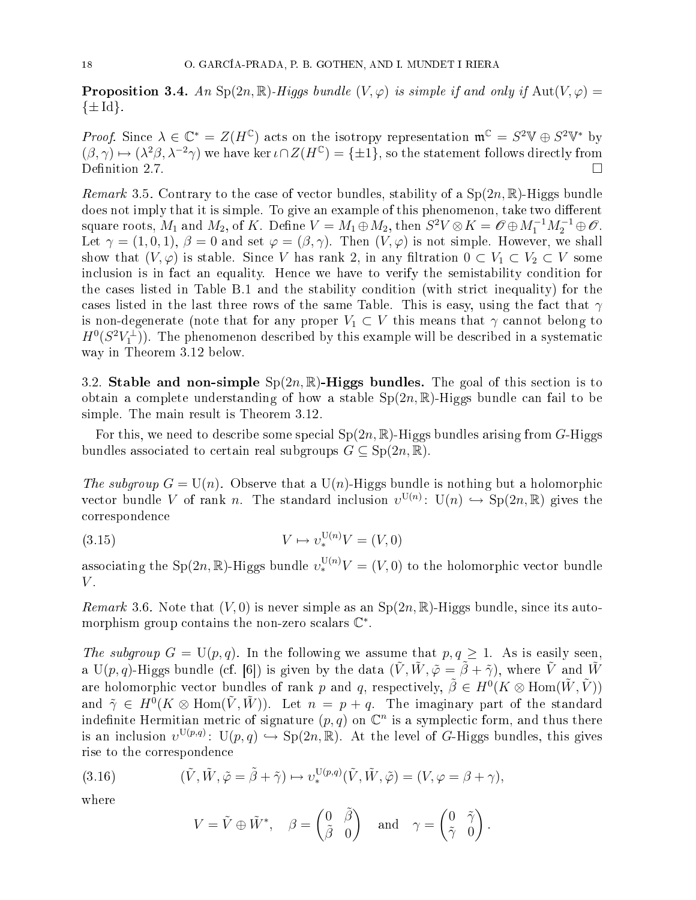**Proposition 3.4.** *An* $\mathrm{Sp}(2n,\mathbb{R})$*-Higgs bundle* $(V,\varphi)$ *is simple if and only if* $\mathrm{Aut}(V,\varphi) = \{\pm \mathrm{Id}\}$.

*Proof.* Since $\lambda \in \mathbb{C}^* = Z(H^{\mathbb{C}})$ acts on the isotropy representation $\mathfrak{m}^{\mathbb{C}} = S^2\mathbb{V} \oplus S^2\mathbb{V}^*$ by $(\beta,\gamma) \mapsto (\lambda^2\beta, \lambda^{-2}\gamma)$ we have $\ker \iota \cap Z(H^{\mathbb{C}}) = \{\pm 1\}$, so the statement follows directly from Definition 2.7. □

*Remark* 3.5. Contrary to the case of vector bundles, stability of a $\mathrm{Sp}(2n,\mathbb{R})$-Higgs bundle does not imply that it is simple. To give an example of this phenomenon, take two different square roots, $M_1$ and $M_2$, of $K$. Define $V = M_1 \oplus M_2$, then $S^2V \otimes K = \mathcal{O} \oplus M_1^{-1}M_2^{-1} \oplus \mathcal{O}$. Let $\gamma = (1,0,1)$, $\beta = 0$ and set $\varphi = (\beta,\gamma)$. Then $(V,\varphi)$ is not simple. However, we shall show that $(V,\varphi)$ is stable. Since $V$ has rank 2, in any filtration $0 \subset V_1 \subset V_2 \subset V$ some inclusion is in fact an equality. Hence we have to verify the semistability condition for the cases listed in Table B.1 and the stability condition (with strict inequality) for the cases listed in the last three rows of the same Table. This is easy, using the fact that $\gamma$ is non-degenerate (note that for any proper $V_1 \subset V$ this means that $\gamma$ cannot belong to $H^0(S^2V_1^{\perp})$). The phenomenon described by this example will be described in a systematic way in Theorem 3.12 below.

## 3.2. Stable and non-simple $\mathrm{Sp}(2n,\mathbb{R})$-Higgs bundles.

The goal of this section is to obtain a complete understanding of how a stable $\mathrm{Sp}(2n,\mathbb{R})$-Higgs bundle can fail to be simple. The main result is Theorem 3.12.

For this, we need to describe some special $\mathrm{Sp}(2n,\mathbb{R})$-Higgs bundles arising from $G$-Higgs bundles associated to certain real subgroups $G \subseteq \mathrm{Sp}(2n,\mathbb{R})$.

*The subgroup* $G = \mathrm{U}(n)$. Observe that a $\mathrm{U}(n)$-Higgs bundle is nothing but a holomorphic vector bundle $V$ of rank $n$. The standard inclusion $\upsilon^{\mathrm{U}(n)}\colon \mathrm{U}(n) \hookrightarrow \mathrm{Sp}(2n,\mathbb{R})$ gives the correspondence

$$V \mapsto \upsilon_*^{\mathrm{U}(n)}V = (V,0) \tag{3.15}$$

associating the $\mathrm{Sp}(2n,\mathbb{R})$-Higgs bundle $\upsilon_*^{\mathrm{U}(n)}V = (V,0)$ to the holomorphic vector bundle $V$.

*Remark* 3.6. Note that $(V,0)$ is never simple as an $\mathrm{Sp}(2n,\mathbb{R})$-Higgs bundle, since its automorphism group contains the non-zero scalars $\mathbb{C}^*$.

*The subgroup* $G = \mathrm{U}(p,q)$. In the following we assume that $p,q \geq 1$. As is easily seen, a $\mathrm{U}(p,q)$-Higgs bundle (cf. [6]) is given by the data $(\tilde{V},\tilde{W},\tilde{\varphi} = \tilde{\beta} + \tilde{\gamma})$, where $\tilde{V}$ and $\tilde{W}$ are holomorphic vector bundles of rank $p$ and $q$, respectively, $\tilde{\beta} \in H^0(K \otimes \mathrm{Hom}(\tilde{W},\tilde{V}))$ and $\tilde{\gamma} \in H^0(K \otimes \mathrm{Hom}(\tilde{V},\tilde{W}))$. Let $n = p+q$. The imaginary part of the standard indefinite Hermitian metric of signature $(p,q)$ on $\mathbb{C}^n$ is a symplectic form, and thus there is an inclusion $\upsilon^{\mathrm{U}(p,q)}\colon \mathrm{U}(p,q) \hookrightarrow \mathrm{Sp}(2n,\mathbb{R})$. At the level of $G$-Higgs bundles, this gives rise to the correspondence

$$(\tilde{V},\tilde{W},\tilde{\varphi} = \tilde{\beta} + \tilde{\gamma}) \mapsto \upsilon_*^{\mathrm{U}(p,q)}(\tilde{V},\tilde{W},\tilde{\varphi}) = (V,\varphi = \beta + \gamma), \tag{3.16}$$

where

$$V = \tilde{V} \oplus \tilde{W}^*, \quad \beta = \begin{pmatrix} 0 & \tilde{\beta} \\ \tilde{\beta} & 0 \end{pmatrix} \quad \text{and} \quad \gamma = \begin{pmatrix} 0 & \tilde{\gamma} \\ \tilde{\gamma} & 0 \end{pmatrix}.$$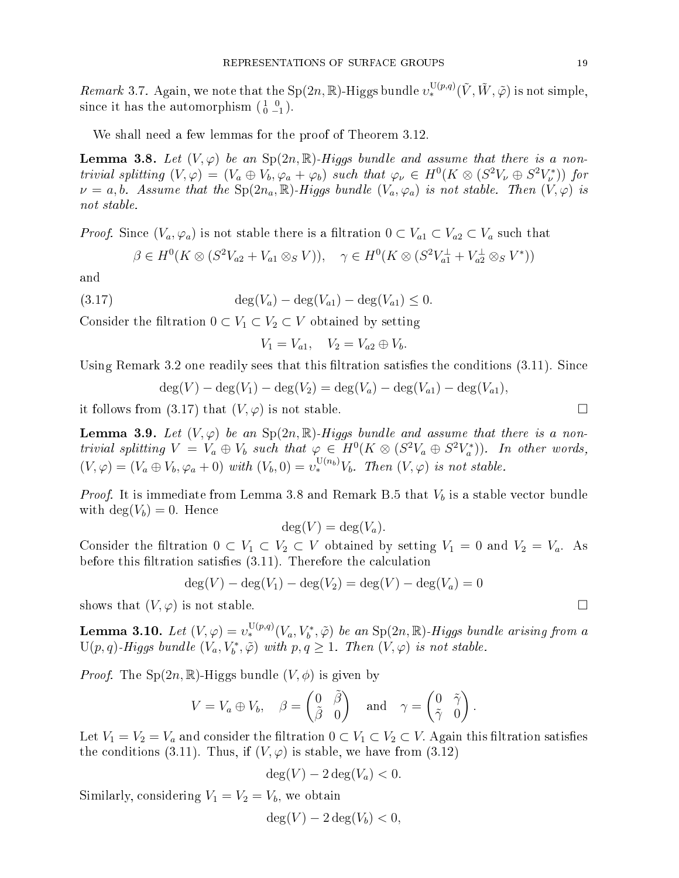*Remark* 3.7. Again, we note that the $\mathrm{Sp}(2n,\mathbb{R})$-Higgs bundle $\upsilon_*^{\mathrm{U}(p,q)}(\tilde{V},\tilde{W},\tilde{\varphi})$ is not simple, since it has the automorphism $\left(\begin{smallmatrix}1 & 0\\ 0 & -1\end{smallmatrix}\right)$.

We shall need a few lemmas for the proof of Theorem 3.12.

**Lemma 3.8.** *Let $(V,\varphi)$ be an $\mathrm{Sp}(2n,\mathbb{R})$-Higgs bundle and assume that there is a non-trivial splitting $(V,\varphi) = (V_a \oplus V_b, \varphi_a + \varphi_b)$ such that $\varphi_\nu \in H^0(K \otimes (S^2V_\nu \oplus S^2V_\nu^*))$ for $\nu = a,b$. Assume that the $\mathrm{Sp}(2n_a,\mathbb{R})$-Higgs bundle $(V_a,\varphi_a)$ is not stable. Then $(V,\varphi)$ is not stable.*

*Proof.* Since $(V_a,\varphi_a)$ is not stable there is a filtration $0 \subset V_{a1} \subset V_{a2} \subset V_a$ such that

$$\beta \in H^0(K \otimes (S^2V_{a2} + V_{a1} \otimes_S V)), \quad \gamma \in H^0(K \otimes (S^2V_{a1}^\perp + V_{a2}^\perp \otimes_S V^*))$$

and

$$\deg(V_a) - \deg(V_{a1}) - \deg(V_{a1}) \leq 0. \tag{3.17}$$

Consider the filtration $0 \subset V_1 \subset V_2 \subset V$ obtained by setting

$$V_1 = V_{a1}, \quad V_2 = V_{a2} \oplus V_b.$$

Using Remark 3.2 one readily sees that this filtration satisfies the conditions (3.11). Since

$$\deg(V) - \deg(V_1) - \deg(V_2) = \deg(V_a) - \deg(V_{a1}) - \deg(V_{a1}),$$

it follows from (3.17) that $(V,\varphi)$ is not stable. $\square$

**Lemma 3.9.** *Let $(V,\varphi)$ be an $\mathrm{Sp}(2n,\mathbb{R})$-Higgs bundle and assume that there is a non-trivial splitting $V = V_a \oplus V_b$ such that $\varphi \in H^0(K \otimes (S^2V_a \oplus S^2V_a^*))$. In other words, $(V,\varphi) = (V_a \oplus V_b, \varphi_a + 0)$ with $(V_b, 0) = \upsilon_*^{\mathrm{U}(n_b)}V_b$. Then $(V,\varphi)$ is not stable.*

*Proof.* It is immediate from Lemma 3.8 and Remark B.5 that $V_b$ is a stable vector bundle with $\deg(V_b) = 0$. Hence

$$\deg(V) = \deg(V_a).$$

Consider the filtration $0 \subset V_1 \subset V_2 \subset V$ obtained by setting $V_1 = 0$ and $V_2 = V_a$. As before this filtration satisfies (3.11). Therefore the calculation

$$\deg(V) - \deg(V_1) - \deg(V_2) = \deg(V) - \deg(V_a) = 0$$

shows that $(V,\varphi)$ is not stable. $\square$

**Lemma 3.10.** *Let $(V,\varphi) = \upsilon_*^{\mathrm{U}(p,q)}(V_a, V_b^*, \tilde{\varphi})$ be an $\mathrm{Sp}(2n,\mathbb{R})$-Higgs bundle arising from a $\mathrm{U}(p,q)$-Higgs bundle $(V_a, V_b^*, \tilde{\varphi})$ with $p,q \geq 1$. Then $(V,\varphi)$ is not stable.*

*Proof.* The $\mathrm{Sp}(2n,\mathbb{R})$-Higgs bundle $(V,\phi)$ is given by

$$V = V_a \oplus V_b, \quad \beta = \begin{pmatrix} 0 & \tilde{\beta} \\ \tilde{\beta} & 0 \end{pmatrix} \quad \text{and} \quad \gamma = \begin{pmatrix} 0 & \tilde{\gamma} \\ \tilde{\gamma} & 0 \end{pmatrix}.$$

Let $V_1 = V_2 = V_a$ and consider the filtration $0 \subset V_1 \subset V_2 \subset V$. Again this filtration satisfies the conditions (3.11). Thus, if $(V,\varphi)$ is stable, we have from (3.12)

$$\deg(V) - 2\deg(V_a) < 0.$$

Similarly, considering $V_1 = V_2 = V_b$, we obtain

$$\deg(V) - 2\deg(V_b) < 0,$$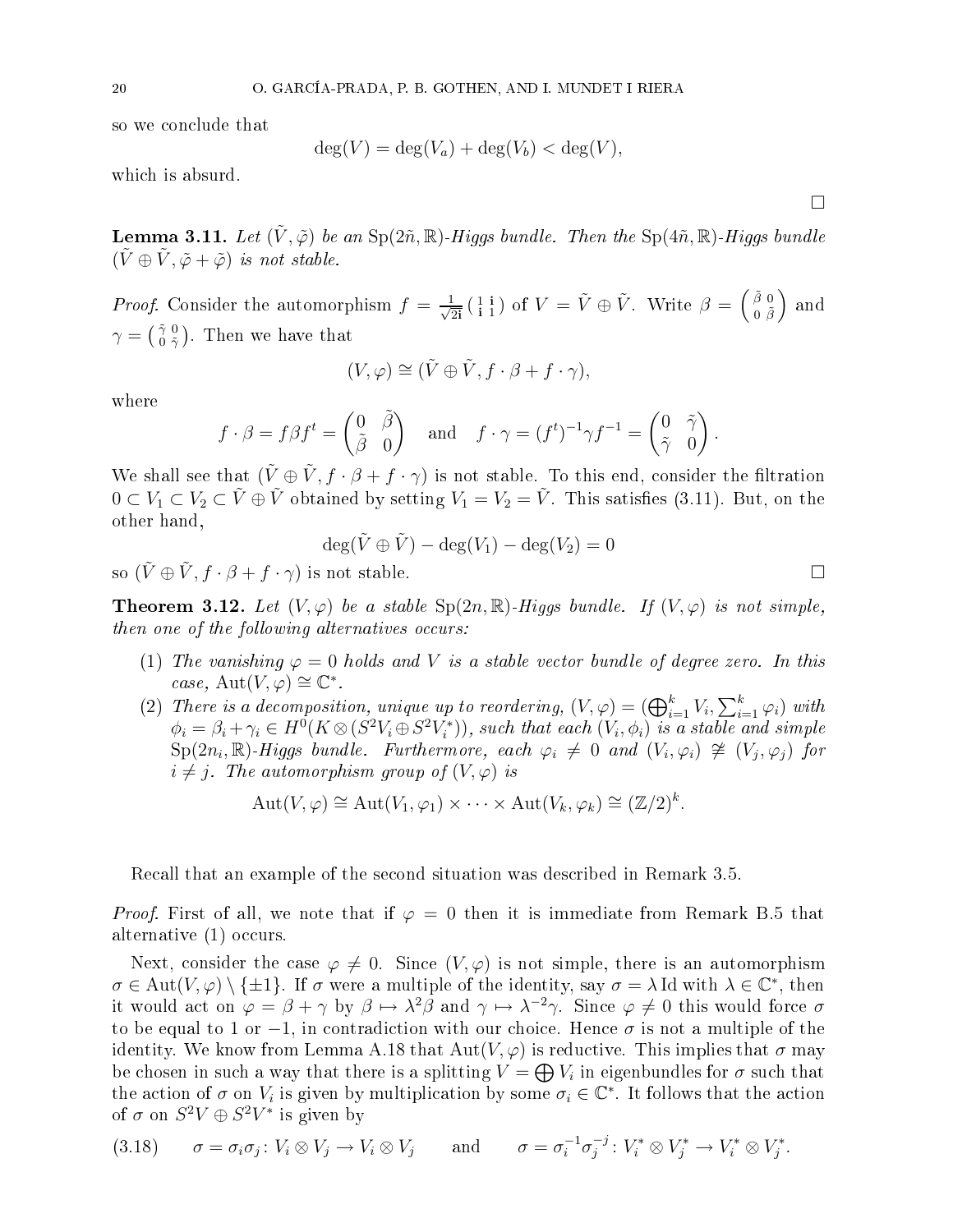so we conclude that

$$\deg(V) = \deg(V_a) + \deg(V_b) < \deg(V),$$

which is absurd. $\square$

**Lemma 3.11.** *Let $(\tilde{V}, \tilde{\varphi})$ be an $\mathrm{Sp}(2\tilde{n}, \mathbb{R})$-Higgs bundle. Then the $\mathrm{Sp}(4\tilde{n}, \mathbb{R})$-Higgs bundle $(\tilde{V} \oplus \tilde{V}, \tilde{\varphi} + \tilde{\varphi})$ is not stable.*

*Proof.* Consider the automorphism $f = \frac{1}{\sqrt{2i}} \left(\begin{smallmatrix} 1 & i \\ i & 1 \end{smallmatrix}\right)$ of $V = \tilde{V} \oplus \tilde{V}$. Write $\beta = \left(\begin{smallmatrix} \tilde{\beta} & 0 \\ 0 & \tilde{\beta} \end{smallmatrix}\right)$ and $\gamma = \left(\begin{smallmatrix} \tilde{\gamma} & 0 \\ 0 & \tilde{\gamma} \end{smallmatrix}\right)$. Then we have that

$$(V, \varphi) \cong (\tilde{V} \oplus \tilde{V}, f \cdot \beta + f \cdot \gamma),$$

where

$$f \cdot \beta = f \beta f^t = \begin{pmatrix} 0 & \tilde{\beta} \\ \tilde{\beta} & 0 \end{pmatrix} \quad \text{and} \quad f \cdot \gamma = (f^t)^{-1} \gamma f^{-1} = \begin{pmatrix} 0 & \tilde{\gamma} \\ \tilde{\gamma} & 0 \end{pmatrix}.$$

We shall see that $(\tilde{V} \oplus \tilde{V}, f \cdot \beta + f \cdot \gamma)$ is not stable. To this end, consider the filtration $0 \subset V_1 \subset V_2 \subset \tilde{V} \oplus \tilde{V}$ obtained by setting $V_1 = V_2 = \tilde{V}$. This satisfies (3.11). But, on the other hand,

$$\deg(\tilde{V} \oplus \tilde{V}) - \deg(V_1) - \deg(V_2) = 0$$

so $(\tilde{V} \oplus \tilde{V}, f \cdot \beta + f \cdot \gamma)$ is not stable. $\square$

**Theorem 3.12.** *Let $(V, \varphi)$ be a stable $\mathrm{Sp}(2n, \mathbb{R})$-Higgs bundle. If $(V, \varphi)$ is not simple, then one of the following alternatives occurs:*

1. *The vanishing $\varphi = 0$ holds and $V$ is a stable vector bundle of degree zero. In this case, $\mathrm{Aut}(V, \varphi) \cong \mathbb{C}^*$.*
2. *There is a decomposition, unique up to reordering, $(V, \varphi) = (\bigoplus_{i=1}^k V_i, \sum_{i=1}^k \varphi_i)$ with $\phi_i = \beta_i + \gamma_i \in H^0(K \otimes (S^2 V_i \oplus S^2 V_i^*))$, such that each $(V_i, \phi_i)$ is a stable and simple $\mathrm{Sp}(2n_i, \mathbb{R})$-Higgs bundle. Furthermore, each $\varphi_i \neq 0$ and $(V_i, \varphi_i) \not\cong (V_j, \varphi_j)$ for $i \neq j$. The automorphism group of $(V, \varphi)$ is*

$$\mathrm{Aut}(V, \varphi) \cong \mathrm{Aut}(V_1, \varphi_1) \times \cdots \times \mathrm{Aut}(V_k, \varphi_k) \cong (\mathbb{Z}/2)^k.$$

Recall that an example of the second situation was described in Remark 3.5.

*Proof.* First of all, we note that if $\varphi = 0$ then it is immediate from Remark B.5 that alternative (1) occurs.

Next, consider the case $\varphi \neq 0$. Since $(V, \varphi)$ is not simple, there is an automorphism $\sigma \in \mathrm{Aut}(V, \varphi) \setminus \{\pm 1\}$. If $\sigma$ were a multiple of the identity, say $\sigma = \lambda \,\mathrm{Id}$ with $\lambda \in \mathbb{C}^*$, then it would act on $\varphi = \beta + \gamma$ by $\beta \mapsto \lambda^2 \beta$ and $\gamma \mapsto \lambda^{-2} \gamma$. Since $\varphi \neq 0$ this would force $\sigma$ to be equal to $1$ or $-1$, in contradiction with our choice. Hence $\sigma$ is not a multiple of the identity. We know from Lemma A.18 that $\mathrm{Aut}(V, \varphi)$ is reductive. This implies that $\sigma$ may be chosen in such a way that there is a splitting $V = \bigoplus V_i$ in eigenbundles for $\sigma$ such that the action of $\sigma$ on $V_i$ is given by multiplication by some $\sigma_i \in \mathbb{C}^*$. It follows that the action of $\sigma$ on $S^2 V \oplus S^2 V^*$ is given by

$$\sigma = \sigma_i \sigma_j \colon V_i \otimes V_j \to V_i \otimes V_j \qquad \text{and} \qquad \sigma = \sigma_i^{-1} \sigma_j^{-j} \colon V_i^* \otimes V_j^* \to V_i^* \otimes V_j^*. \tag{3.18}$$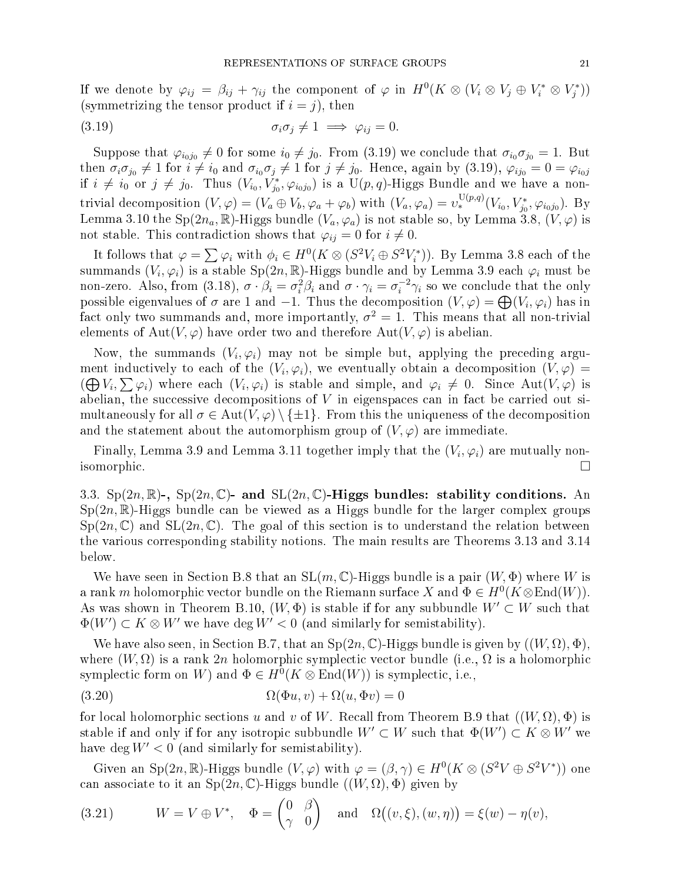If we denote by $\varphi_{ij} = \beta_{ij} + \gamma_{ij}$ the component of $\varphi$ in $H^0(K \otimes (V_i \otimes V_j \oplus V_i^* \otimes V_j^*))$ (symmetrizing the tensor product if $i = j$), then

$$\sigma_i \sigma_j \neq 1 \implies \varphi_{ij} = 0. \tag{3.19}$$

Suppose that $\varphi_{i_0 j_0} \neq 0$ for some $i_0 \neq j_0$. From (3.19) we conclude that $\sigma_{i_0}\sigma_{j_0} = 1$. But then $\sigma_i \sigma_{j_0} \neq 1$ for $i \neq i_0$ and $\sigma_{i_0}\sigma_j \neq 1$ for $j \neq j_0$. Hence, again by (3.19), $\varphi_{i j_0} = 0 = \varphi_{i_0 j}$ if $i \neq i_0$ or $j \neq j_0$. Thus $(V_{i_0}, V_{j_0}^*, \varphi_{i_0 j_0})$ is a $\mathrm{U}(p,q)$-Higgs Bundle and we have a non-trivial decomposition $(V, \varphi) = (V_a \oplus V_b, \varphi_a + \varphi_b)$ with $(V_a, \varphi_a) = \upsilon_*^{\mathrm{U}(p,q)}(V_{i_0}, V_{j_0}^*, \varphi_{i_0 j_0})$. By Lemma 3.10 the $\mathrm{Sp}(2n_a, \mathbb{R})$-Higgs bundle $(V_a, \varphi_a)$ is not stable so, by Lemma 3.8, $(V, \varphi)$ is not stable. This contradiction shows that $\varphi_{ij} = 0$ for $i \neq 0$.

It follows that $\varphi = \sum \varphi_i$ with $\phi_i \in H^0(K \otimes (S^2 V_i \oplus S^2 V_i^*))$. By Lemma 3.8 each of the summands $(V_i, \varphi_i)$ is a stable $\mathrm{Sp}(2n, \mathbb{R})$-Higgs bundle and by Lemma 3.9 each $\varphi_i$ must be non-zero. Also, from (3.18), $\sigma \cdot \beta_i = \sigma_i^2 \beta_i$ and $\sigma \cdot \gamma_i = \sigma_i^{-2}\gamma_i$ so we conclude that the only possible eigenvalues of $\sigma$ are $1$ and $-1$. Thus the decomposition $(V, \varphi) = \bigoplus (V_i, \varphi_i)$ has in fact only two summands and, more importantly, $\sigma^2 = 1$. This means that all non-trivial elements of $\mathrm{Aut}(V, \varphi)$ have order two and therefore $\mathrm{Aut}(V, \varphi)$ is abelian.

Now, the summands $(V_i, \varphi_i)$ may not be simple but, applying the preceding argument inductively to each of the $(V_i, \varphi_i)$, we eventually obtain a decomposition $(V, \varphi) = (\bigoplus V_i, \sum \varphi_i)$ where each $(V_i, \varphi_i)$ is stable and simple, and $\varphi_i \neq 0$. Since $\mathrm{Aut}(V, \varphi)$ is abelian, the successive decompositions of $V$ in eigenspaces can in fact be carried out simultaneously for all $\sigma \in \mathrm{Aut}(V, \varphi) \setminus \{\pm 1\}$. From this the uniqueness of the decomposition and the statement about the automorphism group of $(V, \varphi)$ are immediate.

Finally, Lemma 3.9 and Lemma 3.11 together imply that the $(V_i, \varphi_i)$ are mutually non-isomorphic. $\square$

### 3.3. $\mathrm{Sp}(2n, \mathbb{R})$-, $\mathrm{Sp}(2n, \mathbb{C})$- and $\mathrm{SL}(2n, \mathbb{C})$-Higgs bundles: stability conditions.

An $\mathrm{Sp}(2n, \mathbb{R})$-Higgs bundle can be viewed as a Higgs bundle for the larger complex groups $\mathrm{Sp}(2n, \mathbb{C})$ and $\mathrm{SL}(2n, \mathbb{C})$. The goal of this section is to understand the relation between the various corresponding stability notions. The main results are Theorems 3.13 and 3.14 below.

We have seen in Section B.8 that an $\mathrm{SL}(m, \mathbb{C})$-Higgs bundle is a pair $(W, \Phi)$ where $W$ is a rank $m$ holomorphic vector bundle on the Riemann surface $X$ and $\Phi \in H^0(K \otimes \mathrm{End}(W))$. As was shown in Theorem B.10, $(W, \Phi)$ is stable if for any subbundle $W' \subset W$ such that $\Phi(W') \subset K \otimes W'$ we have $\deg W' < 0$ (and similarly for semistability).

We have also seen, in Section B.7, that an $\mathrm{Sp}(2n, \mathbb{C})$-Higgs bundle is given by $((W, \Omega), \Phi)$, where $(W, \Omega)$ is a rank $2n$ holomorphic symplectic vector bundle (i.e., $\Omega$ is a holomorphic symplectic form on $W$) and $\Phi \in H^0(K \otimes \mathrm{End}(W))$ is symplectic, i.e.,

$$\Omega(\Phi u, v) + \Omega(u, \Phi v) = 0 \tag{3.20}$$

for local holomorphic sections $u$ and $v$ of $W$. Recall from Theorem B.9 that $((W, \Omega), \Phi)$ is stable if and only if for any isotropic subbundle $W' \subset W$ such that $\Phi(W') \subset K \otimes W'$ we have $\deg W' < 0$ (and similarly for semistability).

Given an $\mathrm{Sp}(2n, \mathbb{R})$-Higgs bundle $(V, \varphi)$ with $\varphi = (\beta, \gamma) \in H^0(K \otimes (S^2 V \oplus S^2 V^*))$ one can associate to it an $\mathrm{Sp}(2n, \mathbb{C})$-Higgs bundle $((W, \Omega), \Phi)$ given by

$$W = V \oplus V^*, \quad \Phi = \begin{pmatrix} 0 & \beta \\ \gamma & 0 \end{pmatrix} \quad \text{and} \quad \Omega\big((v, \xi), (w, \eta)\big) = \xi(w) - \eta(v), \tag{3.21}$$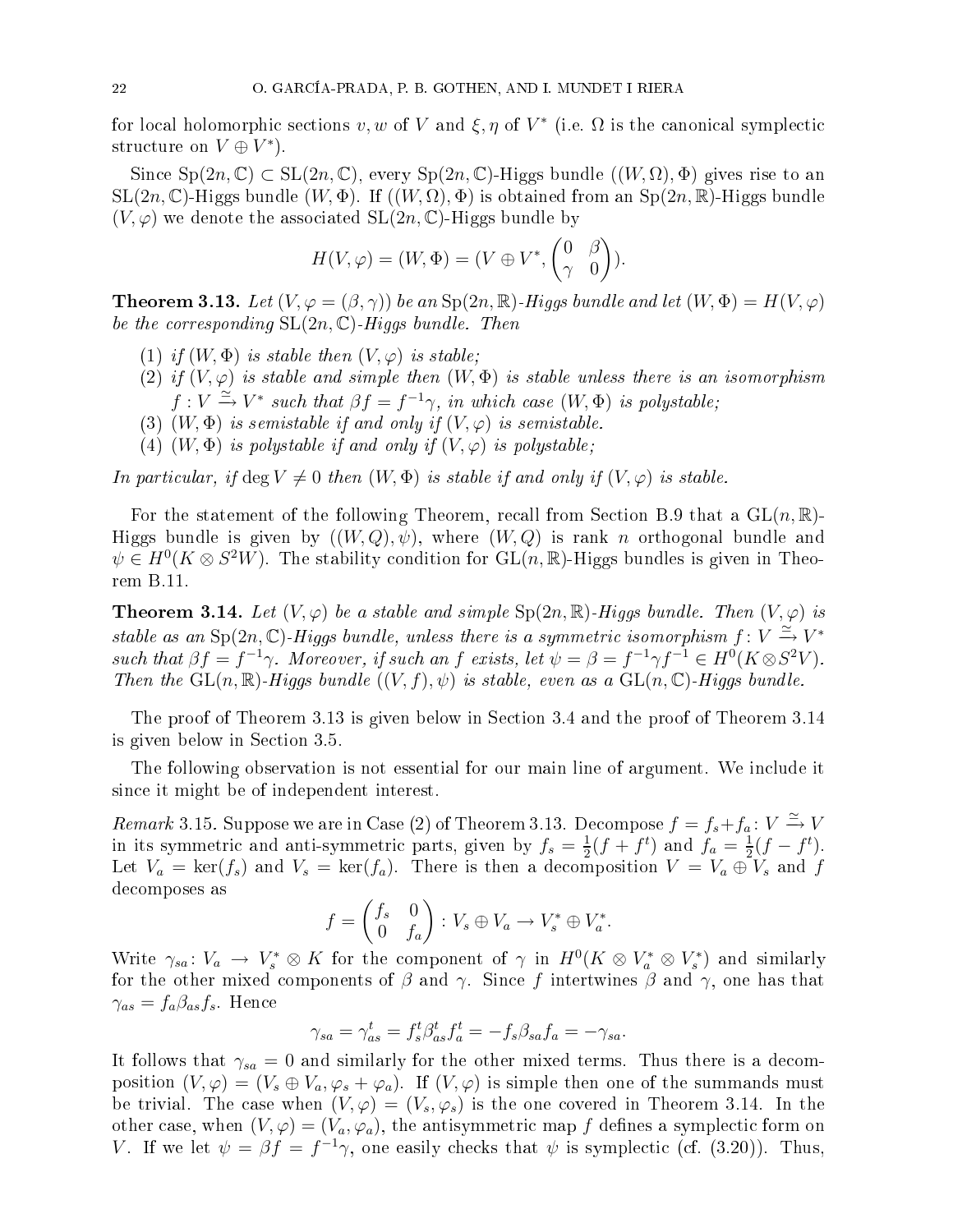for local holomorphic sections $v, w$ of $V$ and $\xi, \eta$ of $V^*$ (i.e. $\Omega$ is the canonical symplectic structure on $V \oplus V^*$).

Since $\mathrm{Sp}(2n,\mathbb{C}) \subset \mathrm{SL}(2n,\mathbb{C})$, every $\mathrm{Sp}(2n,\mathbb{C})$-Higgs bundle $((W,\Omega),\Phi)$ gives rise to an $\mathrm{SL}(2n,\mathbb{C})$-Higgs bundle $(W,\Phi)$. If $((W,\Omega),\Phi)$ is obtained from an $\mathrm{Sp}(2n,\mathbb{R})$-Higgs bundle $(V,\varphi)$ we denote the associated $\mathrm{SL}(2n,\mathbb{C})$-Higgs bundle by

$$H(V,\varphi) = (W,\Phi) = (V \oplus V^*, \begin{pmatrix} 0 & \beta \\ \gamma & 0 \end{pmatrix}).$$

**Theorem 3.13.** *Let $(V, \varphi = (\beta,\gamma))$ be an $\mathrm{Sp}(2n,\mathbb{R})$-Higgs bundle and let $(W,\Phi) = H(V,\varphi)$ be the corresponding $\mathrm{SL}(2n,\mathbb{C})$-Higgs bundle. Then*

1. *if $(W,\Phi)$ is stable then $(V,\varphi)$ is stable;*
2. *if $(V,\varphi)$ is stable and simple then $(W,\Phi)$ is stable unless there is an isomorphism $f : V \xrightarrow{\simeq} V^*$ such that $\beta f = f^{-1}\gamma$, in which case $(W,\Phi)$ is polystable;*
3. *$(W,\Phi)$ is semistable if and only if $(V,\varphi)$ is semistable.*
4. *$(W,\Phi)$ is polystable if and only if $(V,\varphi)$ is polystable;*

*In particular, if $\deg V \neq 0$ then $(W,\Phi)$ is stable if and only if $(V,\varphi)$ is stable.*

For the statement of the following Theorem, recall from Section B.9 that a $\mathrm{GL}(n,\mathbb{R})$-Higgs bundle is given by $((W,Q),\psi)$, where $(W,Q)$ is rank $n$ orthogonal bundle and $\psi \in H^0(K \otimes S^2W)$. The stability condition for $\mathrm{GL}(n,\mathbb{R})$-Higgs bundles is given in Theorem B.11.

**Theorem 3.14.** *Let $(V,\varphi)$ be a stable and simple $\mathrm{Sp}(2n,\mathbb{R})$-Higgs bundle. Then $(V,\varphi)$ is stable as an $\mathrm{Sp}(2n,\mathbb{C})$-Higgs bundle, unless there is a symmetric isomorphism $f\colon V \xrightarrow{\simeq} V^*$ such that $\beta f = f^{-1}\gamma$. Moreover, if such an $f$ exists, let $\psi = \beta = f^{-1}\gamma f^{-1} \in H^0(K \otimes S^2V)$. Then the $\mathrm{GL}(n,\mathbb{R})$-Higgs bundle $((V,f),\psi)$ is stable, even as a $\mathrm{GL}(n,\mathbb{C})$-Higgs bundle.*

The proof of Theorem 3.13 is given below in Section 3.4 and the proof of Theorem 3.14 is given below in Section 3.5.

The following observation is not essential for our main line of argument. We include it since it might be of independent interest.

*Remark* 3.15. Suppose we are in Case (2) of Theorem 3.13. Decompose $f = f_s + f_a\colon V \xrightarrow{\simeq} V$ in its symmetric and anti-symmetric parts, given by $f_s = \frac{1}{2}(f + f^t)$ and $f_a = \frac{1}{2}(f - f^t)$. Let $V_a = \ker(f_s)$ and $V_s = \ker(f_a)$. There is then a decomposition $V = V_a \oplus V_s$ and $f$ decomposes as

$$f = \begin{pmatrix} f_s & 0 \\ 0 & f_a \end{pmatrix} : V_s \oplus V_a \to V_s^* \oplus V_a^*.$$

Write $\gamma_{sa}\colon V_a \to V_s^* \otimes K$ for the component of $\gamma$ in $H^0(K \otimes V_a^* \otimes V_s^*)$ and similarly for the other mixed components of $\beta$ and $\gamma$. Since $f$ intertwines $\beta$ and $\gamma$, one has that $\gamma_{as} = f_a\beta_{as}f_s$. Hence

$$\gamma_{sa} = \gamma_{as}^t = f_s^t\beta_{as}^t f_a^t = -f_s\beta_{sa}f_a = -\gamma_{sa}.$$

It follows that $\gamma_{sa} = 0$ and similarly for the other mixed terms. Thus there is a decomposition $(V,\varphi) = (V_s \oplus V_a, \varphi_s + \varphi_a)$. If $(V,\varphi)$ is simple then one of the summands must be trivial. The case when $(V,\varphi) = (V_s,\varphi_s)$ is the one covered in Theorem 3.14. In the other case, when $(V,\varphi) = (V_a,\varphi_a)$, the antisymmetric map $f$ defines a symplectic form on $V$. If we let $\psi = \beta f = f^{-1}\gamma$, one easily checks that $\psi$ is symplectic (cf. (3.20)). Thus,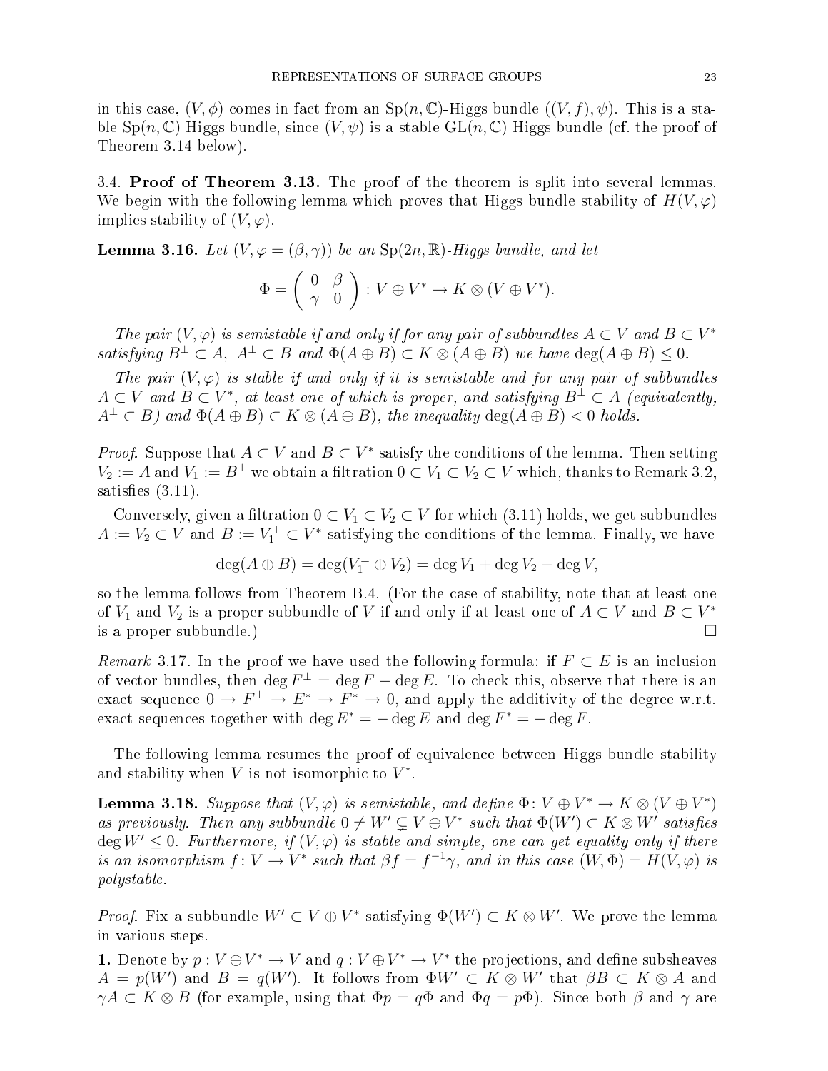in this case, $(V, \phi)$ comes in fact from an $\mathrm{Sp}(n, \mathbb{C})$-Higgs bundle $((V, f), \psi)$. This is a stable $\mathrm{Sp}(n, \mathbb{C})$-Higgs bundle, since $(V, \psi)$ is a stable $\mathrm{GL}(n, \mathbb{C})$-Higgs bundle (cf. the proof of Theorem 3.14 below).

### 3.4. Proof of Theorem 3.13.

The proof of the theorem is split into several lemmas. We begin with the following lemma which proves that Higgs bundle stability of $H(V, \varphi)$ implies stability of $(V, \varphi)$.

**Lemma 3.16.** *Let $(V, \varphi = (\beta, \gamma))$ be an $\mathrm{Sp}(2n, \mathbb{R})$-Higgs bundle, and let*

$$\Phi = \begin{pmatrix} 0 & \beta \\ \gamma & 0 \end{pmatrix} : V \oplus V^* \to K \otimes (V \oplus V^*).$$

*The pair $(V, \varphi)$ is semistable if and only if for any pair of subbundles $A \subset V$ and $B \subset V^*$ satisfying $B^\perp \subset A$, $A^\perp \subset B$ and $\Phi(A \oplus B) \subset K \otimes (A \oplus B)$ we have $\deg(A \oplus B) \leq 0$.*

*The pair $(V, \varphi)$ is stable if and only if it is semistable and for any pair of subbundles $A \subset V$ and $B \subset V^*$, at least one of which is proper, and satisfying $B^\perp \subset A$ (equivalently, $A^\perp \subset B$) and $\Phi(A \oplus B) \subset K \otimes (A \oplus B)$, the inequality $\deg(A \oplus B) < 0$ holds.*

*Proof.* Suppose that $A \subset V$ and $B \subset V^*$ satisfy the conditions of the lemma. Then setting $V_2 := A$ and $V_1 := B^\perp$ we obtain a filtration $0 \subset V_1 \subset V_2 \subset V$ which, thanks to Remark 3.2, satisfies (3.11).

Conversely, given a filtration $0 \subset V_1 \subset V_2 \subset V$ for which (3.11) holds, we get subbundles $A := V_2 \subset V$ and $B := V_1^\perp \subset V^*$ satisfying the conditions of the lemma. Finally, we have

$$\deg(A \oplus B) = \deg(V_1^\perp \oplus V_2) = \deg V_1 + \deg V_2 - \deg V,$$

so the lemma follows from Theorem B.4. (For the case of stability, note that at least one of $V_1$ and $V_2$ is a proper subbundle of $V$ if and only if at least one of $A \subset V$ and $B \subset V^*$ is a proper subbundle.) □

*Remark* 3.17. In the proof we have used the following formula: if $F \subset E$ is an inclusion of vector bundles, then $\deg F^\perp = \deg F - \deg E$. To check this, observe that there is an exact sequence $0 \to F^\perp \to E^* \to F^* \to 0$, and apply the additivity of the degree w.r.t. exact sequences together with $\deg E^* = -\deg E$ and $\deg F^* = -\deg F$.

The following lemma resumes the proof of equivalence between Higgs bundle stability and stability when $V$ is not isomorphic to $V^*$.

**Lemma 3.18.** *Suppose that $(V, \varphi)$ is semistable, and define $\Phi \colon V \oplus V^* \to K \otimes (V \oplus V^*)$ as previously. Then any subbundle $0 \neq W' \subsetneq V \oplus V^*$ such that $\Phi(W') \subset K \otimes W'$ satisfies $\deg W' \leq 0$. Furthermore, if $(V, \varphi)$ is stable and simple, one can get equality only if there is an isomorphism $f \colon V \to V^*$ such that $\beta f = f^{-1}\gamma$, and in this case $(W, \Phi) = H(V, \varphi)$ is polystable.*

*Proof.* Fix a subbundle $W' \subset V \oplus V^*$ satisfying $\Phi(W') \subset K \otimes W'$. We prove the lemma in various steps.

**1.** Denote by $p : V \oplus V^* \to V$ and $q : V \oplus V^* \to V^*$ the projections, and define subsheaves $A = p(W')$ and $B = q(W')$. It follows from $\Phi W' \subset K \otimes W'$ that $\beta B \subset K \otimes A$ and $\gamma A \subset K \otimes B$ (for example, using that $\Phi p = q\Phi$ and $\Phi q = p\Phi$). Since both $\beta$ and $\gamma$ are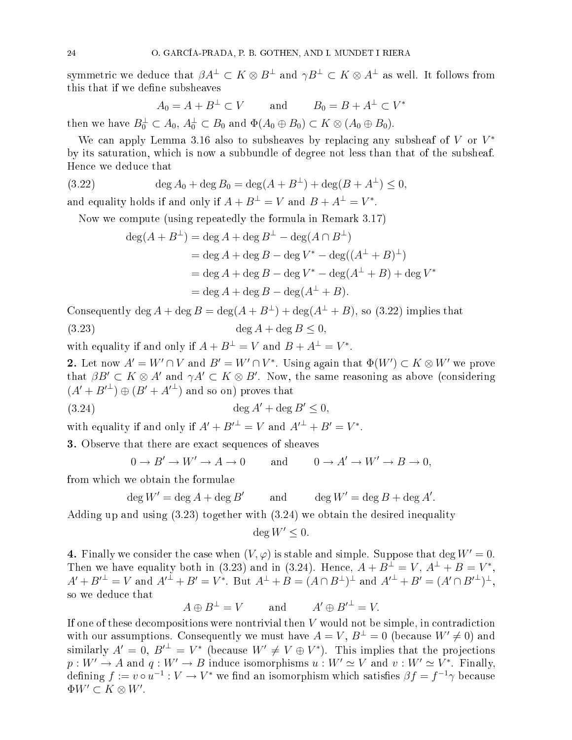symmetric we deduce that $\beta A^\perp \subset K \otimes B^\perp$ and $\gamma B^\perp \subset K \otimes A^\perp$ as well. It follows from this that if we define subsheaves

$$A_0 = A + B^\perp \subset V \qquad \text{and} \qquad B_0 = B + A^\perp \subset V^*$$

then we have $B_0^\perp \subset A_0$, $A_0^\perp \subset B_0$ and $\Phi(A_0 \oplus B_0) \subset K \otimes (A_0 \oplus B_0)$.

We can apply Lemma 3.16 also to subsheaves by replacing any subsheaf of $V$ or $V^*$ by its saturation, which is now a subbundle of degree not less than that of the subsheaf. Hence we deduce that

$$\deg A_0 + \deg B_0 = \deg(A + B^\perp) + \deg(B + A^\perp) \leq 0, \tag{3.22}$$

and equality holds if and only if $A + B^\perp = V$ and $B + A^\perp = V^*$.

Now we compute (using repeatedly the formula in Remark 3.17)

$$\begin{aligned}
\deg(A + B^\perp) &= \deg A + \deg B^\perp - \deg(A \cap B^\perp) \\
&= \deg A + \deg B - \deg V^* - \deg((A^\perp + B)^\perp) \\
&= \deg A + \deg B - \deg V^* - \deg(A^\perp + B) + \deg V^* \\
&= \deg A + \deg B - \deg(A^\perp + B).
\end{aligned}$$

Consequently $\deg A + \deg B = \deg(A + B^\perp) + \deg(A^\perp + B)$, so (3.22) implies that

$$\deg A + \deg B \leq 0, \tag{3.23}$$

with equality if and only if $A + B^\perp = V$ and $B + A^\perp = V^*$.

**2.** Let now $A' = W' \cap V$ and $B' = W' \cap V^*$. Using again that $\Phi(W') \subset K \otimes W'$ we prove that $\beta B' \subset K \otimes A'$ and $\gamma A' \subset K \otimes B'$. Now, the same reasoning as above (considering $(A' + B'^\perp) \oplus (B' + A'^\perp)$ and so on) proves that

$$\deg A' + \deg B' \leq 0, \tag{3.24}$$

with equality if and only if $A' + B'^\perp = V$ and $A'^\perp + B' = V^*$.

**3.** Observe that there are exact sequences of sheaves

$$0 \to B' \to W' \to A \to 0 \qquad \text{and} \qquad 0 \to A' \to W' \to B \to 0,$$

from which we obtain the formulae

$$\deg W' = \deg A + \deg B' \qquad \text{and} \qquad \deg W' = \deg B + \deg A'.$$

Adding up and using (3.23) together with (3.24) we obtain the desired inequality

$$\deg W' \leq 0.$$

**4.** Finally we consider the case when $(V, \varphi)$ is stable and simple. Suppose that $\deg W' = 0$. Then we have equality both in (3.23) and in (3.24). Hence, $A + B^\perp = V$, $A^\perp + B = V^*$, $A' + B'^\perp = V$ and $A'^\perp + B' = V^*$. But $A^\perp + B = (A \cap B^\perp)^\perp$ and $A'^\perp + B' = (A' \cap B'^\perp)^\perp$, so we deduce that

$$A \oplus B^\perp = V \qquad \text{and} \qquad A' \oplus B'^\perp = V.$$

If one of these decompositions were nontrivial then $V$ would not be simple, in contradiction with our assumptions. Consequently we must have $A = V$, $B^\perp = 0$ (because $W' \neq 0$) and similarly $A' = 0$, $B'^\perp = V^*$ (because $W' \neq V \oplus V^*$). This implies that the projections $p : W' \to A$ and $q : W' \to B$ induce isomorphisms $u : W' \simeq V$ and $v : W' \simeq V^*$. Finally, defining $f := v \circ u^{-1} : V \to V^*$ we find an isomorphism which satisfies $\beta f = f^{-1}\gamma$ because $\Phi W' \subset K \otimes W'$.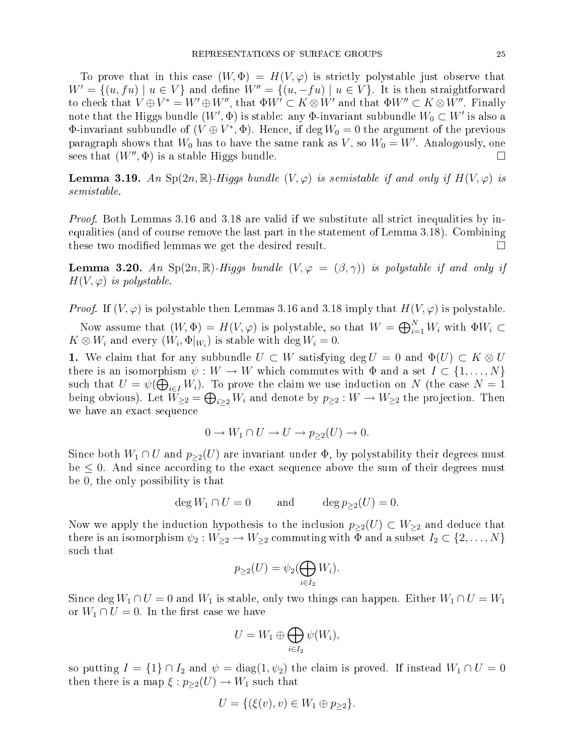To prove that in this case $(W,\Phi) = H(V,\varphi)$ is strictly polystable just observe that $W' = \{(u, fu) \mid u \in V\}$ and define $W'' = \{(u, -fu) \mid u \in V\}$. It is then straightforward to check that $V \oplus V^* = W' \oplus W''$, that $\Phi W' \subset K \otimes W'$ and that $\Phi W'' \subset K \otimes W''$. Finally note that the Higgs bundle $(W', \Phi)$ is stable: any $\Phi$-invariant subbundle $W_0 \subset W'$ is also a $\Phi$-invariant subbundle of $(V \oplus V^*, \Phi)$. Hence, if $\deg W_0 = 0$ the argument of the previous paragraph shows that $W_0$ has to have the same rank as $V$, so $W_0 = W'$. Analogously, one sees that $(W'', \Phi)$ is a stable Higgs bundle. □

**Lemma 3.19.** *An* $\mathrm{Sp}(2n,\mathbb{R})$*-Higgs bundle* $(V,\varphi)$ *is semistable if and only if* $H(V,\varphi)$ *is semistable.*

*Proof.* Both Lemmas 3.16 and 3.18 are valid if we substitute all strict inequalities by inequalities (and of course remove the last part in the statement of Lemma 3.18). Combining these two modified lemmas we get the desired result. □

**Lemma 3.20.** *An* $\mathrm{Sp}(2n,\mathbb{R})$*-Higgs bundle* $(V, \varphi = (\beta,\gamma))$ *is polystable if and only if* $H(V,\varphi)$ *is polystable.*

*Proof.* If $(V,\varphi)$ is polystable then Lemmas 3.16 and 3.18 imply that $H(V,\varphi)$ is polystable.

Now assume that $(W,\Phi) = H(V,\varphi)$ is polystable, so that $W = \bigoplus_{i=1}^N W_i$ with $\Phi W_i \subset K \otimes W_i$ and every $(W_i, \Phi|_{W_i})$ is stable with $\deg W_i = 0$.

**1.** We claim that for any subbundle $U \subset W$ satisfying $\deg U = 0$ and $\Phi(U) \subset K \otimes U$ there is an isomorphism $\psi : W \to W$ which commutes with $\Phi$ and a set $I \subset \{1,\dots,N\}$ such that $U = \psi(\bigoplus_{i\in I} W_i)$. To prove the claim we use induction on $N$ (the case $N=1$ being obvious). Let $W_{\geq 2} = \bigoplus_{i\geq 2} W_i$ and denote by $p_{\geq 2} : W \to W_{\geq 2}$ the projection. Then we have an exact sequence

$$0 \to W_1 \cap U \to U \to p_{\geq 2}(U) \to 0.$$

Since both $W_1 \cap U$ and $p_{\geq 2}(U)$ are invariant under $\Phi$, by polystability their degrees must be $\leq 0$. And since according to the exact sequence above the sum of their degrees must be 0, the only possibility is that

$$\deg W_1 \cap U = 0 \qquad \text{and} \qquad \deg p_{\geq 2}(U) = 0.$$

Now we apply the induction hypothesis to the inclusion $p_{\geq 2}(U) \subset W_{\geq 2}$ and deduce that there is an isomorphism $\psi_2 : W_{\geq 2} \to W_{\geq 2}$ commuting with $\Phi$ and a subset $I_2 \subset \{2,\dots,N\}$ such that

$$p_{\geq 2}(U) = \psi_2(\bigoplus_{i\in I_2} W_i).$$

Since $\deg W_1 \cap U = 0$ and $W_1$ is stable, only two things can happen. Either $W_1 \cap U = W_1$ or $W_1 \cap U = 0$. In the first case we have

$$U = W_1 \oplus \bigoplus_{i \in I_2} \psi(W_i),$$

so putting $I = \{1\} \cap I_2$ and $\psi = \mathrm{diag}(1, \psi_2)$ the claim is proved. If instead $W_1 \cap U = 0$ then there is a map $\xi : p_{\geq 2}(U) \to W_1$ such that

$$U = \{(\xi(v), v) \in W_1 \oplus p_{\geq 2}\}.$$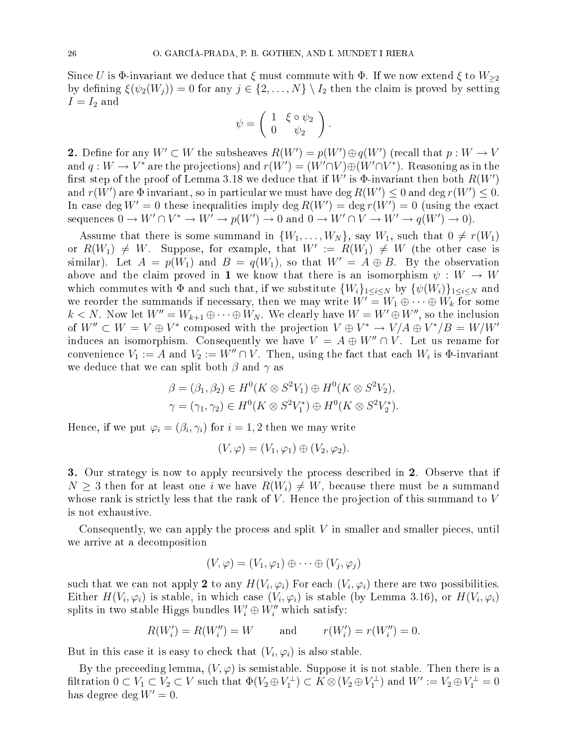Since $U$ is $\Phi$-invariant we deduce that $\xi$ must commute with $\Phi$. If we now extend $\xi$ to $W_{\geq 2}$ by defining $\xi(\psi_2(W_j)) = 0$ for any $j \in \{2, \dots, N\} \setminus I_2$ then the claim is proved by setting $I = I_2$ and

$$\psi = \begin{pmatrix} 1 & \xi \circ \psi_2 \\ 0 & \psi_2 \end{pmatrix}.$$

**2.** Define for any $W' \subset W$ the subsheaves $R(W') = p(W') \oplus q(W')$ (recall that $p : W \to V$ and $q : W \to V^*$ are the projections) and $r(W') = (W' \cap V) \oplus (W' \cap V^*)$. Reasoning as in the first step of the proof of Lemma 3.18 we deduce that if $W'$ is $\Phi$-invariant then both $R(W')$ and $r(W')$ are $\Phi$ invariant, so in particular we must have $\deg R(W') \leq 0$ and $\deg r(W') \leq 0$. In case $\deg W' = 0$ these inequalities imply $\deg R(W') = \deg r(W') = 0$ (using the exact sequences $0 \to W' \cap V^* \to W' \to p(W') \to 0$ and $0 \to W' \cap V \to W' \to q(W') \to 0$).

Assume that there is some summand in $\{W_1, \dots, W_N\}$, say $W_1$, such that $0 \neq r(W_1)$ or $R(W_1) \neq W$. Suppose, for example, that $W' := R(W_1) \neq W$ (the other case is similar). Let $A = p(W_1)$ and $B = q(W_1)$, so that $W' = A \oplus B$. By the observation above and the claim proved in **1** we know that there is an isomorphism $\psi : W \to W$ which commutes with $\Phi$ and such that, if we substitute $\{W_i\}_{1 \leq i \leq N}$ by $\{\psi(W_i)\}_{1 \leq i \leq N}$ and we reorder the summands if necessary, then we may write $W' = W_1 \oplus \dots \oplus W_k$ for some $k < N$. Now let $W'' = W_{k+1} \oplus \dots \oplus W_N$. We clearly have $W = W' \oplus W''$, so the inclusion of $W'' \subset W = V \oplus V^*$ composed with the projection $V \oplus V^* \to V/A \oplus V^*/B = W/W'$ induces an isomorphism. Consequently we have $V = A \oplus W'' \cap V$. Let us rename for convenience $V_1 := A$ and $V_2 := W'' \cap V$. Then, using the fact that each $W_i$ is $\Phi$-invariant we deduce that we can split both $\beta$ and $\gamma$ as

$$\beta = (\beta_1, \beta_2) \in H^0(K \otimes S^2 V_1) \oplus H^0(K \otimes S^2 V_2),$$
$$\gamma = (\gamma_1, \gamma_2) \in H^0(K \otimes S^2 V_1^*) \oplus H^0(K \otimes S^2 V_2^*).$$

Hence, if we put $\varphi_i = (\beta_i, \gamma_i)$ for $i = 1, 2$ then we may write

$$(V, \varphi) = (V_1, \varphi_1) \oplus (V_2, \varphi_2).$$

**3.** Our strategy is now to apply recursively the process described in **2**. Observe that if $N \geq 3$ then for at least one $i$ we have $R(W_i) \neq W$, because there must be a summand whose rank is strictly less that the rank of $V$. Hence the projection of this summand to $V$ is not exhaustive.

Consequently, we can apply the process and split $V$ in smaller and smaller pieces, until we arrive at a decomposition

$$(V, \varphi) = (V_1, \varphi_1) \oplus \dots \oplus (V_j, \varphi_j)$$

such that we can not apply **2** to any $H(V_i, \varphi_i)$ For each $(V_i, \varphi_i)$ there are two possibilities. Either $H(V_i, \varphi_i)$ is stable, in which case $(V_i, \varphi_i)$ is stable (by Lemma 3.16), or $H(V_i, \varphi_i)$ splits in two stable Higgs bundles $W_i' \oplus W_i''$ which satisfy:

$$R(W_i') = R(W_i'') = W \qquad \text{and} \qquad r(W_i') = r(W_i'') = 0.$$

But in this case it is easy to check that $(V_i, \varphi_i)$ is also stable.

By the preceeding lemma, $(V, \varphi)$ is semistable. Suppose it is not stable. Then there is a filtration $0 \subset V_1 \subset V_2 \subset V$ such that $\Phi(V_2 \oplus V_1^\perp) \subset K \otimes (V_2 \oplus V_1^\perp)$ and $W' := V_2 \oplus V_1^\perp = 0$ has degree $\deg W' = 0$.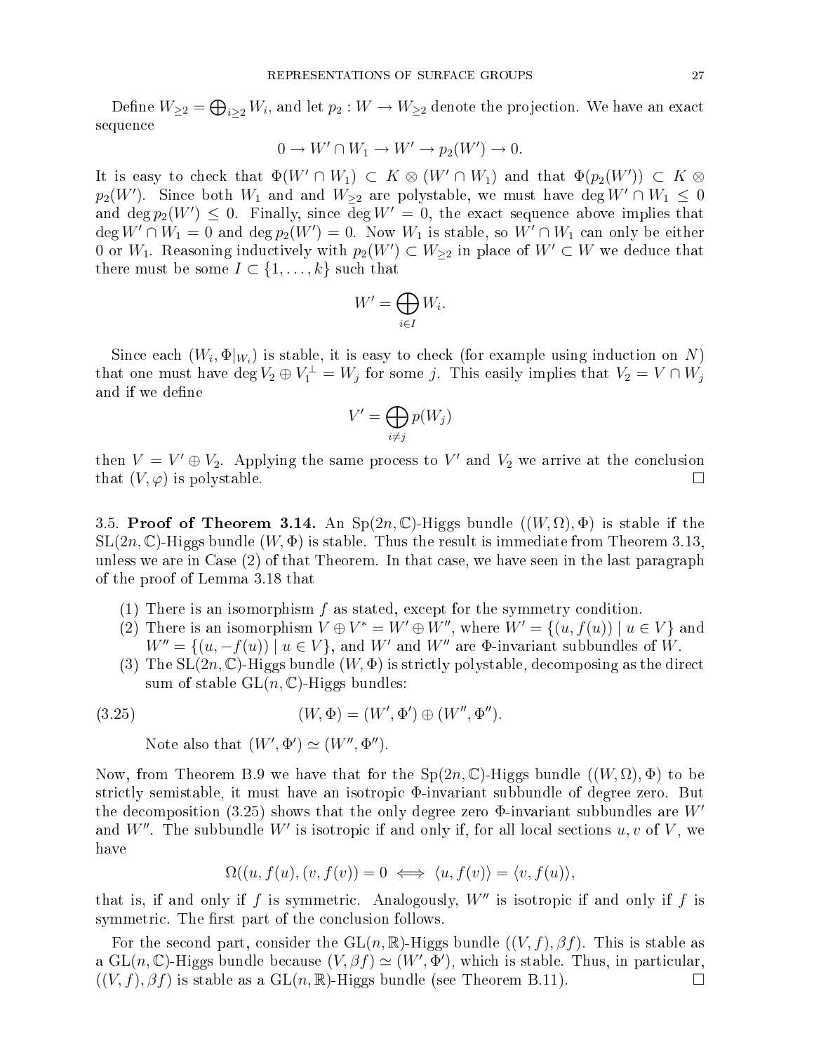Define $W_{\geq 2} = \bigoplus_{i \geq 2} W_i$, and let $p_2 : W \to W_{\geq 2}$ denote the projection. We have an exact sequence

$$0 \to W' \cap W_1 \to W' \to p_2(W') \to 0.$$

It is easy to check that $\Phi(W' \cap W_1) \subset K \otimes (W' \cap W_1)$ and that $\Phi(p_2(W')) \subset K \otimes p_2(W')$. Since both $W_1$ and and $W_{\geq 2}$ are polystable, we must have $\deg W' \cap W_1 \leq 0$ and $\deg p_2(W') \leq 0$. Finally, since $\deg W' = 0$, the exact sequence above implies that $\deg W' \cap W_1 = 0$ and $\deg p_2(W') = 0$. Now $W_1$ is stable, so $W' \cap W_1$ can only be either 0 or $W_1$. Reasoning inductively with $p_2(W') \subset W_{\geq 2}$ in place of $W' \subset W$ we deduce that there must be some $I \subset \{1, \ldots, k\}$ such that

$$W' = \bigoplus_{i \in I} W_i.$$

Since each $(W_i, \Phi|_{W_i})$ is stable, it is easy to check (for example using induction on $N$) that one must have $\deg V_2 \oplus V_1^{\perp} = W_j$ for some $j$. This easily implies that $V_2 = V \cap W_j$ and if we define

$$V' = \bigoplus_{i \neq j} p(W_j)$$

then $V = V' \oplus V_2$. Applying the same process to $V'$ and $V_2$ we arrive at the conclusion that $(V, \varphi)$ is polystable. $\square$

3.5. **Proof of Theorem 3.14.** An $\mathrm{Sp}(2n, \mathbb{C})$-Higgs bundle $((W, \Omega), \Phi)$ is stable if the $\mathrm{SL}(2n, \mathbb{C})$-Higgs bundle $(W, \Phi)$ is stable. Thus the result is immediate from Theorem 3.13, unless we are in Case (2) of that Theorem. In that case, we have seen in the last paragraph of the proof of Lemma 3.18 that

1. There is an isomorphism $f$ as stated, except for the symmetry condition.
2. There is an isomorphism $V \oplus V^* = W' \oplus W''$, where $W' = \{(u, f(u)) \mid u \in V\}$ and $W'' = \{(u, -f(u)) \mid u \in V\}$, and $W'$ and $W''$ are $\Phi$-invariant subbundles of $W$.
3. The $\mathrm{SL}(2n, \mathbb{C})$-Higgs bundle $(W, \Phi)$ is strictly polystable, decomposing as the direct sum of stable $\mathrm{GL}(n, \mathbb{C})$-Higgs bundles:

$$(W, \Phi) = (W', \Phi') \oplus (W'', \Phi''). \tag{3.25}$$

   Note also that $(W', \Phi') \simeq (W'', \Phi'')$.

Now, from Theorem B.9 we have that for the $\mathrm{Sp}(2n, \mathbb{C})$-Higgs bundle $((W, \Omega), \Phi)$ to be strictly semistable, it must have an isotropic $\Phi$-invariant subbundle of degree zero. But the decomposition (3.25) shows that the only degree zero $\Phi$-invariant subbundles are $W'$ and $W''$. The subbundle $W'$ is isotropic if and only if, for all local sections $u, v$ of $V$, we have

$$\Omega((u, f(u), (v, f(v)) = 0 \iff \langle u, f(v) \rangle = \langle v, f(u) \rangle,$$

that is, if and only if $f$ is symmetric. Analogously, $W''$ is isotropic if and only if $f$ is symmetric. The first part of the conclusion follows.

For the second part, consider the $\mathrm{GL}(n, \mathbb{R})$-Higgs bundle $((V, f), \beta f)$. This is stable as a $\mathrm{GL}(n, \mathbb{C})$-Higgs bundle because $(V, \beta f) \simeq (W', \Phi')$, which is stable. Thus, in particular, $((V, f), \beta f)$ is stable as a $\mathrm{GL}(n, \mathbb{R})$-Higgs bundle (see Theorem B.11). $\square$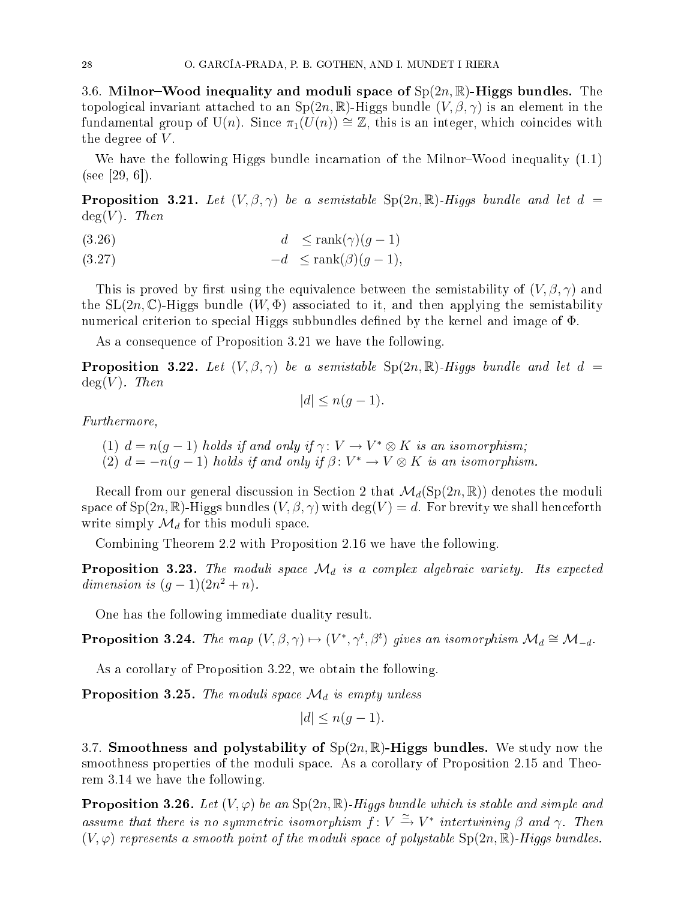### 3.6. Milnor–Wood inequality and moduli space of $\mathrm{Sp}(2n,\mathbb{R})$-Higgs bundles.

The topological invariant attached to an $\mathrm{Sp}(2n,\mathbb{R})$-Higgs bundle $(V,\beta,\gamma)$ is an element in the fundamental group of $\mathrm{U}(n)$. Since $\pi_1(U(n)) \cong \mathbb{Z}$, this is an integer, which coincides with the degree of $V$.

We have the following Higgs bundle incarnation of the Milnor–Wood inequality (1.1) (see [29, 6]).

**Proposition 3.21.** *Let $(V,\beta,\gamma)$ be a semistable $\mathrm{Sp}(2n,\mathbb{R})$-Higgs bundle and let $d = \deg(V)$. Then*

$$d \leq \operatorname{rank}(\gamma)(g-1) \tag{3.26}$$

$$-d \leq \operatorname{rank}(\beta)(g-1), \tag{3.27}$$

This is proved by first using the equivalence between the semistability of $(V,\beta,\gamma)$ and the $\mathrm{SL}(2n,\mathbb{C})$-Higgs bundle $(W,\Phi)$ associated to it, and then applying the semistability numerical criterion to special Higgs subbundles defined by the kernel and image of $\Phi$.

As a consequence of Proposition 3.21 we have the following.

**Proposition 3.22.** *Let $(V,\beta,\gamma)$ be a semistable $\mathrm{Sp}(2n,\mathbb{R})$-Higgs bundle and let $d = \deg(V)$. Then*

$$|d| \leq n(g-1).$$

*Furthermore,*

1. *$d = n(g-1)$ holds if and only if $\gamma\colon V \to V^* \otimes K$ is an isomorphism;*
2. *$d = -n(g-1)$ holds if and only if $\beta\colon V^* \to V \otimes K$ is an isomorphism.*

Recall from our general discussion in Section 2 that $\mathcal{M}_d(\mathrm{Sp}(2n,\mathbb{R}))$ denotes the moduli space of $\mathrm{Sp}(2n,\mathbb{R})$-Higgs bundles $(V,\beta,\gamma)$ with $\deg(V) = d$. For brevity we shall henceforth write simply $\mathcal{M}_d$ for this moduli space.

Combining Theorem 2.2 with Proposition 2.16 we have the following.

**Proposition 3.23.** *The moduli space $\mathcal{M}_d$ is a complex algebraic variety. Its expected dimension is $(g-1)(2n^2+n)$.*

One has the following immediate duality result.

**Proposition 3.24.** *The map $(V,\beta,\gamma) \mapsto (V^*,\gamma^t,\beta^t)$ gives an isomorphism $\mathcal{M}_d \cong \mathcal{M}_{-d}$.*

As a corollary of Proposition 3.22, we obtain the following.

**Proposition 3.25.** *The moduli space $\mathcal{M}_d$ is empty unless*

$$|d| \leq n(g-1).$$

### 3.7. Smoothness and polystability of $\mathrm{Sp}(2n,\mathbb{R})$-Higgs bundles.

We study now the smoothness properties of the moduli space. As a corollary of Proposition 2.15 and Theorem 3.14 we have the following.

**Proposition 3.26.** *Let $(V,\varphi)$ be an $\mathrm{Sp}(2n,\mathbb{R})$-Higgs bundle which is stable and simple and assume that there is no symmetric isomorphism $f\colon V \xrightarrow{\simeq} V^*$ intertwining $\beta$ and $\gamma$. Then $(V,\varphi)$ represents a smooth point of the moduli space of polystable $\mathrm{Sp}(2n,\mathbb{R})$-Higgs bundles.*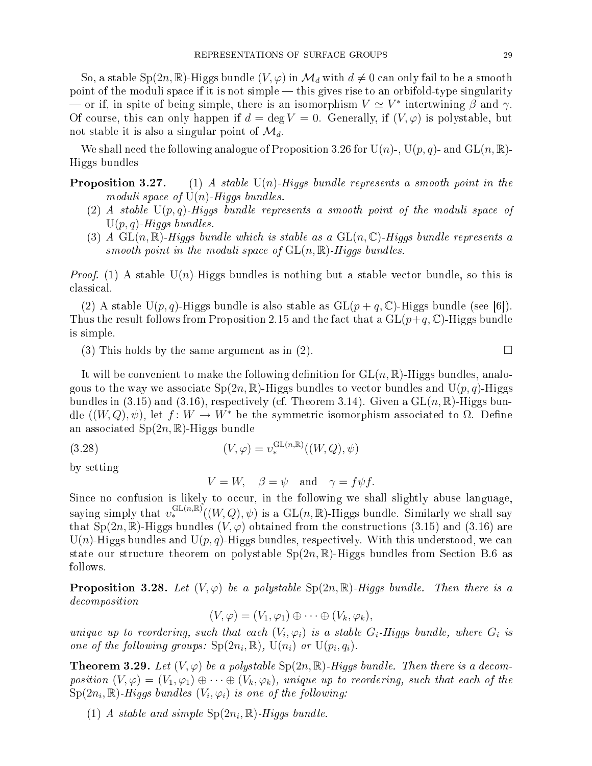So, a stable $\mathrm{Sp}(2n,\mathbb{R})$-Higgs bundle $(V,\varphi)$ in $\mathcal{M}_d$ with $d \neq 0$ can only fail to be a smooth point of the moduli space if it is not simple — this gives rise to an orbifold-type singularity — or if, in spite of being simple, there is an isomorphism $V \simeq V^*$ intertwining $\beta$ and $\gamma$. Of course, this can only happen if $d = \deg V = 0$. Generally, if $(V,\varphi)$ is polystable, but not stable it is also a singular point of $\mathcal{M}_d$.

We shall need the following analogue of Proposition 3.26 for $\mathrm{U}(n)$-, $\mathrm{U}(p,q)$- and $\mathrm{GL}(n,\mathbb{R})$-Higgs bundles

**Proposition 3.27.**

(1) *A stable $\mathrm{U}(n)$-Higgs bundle represents a smooth point in the moduli space of $\mathrm{U}(n)$-Higgs bundles.*

(2) *A stable $\mathrm{U}(p,q)$-Higgs bundle represents a smooth point of the moduli space of $\mathrm{U}(p,q)$-Higgs bundles.*

(3) *A $\mathrm{GL}(n,\mathbb{R})$-Higgs bundle which is stable as a $\mathrm{GL}(n,\mathbb{C})$-Higgs bundle represents a smooth point in the moduli space of $\mathrm{GL}(n,\mathbb{R})$-Higgs bundles.*

*Proof.* (1) A stable $\mathrm{U}(n)$-Higgs bundles is nothing but a stable vector bundle, so this is classical.

(2) A stable $\mathrm{U}(p,q)$-Higgs bundle is also stable as $\mathrm{GL}(p+q,\mathbb{C})$-Higgs bundle (see [6]). Thus the result follows from Proposition 2.15 and the fact that a $\mathrm{GL}(p+q,\mathbb{C})$-Higgs bundle is simple.

(3) This holds by the same argument as in (2). □

It will be convenient to make the following definition for $\mathrm{GL}(n,\mathbb{R})$-Higgs bundles, analogous to the way we associate $\mathrm{Sp}(2n,\mathbb{R})$-Higgs bundles to vector bundles and $\mathrm{U}(p,q)$-Higgs bundles in (3.15) and (3.16), respectively (cf. Theorem 3.14). Given a $\mathrm{GL}(n,\mathbb{R})$-Higgs bundle $((W,Q),\psi)$, let $f\colon W \to W^*$ be the symmetric isomorphism associated to $\Omega$. Define an associated $\mathrm{Sp}(2n,\mathbb{R})$-Higgs bundle

$$(V,\varphi) = \upsilon_*^{\mathrm{GL}(n,\mathbb{R})}((W,Q),\psi) \tag{3.28}$$

by setting

$$V = W, \quad \beta = \psi \quad \text{and} \quad \gamma = f\psi f.$$

Since no confusion is likely to occur, in the following we shall slightly abuse language, saying simply that $\upsilon_*^{\mathrm{GL}(n,\mathbb{R})}((W,Q),\psi)$ is a $\mathrm{GL}(n,\mathbb{R})$-Higgs bundle. Similarly we shall say that $\mathrm{Sp}(2n,\mathbb{R})$-Higgs bundles $(V,\varphi)$ obtained from the constructions (3.15) and (3.16) are $\mathrm{U}(n)$-Higgs bundles and $\mathrm{U}(p,q)$-Higgs bundles, respectively. With this understood, we can state our structure theorem on polystable $\mathrm{Sp}(2n,\mathbb{R})$-Higgs bundles from Section B.6 as follows.

**Proposition 3.28.** *Let $(V,\varphi)$ be a polystable $\mathrm{Sp}(2n,\mathbb{R})$-Higgs bundle. Then there is a decomposition*

$$(V,\varphi) = (V_1,\varphi_1) \oplus \cdots \oplus (V_k,\varphi_k),$$

*unique up to reordering, such that each $(V_i,\varphi_i)$ is a stable $G_i$-Higgs bundle, where $G_i$ is one of the following groups: $\mathrm{Sp}(2n_i,\mathbb{R})$, $\mathrm{U}(n_i)$ or $\mathrm{U}(p_i,q_i)$.*

**Theorem 3.29.** *Let $(V,\varphi)$ be a polystable $\mathrm{Sp}(2n,\mathbb{R})$-Higgs bundle. Then there is a decomposition $(V,\varphi) = (V_1,\varphi_1) \oplus \cdots \oplus (V_k,\varphi_k)$, unique up to reordering, such that each of the $\mathrm{Sp}(2n_i,\mathbb{R})$-Higgs bundles $(V_i,\varphi_i)$ is one of the following:*

(1) *A stable and simple $\mathrm{Sp}(2n_i,\mathbb{R})$-Higgs bundle.*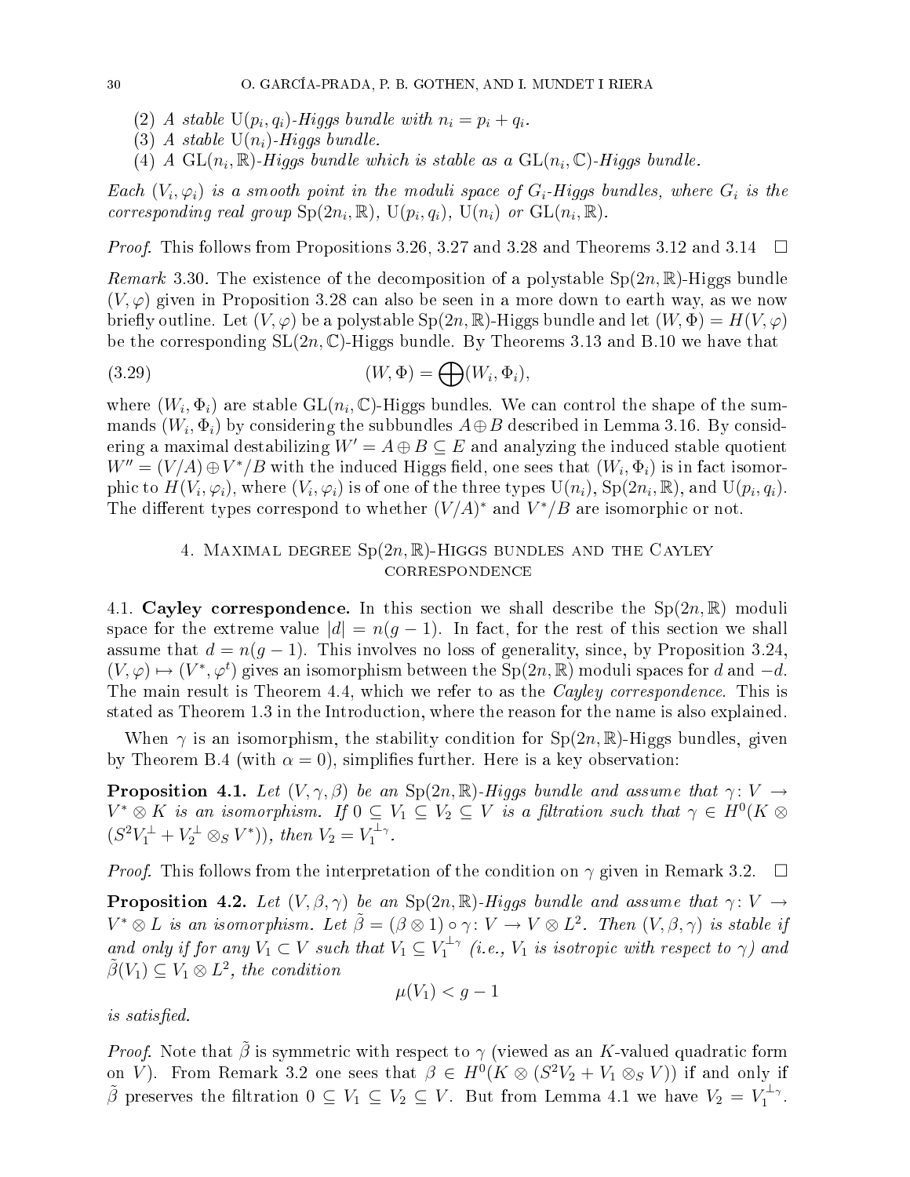(2) *A stable* $\mathrm{U}(p_i,q_i)$*-Higgs bundle with* $n_i = p_i + q_i$.
(3) *A stable* $\mathrm{U}(n_i)$*-Higgs bundle.*
(4) *A* $\mathrm{GL}(n_i,\mathbb{R})$*-Higgs bundle which is stable as a* $\mathrm{GL}(n_i,\mathbb{C})$*-Higgs bundle.*

*Each* $(V_i,\varphi_i)$ *is a smooth point in the moduli space of* $G_i$*-Higgs bundles, where* $G_i$ *is the corresponding real group* $\mathrm{Sp}(2n_i,\mathbb{R})$, $\mathrm{U}(p_i,q_i)$, $\mathrm{U}(n_i)$ *or* $\mathrm{GL}(n_i,\mathbb{R})$.

*Proof.* This follows from Propositions 3.26, 3.27 and 3.28 and Theorems 3.12 and 3.14 □

*Remark* 3.30. The existence of the decomposition of a polystable $\mathrm{Sp}(2n,\mathbb{R})$-Higgs bundle $(V,\varphi)$ given in Proposition 3.28 can also be seen in a more down to earth way, as we now briefly outline. Let $(V,\varphi)$ be a polystable $\mathrm{Sp}(2n,\mathbb{R})$-Higgs bundle and let $(W,\Phi) = H(V,\varphi)$ be the corresponding $\mathrm{SL}(2n,\mathbb{C})$-Higgs bundle. By Theorems 3.13 and B.10 we have that

$$(W,\Phi) = \bigoplus (W_i,\Phi_i), \tag{3.29}$$

where $(W_i,\Phi_i)$ are stable $\mathrm{GL}(n_i,\mathbb{C})$-Higgs bundles. We can control the shape of the summands $(W_i,\Phi_i)$ by considering the subbundles $A\oplus B$ described in Lemma 3.16. By considering a maximal destabilizing $W' = A\oplus B \subseteq E$ and analyzing the induced stable quotient $W'' = (V/A)\oplus V^*/B$ with the induced Higgs field, one sees that $(W_i,\Phi_i)$ is in fact isomorphic to $H(V_i,\varphi_i)$, where $(V_i,\varphi_i)$ is of one of the three types $\mathrm{U}(n_i)$, $\mathrm{Sp}(2n_i,\mathbb{R})$, and $\mathrm{U}(p_i,q_i)$. The different types correspond to whether $(V/A)^*$ and $V^*/B$ are isomorphic or not.

## 4. Maximal degree $\mathrm{Sp}(2n,\mathbb{R})$-Higgs bundles and the Cayley correspondence

**4.1. Cayley correspondence.** In this section we shall describe the $\mathrm{Sp}(2n,\mathbb{R})$ moduli space for the extreme value $|d| = n(g-1)$. In fact, for the rest of this section we shall assume that $d = n(g-1)$. This involves no loss of generality, since, by Proposition 3.24, $(V,\varphi)\mapsto (V^*,\varphi^t)$ gives an isomorphism between the $\mathrm{Sp}(2n,\mathbb{R})$ moduli spaces for $d$ and $-d$. The main result is Theorem 4.4, which we refer to as the *Cayley correspondence*. This is stated as Theorem 1.3 in the Introduction, where the reason for the name is also explained.

When $\gamma$ is an isomorphism, the stability condition for $\mathrm{Sp}(2n,\mathbb{R})$-Higgs bundles, given by Theorem B.4 (with $\alpha = 0$), simplifies further. Here is a key observation:

**Proposition 4.1.** *Let* $(V,\gamma,\beta)$ *be an* $\mathrm{Sp}(2n,\mathbb{R})$*-Higgs bundle and assume that* $\gamma\colon V\to V^*\otimes K$ *is an isomorphism. If* $0\subseteq V_1\subseteq V_2\subseteq V$ *is a filtration such that* $\gamma\in H^0(K\otimes (S^2V_1^{\perp} + V_2^{\perp}\otimes_S V^*))$*, then* $V_2 = V_1^{\perp_\gamma}$.

*Proof.* This follows from the interpretation of the condition on $\gamma$ given in Remark 3.2. □

**Proposition 4.2.** *Let* $(V,\beta,\gamma)$ *be an* $\mathrm{Sp}(2n,\mathbb{R})$*-Higgs bundle and assume that* $\gamma\colon V\to V^*\otimes L$ *is an isomorphism. Let* $\tilde{\beta} = (\beta\otimes 1)\circ\gamma\colon V\to V\otimes L^2$*. Then* $(V,\beta,\gamma)$ *is stable if and only if for any* $V_1\subset V$ *such that* $V_1\subseteq V_1^{\perp_\gamma}$ *(i.e.,* $V_1$ *is isotropic with respect to* $\gamma$*) and* $\tilde{\beta}(V_1)\subseteq V_1\otimes L^2$*, the condition*

$$\mu(V_1) < g-1$$

*is satisfied.*

*Proof.* Note that $\tilde{\beta}$ is symmetric with respect to $\gamma$ (viewed as an $K$-valued quadratic form on $V$). From Remark 3.2 one sees that $\beta\in H^0(K\otimes (S^2V_2 + V_1\otimes_S V))$ if and only if $\tilde{\beta}$ preserves the filtration $0\subseteq V_1\subseteq V_2\subseteq V$. But from Lemma 4.1 we have $V_2 = V_1^{\perp_\gamma}$.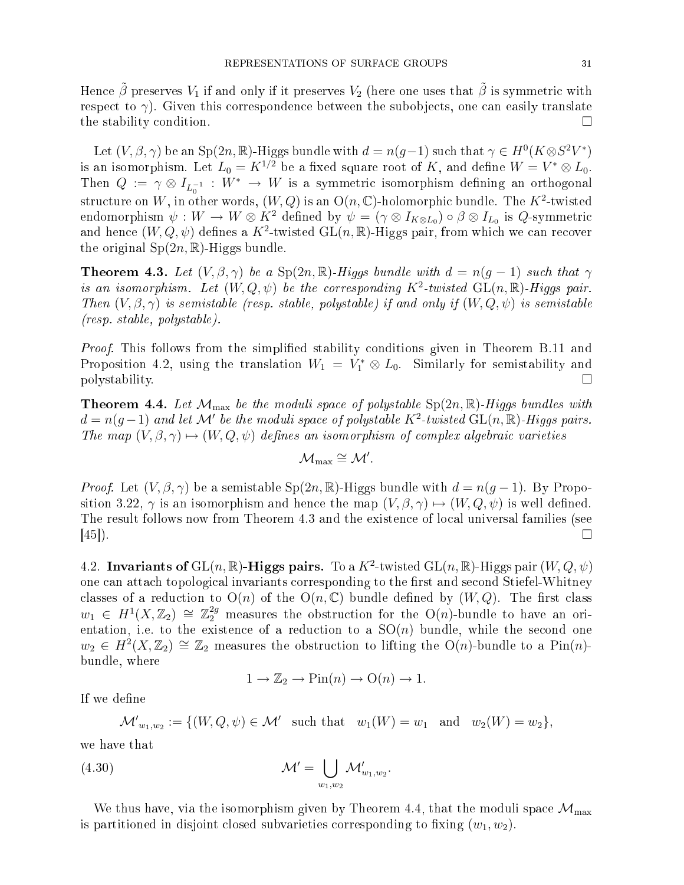Hence $\tilde{\beta}$ preserves $V_1$ if and only if it preserves $V_2$ (here one uses that $\tilde{\beta}$ is symmetric with respect to $\gamma$). Given this correspondence between the subobjects, one can easily translate the stability condition. $\square$

Let $(V, \beta, \gamma)$ be an $\mathrm{Sp}(2n, \mathbb{R})$-Higgs bundle with $d = n(g-1)$ such that $\gamma \in H^0(K \otimes S^2 V^*)$ is an isomorphism. Let $L_0 = K^{1/2}$ be a fixed square root of $K$, and define $W = V^* \otimes L_0$. Then $Q := \gamma \otimes I_{L_0^{-1}} : W^* \to W$ is a symmetric isomorphism defining an orthogonal structure on $W$, in other words, $(W, Q)$ is an $\mathrm{O}(n, \mathbb{C})$-holomorphic bundle. The $K^2$-twisted endomorphism $\psi : W \to W \otimes K^2$ defined by $\psi = (\gamma \otimes I_{K \otimes L_0}) \circ \beta \otimes I_{L_0}$ is $Q$-symmetric and hence $(W, Q, \psi)$ defines a $K^2$-twisted $\mathrm{GL}(n, \mathbb{R})$-Higgs pair, from which we can recover the original $\mathrm{Sp}(2n, \mathbb{R})$-Higgs bundle.

**Theorem 4.3.** *Let $(V, \beta, \gamma)$ be a $\mathrm{Sp}(2n, \mathbb{R})$-Higgs bundle with $d = n(g-1)$ such that $\gamma$ is an isomorphism. Let $(W, Q, \psi)$ be the corresponding $K^2$-twisted $\mathrm{GL}(n, \mathbb{R})$-Higgs pair. Then $(V, \beta, \gamma)$ is semistable (resp. stable, polystable) if and only if $(W, Q, \psi)$ is semistable (resp. stable, polystable).*

*Proof.* This follows from the simplified stability conditions given in Theorem B.11 and Proposition 4.2, using the translation $W_1 = V_1^* \otimes L_0$. Similarly for semistability and polystability. $\square$

**Theorem 4.4.** *Let $\mathcal{M}_{\max}$ be the moduli space of polystable $\mathrm{Sp}(2n, \mathbb{R})$-Higgs bundles with $d = n(g-1)$ and let $\mathcal{M}'$ be the moduli space of polystable $K^2$-twisted $\mathrm{GL}(n, \mathbb{R})$-Higgs pairs. The map $(V, \beta, \gamma) \mapsto (W, Q, \psi)$ defines an isomorphism of complex algebraic varieties*

$$\mathcal{M}_{\max} \cong \mathcal{M}'.$$

*Proof.* Let $(V, \beta, \gamma)$ be a semistable $\mathrm{Sp}(2n, \mathbb{R})$-Higgs bundle with $d = n(g-1)$. By Proposition 3.22, $\gamma$ is an isomorphism and hence the map $(V, \beta, \gamma) \mapsto (W, Q, \psi)$ is well defined. The result follows now from Theorem 4.3 and the existence of local universal families (see [45]). $\square$

## 4.2. Invariants of $\mathrm{GL}(n, \mathbb{R})$-Higgs pairs.

To a $K^2$-twisted $\mathrm{GL}(n, \mathbb{R})$-Higgs pair $(W, Q, \psi)$ one can attach topological invariants corresponding to the first and second Stiefel-Whitney classes of a reduction to $\mathrm{O}(n)$ of the $\mathrm{O}(n, \mathbb{C})$ bundle defined by $(W, Q)$. The first class $w_1 \in H^1(X, \mathbb{Z}_2) \cong \mathbb{Z}_2^{2g}$ measures the obstruction for the $\mathrm{O}(n)$-bundle to have an orientation, i.e. to the existence of a reduction to a $\mathrm{SO}(n)$ bundle, while the second one $w_2 \in H^2(X, \mathbb{Z}_2) \cong \mathbb{Z}_2$ measures the obstruction to lifting the $\mathrm{O}(n)$-bundle to a $\mathrm{Pin}(n)$-bundle, where

$$1 \to \mathbb{Z}_2 \to \mathrm{Pin}(n) \to \mathrm{O}(n) \to 1.$$

If we define

$$\mathcal{M}'_{w_1, w_2} := \{(W, Q, \psi) \in \mathcal{M}' \quad \text{such that} \quad w_1(W) = w_1 \quad \text{and} \quad w_2(W) = w_2\},$$

we have that

$$\mathcal{M}' = \bigcup_{w_1, w_2} \mathcal{M}'_{w_1, w_2}. \tag{4.30}$$

We thus have, via the isomorphism given by Theorem 4.4, that the moduli space $\mathcal{M}_{\max}$ is partitioned in disjoint closed subvarieties corresponding to fixing $(w_1, w_2)$.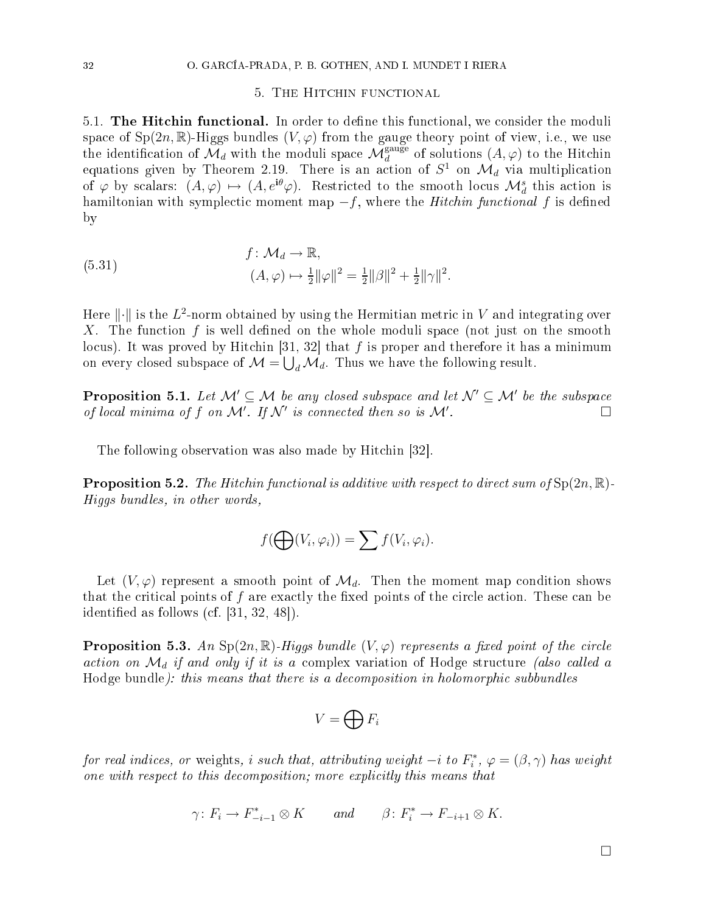## 5. The Hitchin functional

**5.1. The Hitchin functional.** In order to define this functional, we consider the moduli space of $\mathrm{Sp}(2n,\mathbb{R})$-Higgs bundles $(V,\varphi)$ from the gauge theory point of view, i.e., we use the identification of $\mathcal{M}_d$ with the moduli space $\mathcal{M}_d^{\mathrm{gauge}}$ of solutions $(A,\varphi)$ to the Hitchin equations given by Theorem 2.19. There is an action of $S^1$ on $\mathcal{M}_d$ via multiplication of $\varphi$ by scalars: $(A,\varphi) \mapsto (A, e^{\mathrm{i}\theta}\varphi)$. Restricted to the smooth locus $\mathcal{M}_d^s$ this action is hamiltonian with symplectic moment map $-f$, where the *Hitchin functional* $f$ is defined by

$$
\begin{aligned}
f\colon \mathcal{M}_d &\to \mathbb{R}, \\
(A,\varphi) &\mapsto \tfrac{1}{2}\|\varphi\|^2 = \tfrac{1}{2}\|\beta\|^2 + \tfrac{1}{2}\|\gamma\|^2.
\end{aligned}
\tag{5.31}
$$

Here $\|\cdot\|$ is the $L^2$-norm obtained by using the Hermitian metric in $V$ and integrating over $X$. The function $f$ is well defined on the whole moduli space (not just on the smooth locus). It was proved by Hitchin [31, 32] that $f$ is proper and therefore it has a minimum on every closed subspace of $\mathcal{M} = \bigcup_d \mathcal{M}_d$. Thus we have the following result.

**Proposition 5.1.** *Let $\mathcal{M}' \subseteq \mathcal{M}$ be any closed subspace and let $\mathcal{N}' \subseteq \mathcal{M}'$ be the subspace of local minima of $f$ on $\mathcal{M}'$. If $\mathcal{N}'$ is connected then so is $\mathcal{M}'$.* □

The following observation was also made by Hitchin [32].

**Proposition 5.2.** *The Hitchin functional is additive with respect to direct sum of $\mathrm{Sp}(2n,\mathbb{R})$-Higgs bundles, in other words,*

$$
f(\bigoplus(V_i,\varphi_i)) = \sum f(V_i,\varphi_i).
$$

Let $(V,\varphi)$ represent a smooth point of $\mathcal{M}_d$. Then the moment map condition shows that the critical points of $f$ are exactly the fixed points of the circle action. These can be identified as follows (cf. [31, 32, 48]).

**Proposition 5.3.** *An $\mathrm{Sp}(2n,\mathbb{R})$-Higgs bundle $(V,\varphi)$ represents a fixed point of the circle action on $\mathcal{M}_d$ if and only if it is a* complex variation of Hodge structure *(also called a* Hodge bundle*): this means that there is a decomposition in holomorphic subbundles*

$$
V = \bigoplus F_i
$$

*for real indices, or* weights*, $i$ such that, attributing weight $-i$ to $F_i^*$, $\varphi = (\beta,\gamma)$ has weight one with respect to this decomposition; more explicitly this means that*

$$
\gamma\colon F_i \to F_{-i-1}^* \otimes K \qquad \text{and} \qquad \beta\colon F_i^* \to F_{-i+1} \otimes K.
$$

□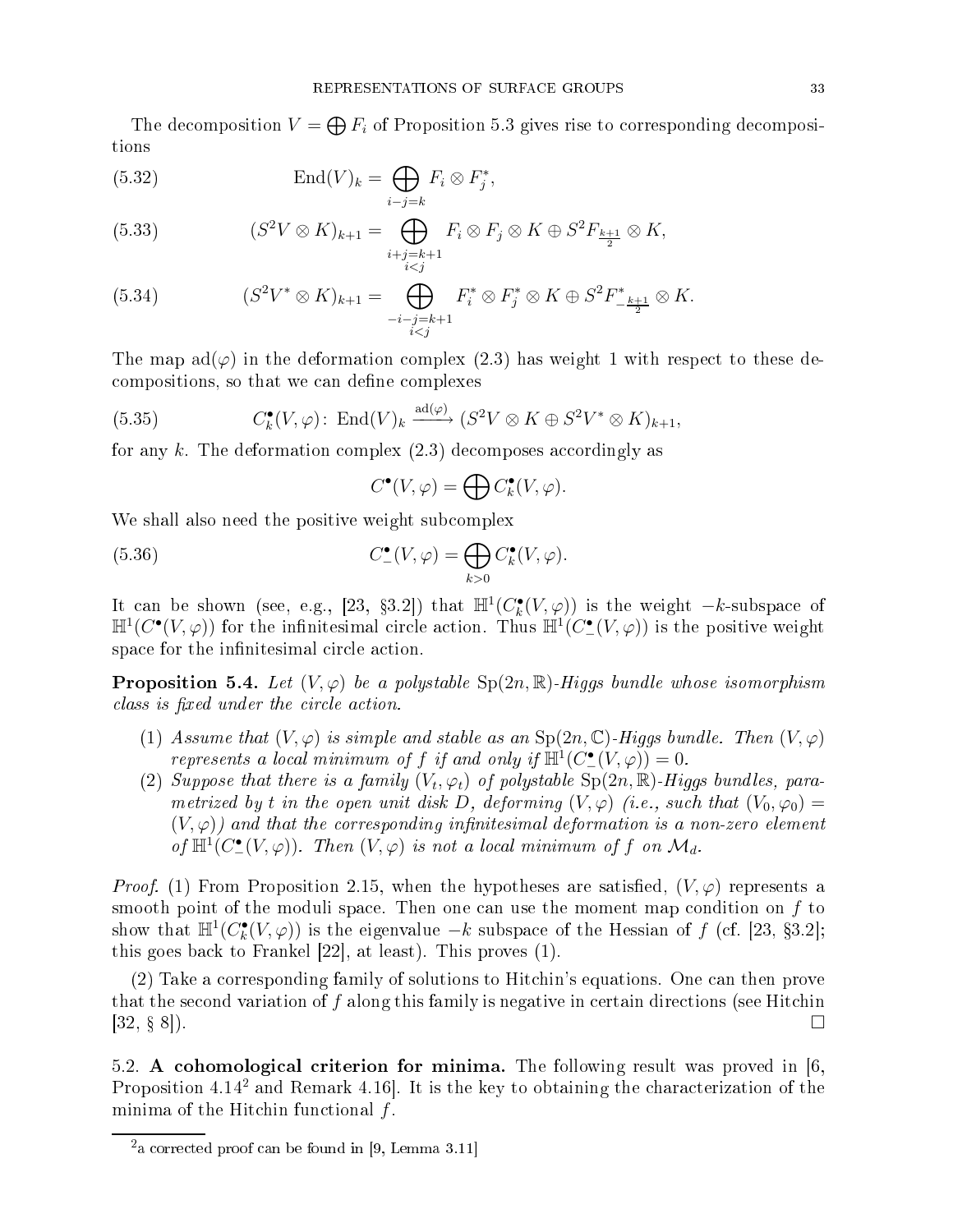The decomposition $V = \bigoplus F_i$ of Proposition 5.3 gives rise to corresponding decompositions

$$\operatorname{End}(V)_k = \bigoplus_{i-j=k} F_i \otimes F_j^*, \tag{5.32}$$

$$(S^2V \otimes K)_{k+1} = \bigoplus_{\substack{i+j=k+1 \\ i<j}} F_i \otimes F_j \otimes K \oplus S^2 F_{\frac{k+1}{2}} \otimes K, \tag{5.33}$$

$$(S^2V^* \otimes K)_{k+1} = \bigoplus_{\substack{-i-j=k+1 \\ i<j}} F_i^* \otimes F_j^* \otimes K \oplus S^2 F^*_{-\frac{k+1}{2}} \otimes K. \tag{5.34}$$

The map $\operatorname{ad}(\varphi)$ in the deformation complex (2.3) has weight 1 with respect to these decompositions, so that we can define complexes

$$C_k^\bullet(V,\varphi)\colon \operatorname{End}(V)_k \xrightarrow{\operatorname{ad}(\varphi)} (S^2V \otimes K \oplus S^2V^* \otimes K)_{k+1}, \tag{5.35}$$

for any $k$. The deformation complex (2.3) decomposes accordingly as

$$C^\bullet(V,\varphi) = \bigoplus C_k^\bullet(V,\varphi).$$

We shall also need the positive weight subcomplex

$$C_-^\bullet(V,\varphi) = \bigoplus_{k>0} C_k^\bullet(V,\varphi). \tag{5.36}$$

It can be shown (see, e.g., [23, §3.2]) that $\mathbb{H}^1(C_k^\bullet(V,\varphi))$ is the weight $-k$-subspace of $\mathbb{H}^1(C^\bullet(V,\varphi))$ for the infinitesimal circle action. Thus $\mathbb{H}^1(C_-^\bullet(V,\varphi))$ is the positive weight space for the infinitesimal circle action.

**Proposition 5.4.** *Let $(V,\varphi)$ be a polystable $\mathrm{Sp}(2n,\mathbb{R})$-Higgs bundle whose isomorphism class is fixed under the circle action.*

1. *Assume that $(V,\varphi)$ is simple and stable as an $\mathrm{Sp}(2n,\mathbb{C})$-Higgs bundle. Then $(V,\varphi)$ represents a local minimum of $f$ if and only if $\mathbb{H}^1(C_-^\bullet(V,\varphi)) = 0$.*
2. *Suppose that there is a family $(V_t,\varphi_t)$ of polystable $\mathrm{Sp}(2n,\mathbb{R})$-Higgs bundles, parametrized by $t$ in the open unit disk $D$, deforming $(V,\varphi)$ (i.e., such that $(V_0,\varphi_0) = (V,\varphi)$) and that the corresponding infinitesimal deformation is a non-zero element of $\mathbb{H}^1(C_-^\bullet(V,\varphi))$. Then $(V,\varphi)$ is not a local minimum of $f$ on $\mathcal{M}_d$.*

*Proof.* (1) From Proposition 2.15, when the hypotheses are satisfied, $(V,\varphi)$ represents a smooth point of the moduli space. Then one can use the moment map condition on $f$ to show that $\mathbb{H}^1(C_k^\bullet(V,\varphi))$ is the eigenvalue $-k$ subspace of the Hessian of $f$ (cf. [23, §3.2]; this goes back to Frankel [22], at least). This proves (1).

(2) Take a corresponding family of solutions to Hitchin's equations. One can then prove that the second variation of $f$ along this family is negative in certain directions (see Hitchin [32, § 8]). □

5.2. **A cohomological criterion for minima.** The following result was proved in [6, Proposition 4.14[2] and Remark 4.16]. It is the key to obtaining the characterization of the minima of the Hitchin functional $f$.

[2] a corrected proof can be found in [9, Lemma 3.11]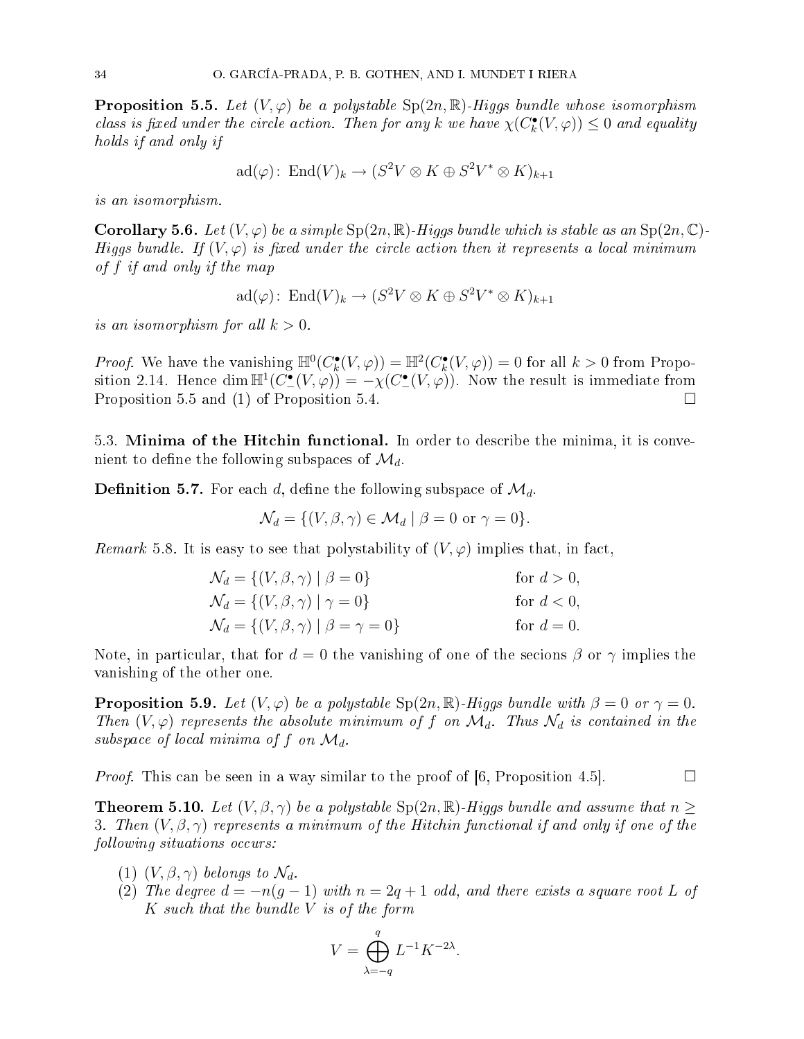**Proposition 5.5.** *Let $(V,\varphi)$ be a polystable $\mathrm{Sp}(2n,\mathbb{R})$-Higgs bundle whose isomorphism class is fixed under the circle action. Then for any $k$ we have $\chi(C_k^\bullet(V,\varphi)) \leq 0$ and equality holds if and only if*

$$\mathrm{ad}(\varphi)\colon \mathrm{End}(V)_k \to (S^2V\otimes K \oplus S^2V^*\otimes K)_{k+1}$$

*is an isomorphism.*

**Corollary 5.6.** *Let $(V,\varphi)$ be a simple $\mathrm{Sp}(2n,\mathbb{R})$-Higgs bundle which is stable as an $\mathrm{Sp}(2n,\mathbb{C})$-Higgs bundle. If $(V,\varphi)$ is fixed under the circle action then it represents a local minimum of $f$ if and only if the map*

$$\mathrm{ad}(\varphi)\colon \mathrm{End}(V)_k \to (S^2V\otimes K \oplus S^2V^*\otimes K)_{k+1}$$

*is an isomorphism for all $k > 0$.*

*Proof.* We have the vanishing $\mathbb{H}^0(C_k^\bullet(V,\varphi)) = \mathbb{H}^2(C_k^\bullet(V,\varphi)) = 0$ for all $k>0$ from Proposition 2.14. Hence $\dim \mathbb{H}^1(C_-^\bullet(V,\varphi)) = -\chi(C_-^\bullet(V,\varphi))$. Now the result is immediate from Proposition 5.5 and (1) of Proposition 5.4. □

## 5.3. Minima of the Hitchin functional.

In order to describe the minima, it is convenient to define the following subspaces of $\mathcal{M}_d$.

**Definition 5.7.** For each $d$, define the following subspace of $\mathcal{M}_d$.

$$\mathcal{N}_d = \{(V,\beta,\gamma)\in\mathcal{M}_d \mid \beta = 0 \text{ or } \gamma = 0\}.$$

*Remark* 5.8. It is easy to see that polystability of $(V,\varphi)$ implies that, in fact,

$$\begin{aligned}
\mathcal{N}_d &= \{(V,\beta,\gamma) \mid \beta = 0\} && \text{for } d>0,\\
\mathcal{N}_d &= \{(V,\beta,\gamma) \mid \gamma = 0\} && \text{for } d<0,\\
\mathcal{N}_d &= \{(V,\beta,\gamma) \mid \beta = \gamma = 0\} && \text{for } d=0.
\end{aligned}$$

Note, in particular, that for $d=0$ the vanishing of one of the secions $\beta$ or $\gamma$ implies the vanishing of the other one.

**Proposition 5.9.** *Let $(V,\varphi)$ be a polystable $\mathrm{Sp}(2n,\mathbb{R})$-Higgs bundle with $\beta=0$ or $\gamma=0$. Then $(V,\varphi)$ represents the absolute minimum of $f$ on $\mathcal{M}_d$. Thus $\mathcal{N}_d$ is contained in the subspace of local minima of $f$ on $\mathcal{M}_d$.*

*Proof.* This can be seen in a way similar to the proof of [6, Proposition 4.5]. □

**Theorem 5.10.** *Let $(V,\beta,\gamma)$ be a polystable $\mathrm{Sp}(2n,\mathbb{R})$-Higgs bundle and assume that $n\geq 3$. Then $(V,\beta,\gamma)$ represents a minimum of the Hitchin functional if and only if one of the following situations occurs:*

1. *$(V,\beta,\gamma)$ belongs to $\mathcal{N}_d$.*
2. *The degree $d=-n(g-1)$ with $n=2q+1$ odd, and there exists a square root $L$ of $K$ such that the bundle $V$ is of the form*

$$V = \bigoplus_{\lambda=-q}^{q} L^{-1}K^{-2\lambda}.$$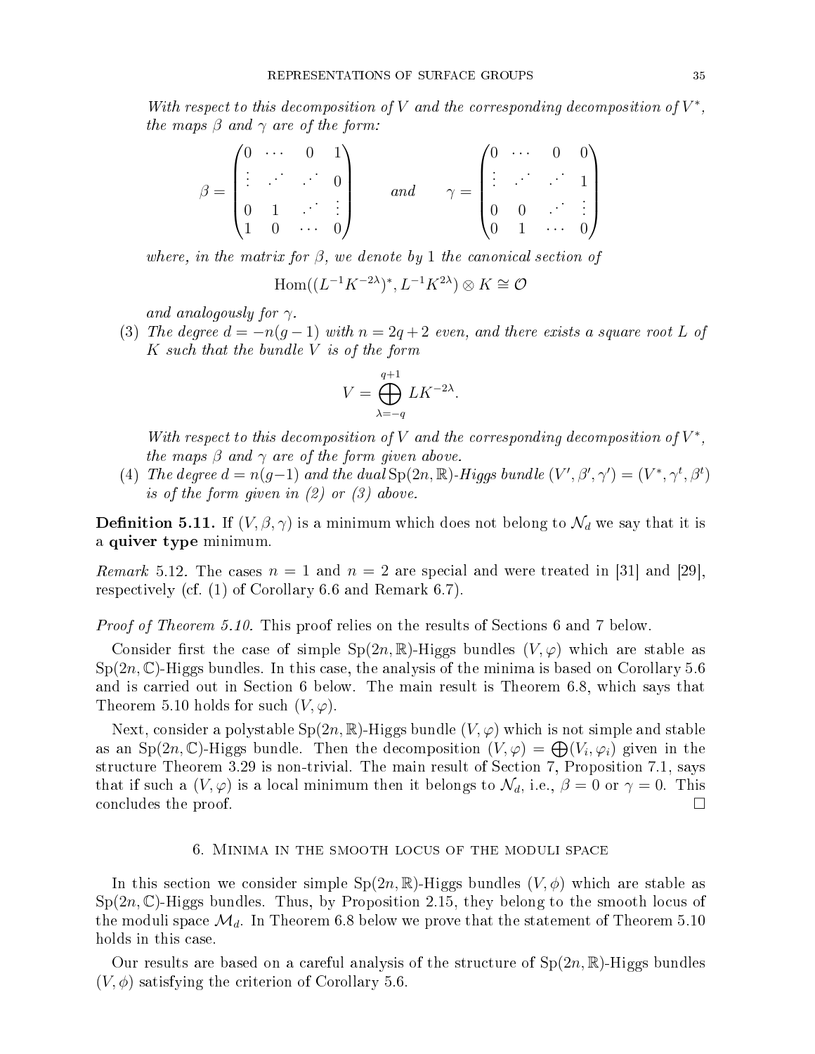*With respect to this decomposition of $V$ and the corresponding decomposition of $V^*$, the maps $\beta$ and $\gamma$ are of the form:*

$$\beta = \begin{pmatrix} 0 & \cdots & 0 & 1 \\ \vdots & \iddots & \iddots & 0 \\ 0 & 1 & \iddots & \vdots \\ 1 & 0 & \cdots & 0 \end{pmatrix} \qquad \text{and} \qquad \gamma = \begin{pmatrix} 0 & \cdots & 0 & 0 \\ \vdots & \iddots & \iddots & 1 \\ 0 & 0 & \iddots & \vdots \\ 0 & 1 & \cdots & 0 \end{pmatrix}$$

*where, in the matrix for $\beta$, we denote by 1 the canonical section of*

$$\mathrm{Hom}((L^{-1}K^{-2\lambda})^*, L^{-1}K^{2\lambda}) \otimes K \cong \mathcal{O}$$

*and analogously for $\gamma$.*

(3) *The degree $d = -n(g-1)$ with $n = 2q+2$ even, and there exists a square root $L$ of $K$ such that the bundle $V$ is of the form*

$$V = \bigoplus_{\lambda=-q}^{q+1} LK^{-2\lambda}.$$

*With respect to this decomposition of $V$ and the corresponding decomposition of $V^*$, the maps $\beta$ and $\gamma$ are of the form given above.*

(4) *The degree $d = n(g-1)$ and the dual $\mathrm{Sp}(2n,\mathbb{R})$-Higgs bundle $(V', \beta', \gamma') = (V^*, \gamma^t, \beta^t)$ is of the form given in (2) or (3) above.*

**Definition 5.11.** If $(V, \beta, \gamma)$ is a minimum which does not belong to $\mathcal{N}_d$ we say that it is a **quiver type** minimum.

*Remark* 5.12. The cases $n = 1$ and $n = 2$ are special and were treated in [31] and [29], respectively (cf. (1) of Corollary 6.6 and Remark 6.7).

*Proof of Theorem 5.10.* This proof relies on the results of Sections 6 and 7 below.

Consider first the case of simple $\mathrm{Sp}(2n,\mathbb{R})$-Higgs bundles $(V, \varphi)$ which are stable as $\mathrm{Sp}(2n,\mathbb{C})$-Higgs bundles. In this case, the analysis of the minima is based on Corollary 5.6 and is carried out in Section 6 below. The main result is Theorem 6.8, which says that Theorem 5.10 holds for such $(V, \varphi)$.

Next, consider a polystable $\mathrm{Sp}(2n,\mathbb{R})$-Higgs bundle $(V, \varphi)$ which is not simple and stable as an $\mathrm{Sp}(2n,\mathbb{C})$-Higgs bundle. Then the decomposition $(V, \varphi) = \bigoplus(V_i, \varphi_i)$ given in the structure Theorem 3.29 is non-trivial. The main result of Section 7, Proposition 7.1, says that if such a $(V, \varphi)$ is a local minimum then it belongs to $\mathcal{N}_d$, i.e., $\beta = 0$ or $\gamma = 0$. This concludes the proof. □

## 6. Minima in the smooth locus of the moduli space

In this section we consider simple $\mathrm{Sp}(2n,\mathbb{R})$-Higgs bundles $(V, \phi)$ which are stable as $\mathrm{Sp}(2n,\mathbb{C})$-Higgs bundles. Thus, by Proposition 2.15, they belong to the smooth locus of the moduli space $\mathcal{M}_d$. In Theorem 6.8 below we prove that the statement of Theorem 5.10 holds in this case.

Our results are based on a careful analysis of the structure of $\mathrm{Sp}(2n,\mathbb{R})$-Higgs bundles $(V, \phi)$ satisfying the criterion of Corollary 5.6.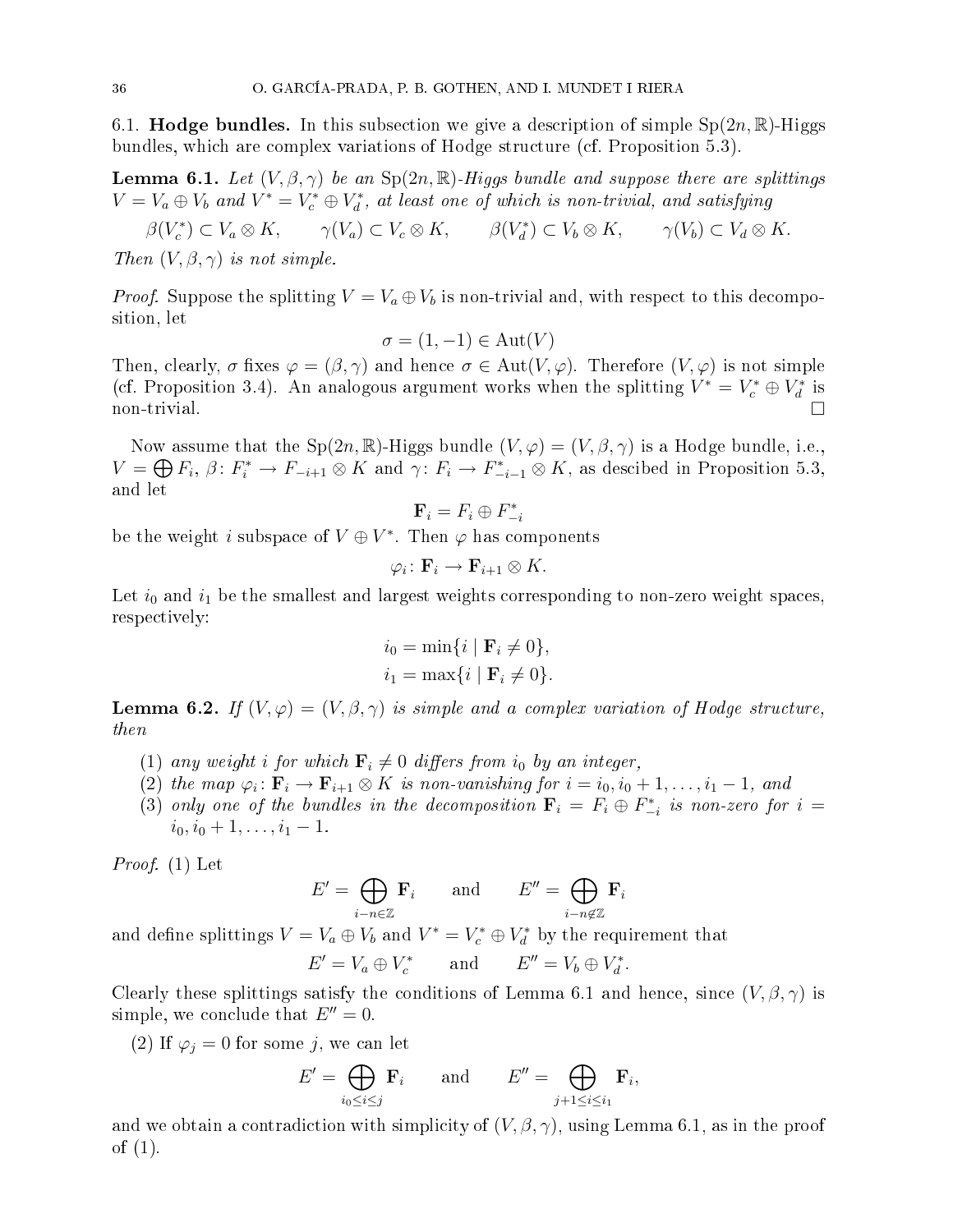6.1. **Hodge bundles.** In this subsection we give a description of simple $\mathrm{Sp}(2n,\mathbb{R})$-Higgs bundles, which are complex variations of Hodge structure (cf. Proposition 5.3).

**Lemma 6.1.** *Let $(V,\beta,\gamma)$ be an $\mathrm{Sp}(2n,\mathbb{R})$-Higgs bundle and suppose there are splittings $V = V_a \oplus V_b$ and $V^* = V_c^* \oplus V_d^*$, at least one of which is non-trivial, and satisfying*

$$\beta(V_c^*) \subset V_a \otimes K, \qquad \gamma(V_a) \subset V_c \otimes K, \qquad \beta(V_d^*) \subset V_b \otimes K, \qquad \gamma(V_b) \subset V_d \otimes K.$$

*Then $(V,\beta,\gamma)$ is not simple.*

*Proof.* Suppose the splitting $V = V_a \oplus V_b$ is non-trivial and, with respect to this decomposition, let

$$\sigma = (1,-1) \in \mathrm{Aut}(V)$$

Then, clearly, $\sigma$ fixes $\varphi = (\beta,\gamma)$ and hence $\sigma \in \mathrm{Aut}(V,\varphi)$. Therefore $(V,\varphi)$ is not simple (cf. Proposition 3.4). An analogous argument works when the splitting $V^* = V_c^* \oplus V_d^*$ is non-trivial. □

Now assume that the $\mathrm{Sp}(2n,\mathbb{R})$-Higgs bundle $(V,\varphi) = (V,\beta,\gamma)$ is a Hodge bundle, i.e., $V = \bigoplus F_i$, $\beta\colon F_i^* \to F_{-i+1} \otimes K$ and $\gamma\colon F_i \to F_{-i-1}^* \otimes K$, as descibed in Proposition 5.3, and let

$$\mathbf{F}_i = F_i \oplus F_{-i}^*$$

be the weight $i$ subspace of $V \oplus V^*$. Then $\varphi$ has components

$$\varphi_i\colon \mathbf{F}_i \to \mathbf{F}_{i+1} \otimes K.$$

Let $i_0$ and $i_1$ be the smallest and largest weights corresponding to non-zero weight spaces, respectively:

$$i_0 = \min\{i \mid \mathbf{F}_i \neq 0\},$$
$$i_1 = \max\{i \mid \mathbf{F}_i \neq 0\}.$$

**Lemma 6.2.** *If $(V,\varphi) = (V,\beta,\gamma)$ is simple and a complex variation of Hodge structure, then*

1. *any weight $i$ for which $\mathbf{F}_i \neq 0$ differs from $i_0$ by an integer,*
2. *the map $\varphi_i\colon \mathbf{F}_i \to \mathbf{F}_{i+1} \otimes K$ is non-vanishing for $i = i_0, i_0+1, \ldots, i_1-1$, and*
3. *only one of the bundles in the decomposition $\mathbf{F}_i = F_i \oplus F_{-i}^*$ is non-zero for $i = i_0, i_0+1, \ldots, i_1-1$.*

*Proof.* (1) Let

$$E' = \bigoplus_{i-n\in\mathbb{Z}} \mathbf{F}_i \qquad \text{and} \qquad E'' = \bigoplus_{i-n\notin\mathbb{Z}} \mathbf{F}_i$$

and define splittings $V = V_a \oplus V_b$ and $V^* = V_c^* \oplus V_d^*$ by the requirement that

$$E' = V_a \oplus V_c^* \qquad \text{and} \qquad E'' = V_b \oplus V_d^*.$$

Clearly these splittings satisfy the conditions of Lemma 6.1 and hence, since $(V,\beta,\gamma)$ is simple, we conclude that $E'' = 0$.

(2) If $\varphi_j = 0$ for some $j$, we can let

$$E' = \bigoplus_{i_0\leq i\leq j} \mathbf{F}_i \qquad \text{and} \qquad E'' = \bigoplus_{j+1\leq i\leq i_1} \mathbf{F}_i,$$

and we obtain a contradiction with simplicity of $(V,\beta,\gamma)$, using Lemma 6.1, as in the proof of (1).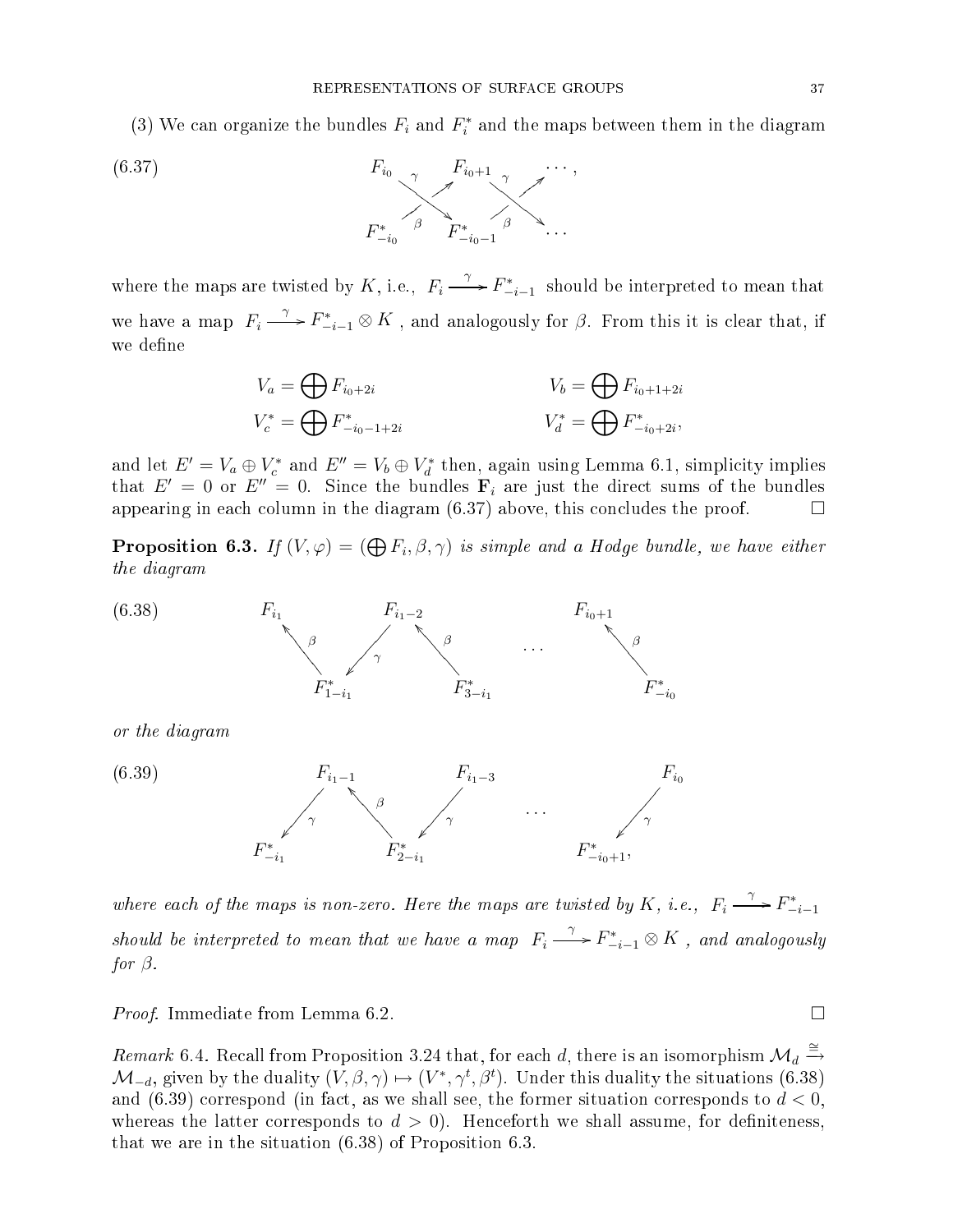(3) We can organize the bundles $F_i$ and $F_i^*$ and the maps between them in the diagram

$$
\begin{array}{ccccc}
F_{i_0} & & F_{i_0+1} & & \cdots, \\
& \overset{\gamma}{\searrow} \; \overset{\nearrow}{\beta} & & \overset{\gamma}{\searrow} \; \overset{\nearrow}{\beta} & \\
F^*_{-i_0} & & F^*_{-i_0-1} & & \cdots
\end{array}
\tag{6.37}
$$

where the maps are twisted by $K$, i.e., $F_i \xrightarrow{\gamma} F^*_{-i-1}$ should be interpreted to mean that we have a map $F_i \xrightarrow{\gamma} F^*_{-i-1} \otimes K$, and analogously for $\beta$. From this it is clear that, if we define

$$
V_a = \bigoplus F_{i_0+2i} \qquad\qquad V_b = \bigoplus F_{i_0+1+2i}
$$

$$
V_c^* = \bigoplus F^*_{-i_0-1+2i} \qquad\qquad V_d^* = \bigoplus F^*_{-i_0+2i},
$$

and let $E' = V_a \oplus V_c^*$ and $E'' = V_b \oplus V_d^*$ then, again using Lemma 6.1, simplicity implies that $E' = 0$ or $E'' = 0$. Since the bundles $\mathbf{F}_i$ are just the direct sums of the bundles appearing in each column in the diagram (6.37) above, this concludes the proof. $\square$

**Proposition 6.3.** *If $(V, \varphi) = (\bigoplus F_i, \beta, \gamma)$ is simple and a Hodge bundle, we have either the diagram*

$$
\begin{array}{ccccccc}
F_{i_1} & & F_{i_1-2} & & & & F_{i_0+1} \\
\overset{\nwarrow}{\beta} & \overset{\gamma}{\swarrow} & & \overset{\nwarrow}{\beta} & \cdots & & \overset{\nwarrow}{\beta} \\
& F^*_{1-i_1} & & F^*_{3-i_1} & & & F^*_{-i_0}
\end{array}
\tag{6.38}
$$

*or the diagram*

$$
\begin{array}{ccccccc}
& F_{i_1-1} & & F_{i_1-3} & & & F_{i_0} \\
\overset{\gamma}{\swarrow} & & \overset{\nwarrow}{\beta} \; \overset{\gamma}{\swarrow} & & \cdots & & \overset{\gamma}{\swarrow} \\
F^*_{-i_1} & & F^*_{2-i_1} & & & F^*_{-i_0+1}, &
\end{array}
\tag{6.39}
$$

*where each of the maps is non-zero. Here the maps are twisted by $K$, i.e., $F_i \xrightarrow{\gamma} F^*_{-i-1}$ should be interpreted to mean that we have a map $F_i \xrightarrow{\gamma} F^*_{-i-1} \otimes K$, and analogously for $\beta$.*

*Proof.* Immediate from Lemma 6.2. $\square$

*Remark* 6.4. Recall from Proposition 3.24 that, for each $d$, there is an isomorphism $\mathcal{M}_d \xrightarrow{\cong} \mathcal{M}_{-d}$, given by the duality $(V, \beta, \gamma) \mapsto (V^*, \gamma^t, \beta^t)$. Under this duality the situations (6.38) and (6.39) correspond (in fact, as we shall see, the former situation corresponds to $d < 0$, whereas the latter corresponds to $d > 0$). Henceforth we shall assume, for definiteness, that we are in the situation (6.38) of Proposition 6.3.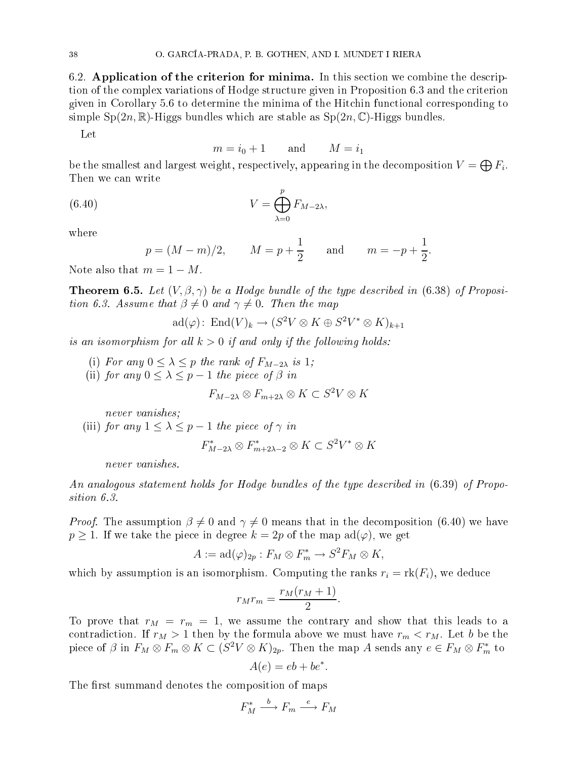6.2. **Application of the criterion for minima.** In this section we combine the description of the complex variations of Hodge structure given in Proposition 6.3 and the criterion given in Corollary 5.6 to determine the minima of the Hitchin functional corresponding to simple $\mathrm{Sp}(2n,\mathbb{R})$-Higgs bundles which are stable as $\mathrm{Sp}(2n,\mathbb{C})$-Higgs bundles.

Let

$$m = i_0 + 1 \qquad \text{and} \qquad M = i_1$$

be the smallest and largest weight, respectively, appearing in the decomposition $V = \bigoplus F_i$. Then we can write

$$V = \bigoplus_{\lambda=0}^{p} F_{M-2\lambda}, \tag{6.40}$$

where

$$p = (M-m)/2, \qquad M = p + \frac{1}{2} \qquad \text{and} \qquad m = -p + \frac{1}{2}.$$

Note also that $m = 1 - M$.

**Theorem 6.5.** *Let $(V,\beta,\gamma)$ be a Hodge bundle of the type described in (6.38) of Proposition 6.3. Assume that $\beta \neq 0$ and $\gamma \neq 0$. Then the map*

$$\mathrm{ad}(\varphi)\colon\ \mathrm{End}(V)_k \to (S^2V\otimes K \oplus S^2V^*\otimes K)_{k+1}$$

*is an isomorphism for all $k>0$ if and only if the following holds:*

(i) *For any $0 \le \lambda \le p$ the rank of $F_{M-2\lambda}$ is $1$;*

(ii) *for any $0 \le \lambda \le p-1$ the piece of $\beta$ in*

$$F_{M-2\lambda}\otimes F_{m+2\lambda}\otimes K \subset S^2V\otimes K$$

*never vanishes;*

(iii) *for any $1 \le \lambda \le p-1$ the piece of $\gamma$ in*

$$F^*_{M-2\lambda}\otimes F^*_{m+2\lambda-2}\otimes K \subset S^2V^*\otimes K$$

*never vanishes.*

*An analogous statement holds for Hodge bundles of the type described in (6.39) of Proposition 6.3.*

*Proof.* The assumption $\beta \neq 0$ and $\gamma \neq 0$ means that in the decomposition (6.40) we have $p \geq 1$. If we take the piece in degree $k = 2p$ of the map $\mathrm{ad}(\varphi)$, we get

$$A := \mathrm{ad}(\varphi)_{2p} : F_M \otimes F_m^* \to S^2F_M \otimes K,$$

which by assumption is an isomorphism. Computing the ranks $r_i = \mathrm{rk}(F_i)$, we deduce

$$r_M r_m = \frac{r_M(r_M+1)}{2}.$$

To prove that $r_M = r_m = 1$, we assume the contrary and show that this leads to a contradiction. If $r_M > 1$ then by the formula above we must have $r_m < r_M$. Let $b$ be the piece of $\beta$ in $F_M \otimes F_m \otimes K \subset (S^2V\otimes K)_{2p}$. Then the map $A$ sends any $e \in F_M \otimes F_m^*$ to

$$A(e) = eb + be^*.$$

The first summand denotes the composition of maps

$$F_M^* \xrightarrow{\ b\ } F_m \xrightarrow{\ e\ } F_M$$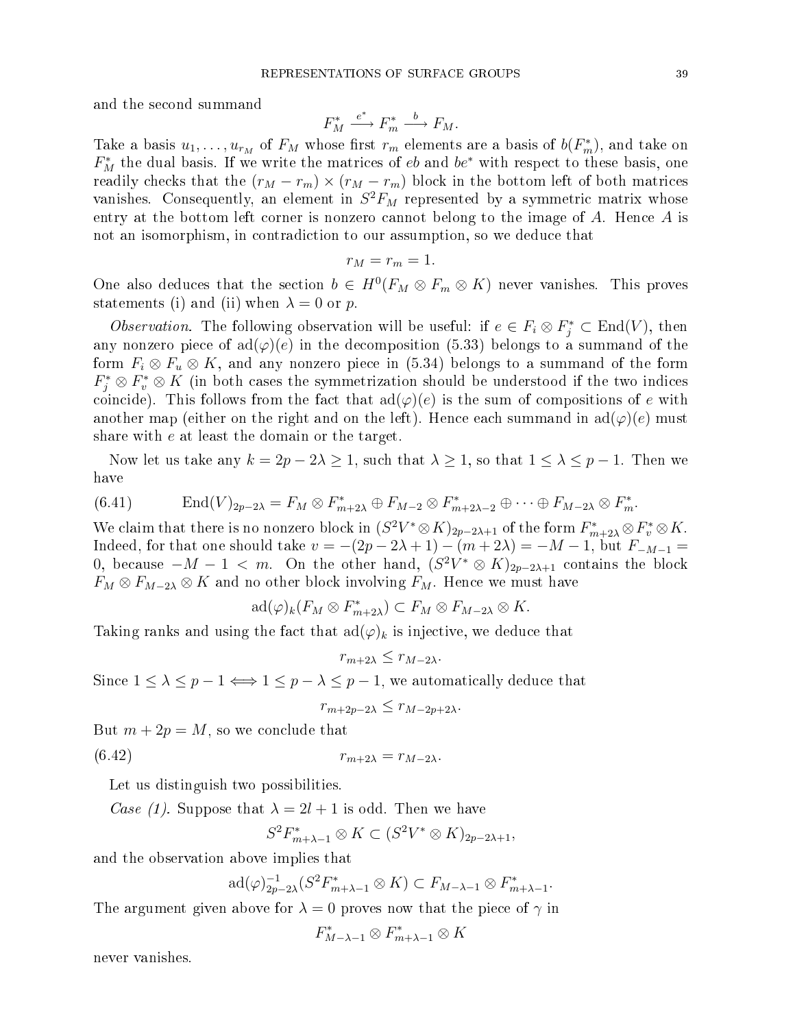and the second summand

$$F_M^* \xrightarrow{e^*} F_m^* \xrightarrow{b} F_M.$$

Take a basis $u_1, \dots, u_{r_M}$ of $F_M$ whose first $r_m$ elements are a basis of $b(F_m^*)$, and take on $F_M^*$ the dual basis. If we write the matrices of $eb$ and $be^*$ with respect to these basis, one readily checks that the $(r_M - r_m) \times (r_M - r_m)$ block in the bottom left of both matrices vanishes. Consequently, an element in $S^2 F_M$ represented by a symmetric matrix whose entry at the bottom left corner is nonzero cannot belong to the image of $A$. Hence $A$ is not an isomorphism, in contradiction to our assumption, so we deduce that

$$r_M = r_m = 1.$$

One also deduces that the section $b \in H^0(F_M \otimes F_m \otimes K)$ never vanishes. This proves statements (i) and (ii) when $\lambda = 0$ or $p$.

*Observation.* The following observation will be useful: if $e \in F_i \otimes F_j^* \subset \mathrm{End}(V)$, then any nonzero piece of $\mathrm{ad}(\varphi)(e)$ in the decomposition (5.33) belongs to a summand of the form $F_i \otimes F_u \otimes K$, and any nonzero piece in (5.34) belongs to a summand of the form $F_j^* \otimes F_v^* \otimes K$ (in both cases the symmetrization should be understood if the two indices coincide). This follows from the fact that $\mathrm{ad}(\varphi)(e)$ is the sum of compositions of $e$ with another map (either on the right and on the left). Hence each summand in $\mathrm{ad}(\varphi)(e)$ must share with $e$ at least the domain or the target.

Now let us take any $k = 2p - 2\lambda \geq 1$, such that $\lambda \geq 1$, so that $1 \leq \lambda \leq p - 1$. Then we have

$$\mathrm{End}(V)_{2p-2\lambda} = F_M \otimes F_{m+2\lambda}^* \oplus F_{M-2} \otimes F_{m+2\lambda-2}^* \oplus \cdots \oplus F_{M-2\lambda} \otimes F_m^*. \tag{6.41}$$

We claim that there is no nonzero block in $(S^2 V^* \otimes K)_{2p-2\lambda+1}$ of the form $F_{m+2\lambda}^* \otimes F_v^* \otimes K$. Indeed, for that one should take $v = -(2p - 2\lambda + 1) - (m + 2\lambda) = -M - 1$, but $F_{-M-1} = 0$, because $-M - 1 < m$. On the other hand, $(S^2 V^* \otimes K)_{2p-2\lambda+1}$ contains the block $F_M \otimes F_{M-2\lambda} \otimes K$ and no other block involving $F_M$. Hence we must have

$$\mathrm{ad}(\varphi)_k(F_M \otimes F_{m+2\lambda}^*) \subset F_M \otimes F_{M-2\lambda} \otimes K.$$

Taking ranks and using the fact that $\mathrm{ad}(\varphi)_k$ is injective, we deduce that

$$r_{m+2\lambda} \leq r_{M-2\lambda}.$$

Since $1 \leq \lambda \leq p - 1 \iff 1 \leq p - \lambda \leq p - 1$, we automatically deduce that

$$r_{m+2p-2\lambda} \leq r_{M-2p+2\lambda}.$$

But $m + 2p = M$, so we conclude that

$$r_{m+2\lambda} = r_{M-2\lambda}. \tag{6.42}$$

Let us distinguish two possibilities.

*Case (1).* Suppose that $\lambda = 2l + 1$ is odd. Then we have

$$S^2 F_{m+\lambda-1}^* \otimes K \subset (S^2 V^* \otimes K)_{2p-2\lambda+1},$$

and the observation above implies that

$$\mathrm{ad}(\varphi)_{2p-2\lambda}^{-1}(S^2 F_{m+\lambda-1}^* \otimes K) \subset F_{M-\lambda-1} \otimes F_{m+\lambda-1}^*.$$

The argument given above for $\lambda = 0$ proves now that the piece of $\gamma$ in

$$F_{M-\lambda-1}^* \otimes F_{m+\lambda-1}^* \otimes K$$

never vanishes.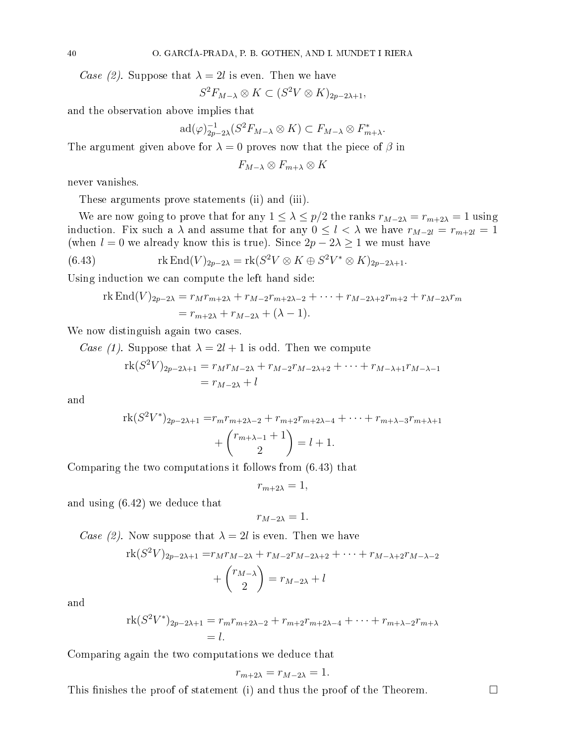*Case (2).* Suppose that $\lambda = 2l$ is even. Then we have

$$S^2 F_{M-\lambda} \otimes K \subset (S^2 V \otimes K)_{2p-2\lambda+1},$$

and the observation above implies that

$$\mathrm{ad}(\varphi)^{-1}_{2p-2\lambda}(S^2 F_{M-\lambda} \otimes K) \subset F_{M-\lambda} \otimes F^*_{m+\lambda}.$$

The argument given above for $\lambda = 0$ proves now that the piece of $\beta$ in

$$F_{M-\lambda} \otimes F_{m+\lambda} \otimes K$$

never vanishes.

These arguments prove statements (ii) and (iii).

We are now going to prove that for any $1 \leq \lambda \leq p/2$ the ranks $r_{M-2\lambda} = r_{m+2\lambda} = 1$ using induction. Fix such a $\lambda$ and assume that for any $0 \leq l < \lambda$ we have $r_{M-2l} = r_{m+2l} = 1$ (when $l = 0$ we already know this is true). Since $2p - 2\lambda \geq 1$ we must have

$$\mathrm{rk}\,\mathrm{End}(V)_{2p-2\lambda} = \mathrm{rk}(S^2 V \otimes K \oplus S^2 V^* \otimes K)_{2p-2\lambda+1}. \tag{6.43}$$

Using induction we can compute the left hand side:

$$\begin{aligned}
\mathrm{rk}\,\mathrm{End}(V)_{2p-2\lambda} &= r_M r_{m+2\lambda} + r_{M-2} r_{m+2\lambda-2} + \cdots + r_{M-2\lambda+2} r_{m+2} + r_{M-2\lambda} r_m \\
&= r_{m+2\lambda} + r_{M-2\lambda} + (\lambda - 1).
\end{aligned}$$

We now distinguish again two cases.

*Case (1).* Suppose that $\lambda = 2l + 1$ is odd. Then we compute

$$\begin{aligned}
\mathrm{rk}(S^2 V)_{2p-2\lambda+1} &= r_M r_{M-2\lambda} + r_{M-2} r_{M-2\lambda+2} + \cdots + r_{M-\lambda+1} r_{M-\lambda-1} \\
&= r_{M-2\lambda} + l
\end{aligned}$$

and

$$\begin{aligned}
\mathrm{rk}(S^2 V^*)_{2p-2\lambda+1} =& r_m r_{m+2\lambda-2} + r_{m+2} r_{m+2\lambda-4} + \cdots + r_{m+\lambda-3} r_{m+\lambda+1} \\
&+ \binom{r_{m+\lambda-1} + 1}{2} = l + 1.
\end{aligned}$$

Comparing the two computations it follows from (6.43) that

$$r_{m+2\lambda} = 1,$$

and using (6.42) we deduce that

$$r_{M-2\lambda} = 1.$$

*Case (2).* Now suppose that $\lambda = 2l$ is even. Then we have

$$\begin{aligned}
\mathrm{rk}(S^2 V)_{2p-2\lambda+1} =& r_M r_{M-2\lambda} + r_{M-2} r_{M-2\lambda+2} + \cdots + r_{M-\lambda+2} r_{M-\lambda-2} \\
&+ \binom{r_{M-\lambda}}{2} = r_{M-2\lambda} + l
\end{aligned}$$

and

$$\begin{aligned}
\mathrm{rk}(S^2 V^*)_{2p-2\lambda+1} &= r_m r_{m+2\lambda-2} + r_{m+2} r_{m+2\lambda-4} + \cdots + r_{m+\lambda-2} r_{m+\lambda} \\
&= l.
\end{aligned}$$

Comparing again the two computations we deduce that

$$r_{m+2\lambda} = r_{M-2\lambda} = 1.$$

This finishes the proof of statement (i) and thus the proof of the Theorem. $\square$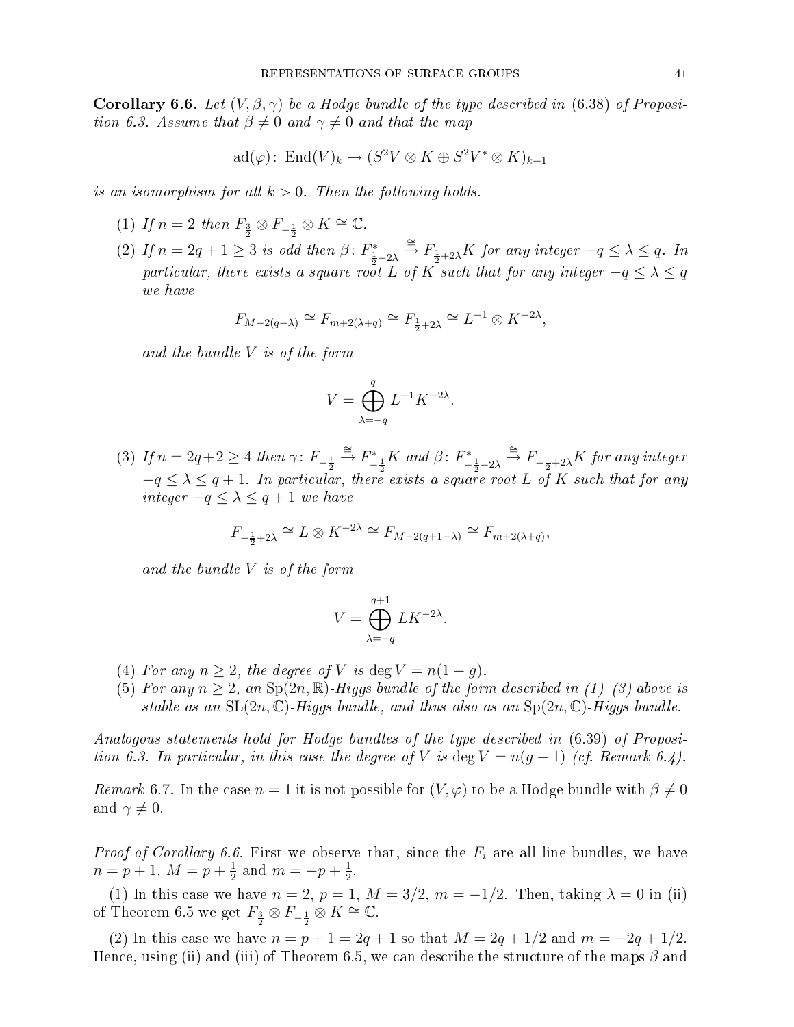**Corollary 6.6.** *Let $(V, \beta, \gamma)$ be a Hodge bundle of the type described in* (6.38) *of Proposition 6.3. Assume that $\beta \neq 0$ and $\gamma \neq 0$ and that the map*

$$\mathrm{ad}(\varphi)\colon \mathrm{End}(V)_k \to (S^2V \otimes K \oplus S^2V^* \otimes K)_{k+1}$$

*is an isomorphism for all $k > 0$. Then the following holds.*

1. *If $n = 2$ then $F_{\frac{3}{2}} \otimes F_{-\frac{1}{2}} \otimes K \cong \mathbb{C}$.*
2. *If $n = 2q+1 \geq 3$ is odd then $\beta\colon F^*_{\frac{1}{2}-2\lambda} \xrightarrow{\cong} F_{\frac{1}{2}+2\lambda}K$ for any integer $-q \leq \lambda \leq q$. In particular, there exists a square root $L$ of $K$ such that for any integer $-q \leq \lambda \leq q$ we have*

   $$F_{M-2(q-\lambda)} \cong F_{m+2(\lambda+q)} \cong F_{\frac{1}{2}+2\lambda} \cong L^{-1} \otimes K^{-2\lambda},$$

   *and the bundle $V$ is of the form*

   $$V = \bigoplus_{\lambda=-q}^{q} L^{-1}K^{-2\lambda}.$$

3. *If $n = 2q+2 \geq 4$ then $\gamma\colon F_{-\frac{1}{2}} \xrightarrow{\cong} F^*_{-\frac{1}{2}}K$ and $\beta\colon F^*_{-\frac{1}{2}-2\lambda} \xrightarrow{\cong} F_{-\frac{1}{2}+2\lambda}K$ for any integer $-q \leq \lambda \leq q+1$. In particular, there exists a square root $L$ of $K$ such that for any integer $-q \leq \lambda \leq q+1$ we have*

   $$F_{-\frac{1}{2}+2\lambda} \cong L \otimes K^{-2\lambda} \cong F_{M-2(q+1-\lambda)} \cong F_{m+2(\lambda+q)},$$

   *and the bundle $V$ is of the form*

   $$V = \bigoplus_{\lambda=-q}^{q+1} LK^{-2\lambda}.$$

4. *For any $n \geq 2$, the degree of $V$ is $\deg V = n(1-g)$.*
5. *For any $n \geq 2$, an $\mathrm{Sp}(2n,\mathbb{R})$-Higgs bundle of the form described in (1)–(3) above is stable as an $\mathrm{SL}(2n,\mathbb{C})$-Higgs bundle, and thus also as an $\mathrm{Sp}(2n,\mathbb{C})$-Higgs bundle.*

*Analogous statements hold for Hodge bundles of the type described in* (6.39) *of Proposition 6.3. In particular, in this case the degree of $V$ is $\deg V = n(g-1)$ (cf. Remark 6.4).*

*Remark* 6.7. In the case $n = 1$ it is not possible for $(V, \varphi)$ to be a Hodge bundle with $\beta \neq 0$ and $\gamma \neq 0$.

*Proof of Corollary 6.6.* First we observe that, since the $F_i$ are all line bundles, we have $n = p+1$, $M = p + \frac{1}{2}$ and $m = -p + \frac{1}{2}$.

(1) In this case we have $n = 2$, $p = 1$, $M = 3/2$, $m = -1/2$. Then, taking $\lambda = 0$ in (ii) of Theorem 6.5 we get $F_{\frac{3}{2}} \otimes F_{-\frac{1}{2}} \otimes K \cong \mathbb{C}$.

(2) In this case we have $n = p+1 = 2q+1$ so that $M = 2q+1/2$ and $m = -2q+1/2$. Hence, using (ii) and (iii) of Theorem 6.5, we can describe the structure of the maps $\beta$ and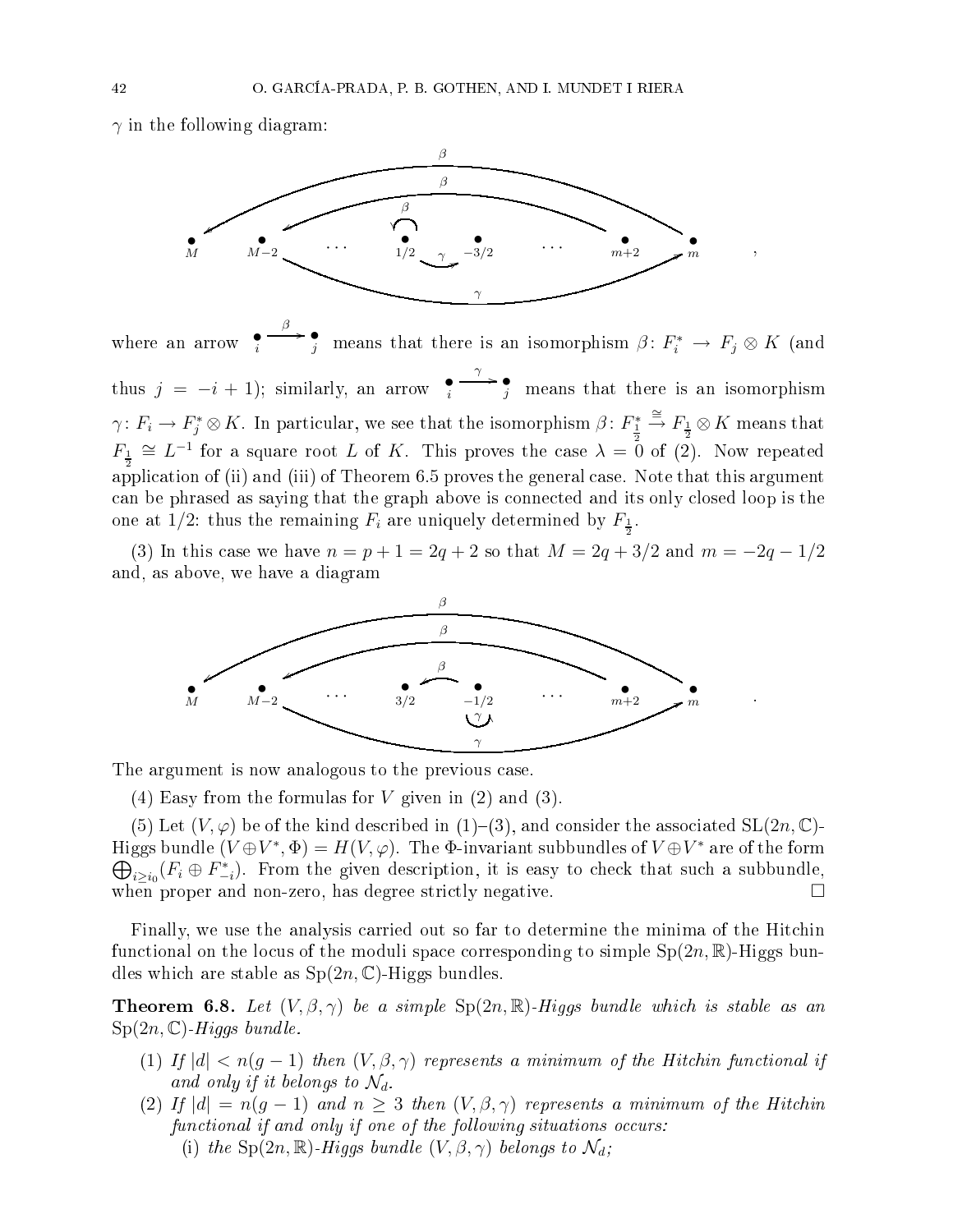$\gamma$ in the following diagram:

$$
\begin{array}{ccccccccc}
\bullet & \bullet & \cdots & \bullet & \bullet & \cdots & \bullet & \bullet \\
M & M{-}2 & & 1/2 & -3/2 & & m{+}2 & m
\end{array}
$$

(with arrows labelled $\beta$ from $m$ to $M$, from $m+2$ to $M-2$, a loop $\beta$ at $1/2$; arrows labelled $\gamma$ from $1/2$ to $-3/2$ and from $M-2$ to $m$),

where an arrow $\underset{i}{\bullet}\xrightarrow{\beta}\underset{j}{\bullet}$ means that there is an isomorphism $\beta\colon F_i^* \to F_j \otimes K$ (and thus $j = -i+1$); similarly, an arrow $\underset{i}{\bullet}\xrightarrow{\gamma}\underset{j}{\bullet}$ means that there is an isomorphism $\gamma\colon F_i \to F_j^* \otimes K$. In particular, we see that the isomorphism $\beta\colon F_{\frac{1}{2}}^* \xrightarrow{\cong} F_{\frac{1}{2}} \otimes K$ means that $F_{\frac{1}{2}} \cong L^{-1}$ for a square root $L$ of $K$. This proves the case $\lambda = 0$ of (2). Now repeated application of (ii) and (iii) of Theorem 6.5 proves the general case. Note that this argument can be phrased as saying that the graph above is connected and its only closed loop is the one at $1/2$: thus the remaining $F_i$ are uniquely determined by $F_{\frac{1}{2}}$.

(3) In this case we have $n = p+1 = 2q+2$ so that $M = 2q+3/2$ and $m = -2q-1/2$ and, as above, we have a diagram

$$
\begin{array}{ccccccccc}
\bullet & \bullet & \cdots & \bullet & \bullet & \cdots & \bullet & \bullet \\
M & M{-}2 & & 3/2 & -1/2 & & m{+}2 & m
\end{array}
$$

(with arrows labelled $\beta$ from $m$ to $M$, from $m+2$ to $M-2$, from $-1/2$ to $3/2$; a loop $\gamma$ at $-1/2$; an arrow labelled $\gamma$ from $M-2$ to $m$).

The argument is now analogous to the previous case.

(4) Easy from the formulas for $V$ given in (2) and (3).

(5) Let $(V,\varphi)$ be of the kind described in (1)–(3), and consider the associated $\mathrm{SL}(2n,\mathbb{C})$-Higgs bundle $(V\oplus V^*, \Phi) = H(V,\varphi)$. The $\Phi$-invariant subbundles of $V\oplus V^*$ are of the form $\bigoplus_{i\geq i_0}(F_i \oplus F_{-i}^*)$. From the given description, it is easy to check that such a subbundle, when proper and non-zero, has degree strictly negative. $\square$

Finally, we use the analysis carried out so far to determine the minima of the Hitchin functional on the locus of the moduli space corresponding to simple $\mathrm{Sp}(2n,\mathbb{R})$-Higgs bundles which are stable as $\mathrm{Sp}(2n,\mathbb{C})$-Higgs bundles.

**Theorem 6.8.** *Let $(V,\beta,\gamma)$ be a simple $\mathrm{Sp}(2n,\mathbb{R})$-Higgs bundle which is stable as an $\mathrm{Sp}(2n,\mathbb{C})$-Higgs bundle.*

1. *If $|d| < n(g-1)$ then $(V,\beta,\gamma)$ represents a minimum of the Hitchin functional if and only if it belongs to $\mathcal{N}_d$.*
2. *If $|d| = n(g-1)$ and $n \geq 3$ then $(V,\beta,\gamma)$ represents a minimum of the Hitchin functional if and only if one of the following situations occurs:*
   - (i) *the $\mathrm{Sp}(2n,\mathbb{R})$-Higgs bundle $(V,\beta,\gamma)$ belongs to $\mathcal{N}_d$;*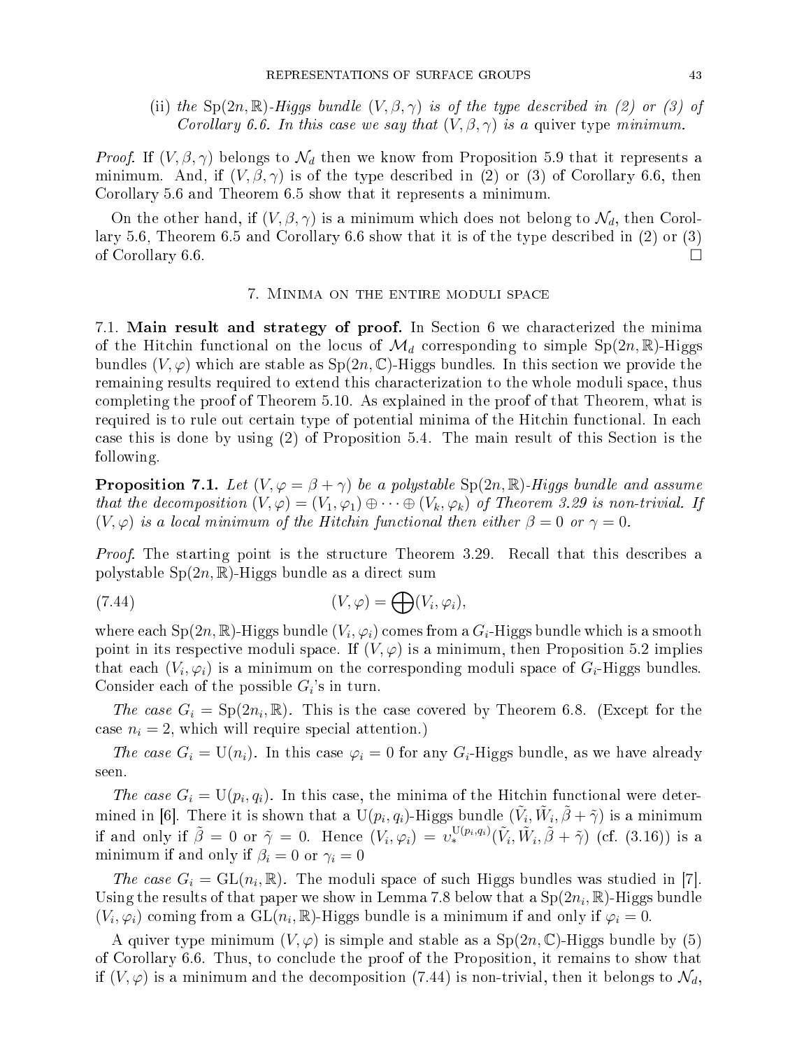(ii) *the* $\mathrm{Sp}(2n,\mathbb{R})$*-Higgs bundle* $(V,\beta,\gamma)$ *is of the type described in (2) or (3) of Corollary 6.6. In this case we say that* $(V,\beta,\gamma)$ *is a* quiver type *minimum.*

*Proof.* If $(V,\beta,\gamma)$ belongs to $\mathcal{N}_d$ then we know from Proposition 5.9 that it represents a minimum. And, if $(V,\beta,\gamma)$ is of the type described in (2) or (3) of Corollary 6.6, then Corollary 5.6 and Theorem 6.5 show that it represents a minimum.

On the other hand, if $(V,\beta,\gamma)$ is a minimum which does not belong to $\mathcal{N}_d$, then Corollary 5.6, Theorem 6.5 and Corollary 6.6 show that it is of the type described in (2) or (3) of Corollary 6.6. □

## 7. Minima on the entire moduli space

7.1. **Main result and strategy of proof.** In Section 6 we characterized the minima of the Hitchin functional on the locus of $\mathcal{M}_d$ corresponding to simple $\mathrm{Sp}(2n,\mathbb{R})$-Higgs bundles $(V,\varphi)$ which are stable as $\mathrm{Sp}(2n,\mathbb{C})$-Higgs bundles. In this section we provide the remaining results required to extend this characterization to the whole moduli space, thus completing the proof of Theorem 5.10. As explained in the proof of that Theorem, what is required is to rule out certain type of potential minima of the Hitchin functional. In each case this is done by using (2) of Proposition 5.4. The main result of this Section is the following.

**Proposition 7.1.** *Let* $(V,\varphi=\beta+\gamma)$ *be a polystable* $\mathrm{Sp}(2n,\mathbb{R})$*-Higgs bundle and assume that the decomposition* $(V,\varphi)=(V_1,\varphi_1)\oplus\cdots\oplus(V_k,\varphi_k)$ *of Theorem 3.29 is non-trivial. If* $(V,\varphi)$ *is a local minimum of the Hitchin functional then either* $\beta=0$ *or* $\gamma=0$*.*

*Proof.* The starting point is the structure Theorem 3.29. Recall that this describes a polystable $\mathrm{Sp}(2n,\mathbb{R})$-Higgs bundle as a direct sum

$$(V,\varphi)=\bigoplus(V_i,\varphi_i), \tag{7.44}$$

where each $\mathrm{Sp}(2n,\mathbb{R})$-Higgs bundle $(V_i,\varphi_i)$ comes from a $G_i$-Higgs bundle which is a smooth point in its respective moduli space. If $(V,\varphi)$ is a minimum, then Proposition 5.2 implies that each $(V_i,\varphi_i)$ is a minimum on the corresponding moduli space of $G_i$-Higgs bundles. Consider each of the possible $G_i$'s in turn.

*The case* $G_i=\mathrm{Sp}(2n_i,\mathbb{R})$*.* This is the case covered by Theorem 6.8. (Except for the case $n_i=2$, which will require special attention.)

*The case* $G_i=\mathrm{U}(n_i)$*.* In this case $\varphi_i=0$ for any $G_i$-Higgs bundle, as we have already seen.

*The case* $G_i=\mathrm{U}(p_i,q_i)$*.* In this case, the minima of the Hitchin functional were determined in [6]. There it is shown that a $\mathrm{U}(p_i,q_i)$-Higgs bundle $(\tilde{V}_i,\tilde{W}_i,\tilde{\beta}+\tilde{\gamma})$ is a minimum if and only if $\tilde{\beta}=0$ or $\tilde{\gamma}=0$. Hence $(V_i,\varphi_i)=\upsilon_*^{\mathrm{U}(p_i,q_i)}(\tilde{V}_i,\tilde{W}_i,\tilde{\beta}+\tilde{\gamma})$ (cf. (3.16)) is a minimum if and only if $\beta_i=0$ or $\gamma_i=0$

*The case* $G_i=\mathrm{GL}(n_i,\mathbb{R})$*.* The moduli space of such Higgs bundles was studied in [7]. Using the results of that paper we show in Lemma 7.8 below that a $\mathrm{Sp}(2n_i,\mathbb{R})$-Higgs bundle $(V_i,\varphi_i)$ coming from a $\mathrm{GL}(n_i,\mathbb{R})$-Higgs bundle is a minimum if and only if $\varphi_i=0$.

A quiver type minimum $(V,\varphi)$ is simple and stable as a $\mathrm{Sp}(2n,\mathbb{C})$-Higgs bundle by (5) of Corollary 6.6. Thus, to conclude the proof of the Proposition, it remains to show that if $(V,\varphi)$ is a minimum and the decomposition (7.44) is non-trivial, then it belongs to $\mathcal{N}_d$,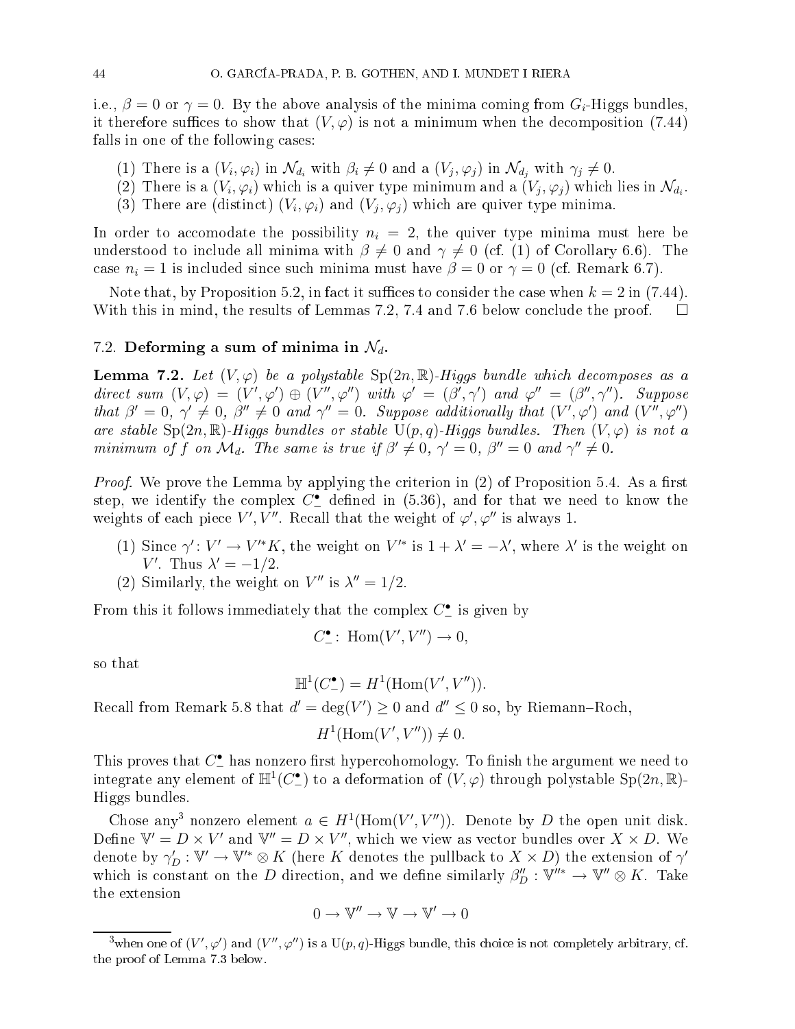i.e., $\beta = 0$ or $\gamma = 0$. By the above analysis of the minima coming from $G_i$-Higgs bundles, it therefore suffices to show that $(V, \varphi)$ is not a minimum when the decomposition (7.44) falls in one of the following cases:

(1) There is a $(V_i, \varphi_i)$ in $\mathcal{N}_{d_i}$ with $\beta_i \neq 0$ and a $(V_j, \varphi_j)$ in $\mathcal{N}_{d_j}$ with $\gamma_j \neq 0$.
(2) There is a $(V_i, \varphi_i)$ which is a quiver type minimum and a $(V_j, \varphi_j)$ which lies in $\mathcal{N}_{d_i}$.
(3) There are (distinct) $(V_i, \varphi_i)$ and $(V_j, \varphi_j)$ which are quiver type minima.

In order to accomodate the possibility $n_i = 2$, the quiver type minima must here be understood to include all minima with $\beta \neq 0$ and $\gamma \neq 0$ (cf. (1) of Corollary 6.6). The case $n_i = 1$ is included since such minima must have $\beta = 0$ or $\gamma = 0$ (cf. Remark 6.7).

Note that, by Proposition 5.2, in fact it suffices to consider the case when $k = 2$ in (7.44). With this in mind, the results of Lemmas 7.2, 7.4 and 7.6 below conclude the proof. □

### 7.2. Deforming a sum of minima in $\mathcal{N}_d$.

**Lemma 7.2.** *Let $(V, \varphi)$ be a polystable $\mathrm{Sp}(2n, \mathbb{R})$-Higgs bundle which decomposes as a direct sum $(V, \varphi) = (V', \varphi') \oplus (V'', \varphi'')$ with $\varphi' = (\beta', \gamma')$ and $\varphi'' = (\beta'', \gamma'')$. Suppose that $\beta' = 0$, $\gamma' \neq 0$, $\beta'' \neq 0$ and $\gamma'' = 0$. Suppose additionally that $(V', \varphi')$ and $(V'', \varphi'')$ are stable $\mathrm{Sp}(2n, \mathbb{R})$-Higgs bundles or stable $\mathrm{U}(p, q)$-Higgs bundles. Then $(V, \varphi)$ is not a minimum of $f$ on $\mathcal{M}_d$. The same is true if $\beta' \neq 0$, $\gamma' = 0$, $\beta'' = 0$ and $\gamma'' \neq 0$.*

*Proof.* We prove the Lemma by applying the criterion in (2) of Proposition 5.4. As a first step, we identify the complex $C^\bullet_-$ defined in (5.36), and for that we need to know the weights of each piece $V', V''$. Recall that the weight of $\varphi', \varphi''$ is always 1.

(1) Since $\gamma' \colon V' \to V'^* K$, the weight on $V'^*$ is $1 + \lambda' = -\lambda'$, where $\lambda'$ is the weight on $V'$. Thus $\lambda' = -1/2$.
(2) Similarly, the weight on $V''$ is $\lambda'' = 1/2$.

From this it follows immediately that the complex $C^\bullet_-$ is given by

$$C^\bullet_- \colon \operatorname{Hom}(V', V'') \to 0,$$

so that

$$\mathbb{H}^1(C^\bullet_-) = H^1(\operatorname{Hom}(V', V'')).$$

Recall from Remark 5.8 that $d' = \deg(V') \geq 0$ and $d'' \leq 0$ so, by Riemann–Roch,

$$H^1(\operatorname{Hom}(V', V'')) \neq 0.$$

This proves that $C^\bullet_-$ has nonzero first hypercohomology. To finish the argument we need to integrate any element of $\mathbb{H}^1(C^\bullet_-)$ to a deformation of $(V, \varphi)$ through polystable $\mathrm{Sp}(2n, \mathbb{R})$-Higgs bundles.

Chose any[3] nonzero element $a \in H^1(\operatorname{Hom}(V', V''))$. Denote by $D$ the open unit disk. Define $\mathbb{V}' = D \times V'$ and $\mathbb{V}'' = D \times V''$, which we view as vector bundles over $X \times D$. We denote by $\gamma'_D : \mathbb{V}' \to \mathbb{V}'^* \otimes K$ (here $K$ denotes the pullback to $X \times D$) the extension of $\gamma'$ which is constant on the $D$ direction, and we define similarly $\beta''_D : \mathbb{V}''^* \to \mathbb{V}'' \otimes K$. Take the extension

$$0 \to \mathbb{V}'' \to \mathbb{V} \to \mathbb{V}' \to 0$$

[3] when one of $(V', \varphi')$ and $(V'', \varphi'')$ is a $\mathrm{U}(p, q)$-Higgs bundle, this choice is not completely arbitrary, cf. the proof of Lemma 7.3 below.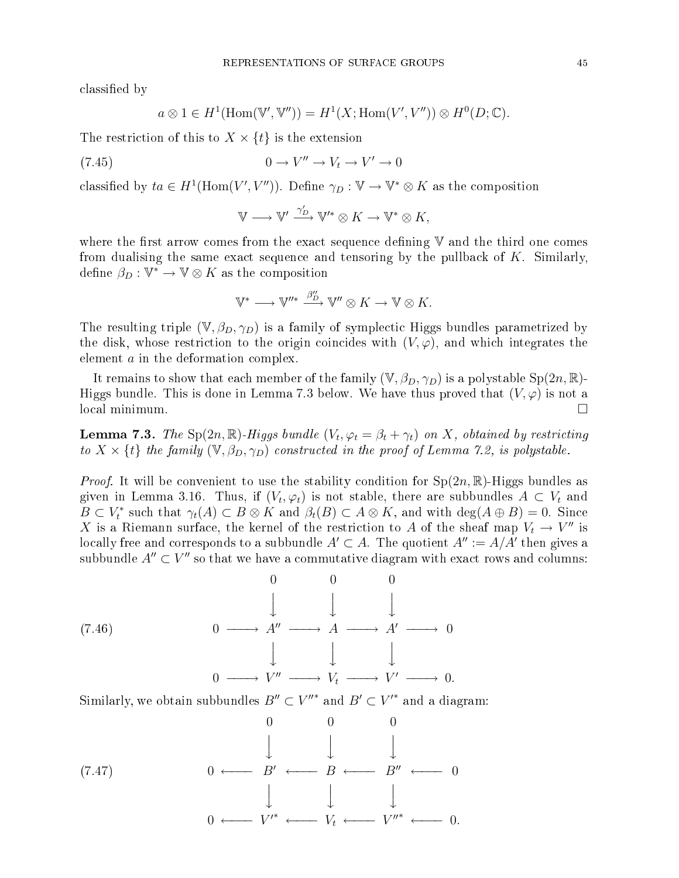classified by

$$a \otimes 1 \in H^1(\mathrm{Hom}(\mathbb{V}', \mathbb{V}'')) = H^1(X; \mathrm{Hom}(V', V'')) \otimes H^0(D; \mathbb{C}).$$

The restriction of this to $X \times \{t\}$ is the extension

$$0 \to V'' \to V_t \to V' \to 0 \tag{7.45}$$

classified by $ta \in H^1(\mathrm{Hom}(V', V''))$. Define $\gamma_D : \mathbb{V} \to \mathbb{V}^* \otimes K$ as the composition

$$\mathbb{V} \longrightarrow \mathbb{V}' \xrightarrow{\gamma_D'} \mathbb{V}'^* \otimes K \to \mathbb{V}^* \otimes K,$$

where the first arrow comes from the exact sequence defining $\mathbb{V}$ and the third one comes from dualising the same exact sequence and tensoring by the pullback of $K$. Similarly, define $\beta_D : \mathbb{V}^* \to \mathbb{V} \otimes K$ as the composition

$$\mathbb{V}^* \longrightarrow \mathbb{V}''^* \xrightarrow{\beta_D''} \mathbb{V}'' \otimes K \to \mathbb{V} \otimes K.$$

The resulting triple $(\mathbb{V}, \beta_D, \gamma_D)$ is a family of symplectic Higgs bundles parametrized by the disk, whose restriction to the origin coincides with $(V, \varphi)$, and which integrates the element $a$ in the deformation complex.

It remains to show that each member of the family $(\mathbb{V}, \beta_D, \gamma_D)$ is a polystable $\mathrm{Sp}(2n, \mathbb{R})$-Higgs bundle. This is done in Lemma 7.3 below. We have thus proved that $(V, \varphi)$ is not a local minimum. $\square$

**Lemma 7.3.** *The $\mathrm{Sp}(2n, \mathbb{R})$-Higgs bundle $(V_t, \varphi_t = \beta_t + \gamma_t)$ on $X$, obtained by restricting to $X \times \{t\}$ the family $(\mathbb{V}, \beta_D, \gamma_D)$ constructed in the proof of Lemma 7.2, is polystable.*

*Proof.* It will be convenient to use the stability condition for $\mathrm{Sp}(2n, \mathbb{R})$-Higgs bundles as given in Lemma 3.16. Thus, if $(V_t, \varphi_t)$ is not stable, there are subbundles $A \subset V_t$ and $B \subset V_t^*$ such that $\gamma_t(A) \subset B \otimes K$ and $\beta_t(B) \subset A \otimes K$, and with $\deg(A \oplus B) = 0$. Since $X$ is a Riemann surface, the kernel of the restriction to $A$ of the sheaf map $V_t \to V''$ is locally free and corresponds to a subbundle $A' \subset A$. The quotient $A'' := A/A'$ then gives a subbundle $A'' \subset V''$ so that we have a commutative diagram with exact rows and columns:

$$\begin{array}{ccccccccc}
 & & 0 & & 0 & & 0 & & \\
 & & \downarrow & & \downarrow & & \downarrow & & \\
0 & \longrightarrow & A'' & \longrightarrow & A & \longrightarrow & A' & \longrightarrow & 0 \\
 & & \downarrow & & \downarrow & & \downarrow & & \\
0 & \longrightarrow & V'' & \longrightarrow & V_t & \longrightarrow & V' & \longrightarrow & 0.
\end{array} \tag{7.46}$$

Similarly, we obtain subbundles $B'' \subset V''^*$ and $B' \subset V'^*$ and a diagram:

$$\begin{array}{ccccccccc}
 & & 0 & & 0 & & 0 & & \\
 & & \downarrow & & \downarrow & & \downarrow & & \\
0 & \longleftarrow & B' & \longleftarrow & B & \longleftarrow & B'' & \longleftarrow & 0 \\
 & & \downarrow & & \downarrow & & \downarrow & & \\
0 & \longleftarrow & V'^* & \longleftarrow & V_t & \longleftarrow & V''^* & \longleftarrow & 0.
\end{array} \tag{7.47}$$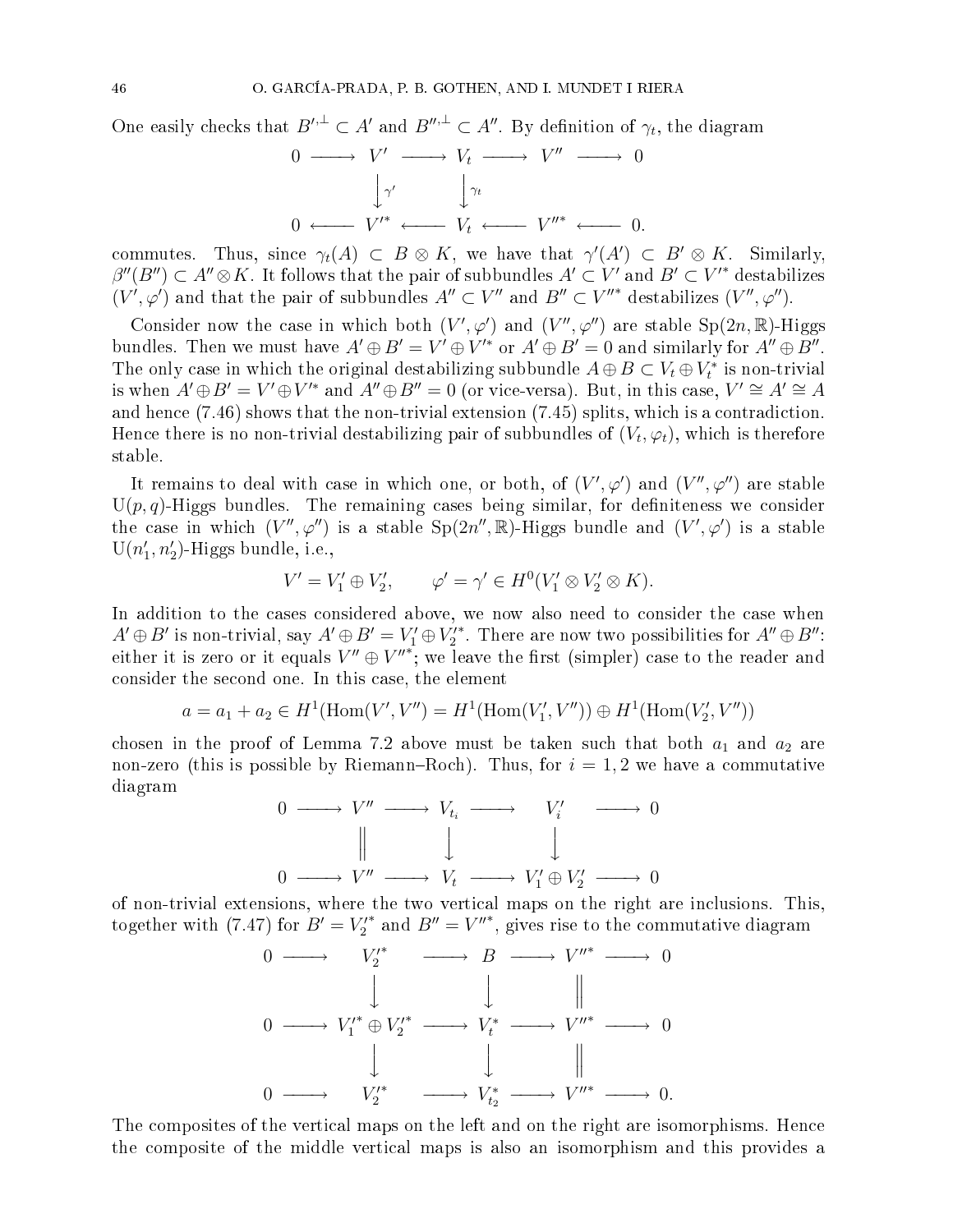One easily checks that $B'^{,\perp} \subset A'$ and $B''^{,\perp} \subset A''$. By definition of $\gamma_t$, the diagram

$$
\begin{array}{ccccccccc}
0 & \longrightarrow & V' & \longrightarrow & V_t & \longrightarrow & V'' & \longrightarrow & 0 \\
 & & \big\downarrow{\scriptstyle \gamma'} & & \big\downarrow{\scriptstyle \gamma_t} & & & & \\
0 & \longleftarrow & V'^{*} & \longleftarrow & V_t & \longleftarrow & V''^{*} & \longleftarrow & 0.
\end{array}
$$

commutes. Thus, since $\gamma_t(A) \subset B \otimes K$, we have that $\gamma'(A') \subset B' \otimes K$. Similarly, $\beta''(B'') \subset A'' \otimes K$. It follows that the pair of subbundles $A' \subset V'$ and $B' \subset V'^{*}$ destabilizes $(V', \varphi')$ and that the pair of subbundles $A'' \subset V''$ and $B'' \subset V''^{*}$ destabilizes $(V'', \varphi'')$.

Consider now the case in which both $(V', \varphi')$ and $(V'', \varphi'')$ are stable $\mathrm{Sp}(2n, \mathbb{R})$-Higgs bundles. Then we must have $A' \oplus B' = V' \oplus V'^{*}$ or $A' \oplus B' = 0$ and similarly for $A'' \oplus B''$. The only case in which the original destabilizing subbundle $A \oplus B \subset V_t \oplus V_t^{*}$ is non-trivial is when $A' \oplus B' = V' \oplus V'^{*}$ and $A'' \oplus B'' = 0$ (or vice-versa). But, in this case, $V' \cong A' \cong A$ and hence (7.46) shows that the non-trivial extension (7.45) splits, which is a contradiction. Hence there is no non-trivial destabilizing pair of subbundles of $(V_t, \varphi_t)$, which is therefore stable.

It remains to deal with case in which one, or both, of $(V', \varphi')$ and $(V'', \varphi'')$ are stable $\mathrm{U}(p,q)$-Higgs bundles. The remaining cases being similar, for definiteness we consider the case in which $(V'', \varphi'')$ is a stable $\mathrm{Sp}(2n'', \mathbb{R})$-Higgs bundle and $(V', \varphi')$ is a stable $\mathrm{U}(n_1', n_2')$-Higgs bundle, i.e.,

$$
V' = V_1' \oplus V_2', \qquad \varphi' = \gamma' \in H^0(V_1' \otimes V_2' \otimes K).
$$

In addition to the cases considered above, we now also need to consider the case when $A' \oplus B'$ is non-trivial, say $A' \oplus B' = V_1' \oplus V_2'^{*}$. There are now two possibilities for $A'' \oplus B''$: either it is zero or it equals $V'' \oplus V''^{*}$; we leave the first (simpler) case to the reader and consider the second one. In this case, the element

$$
a = a_1 + a_2 \in H^1(\mathrm{Hom}(V', V'')) = H^1(\mathrm{Hom}(V_1', V'')) \oplus H^1(\mathrm{Hom}(V_2', V''))
$$

chosen in the proof of Lemma 7.2 above must be taken such that both $a_1$ and $a_2$ are non-zero (this is possible by Riemann–Roch). Thus, for $i = 1, 2$ we have a commutative diagram

$$
\begin{array}{ccccccccc}
0 & \longrightarrow & V'' & \longrightarrow & V_{t_i} & \longrightarrow & V_i' & \longrightarrow & 0 \\
 & & \big\| & & \big\downarrow & & \big\downarrow & & \\
0 & \longrightarrow & V'' & \longrightarrow & V_t & \longrightarrow & V_1' \oplus V_2' & \longrightarrow & 0
\end{array}
$$

of non-trivial extensions, where the two vertical maps on the right are inclusions. This, together with (7.47) for $B' = V_2'^{*}$ and $B'' = V''^{*}$, gives rise to the commutative diagram

$$
\begin{array}{ccccccccc}
0 & \longrightarrow & V_2'^{*} & \longrightarrow & B & \longrightarrow & V''^{*} & \longrightarrow & 0 \\
 & & \big\downarrow & & \big\downarrow & & \big\| & & \\
0 & \longrightarrow & V_1'^{*} \oplus V_2'^{*} & \longrightarrow & V_t^{*} & \longrightarrow & V''^{*} & \longrightarrow & 0 \\
 & & \big\downarrow & & \big\downarrow & & \big\| & & \\
0 & \longrightarrow & V_2'^{*} & \longrightarrow & V_{t_2}^{*} & \longrightarrow & V''^{*} & \longrightarrow & 0.
\end{array}
$$

The composites of the vertical maps on the left and on the right are isomorphisms. Hence the composite of the middle vertical maps is also an isomorphism and this provides a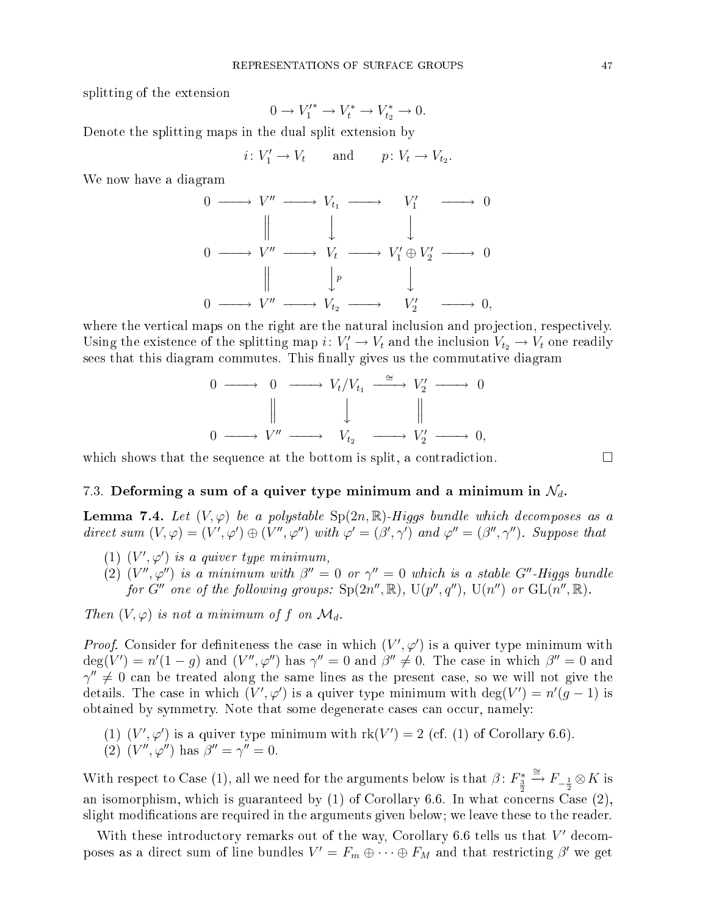splitting of the extension

$$0 \to V_1'^* \to V_t^* \to V_{t_2}^* \to 0.$$

Denote the splitting maps in the dual split extension by

$$i\colon V_1' \to V_t \qquad \text{and} \qquad p\colon V_t \to V_{t_2}.$$

We now have a diagram

$$\begin{array}{ccccccccc}
0 & \longrightarrow & V'' & \longrightarrow & V_{t_1} & \longrightarrow & V_1' & \longrightarrow & 0 \\
 & & \Big\| & & \Big\downarrow & & \Big\downarrow & & \\
0 & \longrightarrow & V'' & \longrightarrow & V_t & \longrightarrow & V_1' \oplus V_2' & \longrightarrow & 0 \\
 & & \Big\| & & \Big\downarrow{\scriptstyle p} & & \Big\downarrow & & \\
0 & \longrightarrow & V'' & \longrightarrow & V_{t_2} & \longrightarrow & V_2' & \longrightarrow & 0,
\end{array}$$

where the vertical maps on the right are the natural inclusion and projection, respectively. Using the existence of the splitting map $i\colon V_1' \to V_t$ and the inclusion $V_{t_2} \to V_t$ one readily sees that this diagram commutes. This finally gives us the commutative diagram

$$\begin{array}{ccccccccc}
0 & \longrightarrow & 0 & \longrightarrow & V_t/V_{t_1} & \xrightarrow{\cong} & V_2' & \longrightarrow & 0 \\
 & & \Big\| & & \Big\downarrow & & \Big\| & & \\
0 & \longrightarrow & V'' & \longrightarrow & V_{t_2} & \longrightarrow & V_2' & \longrightarrow & 0,
\end{array}$$

which shows that the sequence at the bottom is split, a contradiction. □

### 7.3. Deforming a sum of a quiver type minimum and a minimum in $\mathcal{N}_d$.

**Lemma 7.4.** *Let $(V, \varphi)$ be a polystable $\mathrm{Sp}(2n, \mathbb{R})$-Higgs bundle which decomposes as a direct sum $(V, \varphi) = (V', \varphi') \oplus (V'', \varphi'')$ with $\varphi' = (\beta', \gamma')$ and $\varphi'' = (\beta'', \gamma'')$. Suppose that*

1. *$(V', \varphi')$ is a quiver type minimum,*
2. *$(V'', \varphi'')$ is a minimum with $\beta'' = 0$ or $\gamma'' = 0$ which is a stable $G''$-Higgs bundle for $G''$ one of the following groups: $\mathrm{Sp}(2n'', \mathbb{R})$, $\mathrm{U}(p'', q'')$, $\mathrm{U}(n'')$ or $\mathrm{GL}(n'', \mathbb{R})$.*

*Then $(V, \varphi)$ is not a minimum of $f$ on $\mathcal{M}_d$.*

*Proof.* Consider for definiteness the case in which $(V', \varphi')$ is a quiver type minimum with $\deg(V') = n'(1-g)$ and $(V'', \varphi'')$ has $\gamma'' = 0$ and $\beta'' \neq 0$. The case in which $\beta'' = 0$ and $\gamma'' \neq 0$ can be treated along the same lines as the present case, so we will not give the details. The case in which $(V', \varphi')$ is a quiver type minimum with $\deg(V') = n'(g-1)$ is obtained by symmetry. Note that some degenerate cases can occur, namely:

1. $(V', \varphi')$ is a quiver type minimum with $\mathrm{rk}(V') = 2$ (cf. (1) of Corollary 6.6).
2. $(V'', \varphi'')$ has $\beta'' = \gamma'' = 0$.

With respect to Case (1), all we need for the arguments below is that $\beta\colon F_{\frac{3}{2}}^* \xrightarrow{\cong} F_{-\frac{1}{2}} \otimes K$ is an isomorphism, which is guaranteed by (1) of Corollary 6.6. In what concerns Case (2), slight modifications are required in the arguments given below; we leave these to the reader.

With these introductory remarks out of the way, Corollary 6.6 tells us that $V'$ decomposes as a direct sum of line bundles $V' = F_m \oplus \cdots \oplus F_M$ and that restricting $\beta'$ we get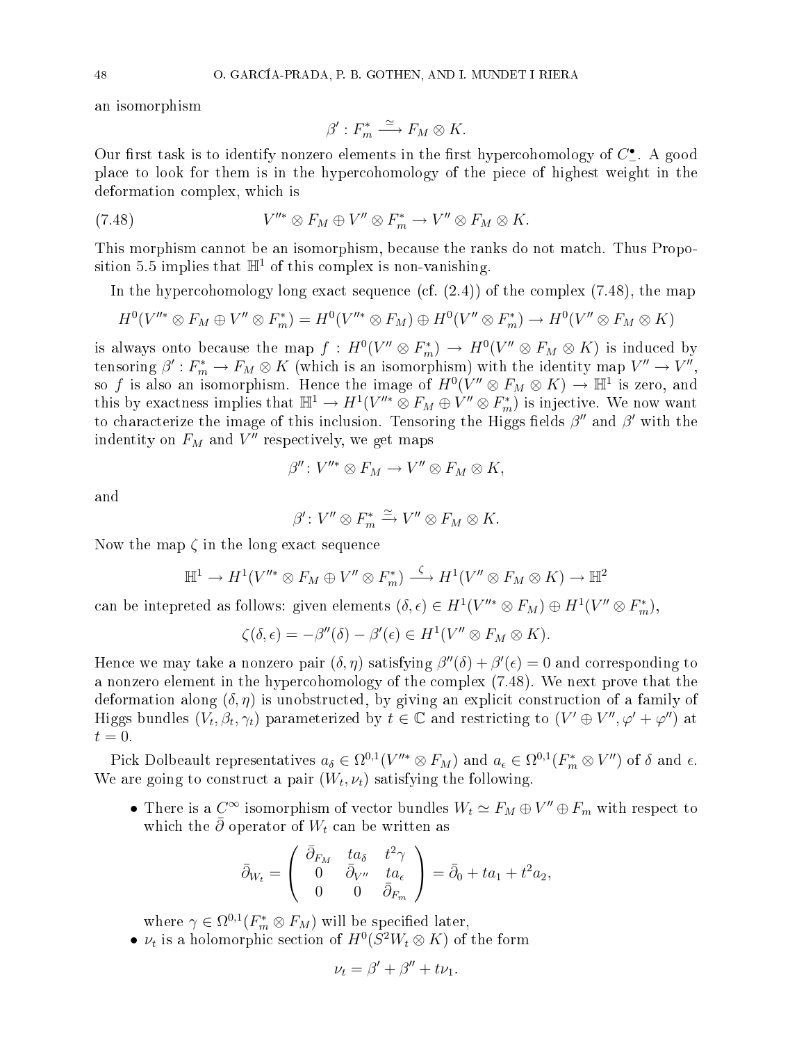an isomorphism

$$\beta' : F_m^* \xrightarrow{\simeq} F_M \otimes K.$$

Our first task is to identify nonzero elements in the first hypercohomology of $C_-^\bullet$. A good place to look for them is in the hypercohomology of the piece of highest weight in the deformation complex, which is

$$V''^* \otimes F_M \oplus V'' \otimes F_m^* \to V'' \otimes F_M \otimes K. \tag{7.48}$$

This morphism cannot be an isomorphism, because the ranks do not match. Thus Proposition 5.5 implies that $\mathbb{H}^1$ of this complex is non-vanishing.

In the hypercohomology long exact sequence (cf. (2.4)) of the complex (7.48), the map

$$H^0(V''^* \otimes F_M \oplus V'' \otimes F_m^*) = H^0(V''^* \otimes F_M) \oplus H^0(V'' \otimes F_m^*) \to H^0(V'' \otimes F_M \otimes K)$$

is always onto because the map $f : H^0(V'' \otimes F_m^*) \to H^0(V'' \otimes F_M \otimes K)$ is induced by tensoring $\beta' : F_m^* \to F_M \otimes K$ (which is an isomorphism) with the identity map $V'' \to V''$, so $f$ is also an isomorphism. Hence the image of $H^0(V'' \otimes F_M \otimes K) \to \mathbb{H}^1$ is zero, and this by exactness implies that $\mathbb{H}^1 \to H^1(V''^* \otimes F_M \oplus V'' \otimes F_m^*)$ is injective. We now want to characterize the image of this inclusion. Tensoring the Higgs fields $\beta''$ and $\beta'$ with the indentity on $F_M$ and $V''$ respectively, we get maps

$$\beta'' \colon V''^* \otimes F_M \to V'' \otimes F_M \otimes K,$$

and

$$\beta' \colon V'' \otimes F_m^* \xrightarrow{\simeq} V'' \otimes F_M \otimes K.$$

Now the map $\zeta$ in the long exact sequence

$$\mathbb{H}^1 \to H^1(V''^* \otimes F_M \oplus V'' \otimes F_m^*) \xrightarrow{\zeta} H^1(V'' \otimes F_M \otimes K) \to \mathbb{H}^2$$

can be intepreted as follows: given elements $(\delta, \epsilon) \in H^1(V''^* \otimes F_M) \oplus H^1(V'' \otimes F_m^*)$,

$$\zeta(\delta, \epsilon) = -\beta''(\delta) - \beta'(\epsilon) \in H^1(V'' \otimes F_M \otimes K).$$

Hence we may take a nonzero pair $(\delta, \eta)$ satisfying $\beta''(\delta) + \beta'(\epsilon) = 0$ and corresponding to a nonzero element in the hypercohomology of the complex (7.48). We next prove that the deformation along $(\delta, \eta)$ is unobstructed, by giving an explicit construction of a family of Higgs bundles $(V_t, \beta_t, \gamma_t)$ parameterized by $t \in \mathbb{C}$ and restricting to $(V' \oplus V'', \varphi' + \varphi'')$ at $t = 0$.

Pick Dolbeault representatives $a_\delta \in \Omega^{0,1}(V''^* \otimes F_M)$ and $a_\epsilon \in \Omega^{0,1}(F_m^* \otimes V'')$ of $\delta$ and $\epsilon$. We are going to construct a pair $(W_t, \nu_t)$ satisfying the following.

- There is a $C^\infty$ isomorphism of vector bundles $W_t \simeq F_M \oplus V'' \oplus F_m$ with respect to which the $\bar\partial$ operator of $W_t$ can be written as

$$\bar\partial_{W_t} = \begin{pmatrix} \bar\partial_{F_M} & t a_\delta & t^2 \gamma \\ 0 & \bar\partial_{V''} & t a_\epsilon \\ 0 & 0 & \bar\partial_{F_m} \end{pmatrix} = \bar\partial_0 + t a_1 + t^2 a_2,$$

  where $\gamma \in \Omega^{0,1}(F_m^* \otimes F_M)$ will be specified later,
- $\nu_t$ is a holomorphic section of $H^0(S^2 W_t \otimes K)$ of the form

$$\nu_t = \beta' + \beta'' + t\nu_1.$$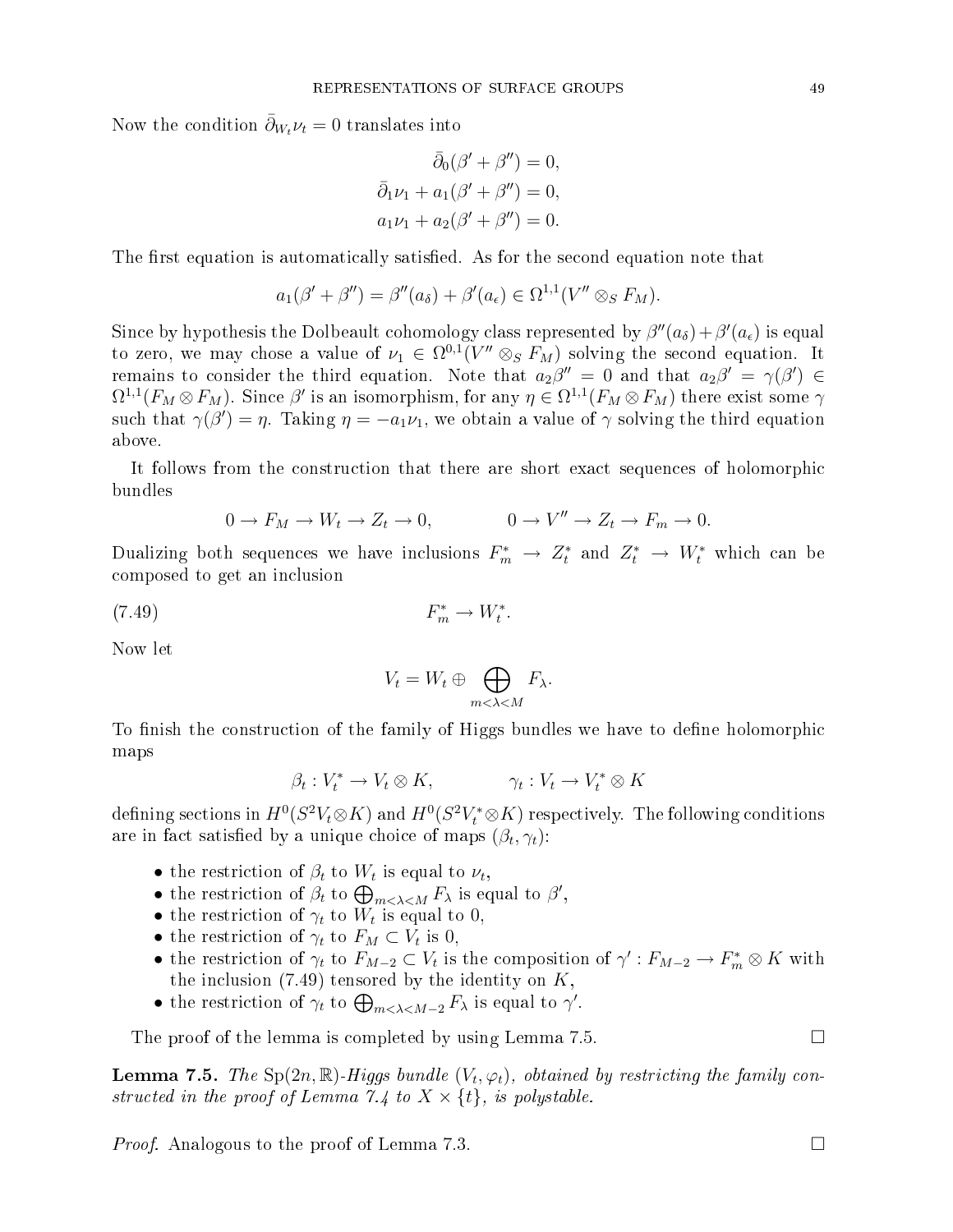Now the condition $\bar\partial_{W_t}\nu_t = 0$ translates into

$$\bar\partial_0(\beta' + \beta'') = 0,$$
$$\bar\partial_1\nu_1 + a_1(\beta' + \beta'') = 0,$$
$$a_1\nu_1 + a_2(\beta' + \beta'') = 0.$$

The first equation is automatically satisfied. As for the second equation note that

$$a_1(\beta' + \beta'') = \beta''(a_\delta) + \beta'(a_\epsilon) \in \Omega^{1,1}(V'' \otimes_S F_M).$$

Since by hypothesis the Dolbeault cohomology class represented by $\beta''(a_\delta) + \beta'(a_\epsilon)$ is equal to zero, we may chose a value of $\nu_1 \in \Omega^{0,1}(V'' \otimes_S F_M)$ solving the second equation. It remains to consider the third equation. Note that $a_2\beta'' = 0$ and that $a_2\beta' = \gamma(\beta') \in \Omega^{1,1}(F_M \otimes F_M)$. Since $\beta'$ is an isomorphism, for any $\eta \in \Omega^{1,1}(F_M \otimes F_M)$ there exist some $\gamma$ such that $\gamma(\beta') = \eta$. Taking $\eta = -a_1\nu_1$, we obtain a value of $\gamma$ solving the third equation above.

It follows from the construction that there are short exact sequences of holomorphic bundles

$$0 \to F_M \to W_t \to Z_t \to 0, \qquad\qquad 0 \to V'' \to Z_t \to F_m \to 0.$$

Dualizing both sequences we have inclusions $F_m^* \to Z_t^*$ and $Z_t^* \to W_t^*$ which can be composed to get an inclusion

$$F_m^* \to W_t^*. \tag{7.49}$$

Now let

$$V_t = W_t \oplus \bigoplus_{m<\lambda<M} F_\lambda.$$

To finish the construction of the family of Higgs bundles we have to define holomorphic maps

$$\beta_t : V_t^* \to V_t \otimes K, \qquad\qquad \gamma_t : V_t \to V_t^* \otimes K$$

defining sections in $H^0(S^2V_t \otimes K)$ and $H^0(S^2V_t^* \otimes K)$ respectively. The following conditions are in fact satisfied by a unique choice of maps $(\beta_t, \gamma_t)$:

- the restriction of $\beta_t$ to $W_t$ is equal to $\nu_t$,
- the restriction of $\beta_t$ to $\bigoplus_{m<\lambda<M} F_\lambda$ is equal to $\beta'$,
- the restriction of $\gamma_t$ to $W_t$ is equal to 0,
- the restriction of $\gamma_t$ to $F_M \subset V_t$ is 0,
- the restriction of $\gamma_t$ to $F_{M-2} \subset V_t$ is the composition of $\gamma' : F_{M-2} \to F_m^* \otimes K$ with the inclusion (7.49) tensored by the identity on $K$,
- the restriction of $\gamma_t$ to $\bigoplus_{m<\lambda<M-2} F_\lambda$ is equal to $\gamma'$.

The proof of the lemma is completed by using Lemma 7.5. □

**Lemma 7.5.** *The $\mathrm{Sp}(2n,\mathbb{R})$-Higgs bundle $(V_t, \varphi_t)$, obtained by restricting the family constructed in the proof of Lemma 7.4 to $X \times \{t\}$, is polystable.*

*Proof.* Analogous to the proof of Lemma 7.3. □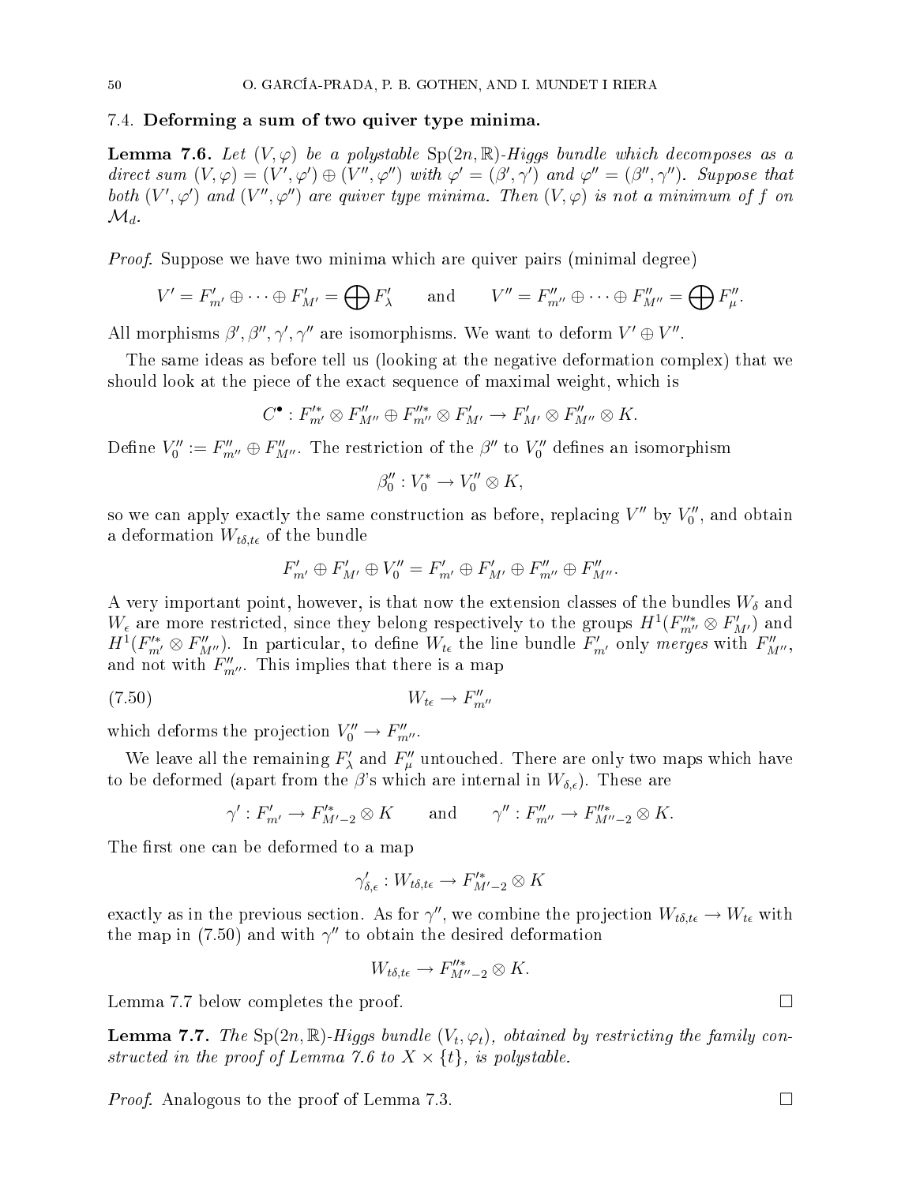### 7.4. Deforming a sum of two quiver type minima.

**Lemma 7.6.** *Let $(V, \varphi)$ be a polystable $\mathrm{Sp}(2n, \mathbb{R})$-Higgs bundle which decomposes as a direct sum $(V, \varphi) = (V', \varphi') \oplus (V'', \varphi'')$ with $\varphi' = (\beta', \gamma')$ and $\varphi'' = (\beta'', \gamma'')$. Suppose that both $(V', \varphi')$ and $(V'', \varphi'')$ are quiver type minima. Then $(V, \varphi)$ is not a minimum of $f$ on $\mathcal{M}_d$.*

*Proof.* Suppose we have two minima which are quiver pairs (minimal degree)

$$V' = F'_{m'} \oplus \cdots \oplus F'_{M'} = \bigoplus F'_\lambda \qquad \text{and} \qquad V'' = F''_{m''} \oplus \cdots \oplus F''_{M''} = \bigoplus F''_\mu.$$

All morphisms $\beta', \beta'', \gamma', \gamma''$ are isomorphisms. We want to deform $V' \oplus V''$.

The same ideas as before tell us (looking at the negative deformation complex) that we should look at the piece of the exact sequence of maximal weight, which is

$$C^\bullet : F'^*_{m'} \otimes F''_{M''} \oplus F''^*_{m''} \otimes F'_{M'} \to F'_{M'} \otimes F''_{M''} \otimes K.$$

Define $V''_0 := F''_{m''} \oplus F''_{M''}$. The restriction of the $\beta''$ to $V''_0$ defines an isomorphism

$$\beta''_0 : V_0^* \to V''_0 \otimes K,$$

so we can apply exactly the same construction as before, replacing $V''$ by $V''_0$, and obtain a deformation $W_{t\delta, t\epsilon}$ of the bundle

$$F'_{m'} \oplus F'_{M'} \oplus V''_0 = F'_{m'} \oplus F'_{M'} \oplus F''_{m''} \oplus F''_{M''}.$$

A very important point, however, is that now the extension classes of the bundles $W_\delta$ and $W_\epsilon$ are more restricted, since they belong respectively to the groups $H^1(F''^*_{m''} \otimes F'_{M'})$ and $H^1(F'^*_{m'} \otimes F''_{M''})$. In particular, to define $W_{t\epsilon}$ the line bundle $F'_{m'}$ only *merges* with $F''_{M''}$, and not with $F''_{m''}$. This implies that there is a map

$$W_{t\epsilon} \to F''_{m''} \tag{7.50}$$

which deforms the projection $V''_0 \to F''_{m''}$.

We leave all the remaining $F'_\lambda$ and $F''_\mu$ untouched. There are only two maps which have to be deformed (apart from the $\beta$'s which are internal in $W_{\delta,\epsilon}$). These are

$$\gamma' : F'_{m'} \to F'^*_{M'-2} \otimes K \qquad \text{and} \qquad \gamma'' : F''_{m''} \to F''^*_{M''-2} \otimes K.$$

The first one can be deformed to a map

$$\gamma'_{\delta,\epsilon} : W_{t\delta,t\epsilon} \to F'^*_{M'-2} \otimes K$$

exactly as in the previous section. As for $\gamma''$, we combine the projection $W_{t\delta,t\epsilon} \to W_{t\epsilon}$ with the map in (7.50) and with $\gamma''$ to obtain the desired deformation

$$W_{t\delta,t\epsilon} \to F''^*_{M''-2} \otimes K.$$

Lemma 7.7 below completes the proof. □

**Lemma 7.7.** *The $\mathrm{Sp}(2n, \mathbb{R})$-Higgs bundle $(V_t, \varphi_t)$, obtained by restricting the family constructed in the proof of Lemma 7.6 to $X \times \{t\}$, is polystable.*

*Proof.* Analogous to the proof of Lemma 7.3. □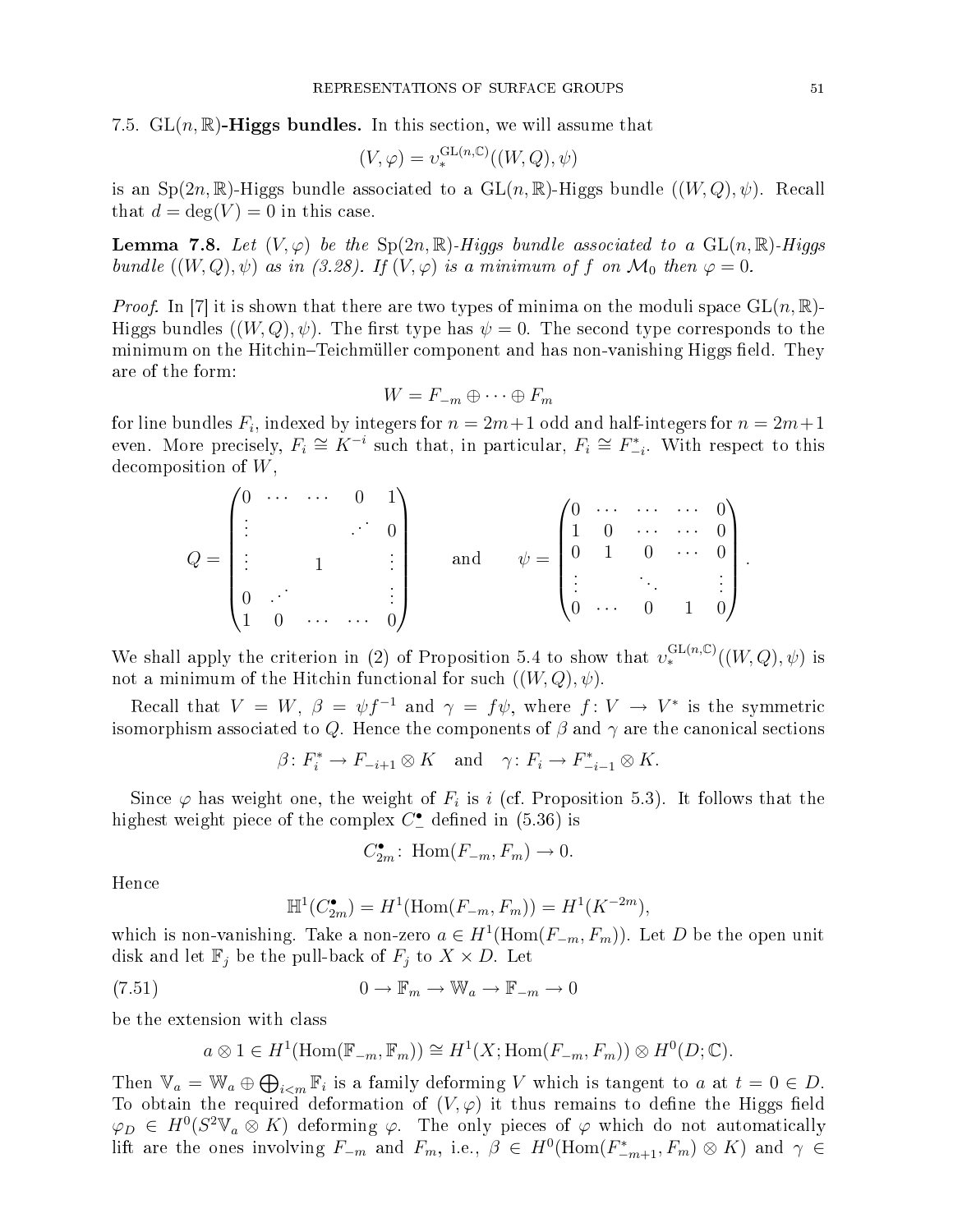7.5. $\mathrm{GL}(n,\mathbb{R})$**-Higgs bundles.** In this section, we will assume that

$$(V,\varphi) = \upsilon_*^{\mathrm{GL}(n,\mathbb{C})}((W,Q),\psi)$$

is an $\mathrm{Sp}(2n,\mathbb{R})$-Higgs bundle associated to a $\mathrm{GL}(n,\mathbb{R})$-Higgs bundle $((W,Q),\psi)$. Recall that $d = \deg(V) = 0$ in this case.

**Lemma 7.8.** *Let $(V,\varphi)$ be the $\mathrm{Sp}(2n,\mathbb{R})$-Higgs bundle associated to a $\mathrm{GL}(n,\mathbb{R})$-Higgs bundle $((W,Q),\psi)$ as in (3.28). If $(V,\varphi)$ is a minimum of $f$ on $\mathcal{M}_0$ then $\varphi = 0$.*

*Proof.* In [7] it is shown that there are two types of minima on the moduli space $\mathrm{GL}(n,\mathbb{R})$-Higgs bundles $((W,Q),\psi)$. The first type has $\psi = 0$. The second type corresponds to the minimum on the Hitchin–Teichmüller component and has non-vanishing Higgs field. They are of the form:

$$W = F_{-m} \oplus \cdots \oplus F_m$$

for line bundles $F_i$, indexed by integers for $n = 2m+1$ odd and half-integers for $n = 2m+1$ even. More precisely, $F_i \cong K^{-i}$ such that, in particular, $F_i \cong F_{-i}^*$. With respect to this decomposition of $W$,

$$Q = \begin{pmatrix} 0 & \cdots & \cdots & 0 & 1 \\ \vdots & & & \cdot^{\cdot^{\cdot}} & 0 \\ \vdots & & 1 & & \vdots \\ 0 & \cdot^{\cdot^{\cdot}} & & & \vdots \\ 1 & 0 & \cdots & \cdots & 0 \end{pmatrix} \qquad \text{and} \qquad \psi = \begin{pmatrix} 0 & \cdots & \cdots & \cdots & 0 \\ 1 & 0 & \cdots & \cdots & 0 \\ 0 & 1 & 0 & \cdots & 0 \\ \vdots & & \ddots & & \vdots \\ 0 & \cdots & 0 & 1 & 0 \end{pmatrix}.$$

We shall apply the criterion in (2) of Proposition 5.4 to show that $\upsilon_*^{\mathrm{GL}(n,\mathbb{C})}((W,Q),\psi)$ is not a minimum of the Hitchin functional for such $((W,Q),\psi)$.

Recall that $V = W$, $\beta = \psi f^{-1}$ and $\gamma = f\psi$, where $f\colon V \to V^*$ is the symmetric isomorphism associated to $Q$. Hence the components of $\beta$ and $\gamma$ are the canonical sections

$$\beta\colon F_i^* \to F_{-i+1} \otimes K \quad \text{and} \quad \gamma\colon F_i \to F_{-i-1}^* \otimes K.$$

Since $\varphi$ has weight one, the weight of $F_i$ is $i$ (cf. Proposition 5.3). It follows that the highest weight piece of the complex $C_-^\bullet$ defined in (5.36) is

$$C_{2m}^\bullet\colon\ \mathrm{Hom}(F_{-m},F_m) \to 0.$$

Hence

$$\mathbb{H}^1(C_{2m}^\bullet) = H^1(\mathrm{Hom}(F_{-m},F_m)) = H^1(K^{-2m}),$$

which is non-vanishing. Take a non-zero $a \in H^1(\mathrm{Hom}(F_{-m},F_m))$. Let $D$ be the open unit disk and let $\mathbb{F}_j$ be the pull-back of $F_j$ to $X \times D$. Let

$$0 \to \mathbb{F}_m \to \mathbb{W}_a \to \mathbb{F}_{-m} \to 0 \tag{7.51}$$

be the extension with class

$$a \otimes 1 \in H^1(\mathrm{Hom}(\mathbb{F}_{-m},\mathbb{F}_m)) \cong H^1(X;\mathrm{Hom}(F_{-m},F_m)) \otimes H^0(D;\mathbb{C}).$$

Then $\mathbb{V}_a = \mathbb{W}_a \oplus \bigoplus_{i<m} \mathbb{F}_i$ is a family deforming $V$ which is tangent to $a$ at $t = 0 \in D$. To obtain the required deformation of $(V,\varphi)$ it thus remains to define the Higgs field $\varphi_D \in H^0(S^2\mathbb{V}_a \otimes K)$ deforming $\varphi$. The only pieces of $\varphi$ which do not automatically lift are the ones involving $F_{-m}$ and $F_m$, i.e., $\beta \in H^0(\mathrm{Hom}(F_{-m+1}^*,F_m) \otimes K)$ and $\gamma \in$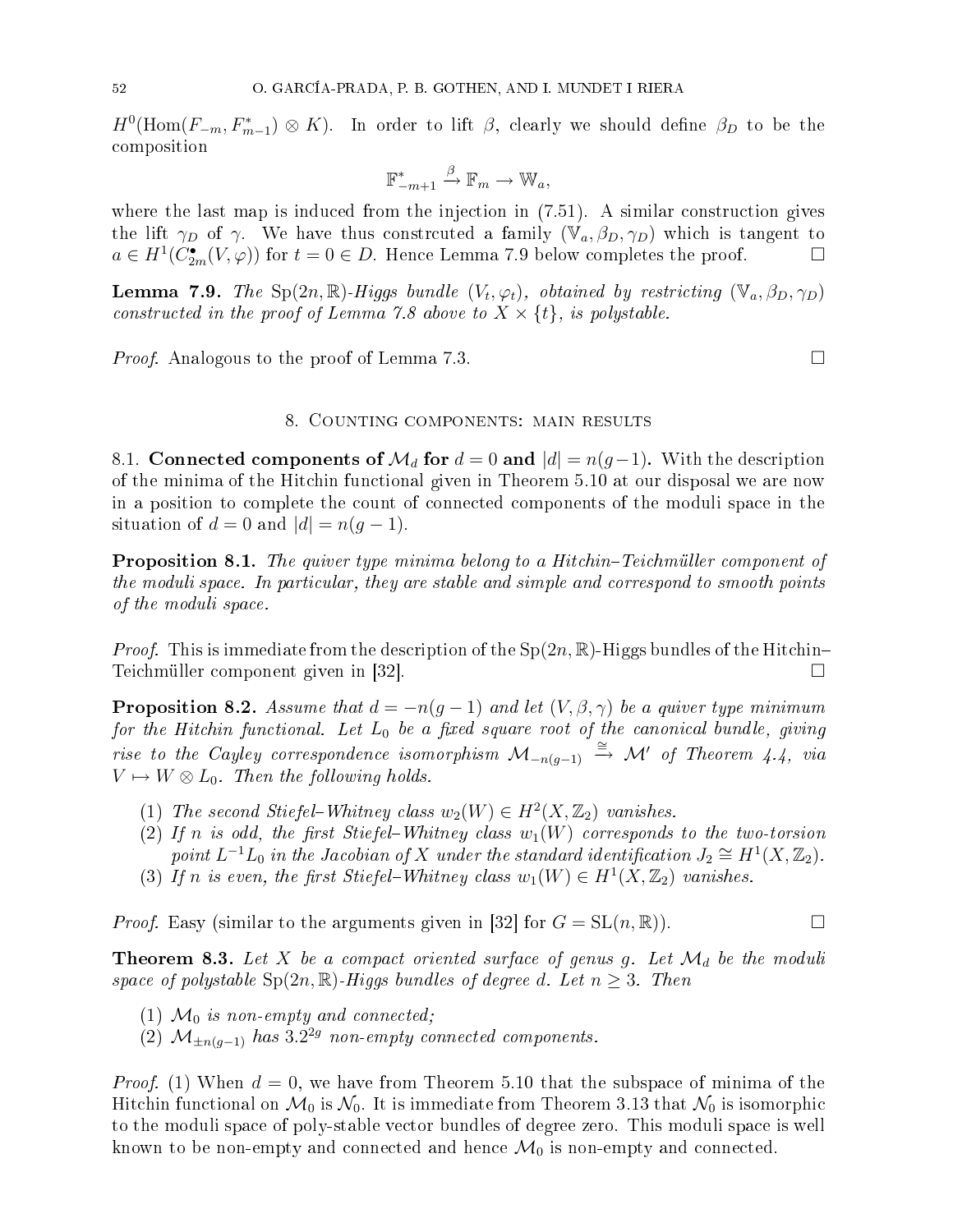$H^0(\mathrm{Hom}(F_{-m}, F^*_{m-1}) \otimes K)$. In order to lift $\beta$, clearly we should define $\beta_D$ to be the composition

$$\mathbb{F}^*_{-m+1} \xrightarrow{\beta} \mathbb{F}_m \to \mathbb{W}_a,$$

where the last map is induced from the injection in (7.51). A similar construction gives the lift $\gamma_D$ of $\gamma$. We have thus constrcuted a family $(\mathbb{V}_a, \beta_D, \gamma_D)$ which is tangent to $a \in H^1(C^\bullet_{2m}(V, \varphi))$ for $t = 0 \in D$. Hence Lemma 7.9 below completes the proof. □

**Lemma 7.9.** *The $\mathrm{Sp}(2n, \mathbb{R})$-Higgs bundle $(V_t, \varphi_t)$, obtained by restricting $(\mathbb{V}_a, \beta_D, \gamma_D)$ constructed in the proof of Lemma 7.8 above to $X \times \{t\}$, is polystable.*

*Proof.* Analogous to the proof of Lemma 7.3. □

## 8. Counting components: main results

### 8.1. Connected components of $\mathcal{M}_d$ for $d = 0$ and $|d| = n(g-1)$.

With the description of the minima of the Hitchin functional given in Theorem 5.10 at our disposal we are now in a position to complete the count of connected components of the moduli space in the situation of $d = 0$ and $|d| = n(g-1)$.

**Proposition 8.1.** *The quiver type minima belong to a Hitchin–Teichmüller component of the moduli space. In particular, they are stable and simple and correspond to smooth points of the moduli space.*

*Proof.* This is immediate from the description of the $\mathrm{Sp}(2n, \mathbb{R})$-Higgs bundles of the Hitchin–Teichmüller component given in [32]. □

**Proposition 8.2.** *Assume that $d = -n(g-1)$ and let $(V, \beta, \gamma)$ be a quiver type minimum for the Hitchin functional. Let $L_0$ be a fixed square root of the canonical bundle, giving rise to the Cayley correspondence isomorphism $\mathcal{M}_{-n(g-1)} \xrightarrow{\cong} \mathcal{M}'$ of Theorem 4.4, via $V \mapsto W \otimes L_0$. Then the following holds.*

1. *The second Stiefel–Whitney class $w_2(W) \in H^2(X, \mathbb{Z}_2)$ vanishes.*
2. *If $n$ is odd, the first Stiefel–Whitney class $w_1(W)$ corresponds to the two-torsion point $L^{-1}L_0$ in the Jacobian of $X$ under the standard identification $J_2 \cong H^1(X, \mathbb{Z}_2)$.*
3. *If $n$ is even, the first Stiefel–Whitney class $w_1(W) \in H^1(X, \mathbb{Z}_2)$ vanishes.*

*Proof.* Easy (similar to the arguments given in [32] for $G = \mathrm{SL}(n, \mathbb{R})$). □

**Theorem 8.3.** *Let $X$ be a compact oriented surface of genus $g$. Let $\mathcal{M}_d$ be the moduli space of polystable $\mathrm{Sp}(2n, \mathbb{R})$-Higgs bundles of degree $d$. Let $n \geq 3$. Then*

1. *$\mathcal{M}_0$ is non-empty and connected;*
2. *$\mathcal{M}_{\pm n(g-1)}$ has $3.2^{2g}$ non-empty connected components.*

*Proof.* (1) When $d = 0$, we have from Theorem 5.10 that the subspace of minima of the Hitchin functional on $\mathcal{M}_0$ is $\mathcal{N}_0$. It is immediate from Theorem 3.13 that $\mathcal{N}_0$ is isomorphic to the moduli space of poly-stable vector bundles of degree zero. This moduli space is well known to be non-empty and connected and hence $\mathcal{M}_0$ is non-empty and connected.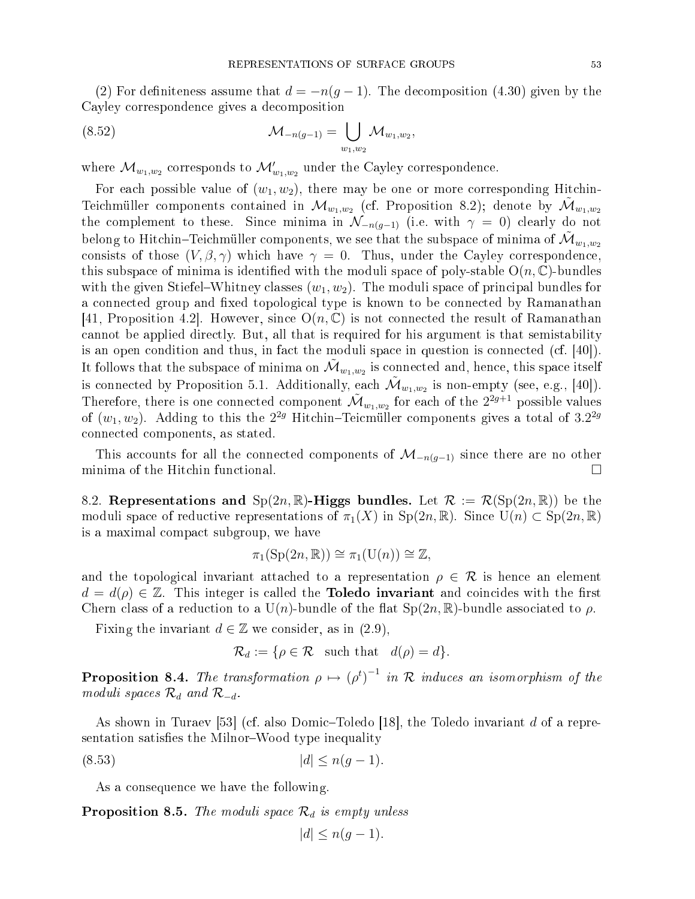(2) For definiteness assume that $d = -n(g-1)$. The decomposition (4.30) given by the Cayley correspondence gives a decomposition

$$\mathcal{M}_{-n(g-1)} = \bigcup_{w_1, w_2} \mathcal{M}_{w_1,w_2}, \tag{8.52}$$

where $\mathcal{M}_{w_1,w_2}$ corresponds to $\mathcal{M}'_{w_1,w_2}$ under the Cayley correspondence.

For each possible value of $(w_1, w_2)$, there may be one or more corresponding Hitchin-Teichmüller components contained in $\mathcal{M}_{w_1,w_2}$ (cf. Proposition 8.2); denote by $\tilde{\mathcal{M}}_{w_1,w_2}$ the complement to these. Since minima in $\mathcal{N}_{-n(g-1)}$ (i.e. with $\gamma = 0$) clearly do not belong to Hitchin–Teichmüller components, we see that the subspace of minima of $\tilde{\mathcal{M}}_{w_1,w_2}$ consists of those $(V, \beta, \gamma)$ which have $\gamma = 0$. Thus, under the Cayley correspondence, this subspace of minima is identified with the moduli space of poly-stable $\mathrm{O}(n, \mathbb{C})$-bundles with the given Stiefel–Whitney classes $(w_1, w_2)$. The moduli space of principal bundles for a connected group and fixed topological type is known to be connected by Ramanathan [41, Proposition 4.2]. However, since $\mathrm{O}(n, \mathbb{C})$ is not connected the result of Ramanathan cannot be applied directly. But, all that is required for his argument is that semistability is an open condition and thus, in fact the moduli space in question is connected (cf. [40]). It follows that the subspace of minima on $\tilde{\mathcal{M}}_{w_1,w_2}$ is connected and, hence, this space itself is connected by Proposition 5.1. Additionally, each $\tilde{\mathcal{M}}_{w_1,w_2}$ is non-empty (see, e.g., [40]). Therefore, there is one connected component $\tilde{\mathcal{M}}_{w_1,w_2}$ for each of the $2^{2g+1}$ possible values of $(w_1, w_2)$. Adding to this the $2^{2g}$ Hitchin–Teicmüller components gives a total of $3.2^{2g}$ connected components, as stated.

This accounts for all the connected components of $\mathcal{M}_{-n(g-1)}$ since there are no other minima of the Hitchin functional. $\square$

8.2. **Representations and $\mathrm{Sp}(2n, \mathbb{R})$-Higgs bundles.** Let $\mathcal{R} := \mathcal{R}(\mathrm{Sp}(2n, \mathbb{R}))$ be the moduli space of reductive representations of $\pi_1(X)$ in $\mathrm{Sp}(2n, \mathbb{R})$. Since $\mathrm{U}(n) \subset \mathrm{Sp}(2n, \mathbb{R})$ is a maximal compact subgroup, we have

$$\pi_1(\mathrm{Sp}(2n, \mathbb{R})) \cong \pi_1(\mathrm{U}(n)) \cong \mathbb{Z},$$

and the topological invariant attached to a representation $\rho \in \mathcal{R}$ is hence an element $d = d(\rho) \in \mathbb{Z}$. This integer is called the **Toledo invariant** and coincides with the first Chern class of a reduction to a $\mathrm{U}(n)$-bundle of the flat $\mathrm{Sp}(2n, \mathbb{R})$-bundle associated to $\rho$.

Fixing the invariant $d \in \mathbb{Z}$ we consider, as in (2.9),

$$\mathcal{R}_d := \{\rho \in \mathcal{R} \quad \text{such that} \quad d(\rho) = d\}.$$

**Proposition 8.4.** *The transformation $\rho \mapsto (\rho^t)^{-1}$ in $\mathcal{R}$ induces an isomorphism of the moduli spaces $\mathcal{R}_d$ and $\mathcal{R}_{-d}$.*

As shown in Turaev [53] (cf. also Domic–Toledo [18], the Toledo invariant $d$ of a representation satisfies the Milnor–Wood type inequality

$$|d| \leq n(g-1). \tag{8.53}$$

As a consequence we have the following.

**Proposition 8.5.** *The moduli space $\mathcal{R}_d$ is empty unless*

$$|d| \leq n(g-1).$$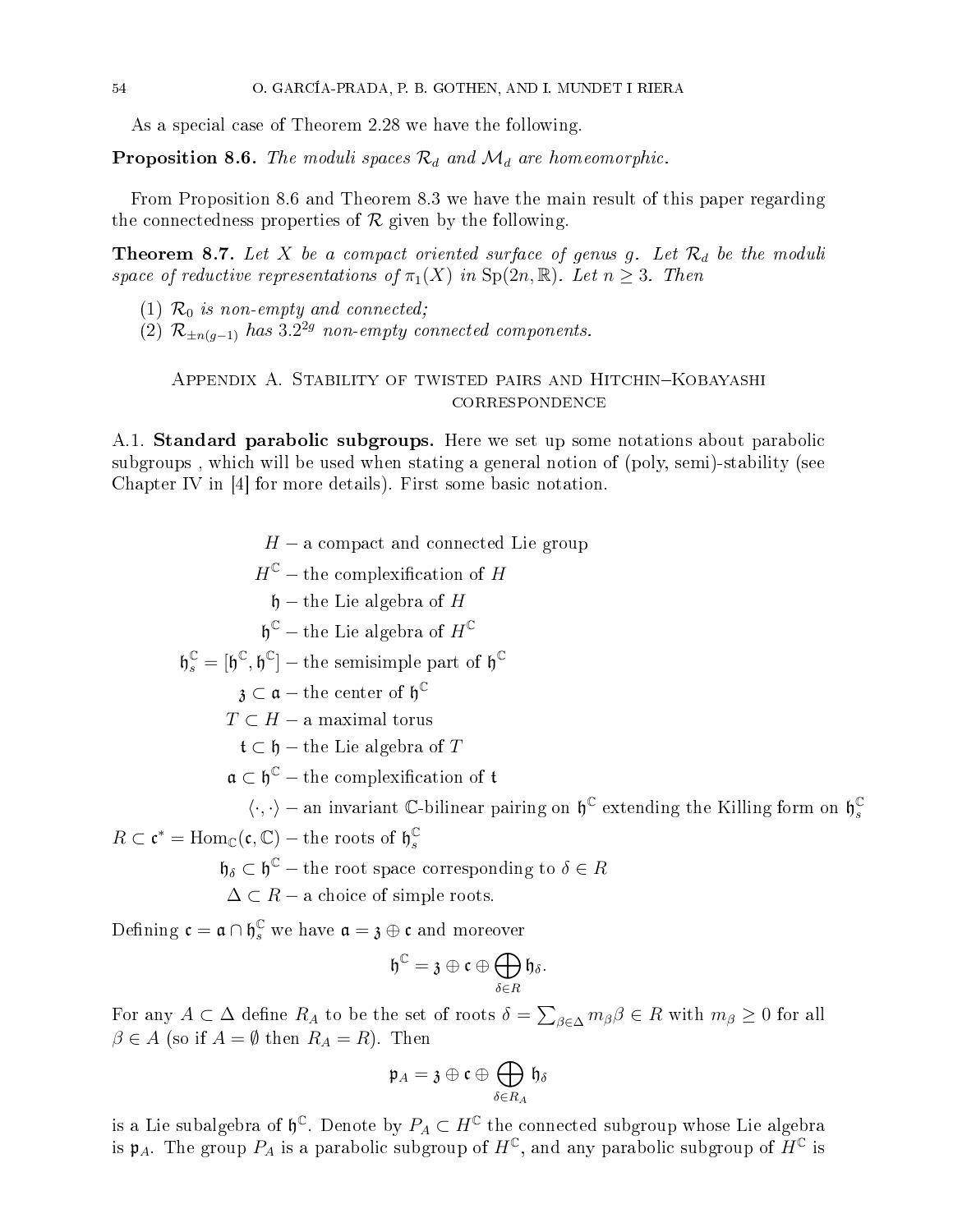As a special case of Theorem 2.28 we have the following.

**Proposition 8.6.** *The moduli spaces $\mathcal{R}_d$ and $\mathcal{M}_d$ are homeomorphic.*

From Proposition 8.6 and Theorem 8.3 we have the main result of this paper regarding the connectedness properties of $\mathcal{R}$ given by the following.

**Theorem 8.7.** *Let $X$ be a compact oriented surface of genus $g$. Let $\mathcal{R}_d$ be the moduli space of reductive representations of $\pi_1(X)$ in $\mathrm{Sp}(2n,\mathbb{R})$. Let $n \geq 3$. Then*

1. *$\mathcal{R}_0$ is non-empty and connected;*
2. *$\mathcal{R}_{\pm n(g-1)}$ has $3.2^{2g}$ non-empty connected components.*

## Appendix A. Stability of twisted pairs and Hitchin–Kobayashi correspondence

**A.1. Standard parabolic subgroups.** Here we set up some notations about parabolic subgroups , which will be used when stating a general notion of (poly, semi)-stability (see Chapter IV in [4] for more details). First some basic notation.

$$
\begin{aligned}
H &- \text{a compact and connected Lie group} \\
H^{\mathbb{C}} &- \text{the complexification of } H \\
\mathfrak{h} &- \text{the Lie algebra of } H \\
\mathfrak{h}^{\mathbb{C}} &- \text{the Lie algebra of } H^{\mathbb{C}} \\
\mathfrak{h}^{\mathbb{C}}_s = [\mathfrak{h}^{\mathbb{C}}, \mathfrak{h}^{\mathbb{C}}] &- \text{the semisimple part of } \mathfrak{h}^{\mathbb{C}} \\
\mathfrak{z} \subset \mathfrak{a} &- \text{the center of } \mathfrak{h}^{\mathbb{C}} \\
T \subset H &- \text{a maximal torus} \\
\mathfrak{t} \subset \mathfrak{h} &- \text{the Lie algebra of } T \\
\mathfrak{a} \subset \mathfrak{h}^{\mathbb{C}} &- \text{the complexification of } \mathfrak{t} \\
\langle \cdot, \cdot \rangle &- \text{an invariant } \mathbb{C}\text{-bilinear pairing on } \mathfrak{h}^{\mathbb{C}} \text{ extending the Killing form on } \mathfrak{h}^{\mathbb{C}}_s \\
R \subset \mathfrak{c}^* = \mathrm{Hom}_{\mathbb{C}}(\mathfrak{c}, \mathbb{C}) &- \text{the roots of } \mathfrak{h}^{\mathbb{C}}_s \\
\mathfrak{h}_\delta \subset \mathfrak{h}^{\mathbb{C}} &- \text{the root space corresponding to } \delta \in R \\
\Delta \subset R &- \text{a choice of simple roots.}
\end{aligned}
$$

Defining $\mathfrak{c} = \mathfrak{a} \cap \mathfrak{h}^{\mathbb{C}}_s$ we have $\mathfrak{a} = \mathfrak{z} \oplus \mathfrak{c}$ and moreover

$$\mathfrak{h}^{\mathbb{C}} = \mathfrak{z} \oplus \mathfrak{c} \oplus \bigoplus_{\delta \in R} \mathfrak{h}_\delta.$$

For any $A \subset \Delta$ define $R_A$ to be the set of roots $\delta = \sum_{\beta \in \Delta} m_\beta \beta \in R$ with $m_\beta \geq 0$ for all $\beta \in A$ (so if $A = \emptyset$ then $R_A = R$). Then

$$\mathfrak{p}_A = \mathfrak{z} \oplus \mathfrak{c} \oplus \bigoplus_{\delta \in R_A} \mathfrak{h}_\delta$$

is a Lie subalgebra of $\mathfrak{h}^{\mathbb{C}}$. Denote by $P_A \subset H^{\mathbb{C}}$ the connected subgroup whose Lie algebra is $\mathfrak{p}_A$. The group $P_A$ is a parabolic subgroup of $H^{\mathbb{C}}$, and any parabolic subgroup of $H^{\mathbb{C}}$ is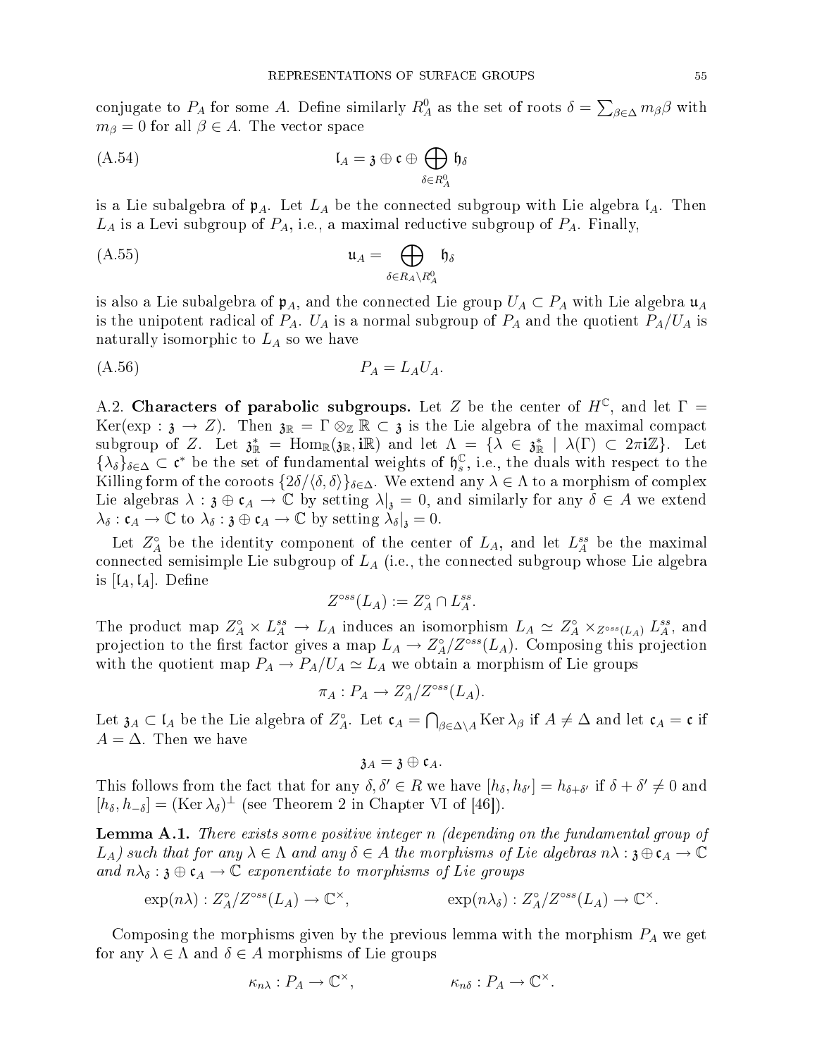conjugate to $P_A$ for some $A$. Define similarly $R^0_A$ as the set of roots $\delta = \sum_{\beta\in\Delta} m_\beta \beta$ with $m_\beta = 0$ for all $\beta \in A$. The vector space

$$\mathfrak{l}_A = \mathfrak{z} \oplus \mathfrak{c} \oplus \bigoplus_{\delta\in R^0_A} \mathfrak{h}_\delta \tag{A.54}$$

is a Lie subalgebra of $\mathfrak{p}_A$. Let $L_A$ be the connected subgroup with Lie algebra $\mathfrak{l}_A$. Then $L_A$ is a Levi subgroup of $P_A$, i.e., a maximal reductive subgroup of $P_A$. Finally,

$$\mathfrak{u}_A = \bigoplus_{\delta\in R_A\setminus R^0_A} \mathfrak{h}_\delta \tag{A.55}$$

is also a Lie subalgebra of $\mathfrak{p}_A$, and the connected Lie group $U_A \subset P_A$ with Lie algebra $\mathfrak{u}_A$ is the unipotent radical of $P_A$. $U_A$ is a normal subgroup of $P_A$ and the quotient $P_A/U_A$ is naturally isomorphic to $L_A$ so we have

$$P_A = L_A U_A. \tag{A.56}$$

A.2. **Characters of parabolic subgroups.** Let $Z$ be the center of $H^{\mathbb{C}}$, and let $\Gamma = \mathrm{Ker}(\exp : \mathfrak{z} \to Z)$. Then $\mathfrak{z}_{\mathbb{R}} = \Gamma \otimes_{\mathbb{Z}} \mathbb{R} \subset \mathfrak{z}$ is the Lie algebra of the maximal compact subgroup of $Z$. Let $\mathfrak{z}^*_{\mathbb{R}} = \mathrm{Hom}_{\mathbb{R}}(\mathfrak{z}_{\mathbb{R}}, \mathbf{i}\mathbb{R})$ and let $\Lambda = \{\lambda \in \mathfrak{z}^*_{\mathbb{R}} \mid \lambda(\Gamma) \subset 2\pi\mathbf{i}\mathbb{Z}\}$. Let $\{\lambda_\delta\}_{\delta\in\Delta} \subset \mathfrak{c}^*$ be the set of fundamental weights of $\mathfrak{h}^{\mathbb{C}}_s$, i.e., the duals with respect to the Killing form of the coroots $\{2\delta/\langle\delta,\delta\rangle\}_{\delta\in\Delta}$. We extend any $\lambda \in \Lambda$ to a morphism of complex Lie algebras $\lambda : \mathfrak{z} \oplus \mathfrak{c}_A \to \mathbb{C}$ by setting $\lambda|_{\mathfrak{z}} = 0$, and similarly for any $\delta \in A$ we extend $\lambda_\delta : \mathfrak{c}_A \to \mathbb{C}$ to $\lambda_\delta : \mathfrak{z} \oplus \mathfrak{c}_A \to \mathbb{C}$ by setting $\lambda_\delta|_{\mathfrak{z}} = 0$.

Let $Z^\circ_A$ be the identity component of the center of $L_A$, and let $L^{ss}_A$ be the maximal connected semisimple Lie subgroup of $L_A$ (i.e., the connected subgroup whose Lie algebra is $[\mathfrak{l}_A, \mathfrak{l}_A]$. Define

$$Z^{\circ ss}(L_A) := Z^\circ_A \cap L^{ss}_A.$$

The product map $Z^\circ_A \times L^{ss}_A \to L_A$ induces an isomorphism $L_A \simeq Z^\circ_A \times_{Z^{\circ ss}(L_A)} L^{ss}_A$, and projection to the first factor gives a map $L_A \to Z^\circ_A/Z^{\circ ss}(L_A)$. Composing this projection with the quotient map $P_A \to P_A/U_A \simeq L_A$ we obtain a morphism of Lie groups

$$\pi_A : P_A \to Z^\circ_A/Z^{\circ ss}(L_A).$$

Let $\mathfrak{z}_A \subset \mathfrak{l}_A$ be the Lie algebra of $Z^\circ_A$. Let $\mathfrak{c}_A = \bigcap_{\beta\in\Delta\setminus A} \mathrm{Ker}\,\lambda_\beta$ if $A \neq \Delta$ and let $\mathfrak{c}_A = \mathfrak{c}$ if $A = \Delta$. Then we have

$$\mathfrak{z}_A = \mathfrak{z} \oplus \mathfrak{c}_A.$$

This follows from the fact that for any $\delta, \delta' \in R$ we have $[h_\delta, h_{\delta'}] = h_{\delta+\delta'}$ if $\delta + \delta' \neq 0$ and $[h_\delta, h_{-\delta}] = (\mathrm{Ker}\,\lambda_\delta)^\perp$ (see Theorem 2 in Chapter VI of [46]).

**Lemma A.1.** *There exists some positive integer $n$ (depending on the fundamental group of $L_A$) such that for any $\lambda \in \Lambda$ and any $\delta \in A$ the morphisms of Lie algebras $n\lambda : \mathfrak{z} \oplus \mathfrak{c}_A \to \mathbb{C}$ and $n\lambda_\delta : \mathfrak{z} \oplus \mathfrak{c}_A \to \mathbb{C}$ exponentiate to morphisms of Lie groups*

$$\exp(n\lambda) : Z^\circ_A/Z^{\circ ss}(L_A) \to \mathbb{C}^\times, \qquad \exp(n\lambda_\delta) : Z^\circ_A/Z^{\circ ss}(L_A) \to \mathbb{C}^\times.$$

Composing the morphisms given by the previous lemma with the morphism $P_A$ we get for any $\lambda \in \Lambda$ and $\delta \in A$ morphisms of Lie groups

$$\kappa_{n\lambda} : P_A \to \mathbb{C}^\times, \qquad \kappa_{n\delta} : P_A \to \mathbb{C}^\times.$$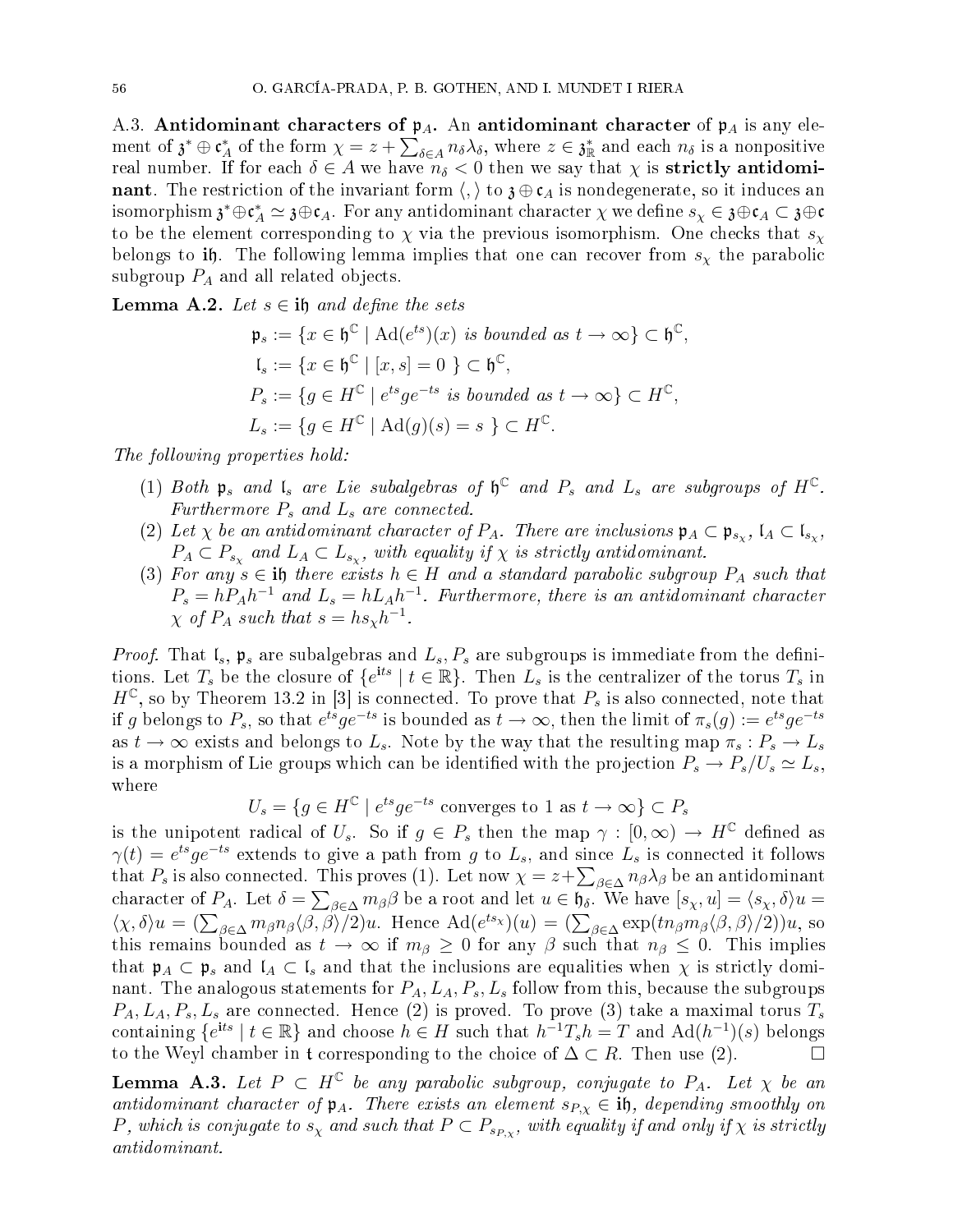A.3. **Antidominant characters of $\mathfrak{p}_A$.** An **antidominant character** of $\mathfrak{p}_A$ is any element of $\mathfrak{z}^* \oplus \mathfrak{c}_A^*$ of the form $\chi = z + \sum_{\delta \in A} n_\delta \lambda_\delta$, where $z \in \mathfrak{z}_{\mathbb{R}}^*$ and each $n_\delta$ is a nonpositive real number. If for each $\delta \in A$ we have $n_\delta < 0$ then we say that $\chi$ is **strictly antidominant**. The restriction of the invariant form $\langle , \rangle$ to $\mathfrak{z} \oplus \mathfrak{c}_A$ is nondegenerate, so it induces an isomorphism $\mathfrak{z}^* \oplus \mathfrak{c}_A^* \simeq \mathfrak{z} \oplus \mathfrak{c}_A$. For any antidominant character $\chi$ we define $s_\chi \in \mathfrak{z} \oplus \mathfrak{c}_A \subset \mathfrak{z} \oplus \mathfrak{c}$ to be the element corresponding to $\chi$ via the previous isomorphism. One checks that $s_\chi$ belongs to $\mathbf{i}\mathfrak{h}$. The following lemma implies that one can recover from $s_\chi$ the parabolic subgroup $P_A$ and all related objects.

**Lemma A.2.** *Let $s \in \mathbf{i}\mathfrak{h}$ and define the sets*

$$
\begin{aligned}
\mathfrak{p}_s &:= \{x \in \mathfrak{h}^{\mathbb{C}} \mid \mathrm{Ad}(e^{ts})(x) \text{ is bounded as } t \to \infty\} \subset \mathfrak{h}^{\mathbb{C}}, \\
\mathfrak{l}_s &:= \{x \in \mathfrak{h}^{\mathbb{C}} \mid [x, s] = 0 \ \} \subset \mathfrak{h}^{\mathbb{C}}, \\
P_s &:= \{g \in H^{\mathbb{C}} \mid e^{ts} g e^{-ts} \text{ is bounded as } t \to \infty\} \subset H^{\mathbb{C}}, \\
L_s &:= \{g \in H^{\mathbb{C}} \mid \mathrm{Ad}(g)(s) = s \ \} \subset H^{\mathbb{C}}.
\end{aligned}
$$

*The following properties hold:*

1. *Both $\mathfrak{p}_s$ and $\mathfrak{l}_s$ are Lie subalgebras of $\mathfrak{h}^{\mathbb{C}}$ and $P_s$ and $L_s$ are subgroups of $H^{\mathbb{C}}$. Furthermore $P_s$ and $L_s$ are connected.*
2. *Let $\chi$ be an antidominant character of $P_A$. There are inclusions $\mathfrak{p}_A \subset \mathfrak{p}_{s_\chi}$, $\mathfrak{l}_A \subset \mathfrak{l}_{s_\chi}$, $P_A \subset P_{s_\chi}$ and $L_A \subset L_{s_\chi}$, with equality if $\chi$ is strictly antidominant.*
3. *For any $s \in \mathbf{i}\mathfrak{h}$ there exists $h \in H$ and a standard parabolic subgroup $P_A$ such that $P_s = hP_Ah^{-1}$ and $L_s = hL_Ah^{-1}$. Furthermore, there is an antidominant character $\chi$ of $P_A$ such that $s = hs_\chi h^{-1}$.*

*Proof.* That $\mathfrak{l}_s$, $\mathfrak{p}_s$ are subalgebras and $L_s, P_s$ are subgroups is immediate from the definitions. Let $T_s$ be the closure of $\{e^{\mathbf{i}ts} \mid t \in \mathbb{R}\}$. Then $L_s$ is the centralizer of the torus $T_s$ in $H^{\mathbb{C}}$, so by Theorem 13.2 in [3] is connected. To prove that $P_s$ is also connected, note that if $g$ belongs to $P_s$, so that $e^{ts}ge^{-ts}$ is bounded as $t \to \infty$, then the limit of $\pi_s(g) := e^{ts}ge^{-ts}$ as $t \to \infty$ exists and belongs to $L_s$. Note by the way that the resulting map $\pi_s : P_s \to L_s$ is a morphism of Lie groups which can be identified with the projection $P_s \to P_s/U_s \simeq L_s$, where

$$U_s = \{g \in H^{\mathbb{C}} \mid e^{ts}ge^{-ts} \text{ converges to } 1 \text{ as } t \to \infty\} \subset P_s$$

is the unipotent radical of $U_s$. So if $g \in P_s$ then the map $\gamma : [0, \infty) \to H^{\mathbb{C}}$ defined as $\gamma(t) = e^{ts}ge^{-ts}$ extends to give a path from $g$ to $L_s$, and since $L_s$ is connected it follows that $P_s$ is also connected. This proves (1). Let now $\chi = z + \sum_{\beta \in \Delta} n_\beta \lambda_\beta$ be an antidominant character of $P_A$. Let $\delta = \sum_{\beta \in \Delta} m_\beta \beta$ be a root and let $u \in \mathfrak{h}_\delta$. We have $[s_\chi, u] = \langle s_\chi, \delta \rangle u = \langle \chi, \delta \rangle u = (\sum_{\beta \in \Delta} m_\beta n_\beta \langle \beta, \beta \rangle /2)u$. Hence $\mathrm{Ad}(e^{ts_\chi})(u) = (\sum_{\beta \in \Delta} \exp(tn_\beta m_\beta \langle \beta, \beta \rangle /2))u$, so this remains bounded as $t \to \infty$ if $m_\beta \geq 0$ for any $\beta$ such that $n_\beta \leq 0$. This implies that $\mathfrak{p}_A \subset \mathfrak{p}_s$ and $\mathfrak{l}_A \subset \mathfrak{l}_s$ and that the inclusions are equalities when $\chi$ is strictly dominant. The analogous statements for $P_A, L_A, P_s, L_s$ follow from this, because the subgroups $P_A, L_A, P_s, L_s$ are connected. Hence (2) is proved. To prove (3) take a maximal torus $T_s$ containing $\{e^{\mathbf{i}ts} \mid t \in \mathbb{R}\}$ and choose $h \in H$ such that $h^{-1}T_sh = T$ and $\mathrm{Ad}(h^{-1})(s)$ belongs to the Weyl chamber in $\mathfrak{t}$ corresponding to the choice of $\Delta \subset R$. Then use (2). $\square$

**Lemma A.3.** *Let $P \subset H^{\mathbb{C}}$ be any parabolic subgroup, conjugate to $P_A$. Let $\chi$ be an antidominant character of $\mathfrak{p}_A$. There exists an element $s_{P,\chi} \in \mathbf{i}\mathfrak{h}$, depending smoothly on $P$, which is conjugate to $s_\chi$ and such that $P \subset P_{s_{P,\chi}}$, with equality if and only if $\chi$ is strictly antidominant.*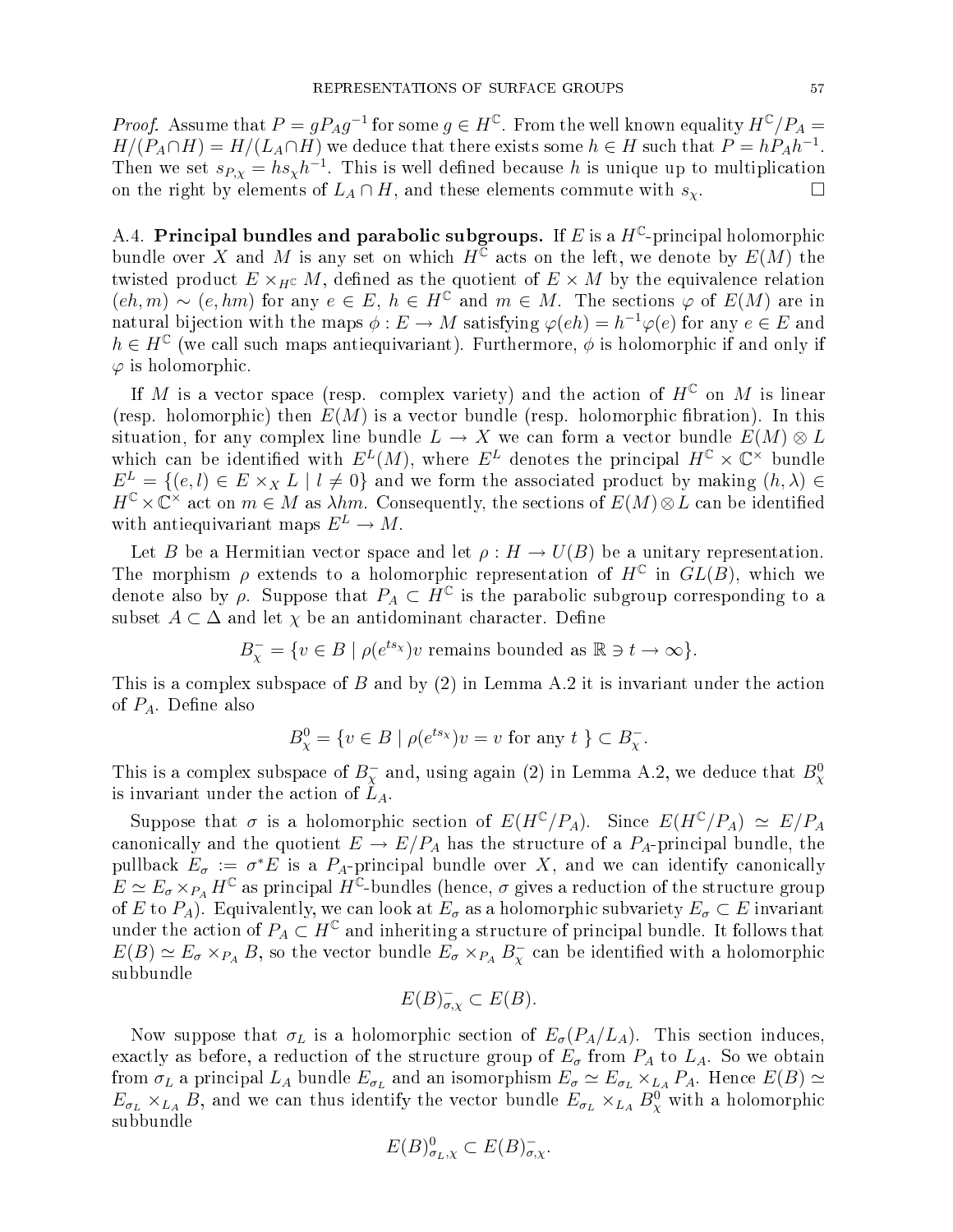*Proof.* Assume that $P = gP_Ag^{-1}$ for some $g \in H^{\mathbb{C}}$. From the well known equality $H^{\mathbb{C}}/P_A = H/(P_A \cap H) = H/(L_A \cap H)$ we deduce that there exists some $h \in H$ such that $P = hP_Ah^{-1}$. Then we set $s_{P,\chi} = hs_\chi h^{-1}$. This is well defined because $h$ is unique up to multiplication on the right by elements of $L_A \cap H$, and these elements commute with $s_\chi$. □

A.4. **Principal bundles and parabolic subgroups.** If $E$ is a $H^{\mathbb{C}}$-principal holomorphic bundle over $X$ and $M$ is any set on which $H^{\mathbb{C}}$ acts on the left, we denote by $E(M)$ the twisted product $E \times_{H^{\mathbb{C}}} M$, defined as the quotient of $E \times M$ by the equivalence relation $(eh, m) \sim (e, hm)$ for any $e \in E$, $h \in H^{\mathbb{C}}$ and $m \in M$. The sections $\varphi$ of $E(M)$ are in natural bijection with the maps $\phi : E \to M$ satisfying $\varphi(eh) = h^{-1}\varphi(e)$ for any $e \in E$ and $h \in H^{\mathbb{C}}$ (we call such maps antiequivariant). Furthermore, $\phi$ is holomorphic if and only if $\varphi$ is holomorphic.

If $M$ is a vector space (resp. complex variety) and the action of $H^{\mathbb{C}}$ on $M$ is linear (resp. holomorphic) then $E(M)$ is a vector bundle (resp. holomorphic fibration). In this situation, for any complex line bundle $L \to X$ we can form a vector bundle $E(M) \otimes L$ which can be identified with $E^L(M)$, where $E^L$ denotes the principal $H^{\mathbb{C}} \times \mathbb{C}^\times$ bundle $E^L = \{(e, l) \in E \times_X L \mid l \neq 0\}$ and we form the associated product by making $(h, \lambda) \in H^{\mathbb{C}} \times \mathbb{C}^\times$ act on $m \in M$ as $\lambda hm$. Consequently, the sections of $E(M) \otimes L$ can be identified with antiequivariant maps $E^L \to M$.

Let $B$ be a Hermitian vector space and let $\rho : H \to U(B)$ be a unitary representation. The morphism $\rho$ extends to a holomorphic representation of $H^{\mathbb{C}}$ in $GL(B)$, which we denote also by $\rho$. Suppose that $P_A \subset H^{\mathbb{C}}$ is the parabolic subgroup corresponding to a subset $A \subset \Delta$ and let $\chi$ be an antidominant character. Define

$$B^-_\chi = \{v \in B \mid \rho(e^{ts_\chi})v \text{ remains bounded as } \mathbb{R} \ni t \to \infty\}.$$

This is a complex subspace of $B$ and by (2) in Lemma A.2 it is invariant under the action of $P_A$. Define also

$$B^0_\chi = \{v \in B \mid \rho(e^{ts_\chi})v = v \text{ for any } t\ \} \subset B^-_\chi.$$

This is a complex subspace of $B^-_\chi$ and, using again (2) in Lemma A.2, we deduce that $B^0_\chi$ is invariant under the action of $L_A$.

Suppose that $\sigma$ is a holomorphic section of $E(H^{\mathbb{C}}/P_A)$. Since $E(H^{\mathbb{C}}/P_A) \simeq E/P_A$ canonically and the quotient $E \to E/P_A$ has the structure of a $P_A$-principal bundle, the pullback $E_\sigma := \sigma^*E$ is a $P_A$-principal bundle over $X$, and we can identify canonically $E \simeq E_\sigma \times_{P_A} H^{\mathbb{C}}$ as principal $H^{\mathbb{C}}$-bundles (hence, $\sigma$ gives a reduction of the structure group of $E$ to $P_A$). Equivalently, we can look at $E_\sigma$ as a holomorphic subvariety $E_\sigma \subset E$ invariant under the action of $P_A \subset H^{\mathbb{C}}$ and inheriting a structure of principal bundle. It follows that $E(B) \simeq E_\sigma \times_{P_A} B$, so the vector bundle $E_\sigma \times_{P_A} B^-_\chi$ can be identified with a holomorphic subbundle

$$E(B)^-_{\sigma,\chi} \subset E(B).$$

Now suppose that $\sigma_L$ is a holomorphic section of $E_\sigma(P_A/L_A)$. This section induces, exactly as before, a reduction of the structure group of $E_\sigma$ from $P_A$ to $L_A$. So we obtain from $\sigma_L$ a principal $L_A$ bundle $E_{\sigma_L}$ and an isomorphism $E_\sigma \simeq E_{\sigma_L} \times_{L_A} P_A$. Hence $E(B) \simeq E_{\sigma_L} \times_{L_A} B$, and we can thus identify the vector bundle $E_{\sigma_L} \times_{L_A} B^0_\chi$ with a holomorphic subbundle

$$E(B)^0_{\sigma_L,\chi} \subset E(B)^-_{\sigma,\chi}.$$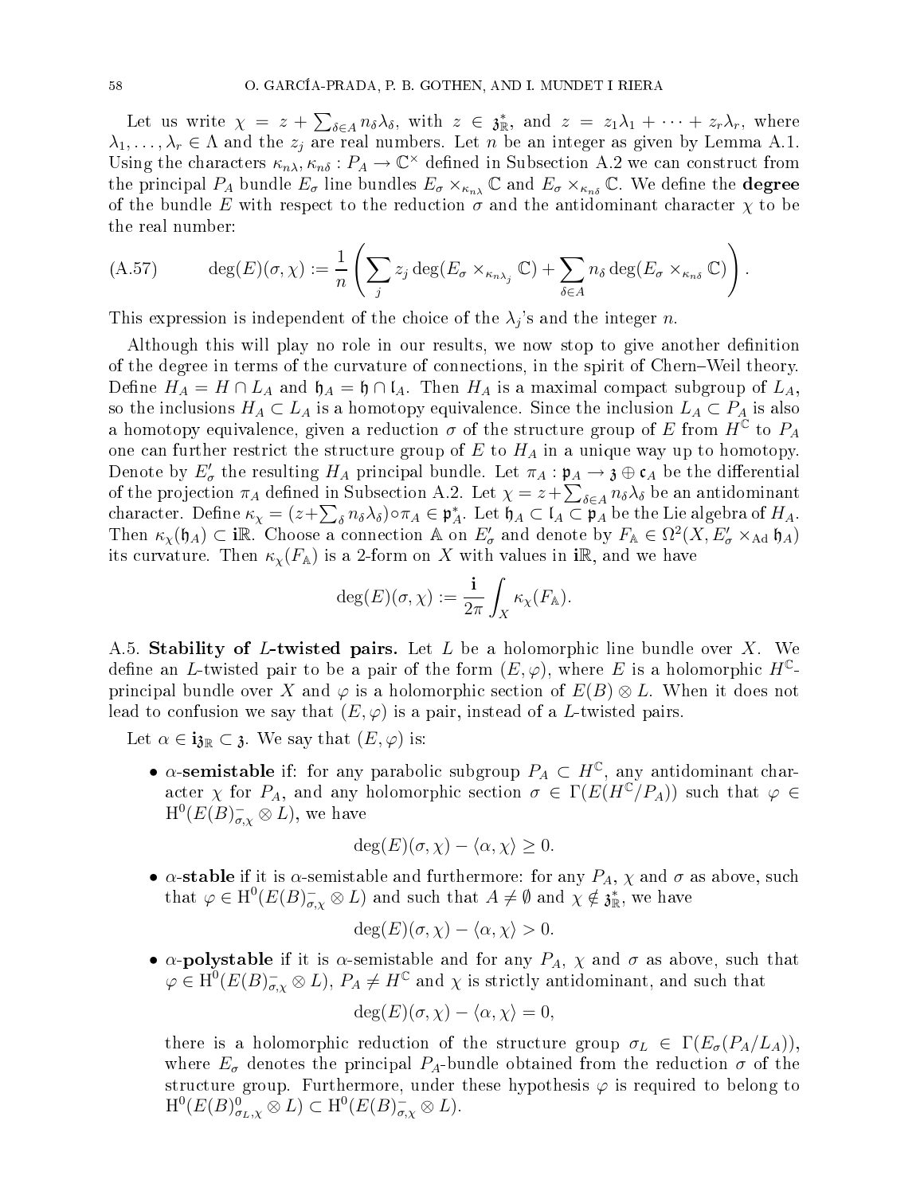Let us write $\chi = z + \sum_{\delta \in A} n_\delta \lambda_\delta$, with $z \in \mathfrak{z}_{\mathbb{R}}^*$, and $z = z_1\lambda_1 + \cdots + z_r\lambda_r$, where $\lambda_1, \ldots, \lambda_r \in \Lambda$ and the $z_j$ are real numbers. Let $n$ be an integer as given by Lemma A.1. Using the characters $\kappa_{n\lambda}, \kappa_{n\delta} : P_A \to \mathbb{C}^\times$ defined in Subsection A.2 we can construct from the principal $P_A$ bundle $E_\sigma$ line bundles $E_\sigma \times_{\kappa_{n\lambda}} \mathbb{C}$ and $E_\sigma \times_{\kappa_{n\delta}} \mathbb{C}$. We define the **degree** of the bundle $E$ with respect to the reduction $\sigma$ and the antidominant character $\chi$ to be the real number:

$$\deg(E)(\sigma, \chi) := \frac{1}{n}\left(\sum_j z_j \deg(E_\sigma \times_{\kappa_{n\lambda_j}} \mathbb{C}) + \sum_{\delta \in A} n_\delta \deg(E_\sigma \times_{\kappa_{n\delta}} \mathbb{C})\right). \tag{A.57}$$

This expression is independent of the choice of the $\lambda_j$'s and the integer $n$.

Although this will play no role in our results, we now stop to give another definition of the degree in terms of the curvature of connections, in the spirit of Chern–Weil theory. Define $H_A = H \cap L_A$ and $\mathfrak{h}_A = \mathfrak{h} \cap \mathfrak{l}_A$. Then $H_A$ is a maximal compact subgroup of $L_A$, so the inclusions $H_A \subset L_A$ is a homotopy equivalence. Since the inclusion $L_A \subset P_A$ is also a homotopy equivalence, given a reduction $\sigma$ of the structure group of $E$ from $H^{\mathbb{C}}$ to $P_A$ one can further restrict the structure group of $E$ to $H_A$ in a unique way up to homotopy. Denote by $E'_\sigma$ the resulting $H_A$ principal bundle. Let $\pi_A : \mathfrak{p}_A \to \mathfrak{z} \oplus \mathfrak{c}_A$ be the differential of the projection $\pi_A$ defined in Subsection A.2. Let $\chi = z + \sum_{\delta \in A} n_\delta \lambda_\delta$ be an antidominant character. Define $\kappa_\chi = (z + \sum_\delta n_\delta \lambda_\delta) \circ \pi_A \in \mathfrak{p}_A^*$. Let $\mathfrak{h}_A \subset \mathfrak{l}_A \subset \mathfrak{p}_A$ be the Lie algebra of $H_A$. Then $\kappa_\chi(\mathfrak{h}_A) \subset \mathbf{i}\mathbb{R}$. Choose a connection $\mathbb{A}$ on $E'_\sigma$ and denote by $F_{\mathbb{A}} \in \Omega^2(X, E'_\sigma \times_{\mathrm{Ad}} \mathfrak{h}_A)$ its curvature. Then $\kappa_\chi(F_{\mathbb{A}})$ is a 2-form on $X$ with values in $\mathbf{i}\mathbb{R}$, and we have

$$\deg(E)(\sigma, \chi) := \frac{\mathbf{i}}{2\pi}\int_X \kappa_\chi(F_{\mathbb{A}}).$$

A.5. **Stability of $L$-twisted pairs.** Let $L$ be a holomorphic line bundle over $X$. We define an $L$-twisted pair to be a pair of the form $(E, \varphi)$, where $E$ is a holomorphic $H^{\mathbb{C}}$-principal bundle over $X$ and $\varphi$ is a holomorphic section of $E(B) \otimes L$. When it does not lead to confusion we say that $(E, \varphi)$ is a pair, instead of a $L$-twisted pairs.

Let $\alpha \in \mathbf{i}\mathfrak{z}_{\mathbb{R}} \subset \mathfrak{z}$. We say that $(E, \varphi)$ is:

- **$\alpha$-semistable** if: for any parabolic subgroup $P_A \subset H^{\mathbb{C}}$, any antidominant character $\chi$ for $P_A$, and any holomorphic section $\sigma \in \Gamma(E(H^{\mathbb{C}}/P_A))$ such that $\varphi \in \mathrm{H}^0(E(B)^-_{\sigma,\chi} \otimes L)$, we have

$$\deg(E)(\sigma, \chi) - \langle \alpha, \chi \rangle \geq 0.$$

- **$\alpha$-stable** if it is $\alpha$-semistable and furthermore: for any $P_A$, $\chi$ and $\sigma$ as above, such that $\varphi \in \mathrm{H}^0(E(B)^-_{\sigma,\chi} \otimes L)$ and such that $A \neq \emptyset$ and $\chi \notin \mathfrak{z}_{\mathbb{R}}^*$, we have

$$\deg(E)(\sigma, \chi) - \langle \alpha, \chi \rangle > 0.$$

- **$\alpha$-polystable** if it is $\alpha$-semistable and for any $P_A$, $\chi$ and $\sigma$ as above, such that $\varphi \in \mathrm{H}^0(E(B)^-_{\sigma,\chi} \otimes L)$, $P_A \neq H^{\mathbb{C}}$ and $\chi$ is strictly antidominant, and such that

$$\deg(E)(\sigma, \chi) - \langle \alpha, \chi \rangle = 0,$$

  there is a holomorphic reduction of the structure group $\sigma_L \in \Gamma(E_\sigma(P_A/L_A))$, where $E_\sigma$ denotes the principal $P_A$-bundle obtained from the reduction $\sigma$ of the structure group. Furthermore, under these hypothesis $\varphi$ is required to belong to $\mathrm{H}^0(E(B)^0_{\sigma_L,\chi} \otimes L) \subset \mathrm{H}^0(E(B)^-_{\sigma,\chi} \otimes L)$.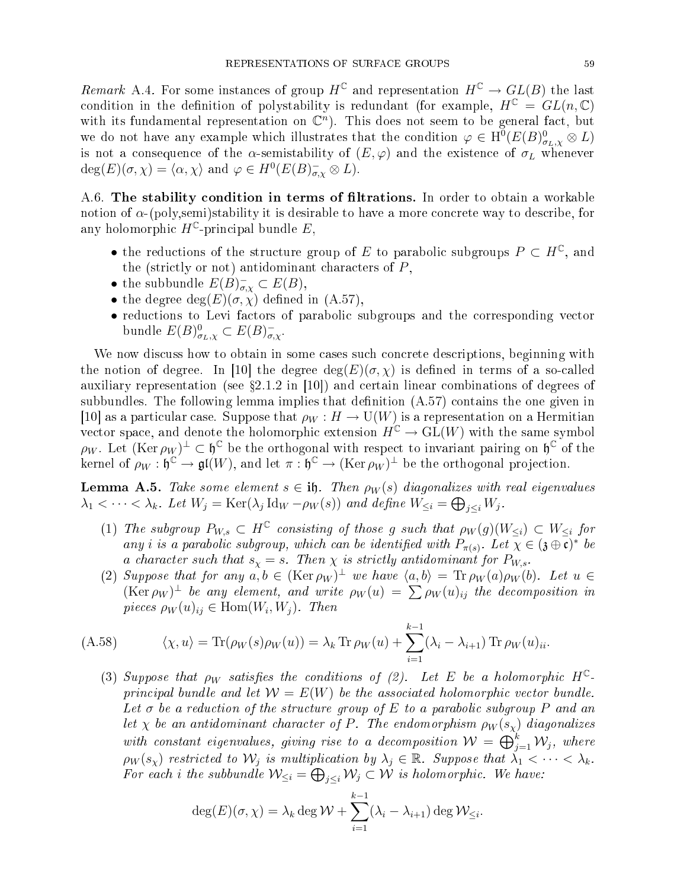*Remark* A.4. For some instances of group $H^{\mathbb{C}}$ and representation $H^{\mathbb{C}} \to GL(B)$ the last condition in the definition of polystability is redundant (for example, $H^{\mathbb{C}} = GL(n, \mathbb{C})$ with its fundamental representation on $\mathbb{C}^n$). This does not seem to be general fact, but we do not have any example which illustrates that the condition $\varphi \in \mathrm{H}^0(E(B)^0_{\sigma_L,\chi} \otimes L)$ is not a consequence of the $\alpha$-semistability of $(E, \varphi)$ and the existence of $\sigma_L$ whenever $\deg(E)(\sigma, \chi) = \langle \alpha, \chi \rangle$ and $\varphi \in H^0(E(B)^-_{\sigma,\chi} \otimes L)$.

A.6. **The stability condition in terms of filtrations.** In order to obtain a workable notion of $\alpha$-(poly,semi)stability it is desirable to have a more concrete way to describe, for any holomorphic $H^{\mathbb{C}}$-principal bundle $E$,

- the reductions of the structure group of $E$ to parabolic subgroups $P \subset H^{\mathbb{C}}$, and the (strictly or not) antidominant characters of $P$,
- the subbundle $E(B)^-_{\sigma,\chi} \subset E(B)$,
- the degree $\deg(E)(\sigma, \chi)$ defined in (A.57),
- reductions to Levi factors of parabolic subgroups and the corresponding vector bundle $E(B)^0_{\sigma_L,\chi} \subset E(B)^-_{\sigma,\chi}$.

We now discuss how to obtain in some cases such concrete descriptions, beginning with the notion of degree. In [10] the degree $\deg(E)(\sigma, \chi)$ is defined in terms of a so-called auxiliary representation (see §2.1.2 in [10]) and certain linear combinations of degrees of subbundles. The following lemma implies that definition (A.57) contains the one given in [10] as a particular case. Suppose that $\rho_W : H \to \mathrm{U}(W)$ is a representation on a Hermitian vector space, and denote the holomorphic extension $H^{\mathbb{C}} \to \mathrm{GL}(W)$ with the same symbol $\rho_W$. Let $(\operatorname{Ker} \rho_W)^\perp \subset \mathfrak{h}^{\mathbb{C}}$ be the orthogonal with respect to invariant pairing on $\mathfrak{h}^{\mathbb{C}}$ of the kernel of $\rho_W : \mathfrak{h}^{\mathbb{C}} \to \mathfrak{gl}(W)$, and let $\pi : \mathfrak{h}^{\mathbb{C}} \to (\operatorname{Ker} \rho_W)^\perp$ be the orthogonal projection.

**Lemma A.5.** *Take some element $s \in \mathbf{i}\mathfrak{h}$. Then $\rho_W(s)$ diagonalizes with real eigenvalues $\lambda_1 < \cdots < \lambda_k$. Let $W_j = \operatorname{Ker}(\lambda_j \operatorname{Id}_W - \rho_W(s))$ and define $W_{\leq i} = \bigoplus_{j \leq i} W_j$.*

1. *The subgroup $P_{W,s} \subset H^{\mathbb{C}}$ consisting of those $g$ such that $\rho_W(g)(W_{\leq i}) \subset W_{\leq i}$ for any $i$ is a parabolic subgroup, which can be identified with $P_{\pi(s)}$. Let $\chi \in (\mathfrak{z} \oplus \mathfrak{c})^*$ be a character such that $s_\chi = s$. Then $\chi$ is strictly antidominant for $P_{W,s}$.*
2. *Suppose that for any $a, b \in (\operatorname{Ker} \rho_W)^\perp$ we have $\langle a, b \rangle = \operatorname{Tr} \rho_W(a)\rho_W(b)$. Let $u \in (\operatorname{Ker} \rho_W)^\perp$ be any element, and write $\rho_W(u) = \sum \rho_W(u)_{ij}$ the decomposition in pieces $\rho_W(u)_{ij} \in \operatorname{Hom}(W_i, W_j)$. Then*

$$\langle \chi, u \rangle = \operatorname{Tr}(\rho_W(s)\rho_W(u)) = \lambda_k \operatorname{Tr} \rho_W(u) + \sum_{i=1}^{k-1} (\lambda_i - \lambda_{i+1}) \operatorname{Tr} \rho_W(u)_{ii}. \tag{A.58}$$

3. *Suppose that $\rho_W$ satisfies the conditions of (2). Let $E$ be a holomorphic $H^{\mathbb{C}}$-principal bundle and let $\mathcal{W} = E(W)$ be the associated holomorphic vector bundle. Let $\sigma$ be a reduction of the structure group of $E$ to a parabolic subgroup $P$ and an let $\chi$ be an antidominant character of $P$. The endomorphism $\rho_W(s_\chi)$ diagonalizes with constant eigenvalues, giving rise to a decomposition $\mathcal{W} = \bigoplus_{j=1}^k \mathcal{W}_j$, where $\rho_W(s_\chi)$ restricted to $\mathcal{W}_j$ is multiplication by $\lambda_j \in \mathbb{R}$. Suppose that $\lambda_1 < \cdots < \lambda_k$. For each $i$ the subbundle $\mathcal{W}_{\leq i} = \bigoplus_{j \leq i} \mathcal{W}_j \subset \mathcal{W}$ is holomorphic. We have:*

$$\deg(E)(\sigma, \chi) = \lambda_k \deg \mathcal{W} + \sum_{i=1}^{k-1} (\lambda_i - \lambda_{i+1}) \deg \mathcal{W}_{\leq i}.$$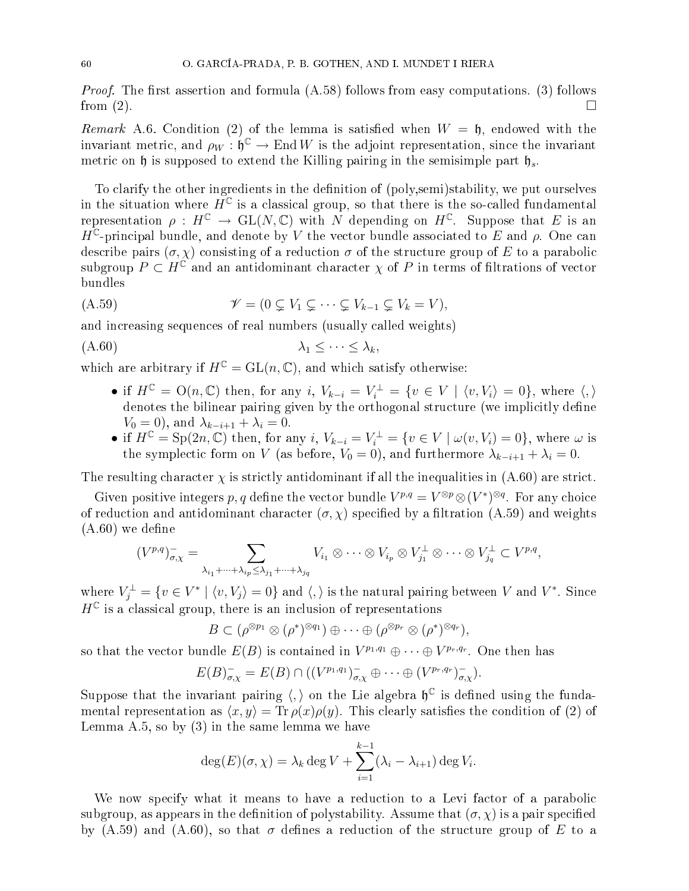*Proof.* The first assertion and formula (A.58) follows from easy computations. (3) follows from (2). □

*Remark* A.6. Condition (2) of the lemma is satisfied when $W = \mathfrak{h}$, endowed with the invariant metric, and $\rho_W : \mathfrak{h}^{\mathbb{C}} \to \operatorname{End} W$ is the adjoint representation, since the invariant metric on $\mathfrak{h}$ is supposed to extend the Killing pairing in the semisimple part $\mathfrak{h}_s$.

To clarify the other ingredients in the definition of (poly,semi)stability, we put ourselves in the situation where $H^{\mathbb{C}}$ is a classical group, so that there is the so-called fundamental representation $\rho : H^{\mathbb{C}} \to \mathrm{GL}(N, \mathbb{C})$ with $N$ depending on $H^{\mathbb{C}}$. Suppose that $E$ is an $H^{\mathbb{C}}$-principal bundle, and denote by $V$ the vector bundle associated to $E$ and $\rho$. One can describe pairs $(\sigma, \chi)$ consisting of a reduction $\sigma$ of the structure group of $E$ to a parabolic subgroup $P \subset H^{\mathbb{C}}$ and an antidominant character $\chi$ of $P$ in terms of filtrations of vector bundles

$$\mathscr{V} = (0 \subsetneq V_1 \subsetneq \cdots \subsetneq V_{k-1} \subsetneq V_k = V), \tag{A.59}$$

and increasing sequences of real numbers (usually called weights)

$$\lambda_1 \leq \cdots \leq \lambda_k, \tag{A.60}$$

which are arbitrary if $H^{\mathbb{C}} = \mathrm{GL}(n, \mathbb{C})$, and which satisfy otherwise:

- if $H^{\mathbb{C}} = \mathrm{O}(n, \mathbb{C})$ then, for any $i$, $V_{k-i} = V_i^{\perp} = \{v \in V \mid \langle v, V_i \rangle = 0\}$, where $\langle , \rangle$ denotes the bilinear pairing given by the orthogonal structure (we implicitly define $V_0 = 0$), and $\lambda_{k-i+1} + \lambda_i = 0$.
- if $H^{\mathbb{C}} = \mathrm{Sp}(2n, \mathbb{C})$ then, for any $i$, $V_{k-i} = V_i^{\perp} = \{v \in V \mid \omega(v, V_i) = 0\}$, where $\omega$ is the symplectic form on $V$ (as before, $V_0 = 0$), and furthermore $\lambda_{k-i+1} + \lambda_i = 0$.

The resulting character $\chi$ is strictly antidominant if all the inequalities in (A.60) are strict.

Given positive integers $p, q$ define the vector bundle $V^{p,q} = V^{\otimes p} \otimes (V^*)^{\otimes q}$. For any choice of reduction and antidominant character $(\sigma, \chi)$ specified by a filtration (A.59) and weights (A.60) we define

$$(V^{p,q})^{-}_{\sigma,\chi} = \sum_{\lambda_{i_1} + \cdots + \lambda_{i_p} \leq \lambda_{j_1} + \cdots + \lambda_{j_q}} V_{i_1} \otimes \cdots \otimes V_{i_p} \otimes V_{j_1}^{\perp} \otimes \cdots \otimes V_{j_q}^{\perp} \subset V^{p,q},$$

where $V_j^{\perp} = \{v \in V^* \mid \langle v, V_j \rangle = 0\}$ and $\langle , \rangle$ is the natural pairing between $V$ and $V^*$. Since $H^{\mathbb{C}}$ is a classical group, there is an inclusion of representations

$$B \subset (\rho^{\otimes p_1} \otimes (\rho^*)^{\otimes q_1}) \oplus \cdots \oplus (\rho^{\otimes p_r} \otimes (\rho^*)^{\otimes q_r}),$$

so that the vector bundle $E(B)$ is contained in $V^{p_1,q_1} \oplus \cdots \oplus V^{p_r,q_r}$. One then has

$$E(B)^{-}_{\sigma,\chi} = E(B) \cap ((V^{p_1,q_1})^{-}_{\sigma,\chi} \oplus \cdots \oplus (V^{p_r,q_r})^{-}_{\sigma,\chi}).$$

Suppose that the invariant pairing $\langle , \rangle$ on the Lie algebra $\mathfrak{h}^{\mathbb{C}}$ is defined using the fundamental representation as $\langle x, y \rangle = \operatorname{Tr} \rho(x)\rho(y)$. This clearly satisfies the condition of (2) of Lemma A.5, so by (3) in the same lemma we have

$$\deg(E)(\sigma, \chi) = \lambda_k \deg V + \sum_{i=1}^{k-1} (\lambda_i - \lambda_{i+1}) \deg V_i.$$

We now specify what it means to have a reduction to a Levi factor of a parabolic subgroup, as appears in the definition of polystability. Assume that $(\sigma, \chi)$ is a pair specified by (A.59) and (A.60), so that $\sigma$ defines a reduction of the structure group of $E$ to a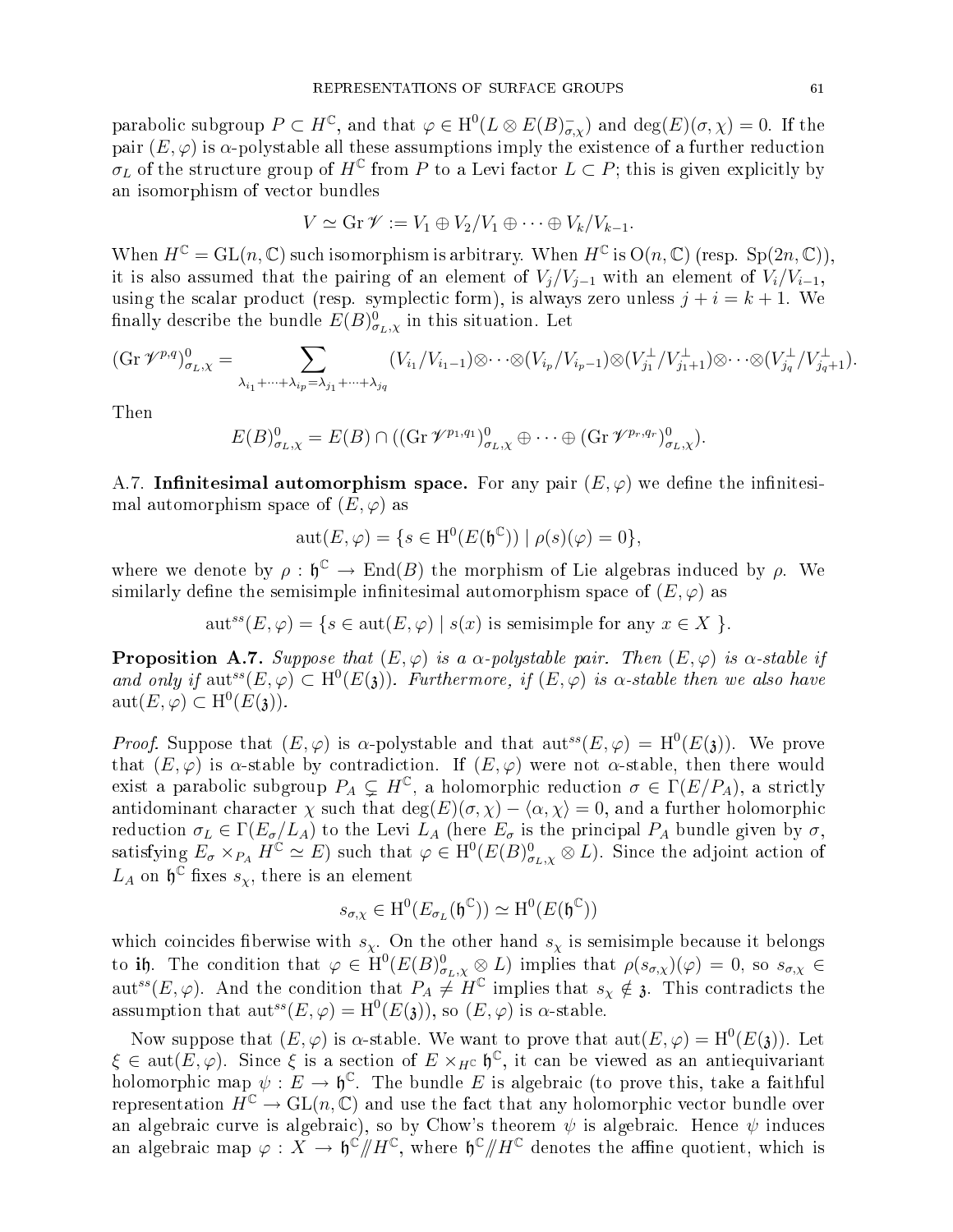parabolic subgroup $P \subset H^{\mathbb{C}}$, and that $\varphi \in \mathrm{H}^0(L \otimes E(B)^-_{\sigma,\chi})$ and $\deg(E)(\sigma,\chi) = 0$. If the pair $(E,\varphi)$ is $\alpha$-polystable all these assumptions imply the existence of a further reduction $\sigma_L$ of the structure group of $H^{\mathbb{C}}$ from $P$ to a Levi factor $L \subset P$; this is given explicitly by an isomorphism of vector bundles

$$V \simeq \operatorname{Gr} \mathscr{V} := V_1 \oplus V_2/V_1 \oplus \cdots \oplus V_k/V_{k-1}.$$

When $H^{\mathbb{C}} = \mathrm{GL}(n,\mathbb{C})$ such isomorphism is arbitrary. When $H^{\mathbb{C}}$ is $\mathrm{O}(n,\mathbb{C})$ (resp. $\mathrm{Sp}(2n,\mathbb{C})$), it is also assumed that the pairing of an element of $V_j/V_{j-1}$ with an element of $V_i/V_{i-1}$, using the scalar product (resp. symplectic form), is always zero unless $j+i = k+1$. We finally describe the bundle $E(B)^0_{\sigma_L,\chi}$ in this situation. Let

$$(\operatorname{Gr} \mathscr{V}^{p,q})^0_{\sigma_L,\chi} = \sum_{\lambda_{i_1}+\cdots+\lambda_{i_p} = \lambda_{j_1}+\cdots+\lambda_{j_q}} (V_{i_1}/V_{i_1-1}) \otimes \cdots \otimes (V_{i_p}/V_{i_p-1}) \otimes (V_{j_1}^{\perp}/V_{j_1+1}^{\perp}) \otimes \cdots \otimes (V_{j_q}^{\perp}/V_{j_q+1}^{\perp}).$$

Then

$$E(B)^0_{\sigma_L,\chi} = E(B) \cap ((\operatorname{Gr} \mathscr{V}^{p_1,q_1})^0_{\sigma_L,\chi} \oplus \cdots \oplus (\operatorname{Gr} \mathscr{V}^{p_r,q_r})^0_{\sigma_L,\chi}).$$

A.7. **Infinitesimal automorphism space.** For any pair $(E,\varphi)$ we define the infinitesimal automorphism space of $(E,\varphi)$ as

$$\operatorname{aut}(E,\varphi) = \{ s \in \mathrm{H}^0(E(\mathfrak{h}^{\mathbb{C}})) \mid \rho(s)(\varphi) = 0 \},$$

where we denote by $\rho : \mathfrak{h}^{\mathbb{C}} \to \operatorname{End}(B)$ the morphism of Lie algebras induced by $\rho$. We similarly define the semisimple infinitesimal automorphism space of $(E,\varphi)$ as

$$\operatorname{aut}^{ss}(E,\varphi) = \{ s \in \operatorname{aut}(E,\varphi) \mid s(x) \text{ is semisimple for any } x \in X \}.$$

**Proposition A.7.** *Suppose that $(E,\varphi)$ is a $\alpha$-polystable pair. Then $(E,\varphi)$ is $\alpha$-stable if and only if $\operatorname{aut}^{ss}(E,\varphi) \subset \mathrm{H}^0(E(\mathfrak{z}))$. Furthermore, if $(E,\varphi)$ is $\alpha$-stable then we also have $\operatorname{aut}(E,\varphi) \subset \mathrm{H}^0(E(\mathfrak{z}))$.*

*Proof.* Suppose that $(E,\varphi)$ is $\alpha$-polystable and that $\operatorname{aut}^{ss}(E,\varphi) = \mathrm{H}^0(E(\mathfrak{z}))$. We prove that $(E,\varphi)$ is $\alpha$-stable by contradiction. If $(E,\varphi)$ were not $\alpha$-stable, then there would exist a parabolic subgroup $P_A \subsetneq H^{\mathbb{C}}$, a holomorphic reduction $\sigma \in \Gamma(E/P_A)$, a strictly antidominant character $\chi$ such that $\deg(E)(\sigma,\chi) - \langle \alpha, \chi \rangle = 0$, and a further holomorphic reduction $\sigma_L \in \Gamma(E_\sigma/L_A)$ to the Levi $L_A$ (here $E_\sigma$ is the principal $P_A$ bundle given by $\sigma$, satisfying $E_\sigma \times_{P_A} H^{\mathbb{C}} \simeq E$) such that $\varphi \in \mathrm{H}^0(E(B)^0_{\sigma_L,\chi} \otimes L)$. Since the adjoint action of $L_A$ on $\mathfrak{h}^{\mathbb{C}}$ fixes $s_\chi$, there is an element

$$s_{\sigma,\chi} \in \mathrm{H}^0(E_{\sigma_L}(\mathfrak{h}^{\mathbb{C}})) \simeq \mathrm{H}^0(E(\mathfrak{h}^{\mathbb{C}}))$$

which coincides fiberwise with $s_\chi$. On the other hand $s_\chi$ is semisimple because it belongs to $\mathbf{i}\mathfrak{h}$. The condition that $\varphi \in \mathrm{H}^0(E(B)^0_{\sigma_L,\chi} \otimes L)$ implies that $\rho(s_{\sigma,\chi})(\varphi) = 0$, so $s_{\sigma,\chi} \in \operatorname{aut}^{ss}(E,\varphi)$. And the condition that $P_A \neq H^{\mathbb{C}}$ implies that $s_\chi \notin \mathfrak{z}$. This contradicts the assumption that $\operatorname{aut}^{ss}(E,\varphi) = \mathrm{H}^0(E(\mathfrak{z}))$, so $(E,\varphi)$ is $\alpha$-stable.

Now suppose that $(E,\varphi)$ is $\alpha$-stable. We want to prove that $\operatorname{aut}(E,\varphi) = \mathrm{H}^0(E(\mathfrak{z}))$. Let $\xi \in \operatorname{aut}(E,\varphi)$. Since $\xi$ is a section of $E \times_{H^{\mathbb{C}}} \mathfrak{h}^{\mathbb{C}}$, it can be viewed as an antiequivariant holomorphic map $\psi : E \to \mathfrak{h}^{\mathbb{C}}$. The bundle $E$ is algebraic (to prove this, take a faithful representation $H^{\mathbb{C}} \to \mathrm{GL}(n,\mathbb{C})$ and use the fact that any holomorphic vector bundle over an algebraic curve is algebraic), so by Chow's theorem $\psi$ is algebraic. Hence $\psi$ induces an algebraic map $\varphi : X \to \mathfrak{h}^{\mathbb{C}} /\!\!/ H^{\mathbb{C}}$, where $\mathfrak{h}^{\mathbb{C}} /\!\!/ H^{\mathbb{C}}$ denotes the affine quotient, which is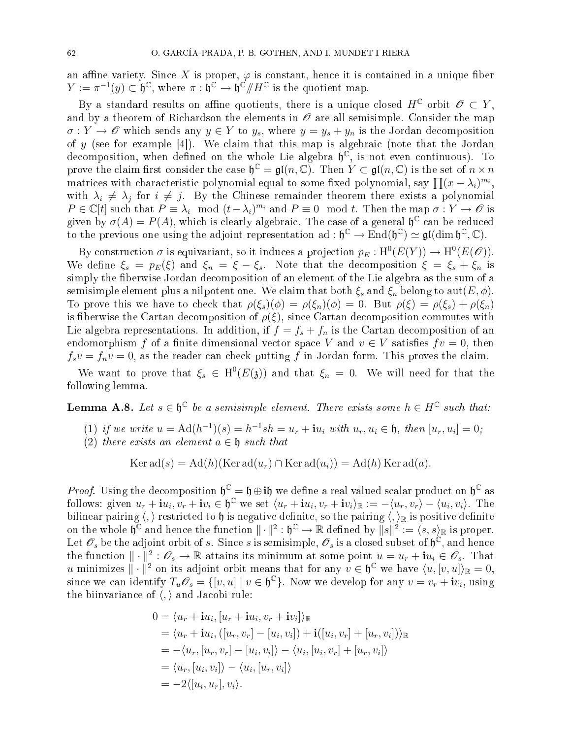an affine variety. Since $X$ is proper, $\varphi$ is constant, hence it is contained in a unique fiber $Y := \pi^{-1}(y) \subset \mathfrak{h}^{\mathbb{C}}$, where $\pi : \mathfrak{h}^{\mathbb{C}} \to \mathfrak{h}^{\mathbb{C}} /\!\!/ H^{\mathbb{C}}$ is the quotient map.

By a standard results on affine quotients, there is a unique closed $H^{\mathbb{C}}$ orbit $\mathscr{O} \subset Y$, and by a theorem of Richardson the elements in $\mathscr{O}$ are all semisimple. Consider the map $\sigma : Y \to \mathscr{O}$ which sends any $y \in Y$ to $y_s$, where $y = y_s + y_n$ is the Jordan decomposition of $y$ (see for example [4]). We claim that this map is algebraic (note that the Jordan decomposition, when defined on the whole Lie algebra $\mathfrak{h}^{\mathbb{C}}$, is not even continuous). To prove the claim first consider the case $\mathfrak{h}^{\mathbb{C}} = \mathfrak{gl}(n, \mathbb{C})$. Then $Y \subset \mathfrak{gl}(n, \mathbb{C})$ is the set of $n \times n$ matrices with characteristic polynomial equal to some fixed polynomial, say $\prod (x - \lambda_i)^{m_i}$, with $\lambda_i \neq \lambda_j$ for $i \neq j$. By the Chinese remainder theorem there exists a polynomial $P \in \mathbb{C}[t]$ such that $P \equiv \lambda_i \mod (t - \lambda_i)^{m_i}$ and $P \equiv 0 \mod t$. Then the map $\sigma : Y \to \mathscr{O}$ is given by $\sigma(A) = P(A)$, which is clearly algebraic. The case of a general $\mathfrak{h}^{\mathbb{C}}$ can be reduced to the previous one using the adjoint representation $\mathrm{ad} : \mathfrak{h}^{\mathbb{C}} \to \mathrm{End}(\mathfrak{h}^{\mathbb{C}}) \simeq \mathfrak{gl}(\dim \mathfrak{h}^{\mathbb{C}}, \mathbb{C})$.

By construction $\sigma$ is equivariant, so it induces a projection $p_E : \mathrm{H}^0(E(Y)) \to \mathrm{H}^0(E(\mathscr{O}))$. We define $\xi_s = p_E(\xi)$ and $\xi_n = \xi - \xi_s$. Note that the decomposition $\xi = \xi_s + \xi_n$ is simply the fiberwise Jordan decomposition of an element of the Lie algebra as the sum of a semisimple element plus a nilpotent one. We claim that both $\xi_s$ and $\xi_n$ belong to $\mathrm{aut}(E, \phi)$. To prove this we have to check that $\rho(\xi_s)(\phi) = \rho(\xi_n)(\phi) = 0$. But $\rho(\xi) = \rho(\xi_s) + \rho(\xi_n)$ is fiberwise the Cartan decomposition of $\rho(\xi)$, since Cartan decomposition commutes with Lie algebra representations. In addition, if $f = f_s + f_n$ is the Cartan decomposition of an endomorphism $f$ of a finite dimensional vector space $V$ and $v \in V$ satisfies $fv = 0$, then $f_s v = f_n v = 0$, as the reader can check putting $f$ in Jordan form. This proves the claim.

We want to prove that $\xi_s \in \mathrm{H}^0(E(\mathfrak{z}))$ and that $\xi_n = 0$. We will need for that the following lemma.

**Lemma A.8.** *Let $s \in \mathfrak{h}^{\mathbb{C}}$ be a semisimple element. There exists some $h \in H^{\mathbb{C}}$ such that:*

1. *if we write $u = \mathrm{Ad}(h^{-1})(s) = h^{-1} s h = u_r + \mathbf{i} u_i$ with $u_r, u_i \in \mathfrak{h}$, then $[u_r, u_i] = 0$;*
2. *there exists an element $a \in \mathfrak{h}$ such that*

$$\mathrm{Ker}\, \mathrm{ad}(s) = \mathrm{Ad}(h)(\mathrm{Ker}\, \mathrm{ad}(u_r) \cap \mathrm{Ker}\, \mathrm{ad}(u_i)) = \mathrm{Ad}(h)\, \mathrm{Ker}\, \mathrm{ad}(a).$$

*Proof.* Using the decomposition $\mathfrak{h}^{\mathbb{C}} = \mathfrak{h} \oplus \mathbf{i}\mathfrak{h}$ we define a real valued scalar product on $\mathfrak{h}^{\mathbb{C}}$ as follows: given $u_r + \mathbf{i} u_i, v_r + \mathbf{i} v_i \in \mathfrak{h}^{\mathbb{C}}$ we set $\langle u_r + \mathbf{i} u_i, v_r + \mathbf{i} v_i \rangle_{\mathbb{R}} := -\langle u_r, v_r \rangle - \langle u_i, v_i \rangle$. The bilinear pairing $\langle , \rangle$ restricted to $\mathfrak{h}$ is negative definite, so the pairing $\langle , \rangle_{\mathbb{R}}$ is positive definite on the whole $\mathfrak{h}^{\mathbb{C}}$ and hence the function $\| \cdot \|^2 : \mathfrak{h}^{\mathbb{C}} \to \mathbb{R}$ defined by $\|s\|^2 := \langle s, s \rangle_{\mathbb{R}}$ is proper. Let $\mathscr{O}_s$ be the adjoint orbit of $s$. Since $s$ is semisimple, $\mathscr{O}_s$ is a closed subset of $\mathfrak{h}^{\mathbb{C}}$, and hence the function $\| \cdot \|^2 : \mathscr{O}_s \to \mathbb{R}$ attains its minimum at some point $u = u_r + \mathbf{i} u_i \in \mathscr{O}_s$. That $u$ minimizes $\| \cdot \|^2$ on its adjoint orbit means that for any $v \in \mathfrak{h}^{\mathbb{C}}$ we have $\langle u, [v, u] \rangle_{\mathbb{R}} = 0$, since we can identify $T_u \mathscr{O}_s = \{[v, u] \mid v \in \mathfrak{h}^{\mathbb{C}}\}$. Now we develop for any $v = v_r + \mathbf{i} v_i$, using the biinvariance of $\langle , \rangle$ and Jacobi rule:

$$\begin{aligned}
0 &= \langle u_r + \mathbf{i} u_i, [u_r + \mathbf{i} u_i, v_r + \mathbf{i} v_i] \rangle_{\mathbb{R}} \\
&= \langle u_r + \mathbf{i} u_i, ([u_r, v_r] - [u_i, v_i]) + \mathbf{i}([u_i, v_r] + [u_r, v_i]) \rangle_{\mathbb{R}} \\
&= -\langle u_r, [u_r, v_r] - [u_i, v_i] \rangle - \langle u_i, [u_i, v_r] + [u_r, v_i] \rangle \\
&= \langle u_r, [u_i, v_i] \rangle - \langle u_i, [u_r, v_i] \rangle \\
&= -2 \langle [u_i, u_r], v_i \rangle.
\end{aligned}$$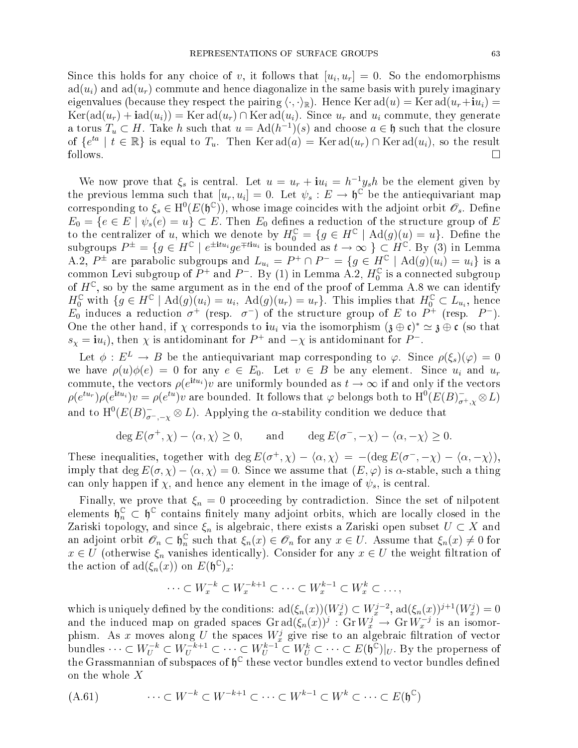Since this holds for any choice of $v$, it follows that $[u_i, u_r] = 0$. So the endomorphisms $\mathrm{ad}(u_i)$ and $\mathrm{ad}(u_r)$ commute and hence diagonalize in the same basis with purely imaginary eigenvalues (because they respect the pairing $\langle \cdot, \cdot \rangle_{\mathbb{R}}$). Hence $\operatorname{Ker} \mathrm{ad}(u) = \operatorname{Ker} \mathrm{ad}(u_r + \mathbf{i}u_i) = \operatorname{Ker}(\mathrm{ad}(u_r) + \mathbf{i}\mathrm{ad}(u_i)) = \operatorname{Ker} \mathrm{ad}(u_r) \cap \operatorname{Ker} \mathrm{ad}(u_i)$. Since $u_r$ and $u_i$ commute, they generate a torus $T_u \subset H$. Take $h$ such that $u = \mathrm{Ad}(h^{-1})(s)$ and choose $a \in \mathfrak{h}$ such that the closure of $\{e^{ta} \mid t \in \mathbb{R}\}$ is equal to $T_u$. Then $\operatorname{Ker} \mathrm{ad}(a) = \operatorname{Ker} \mathrm{ad}(u_r) \cap \operatorname{Ker} \mathrm{ad}(u_i)$, so the result follows. □

We now prove that $\xi_s$ is central. Let $u = u_r + \mathbf{i}u_i = h^{-1}y_s h$ be the element given by the previous lemma such that $[u_r, u_i] = 0$. Let $\psi_s : E \to \mathfrak{h}^{\mathbb{C}}$ be the antiequivariant map corresponding to $\xi_s \in \mathrm{H}^0(E(\mathfrak{h}^{\mathbb{C}}))$, whose image coincides with the adjoint orbit $\mathscr{O}_s$. Define $E_0 = \{e \in E \mid \psi_s(e) = u\} \subset E$. Then $E_0$ defines a reduction of the structure group of $E$ to the centralizer of $u$, which we denote by $H_0^{\mathbb{C}} = \{g \in H^{\mathbb{C}} \mid \mathrm{Ad}(g)(u) = u\}$. Define the subgroups $P^{\pm} = \{g \in H^{\mathbb{C}} \mid e^{\pm \mathbf{i}tu_i} g e^{\mp t\mathbf{i}u_i} \text{ is bounded as } t \to \infty\} \subset H^{\mathbb{C}}$. By (3) in Lemma A.2, $P^{\pm}$ are parabolic subgroups and $L_{u_i} = P^+ \cap P^- = \{g \in H^{\mathbb{C}} \mid \mathrm{Ad}(g)(u_i) = u_i\}$ is a common Levi subgroup of $P^+$ and $P^-$. By (1) in Lemma A.2, $H_0^{\mathbb{C}}$ is a connected subgroup of $H^{\mathbb{C}}$, so by the same argument as in the end of the proof of Lemma A.8 we can identify $H_0^{\mathbb{C}}$ with $\{g \in H^{\mathbb{C}} \mid \mathrm{Ad}(g)(u_i) = u_i,\ \mathrm{Ad}(g)(u_r) = u_r\}$. This implies that $H_0^{\mathbb{C}} \subset L_{u_i}$, hence $E_0$ induces a reduction $\sigma^+$ (resp. $\sigma^-$) of the structure group of $E$ to $P^+$ (resp. $P^-$). One the other hand, if $\chi$ corresponds to $\mathbf{i}u_i$ via the isomorphism $(\mathfrak{z} \oplus \mathfrak{c})^* \simeq \mathfrak{z} \oplus \mathfrak{c}$ (so that $s_\chi = \mathbf{i}u_i$), then $\chi$ is antidominant for $P^+$ and $-\chi$ is antidominant for $P^-$.

Let $\phi : E^L \to B$ be the antiequivariant map corresponding to $\varphi$. Since $\rho(\xi_s)(\varphi) = 0$ we have $\rho(u)\phi(e) = 0$ for any $e \in E_0$. Let $v \in B$ be any element. Since $u_i$ and $u_r$ commute, the vectors $\rho(e^{\mathbf{i}tu_i})v$ are uniformly bounded as $t \to \infty$ if and only if the vectors $\rho(e^{tu_r})\rho(e^{\mathbf{i}tu_i})v = \rho(e^{tu})v$ are bounded. It follows that $\varphi$ belongs both to $\mathrm{H}^0(E(B)^-_{\sigma^+,\chi} \otimes L)$ and to $\mathrm{H}^0(E(B)^-_{\sigma^-,-\chi} \otimes L)$. Applying the $\alpha$-stability condition we deduce that

$$\deg E(\sigma^+, \chi) - \langle \alpha, \chi \rangle \geq 0, \qquad \text{and} \qquad \deg E(\sigma^-, -\chi) - \langle \alpha, -\chi \rangle \geq 0.$$

These inequalities, together with $\deg E(\sigma^+, \chi) - \langle \alpha, \chi \rangle = -(\deg E(\sigma^-, -\chi) - \langle \alpha, -\chi \rangle)$, imply that $\deg E(\sigma, \chi) - \langle \alpha, \chi \rangle = 0$. Since we assume that $(E, \varphi)$ is $\alpha$-stable, such a thing can only happen if $\chi$, and hence any element in the image of $\psi_s$, is central.

Finally, we prove that $\xi_n = 0$ proceeding by contradiction. Since the set of nilpotent elements $\mathfrak{h}_n^{\mathbb{C}} \subset \mathfrak{h}^{\mathbb{C}}$ contains finitely many adjoint orbits, which are locally closed in the Zariski topology, and since $\xi_n$ is algebraic, there exists a Zariski open subset $U \subset X$ and an adjoint orbit $\mathscr{O}_n \subset \mathfrak{h}_n^{\mathbb{C}}$ such that $\xi_n(x) \in \mathscr{O}_n$ for any $x \in U$. Assume that $\xi_n(x) \neq 0$ for $x \in U$ (otherwise $\xi_n$ vanishes identically). Consider for any $x \in U$ the weight filtration of the action of $\mathrm{ad}(\xi_n(x))$ on $E(\mathfrak{h}^{\mathbb{C}})_x$:

$$\cdots \subset W_x^{-k} \subset W_x^{-k+1} \subset \cdots \subset W_x^{k-1} \subset W_x^k \subset \dots,$$

which is uniquely defined by the conditions: $\mathrm{ad}(\xi_n(x))(W_x^j) \subset W_x^{j-2}$, $\mathrm{ad}(\xi_n(x))^{j+1}(W_x^j) = 0$ and the induced map on graded spaces $\mathrm{Gr}\,\mathrm{ad}(\xi_n(x))^j : \mathrm{Gr}\,W_x^j \to \mathrm{Gr}\,W_x^{-j}$ is an isomorphism. As $x$ moves along $U$ the spaces $W_x^j$ give rise to an algebraic filtration of vector bundles $\cdots \subset W_U^{-k} \subset W_U^{-k+1} \subset \cdots \subset W_U^{k-1} \subset W_U^k \subset \cdots \subset E(\mathfrak{h}^{\mathbb{C}})|_U$. By the properness of the Grassmannian of subspaces of $\mathfrak{h}^{\mathbb{C}}$ these vector bundles extend to vector bundles defined on the whole $X$

$$\cdots \subset W^{-k} \subset W^{-k+1} \subset \cdots \subset W^{k-1} \subset W^k \subset \cdots \subset E(\mathfrak{h}^{\mathbb{C}}) \tag{A.61}$$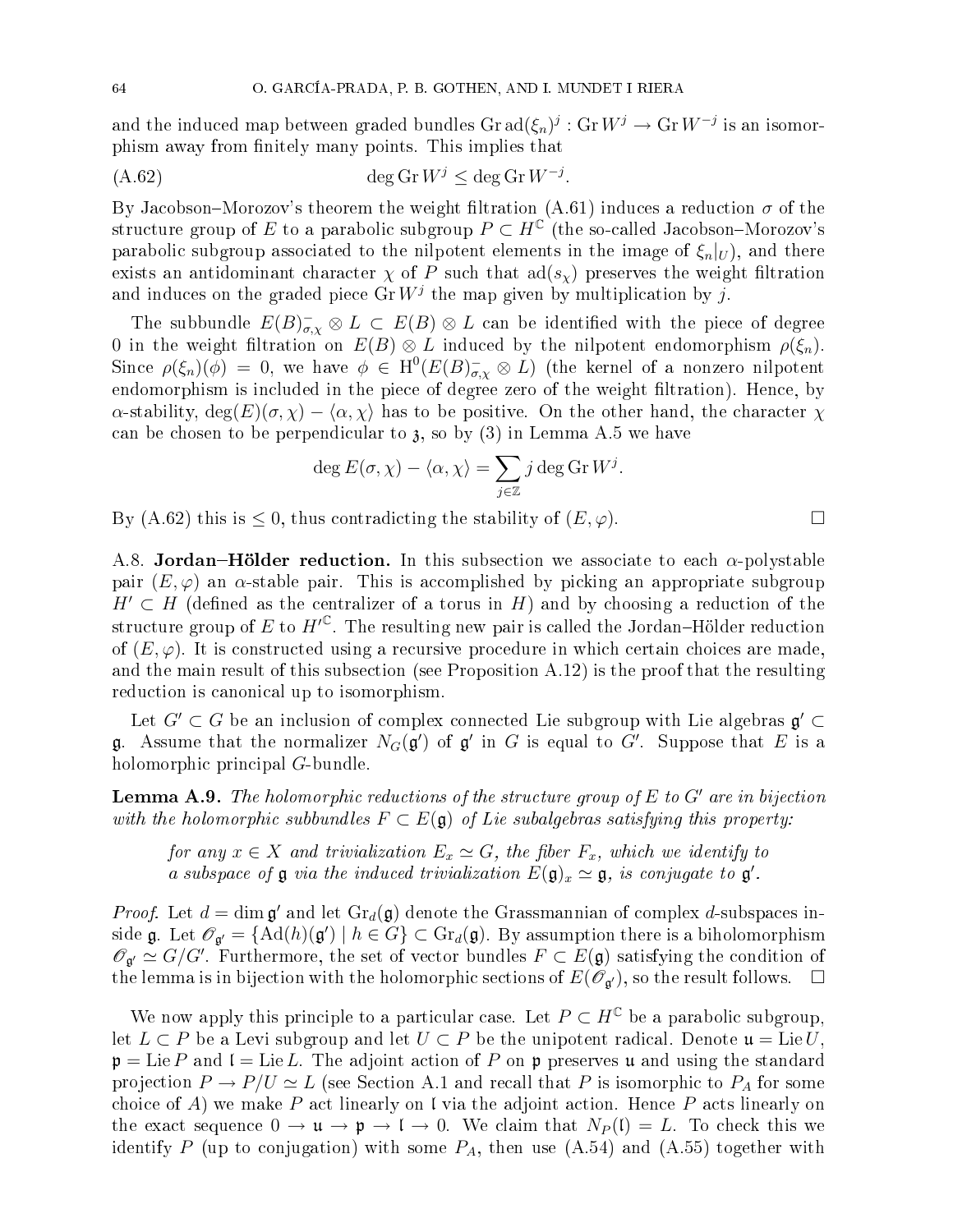and the induced map between graded bundles $\operatorname{Gr}\operatorname{ad}(\xi_n)^j : \operatorname{Gr} W^j \to \operatorname{Gr} W^{-j}$ is an isomorphism away from finitely many points. This implies that

$$\deg \operatorname{Gr} W^j \leq \deg \operatorname{Gr} W^{-j}. \tag{A.62}$$

By Jacobson–Morozov's theorem the weight filtration (A.61) induces a reduction $\sigma$ of the structure group of $E$ to a parabolic subgroup $P \subset H^{\mathbb{C}}$ (the so-called Jacobson–Morozov's parabolic subgroup associated to the nilpotent elements in the image of $\xi_n|_U$), and there exists an antidominant character $\chi$ of $P$ such that $\operatorname{ad}(s_\chi)$ preserves the weight filtration and induces on the graded piece $\operatorname{Gr} W^j$ the map given by multiplication by $j$.

The subbundle $E(B)^-_{\sigma,\chi} \otimes L \subset E(B) \otimes L$ can be identified with the piece of degree 0 in the weight filtration on $E(B) \otimes L$ induced by the nilpotent endomorphism $\rho(\xi_n)$. Since $\rho(\xi_n)(\phi) = 0$, we have $\phi \in \mathrm{H}^0(E(B)^-_{\sigma,\chi} \otimes L)$ (the kernel of a nonzero nilpotent endomorphism is included in the piece of degree zero of the weight filtration). Hence, by $\alpha$-stability, $\deg(E)(\sigma, \chi) - \langle \alpha, \chi \rangle$ has to be positive. On the other hand, the character $\chi$ can be chosen to be perpendicular to $\mathfrak{z}$, so by (3) in Lemma A.5 we have

$$\deg E(\sigma, \chi) - \langle \alpha, \chi \rangle = \sum_{j \in \mathbb{Z}} j \deg \operatorname{Gr} W^j.$$

By (A.62) this is $\leq 0$, thus contradicting the stability of $(E, \varphi)$. □

A.8. **Jordan–Hölder reduction.** In this subsection we associate to each $\alpha$-polystable pair $(E, \varphi)$ an $\alpha$-stable pair. This is accomplished by picking an appropriate subgroup $H' \subset H$ (defined as the centralizer of a torus in $H$) and by choosing a reduction of the structure group of $E$ to $H'^{\mathbb{C}}$. The resulting new pair is called the Jordan–Hölder reduction of $(E, \varphi)$. It is constructed using a recursive procedure in which certain choices are made, and the main result of this subsection (see Proposition A.12) is the proof that the resulting reduction is canonical up to isomorphism.

Let $G' \subset G$ be an inclusion of complex connected Lie subgroup with Lie algebras $\mathfrak{g}' \subset \mathfrak{g}$. Assume that the normalizer $N_G(\mathfrak{g}')$ of $\mathfrak{g}'$ in $G$ is equal to $G'$. Suppose that $E$ is a holomorphic principal $G$-bundle.

**Lemma A.9.** *The holomorphic reductions of the structure group of $E$ to $G'$ are in bijection with the holomorphic subbundles $F \subset E(\mathfrak{g})$ of Lie subalgebras satisfying this property:*

> *for any $x \in X$ and trivialization $E_x \simeq G$, the fiber $F_x$, which we identify to a subspace of $\mathfrak{g}$ via the induced trivialization $E(\mathfrak{g})_x \simeq \mathfrak{g}$, is conjugate to $\mathfrak{g}'$.*

*Proof.* Let $d = \dim \mathfrak{g}'$ and let $\operatorname{Gr}_d(\mathfrak{g})$ denote the Grassmannian of complex $d$-subspaces inside $\mathfrak{g}$. Let $\mathscr{O}_{\mathfrak{g}'} = \{\operatorname{Ad}(h)(\mathfrak{g}') \mid h \in G\} \subset \operatorname{Gr}_d(\mathfrak{g})$. By assumption there is a biholomorphism $\mathscr{O}_{\mathfrak{g}'} \simeq G/G'$. Furthermore, the set of vector bundles $F \subset E(\mathfrak{g})$ satisfying the condition of the lemma is in bijection with the holomorphic sections of $E(\mathscr{O}_{\mathfrak{g}'})$, so the result follows. □

We now apply this principle to a particular case. Let $P \subset H^{\mathbb{C}}$ be a parabolic subgroup, let $L \subset P$ be a Levi subgroup and let $U \subset P$ be the unipotent radical. Denote $\mathfrak{u} = \operatorname{Lie} U$, $\mathfrak{p} = \operatorname{Lie} P$ and $\mathfrak{l} = \operatorname{Lie} L$. The adjoint action of $P$ on $\mathfrak{p}$ preserves $\mathfrak{u}$ and using the standard projection $P \to P/U \simeq L$ (see Section A.1 and recall that $P$ is isomorphic to $P_A$ for some choice of $A$) we make $P$ act linearly on $\mathfrak{l}$ via the adjoint action. Hence $P$ acts linearly on the exact sequence $0 \to \mathfrak{u} \to \mathfrak{p} \to \mathfrak{l} \to 0$. We claim that $N_P(\mathfrak{l}) = L$. To check this we identify $P$ (up to conjugation) with some $P_A$, then use (A.54) and (A.55) together with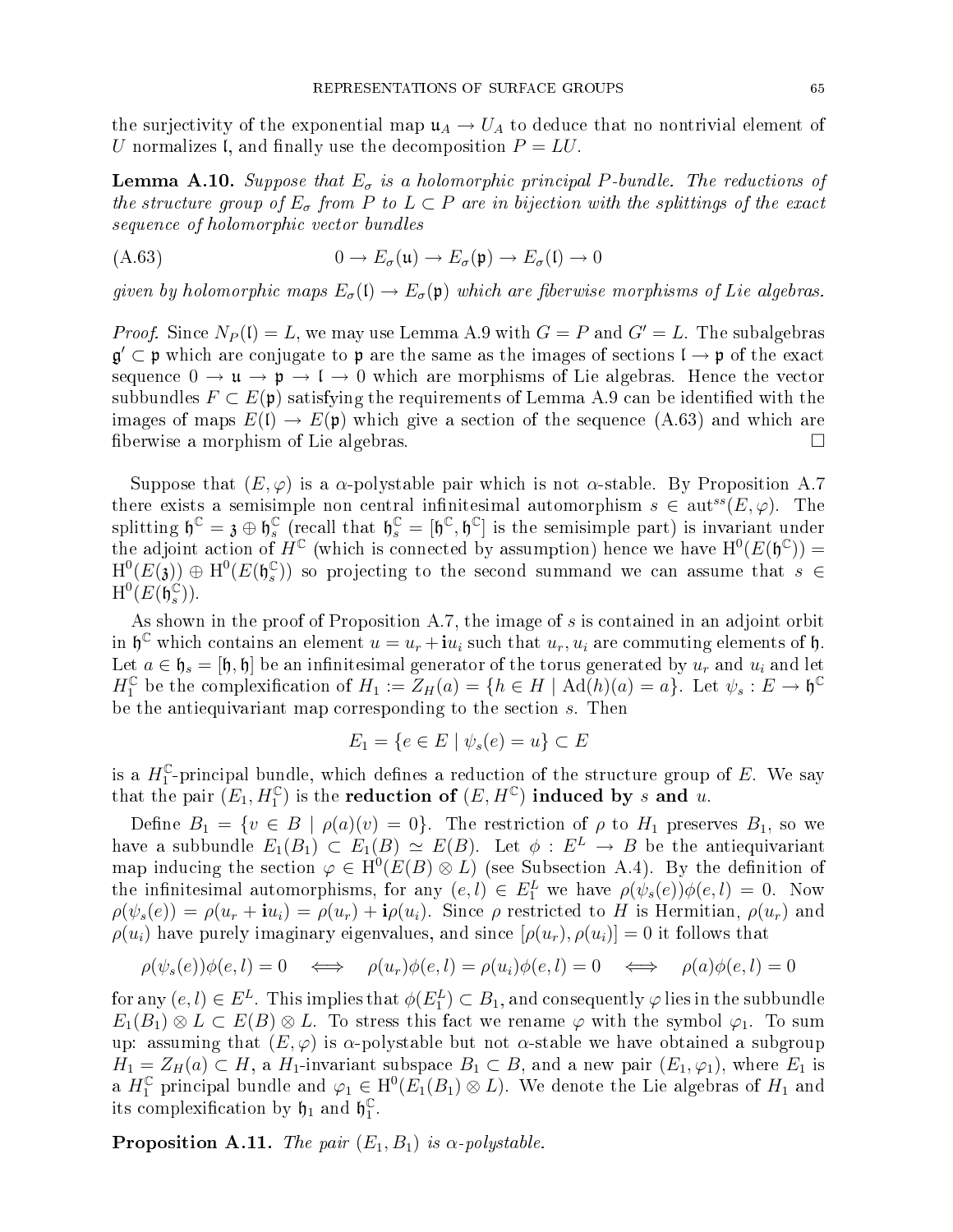the surjectivity of the exponential map $\mathfrak{u}_A \to U_A$ to deduce that no nontrivial element of $U$ normalizes $\mathfrak{l}$, and finally use the decomposition $P = LU$.

**Lemma A.10.** *Suppose that $E_\sigma$ is a holomorphic principal $P$-bundle. The reductions of the structure group of $E_\sigma$ from $P$ to $L \subset P$ are in bijection with the splittings of the exact sequence of holomorphic vector bundles*

$$0 \to E_\sigma(\mathfrak{u}) \to E_\sigma(\mathfrak{p}) \to E_\sigma(\mathfrak{l}) \to 0 \tag{A.63}$$

*given by holomorphic maps $E_\sigma(\mathfrak{l}) \to E_\sigma(\mathfrak{p})$ which are fiberwise morphisms of Lie algebras.*

*Proof.* Since $N_P(\mathfrak{l}) = L$, we may use Lemma A.9 with $G = P$ and $G' = L$. The subalgebras $\mathfrak{g}' \subset \mathfrak{p}$ which are conjugate to $\mathfrak{p}$ are the same as the images of sections $\mathfrak{l} \to \mathfrak{p}$ of the exact sequence $0 \to \mathfrak{u} \to \mathfrak{p} \to \mathfrak{l} \to 0$ which are morphisms of Lie algebras. Hence the vector subbundles $F \subset E(\mathfrak{p})$ satisfying the requirements of Lemma A.9 can be identified with the images of maps $E(\mathfrak{l}) \to E(\mathfrak{p})$ which give a section of the sequence (A.63) and which are fiberwise a morphism of Lie algebras. □

Suppose that $(E, \varphi)$ is a $\alpha$-polystable pair which is not $\alpha$-stable. By Proposition A.7 there exists a semisimple non central infinitesimal automorphism $s \in \operatorname{aut}^{ss}(E, \varphi)$. The splitting $\mathfrak{h}^{\mathbb{C}} = \mathfrak{z} \oplus \mathfrak{h}^{\mathbb{C}}_s$ (recall that $\mathfrak{h}^{\mathbb{C}}_s = [\mathfrak{h}^{\mathbb{C}}, \mathfrak{h}^{\mathbb{C}}]$ is the semisimple part) is invariant under the adjoint action of $H^{\mathbb{C}}$ (which is connected by assumption) hence we have $\mathrm{H}^0(E(\mathfrak{h}^{\mathbb{C}})) = \mathrm{H}^0(E(\mathfrak{z})) \oplus \mathrm{H}^0(E(\mathfrak{h}^{\mathbb{C}}_s))$ so projecting to the second summand we can assume that $s \in \mathrm{H}^0(E(\mathfrak{h}^{\mathbb{C}}_s))$.

As shown in the proof of Proposition A.7, the image of $s$ is contained in an adjoint orbit in $\mathfrak{h}^{\mathbb{C}}$ which contains an element $u = u_r + \mathbf{i}u_i$ such that $u_r, u_i$ are commuting elements of $\mathfrak{h}$. Let $a \in \mathfrak{h}_s = [\mathfrak{h}, \mathfrak{h}]$ be an infinitesimal generator of the torus generated by $u_r$ and $u_i$ and let $H_1^{\mathbb{C}}$ be the complexification of $H_1 := Z_H(a) = \{h \in H \mid \operatorname{Ad}(h)(a) = a\}$. Let $\psi_s : E \to \mathfrak{h}^{\mathbb{C}}$ be the antiequivariant map corresponding to the section $s$. Then

$$E_1 = \{e \in E \mid \psi_s(e) = u\} \subset E$$

is a $H_1^{\mathbb{C}}$-principal bundle, which defines a reduction of the structure group of $E$. We say that the pair $(E_1, H_1^{\mathbb{C}})$ is the **reduction of $(E, H^{\mathbb{C}})$ induced by $s$ and $u$.**

Define $B_1 = \{v \in B \mid \rho(a)(v) = 0\}$. The restriction of $\rho$ to $H_1$ preserves $B_1$, so we have a subbundle $E_1(B_1) \subset E_1(B) \simeq E(B)$. Let $\phi : E^L \to B$ be the antiequivariant map inducing the section $\varphi \in \mathrm{H}^0(E(B) \otimes L)$ (see Subsection A.4). By the definition of the infinitesimal automorphisms, for any $(e, l) \in E_1^L$ we have $\rho(\psi_s(e))\phi(e, l) = 0$. Now $\rho(\psi_s(e)) = \rho(u_r + \mathbf{i}u_i) = \rho(u_r) + \mathbf{i}\rho(u_i)$. Since $\rho$ restricted to $H$ is Hermitian, $\rho(u_r)$ and $\rho(u_i)$ have purely imaginary eigenvalues, and since $[\rho(u_r), \rho(u_i)] = 0$ it follows that

$$\rho(\psi_s(e))\phi(e,l) = 0 \quad \Longleftrightarrow \quad \rho(u_r)\phi(e,l) = \rho(u_i)\phi(e,l) = 0 \quad \Longleftrightarrow \quad \rho(a)\phi(e,l) = 0$$

for any $(e, l) \in E^L$. This implies that $\phi(E_1^L) \subset B_1$, and consequently $\varphi$ lies in the subbundle $E_1(B_1) \otimes L \subset E(B) \otimes L$. To stress this fact we rename $\varphi$ with the symbol $\varphi_1$. To sum up: assuming that $(E, \varphi)$ is $\alpha$-polystable but not $\alpha$-stable we have obtained a subgroup $H_1 = Z_H(a) \subset H$, a $H_1$-invariant subspace $B_1 \subset B$, and a new pair $(E_1, \varphi_1)$, where $E_1$ is a $H_1^{\mathbb{C}}$ principal bundle and $\varphi_1 \in \mathrm{H}^0(E_1(B_1) \otimes L)$. We denote the Lie algebras of $H_1$ and its complexification by $\mathfrak{h}_1$ and $\mathfrak{h}_1^{\mathbb{C}}$.

**Proposition A.11.** *The pair $(E_1, B_1)$ is $\alpha$-polystable.*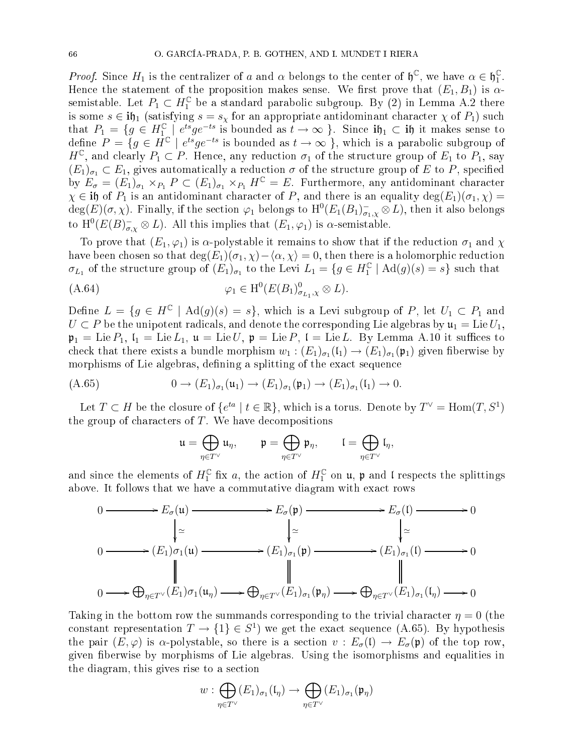*Proof.* Since $H_1$ is the centralizer of $a$ and $\alpha$ belongs to the center of $\mathfrak{h}^{\mathbb{C}}$, we have $\alpha \in \mathfrak{h}_1^{\mathbb{C}}$. Hence the statement of the proposition makes sense. We first prove that $(E_1, B_1)$ is $\alpha$-semistable. Let $P_1 \subset H_1^{\mathbb{C}}$ be a standard parabolic subgroup. By (2) in Lemma A.2 there is some $s \in \mathbf{i}\mathfrak{h}_1$ (satisfying $s = s_\chi$ for an appropriate antidominant character $\chi$ of $P_1$) such that $P_1 = \{g \in H_1^{\mathbb{C}} \mid e^{ts}ge^{-ts} \text{ is bounded as } t \to \infty\}$. Since $\mathbf{i}\mathfrak{h}_1 \subset \mathbf{i}\mathfrak{h}$ it makes sense to define $P = \{g \in H^{\mathbb{C}} \mid e^{ts}ge^{-ts} \text{ is bounded as } t \to \infty\}$, which is a parabolic subgroup of $H^{\mathbb{C}}$, and clearly $P_1 \subset P$. Hence, any reduction $\sigma_1$ of the structure group of $E_1$ to $P_1$, say $(E_1)_{\sigma_1} \subset E_1$, gives automatically a reduction $\sigma$ of the structure group of $E$ to $P$, specified by $E_\sigma = (E_1)_{\sigma_1} \times_{P_1} P \subset (E_1)_{\sigma_1} \times_{P_1} H^{\mathbb{C}} = E$. Furthermore, any antidominant character $\chi \in \mathbf{i}\mathfrak{h}$ of $P_1$ is an antidominant character of $P$, and there is an equality $\deg(E_1)(\sigma_1, \chi) = \deg(E)(\sigma, \chi)$. Finally, if the section $\varphi_1$ belongs to $\mathrm{H}^0(E_1(B_1)^-_{\sigma_1,\chi} \otimes L)$, then it also belongs to $\mathrm{H}^0(E(B)^-_{\sigma,\chi} \otimes L)$. All this implies that $(E_1, \varphi_1)$ is $\alpha$-semistable.

To prove that $(E_1, \varphi_1)$ is $\alpha$-polystable it remains to show that if the reduction $\sigma_1$ and $\chi$ have been chosen so that $\deg(E_1)(\sigma_1, \chi) - \langle \alpha, \chi \rangle = 0$, then there is a holomorphic reduction $\sigma_{L_1}$ of the structure group of $(E_1)_{\sigma_1}$ to the Levi $L_1 = \{g \in H_1^{\mathbb{C}} \mid \mathrm{Ad}(g)(s) = s\}$ such that

$$\varphi_1 \in \mathrm{H}^0(E(B_1)^0_{\sigma_{L_1},\chi} \otimes L). \tag{A.64}$$

Define $L = \{g \in H^{\mathbb{C}} \mid \mathrm{Ad}(g)(s) = s\}$, which is a Levi subgroup of $P$, let $U_1 \subset P_1$ and $U \subset P$ be the unipotent radicals, and denote the corresponding Lie algebras by $\mathfrak{u}_1 = \mathrm{Lie}\, U_1$, $\mathfrak{p}_1 = \mathrm{Lie}\, P_1$, $\mathfrak{l}_1 = \mathrm{Lie}\, L_1$, $\mathfrak{u} = \mathrm{Lie}\, U$, $\mathfrak{p} = \mathrm{Lie}\, P$, $\mathfrak{l} = \mathrm{Lie}\, L$. By Lemma A.10 it suffices to check that there exists a bundle morphism $w_1 : (E_1)_{\sigma_1}(\mathfrak{l}_1) \to (E_1)_{\sigma_1}(\mathfrak{p}_1)$ given fiberwise by morphisms of Lie algebras, defining a splitting of the exact sequence

$$0 \to (E_1)_{\sigma_1}(\mathfrak{u}_1) \to (E_1)_{\sigma_1}(\mathfrak{p}_1) \to (E_1)_{\sigma_1}(\mathfrak{l}_1) \to 0. \tag{A.65}$$

Let $T \subset H$ be the closure of $\{e^{ta} \mid t \in \mathbb{R}\}$, which is a torus. Denote by $T^\vee = \mathrm{Hom}(T, S^1)$ the group of characters of $T$. We have decompositions

$$\mathfrak{u} = \bigoplus_{\eta \in T^\vee} \mathfrak{u}_\eta, \qquad \mathfrak{p} = \bigoplus_{\eta \in T^\vee} \mathfrak{p}_\eta, \qquad \mathfrak{l} = \bigoplus_{\eta \in T^\vee} \mathfrak{l}_\eta,$$

and since the elements of $H_1^{\mathbb{C}}$ fix $a$, the action of $H_1^{\mathbb{C}}$ on $\mathfrak{u}$, $\mathfrak{p}$ and $\mathfrak{l}$ respects the splittings above. It follows that we have a commutative diagram with exact rows

$$\begin{array}{ccccccccc}
0 & \longrightarrow & E_\sigma(\mathfrak{u}) & \longrightarrow & E_\sigma(\mathfrak{p}) & \longrightarrow & E_\sigma(\mathfrak{l}) & \longrightarrow & 0 \\
 & & \downarrow \simeq & & \downarrow \simeq & & \downarrow \simeq & & \\
0 & \longrightarrow & (E_1)\sigma_1(\mathfrak{u}) & \longrightarrow & (E_1)_{\sigma_1}(\mathfrak{p}) & \longrightarrow & (E_1)_{\sigma_1}(\mathfrak{l}) & \longrightarrow & 0 \\
 & & \| & & \| & & \| & & \\
0 & \longrightarrow & \bigoplus_{\eta \in T^\vee} (E_1)\sigma_1(\mathfrak{u}_\eta) & \longrightarrow & \bigoplus_{\eta \in T^\vee} (E_1)_{\sigma_1}(\mathfrak{p}_\eta) & \longrightarrow & \bigoplus_{\eta \in T^\vee} (E_1)_{\sigma_1}(\mathfrak{l}_\eta) & \longrightarrow & 0
\end{array}$$

Taking in the bottom row the summands corresponding to the trivial character $\eta = 0$ (the constant representation $T \to \{1\} \in S^1$) we get the exact sequence (A.65). By hypothesis the pair $(E, \varphi)$ is $\alpha$-polystable, so there is a section $v : E_\sigma(\mathfrak{l}) \to E_\sigma(\mathfrak{p})$ of the top row, given fiberwise by morphisms of Lie algebras. Using the isomorphisms and equalities in the diagram, this gives rise to a section

$$w : \bigoplus_{\eta \in T^\vee} (E_1)_{\sigma_1}(\mathfrak{l}_\eta) \to \bigoplus_{\eta \in T^\vee} (E_1)_{\sigma_1}(\mathfrak{p}_\eta)$$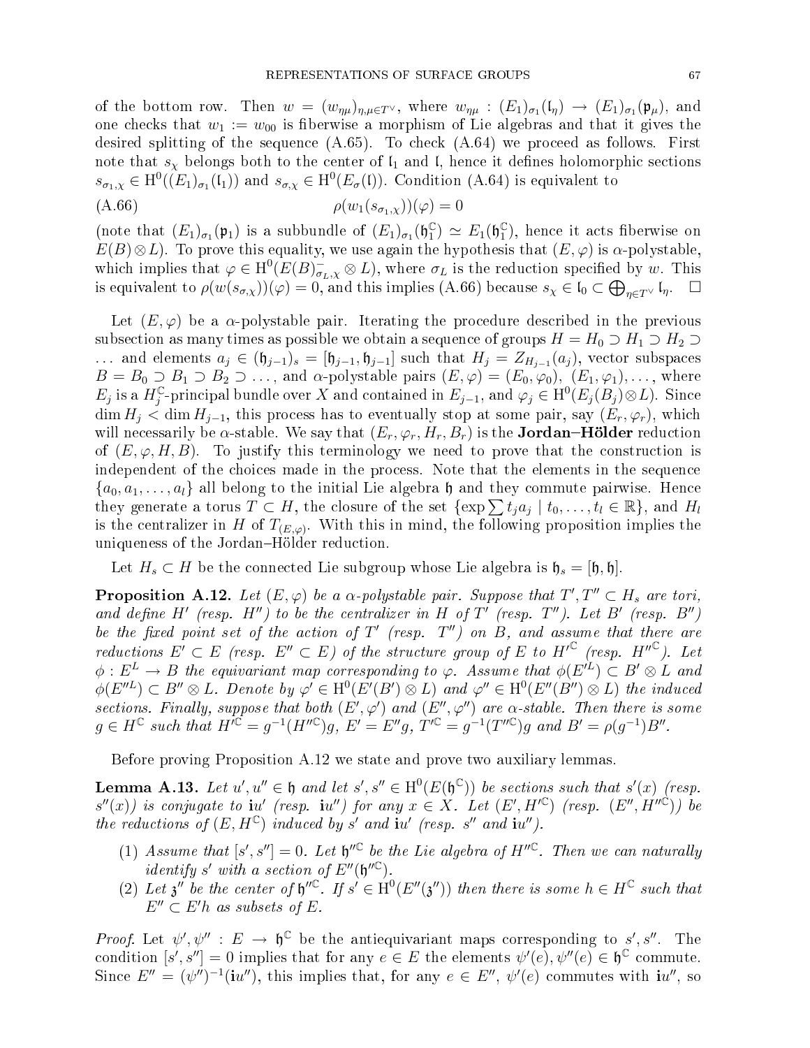of the bottom row. Then $w = (w_{\eta\mu})_{\eta,\mu\in T^\vee}$, where $w_{\eta\mu} : (E_1)_{\sigma_1}(\mathfrak{l}_\eta) \to (E_1)_{\sigma_1}(\mathfrak{p}_\mu)$, and one checks that $w_1 := w_{00}$ is fiberwise a morphism of Lie algebras and that it gives the desired splitting of the sequence (A.65). To check (A.64) we proceed as follows. First note that $s_\chi$ belongs both to the center of $\mathfrak{l}_1$ and $\mathfrak{l}$, hence it defines holomorphic sections $s_{\sigma_1,\chi} \in \mathrm{H}^0((E_1)_{\sigma_1}(\mathfrak{l}_1))$ and $s_{\sigma,\chi} \in \mathrm{H}^0(E_\sigma(\mathfrak{l}))$. Condition (A.64) is equivalent to

$$\rho(w_1(s_{\sigma_1,\chi}))(\varphi) = 0 \tag{A.66}$$

(note that $(E_1)_{\sigma_1}(\mathfrak{p}_1)$ is a subbundle of $(E_1)_{\sigma_1}(\mathfrak{h}_1^{\mathbb{C}}) \simeq E_1(\mathfrak{h}_1^{\mathbb{C}})$, hence it acts fiberwise on $E(B)\otimes L$). To prove this equality, we use again the hypothesis that $(E,\varphi)$ is $\alpha$-polystable, which implies that $\varphi \in \mathrm{H}^0(E(B)^-_{\sigma_L,\chi} \otimes L)$, where $\sigma_L$ is the reduction specified by $w$. This is equivalent to $\rho(w(s_{\sigma,\chi}))(\varphi) = 0$, and this implies (A.66) because $s_\chi \in \mathfrak{l}_0 \subset \bigoplus_{\eta\in T^\vee} \mathfrak{l}_\eta$. $\square$

Let $(E,\varphi)$ be a $\alpha$-polystable pair. Iterating the procedure described in the previous subsection as many times as possible we obtain a sequence of groups $H = H_0 \supset H_1 \supset H_2 \supset \dots$ and elements $a_j \in (\mathfrak{h}_{j-1})_s = [\mathfrak{h}_{j-1}, \mathfrak{h}_{j-1}]$ such that $H_j = Z_{H_{j-1}}(a_j)$, vector subspaces $B = B_0 \supset B_1 \supset B_2 \supset \dots$, and $\alpha$-polystable pairs $(E,\varphi) = (E_0,\varphi_0)$, $(E_1,\varphi_1), \dots$, where $E_j$ is a $H_j^{\mathbb{C}}$-principal bundle over $X$ and contained in $E_{j-1}$, and $\varphi_j \in \mathrm{H}^0(E_j(B_j)\otimes L)$. Since $\dim H_j < \dim H_{j-1}$, this process has to eventually stop at some pair, say $(E_r,\varphi_r)$, which will necessarily be $\alpha$-stable. We say that $(E_r,\varphi_r,H_r,B_r)$ is the **Jordan–Hölder** reduction of $(E,\varphi,H,B)$. To justify this terminology we need to prove that the construction is independent of the choices made in the process. Note that the elements in the sequence $\{a_0,a_1,\dots,a_l\}$ all belong to the initial Lie algebra $\mathfrak{h}$ and they commute pairwise. Hence they generate a torus $T \subset H$, the closure of the set $\{\exp \sum t_j a_j \mid t_0,\dots,t_l \in \mathbb{R}\}$, and $H_l$ is the centralizer in $H$ of $T_{(E,\varphi)}$. With this in mind, the following proposition implies the uniqueness of the Jordan–Hölder reduction.

Let $H_s \subset H$ be the connected Lie subgroup whose Lie algebra is $\mathfrak{h}_s = [\mathfrak{h},\mathfrak{h}]$.

**Proposition A.12.** *Let $(E,\varphi)$ be a $\alpha$-polystable pair. Suppose that $T', T'' \subset H_s$ are tori, and define $H'$ (resp. $H''$) to be the centralizer in $H$ of $T'$ (resp. $T''$). Let $B'$ (resp. $B''$) be the fixed point set of the action of $T'$ (resp. $T''$) on $B$, and assume that there are reductions $E' \subset E$ (resp. $E'' \subset E$) of the structure group of $E$ to $H'^{\mathbb{C}}$ (resp. $H''^{\mathbb{C}}$). Let $\phi : E^L \to B$ the equivariant map corresponding to $\varphi$. Assume that $\phi(E'^L) \subset B'\otimes L$ and $\phi(E''^L) \subset B''\otimes L$. Denote by $\varphi' \in \mathrm{H}^0(E'(B')\otimes L)$ and $\varphi'' \in \mathrm{H}^0(E''(B'')\otimes L)$ the induced sections. Finally, suppose that both $(E',\varphi')$ and $(E'',\varphi'')$ are $\alpha$-stable. Then there is some $g \in H^{\mathbb{C}}$ such that $H'^{\mathbb{C}} = g^{-1}(H''^{\mathbb{C}})g$, $E' = E''g$, $T'^{\mathbb{C}} = g^{-1}(T''^{\mathbb{C}})g$ and $B' = \rho(g^{-1})B''$.*

Before proving Proposition A.12 we state and prove two auxiliary lemmas.

**Lemma A.13.** *Let $u', u'' \in \mathfrak{h}$ and let $s', s'' \in \mathrm{H}^0(E(\mathfrak{h}^{\mathbb{C}}))$ be sections such that $s'(x)$ (resp. $s''(x)$) is conjugate to $\mathbf{i}u'$ (resp. $\mathbf{i}u''$) for any $x \in X$. Let $(E', H'^{\mathbb{C}})$ (resp. $(E'', H''^{\mathbb{C}})$) be the reductions of $(E, H^{\mathbb{C}})$ induced by $s'$ and $\mathbf{i}u'$ (resp. $s''$ and $\mathbf{i}u''$).*

1. *Assume that $[s', s''] = 0$. Let $\mathfrak{h}''^{\mathbb{C}}$ be the Lie algebra of $H''^{\mathbb{C}}$. Then we can naturally identify $s'$ with a section of $E''(\mathfrak{h}''^{\mathbb{C}})$.*
2. *Let $\mathfrak{z}''$ be the center of $\mathfrak{h}''^{\mathbb{C}}$. If $s' \in \mathrm{H}^0(E''(\mathfrak{z}''))$ then there is some $h \in H^{\mathbb{C}}$ such that $E'' \subset E'h$ as subsets of $E$.*

*Proof.* Let $\psi', \psi'' : E \to \mathfrak{h}^{\mathbb{C}}$ be the antiequivariant maps corresponding to $s', s''$. The condition $[s', s''] = 0$ implies that for any $e \in E$ the elements $\psi'(e), \psi''(e) \in \mathfrak{h}^{\mathbb{C}}$ commute. Since $E'' = (\psi'')^{-1}(\mathbf{i}u'')$, this implies that, for any $e \in E''$, $\psi'(e)$ commutes with $\mathbf{i}u''$, so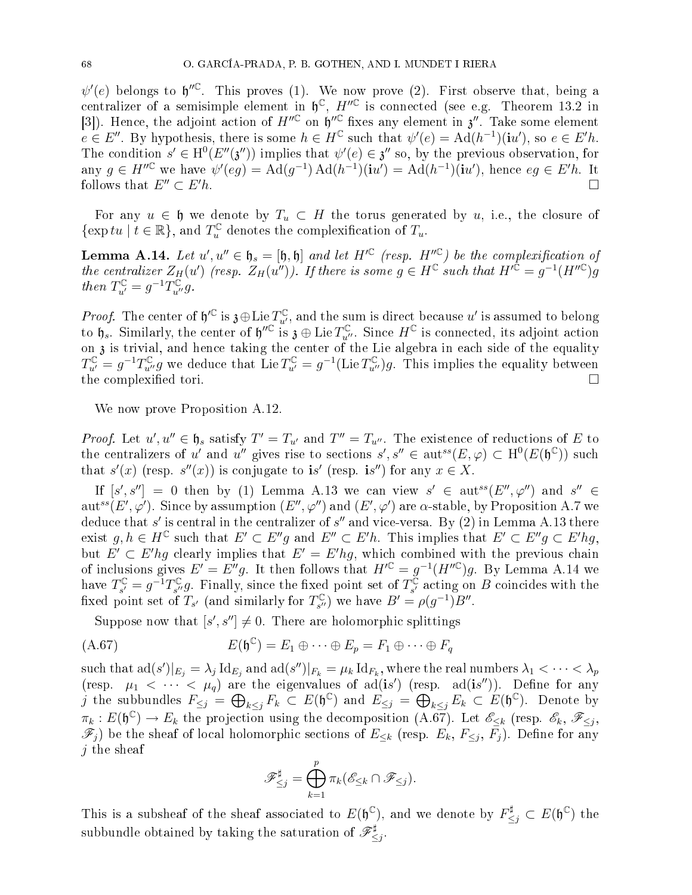$\psi'(e)$ belongs to $\mathfrak{h}''^{\mathbb{C}}$. This proves (1). We now prove (2). First observe that, being a centralizer of a semisimple element in $\mathfrak{h}^{\mathbb{C}}$, $H''^{\mathbb{C}}$ is connected (see e.g. Theorem 13.2 in [3]). Hence, the adjoint action of $H''^{\mathbb{C}}$ on $\mathfrak{h}''^{\mathbb{C}}$ fixes any element in $\mathfrak{z}''$. Take some element $e \in E''$. By hypothesis, there is some $h \in H^{\mathbb{C}}$ such that $\psi'(e) = \mathrm{Ad}(h^{-1})(\mathbf{i}u')$, so $e \in E'h$. The condition $s' \in \mathrm{H}^0(E''(\mathfrak{z}''))$ implies that $\psi'(e) \in \mathfrak{z}''$ so, by the previous observation, for any $g \in H''^{\mathbb{C}}$ we have $\psi'(eg) = \mathrm{Ad}(g^{-1})\,\mathrm{Ad}(h^{-1})(\mathbf{i}u') = \mathrm{Ad}(h^{-1})(\mathbf{i}u')$, hence $eg \in E'h$. It follows that $E'' \subset E'h$. $\square$

For any $u \in \mathfrak{h}$ we denote by $T_u \subset H$ the torus generated by $u$, i.e., the closure of $\{\exp tu \mid t \in \mathbb{R}\}$, and $T_u^{\mathbb{C}}$ denotes the complexification of $T_u$.

**Lemma A.14.** *Let $u', u'' \in \mathfrak{h}_s = [\mathfrak{h}, \mathfrak{h}]$ and let $H'^{\mathbb{C}}$ (resp. $H''^{\mathbb{C}}$) be the complexification of the centralizer $Z_H(u')$ (resp. $Z_H(u'')$). If there is some $g \in H^{\mathbb{C}}$ such that $H'^{\mathbb{C}} = g^{-1}(H''^{\mathbb{C}})g$ then $T_{u'}^{\mathbb{C}} = g^{-1}T_{u''}^{\mathbb{C}}g$.*

*Proof.* The center of $\mathfrak{h}'^{\mathbb{C}}$ is $\mathfrak{z} \oplus \mathrm{Lie}\, T_{u'}^{\mathbb{C}}$, and the sum is direct because $u'$ is assumed to belong to $\mathfrak{h}_s$. Similarly, the center of $\mathfrak{h}''^{\mathbb{C}}$ is $\mathfrak{z} \oplus \mathrm{Lie}\, T_{u''}^{\mathbb{C}}$. Since $H^{\mathbb{C}}$ is connected, its adjoint action on $\mathfrak{z}$ is trivial, and hence taking the center of the Lie algebra in each side of the equality $T_{u'}^{\mathbb{C}} = g^{-1}T_{u''}^{\mathbb{C}}g$ we deduce that $\mathrm{Lie}\, T_{u'}^{\mathbb{C}} = g^{-1}(\mathrm{Lie}\, T_{u''}^{\mathbb{C}})g$. This implies the equality between the complexified tori. $\square$

We now prove Proposition A.12.

*Proof.* Let $u', u'' \in \mathfrak{h}_s$ satisfy $T' = T_{u'}$ and $T'' = T_{u''}$. The existence of reductions of $E$ to the centralizers of $u'$ and $u''$ gives rise to sections $s', s'' \in \mathrm{aut}^{ss}(E, \varphi) \subset \mathrm{H}^0(E(\mathfrak{h}^{\mathbb{C}}))$ such that $s'(x)$ (resp. $s''(x)$) is conjugate to $\mathbf{i}s'$ (resp. $\mathbf{i}s''$) for any $x \in X$.

If $[s', s''] = 0$ then by (1) Lemma A.13 we can view $s' \in \mathrm{aut}^{ss}(E'', \varphi'')$ and $s'' \in \mathrm{aut}^{ss}(E', \varphi')$. Since by assumption $(E'', \varphi'')$ and $(E', \varphi')$ are $\alpha$-stable, by Proposition A.7 we deduce that $s'$ is central in the centralizer of $s''$ and vice-versa. By (2) in Lemma A.13 there exist $g, h \in H^{\mathbb{C}}$ such that $E' \subset E''g$ and $E'' \subset E'h$. This implies that $E' \subset E''g \subset E'hg$, but $E' \subset E'hg$ clearly implies that $E' = E'hg$, which combined with the previous chain of inclusions gives $E' = E''g$. It then follows that $H'^{\mathbb{C}} = g^{-1}(H''^{\mathbb{C}})g$. By Lemma A.14 we have $T_{s'}^{\mathbb{C}} = g^{-1}T_{s''}^{\mathbb{C}}g$. Finally, since the fixed point set of $T_{s'}^{\mathbb{C}}$ acting on $B$ coincides with the fixed point set of $T_{s'}$ (and similarly for $T_{s''}^{\mathbb{C}}$) we have $B' = \rho(g^{-1})B''$.

Suppose now that $[s', s''] \neq 0$. There are holomorphic splittings

$$E(\mathfrak{h}^{\mathbb{C}}) = E_1 \oplus \cdots \oplus E_p = F_1 \oplus \cdots \oplus F_q \tag{A.67}$$

such that $\mathrm{ad}(s')|_{E_j} = \lambda_j \mathrm{Id}_{E_j}$ and $\mathrm{ad}(s'')|_{F_k} = \mu_k \mathrm{Id}_{F_k}$, where the real numbers $\lambda_1 < \cdots < \lambda_p$ (resp. $\mu_1 < \cdots < \mu_q$) are the eigenvalues of $\mathrm{ad}(\mathbf{i}s')$ (resp. $\mathrm{ad}(\mathbf{i}s'')$). Define for any $j$ the subbundles $F_{\leq j} = \bigoplus_{k \leq j} F_k \subset E(\mathfrak{h}^{\mathbb{C}})$ and $E_{\leq j} = \bigoplus_{k \leq j} E_k \subset E(\mathfrak{h}^{\mathbb{C}})$. Denote by $\pi_k : E(\mathfrak{h}^{\mathbb{C}}) \to E_k$ the projection using the decomposition (A.67). Let $\mathscr{E}_{\leq k}$ (resp. $\mathscr{E}_k$, $\mathscr{F}_{\leq j}$, $\mathscr{F}_j$) be the sheaf of local holomorphic sections of $E_{\leq k}$ (resp. $E_k$, $F_{\leq j}$, $F_j$). Define for any $j$ the sheaf

$$\mathscr{F}^{\sharp}_{\leq j} = \bigoplus_{k=1}^{p} \pi_k(\mathscr{E}_{\leq k} \cap \mathscr{F}_{\leq j}).$$

This is a subsheaf of the sheaf associated to $E(\mathfrak{h}^{\mathbb{C}})$, and we denote by $F^{\sharp}_{\leq j} \subset E(\mathfrak{h}^{\mathbb{C}})$ the subbundle obtained by taking the saturation of $\mathscr{F}^{\sharp}_{\leq j}$.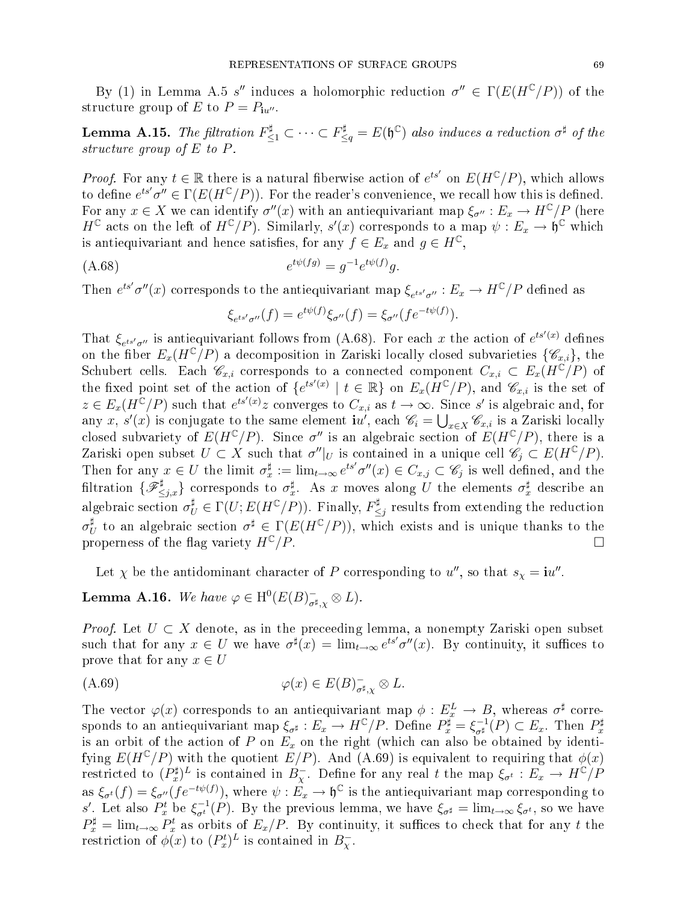By (1) in Lemma A.5 $s''$ induces a holomorphic reduction $\sigma'' \in \Gamma(E(H^{\mathbb{C}}/P))$ of the structure group of $E$ to $P = P_{\mathbf{i}u''}$.

**Lemma A.15.** *The filtration $F^\sharp_{\leq 1} \subset \cdots \subset F^\sharp_{\leq q} = E(\mathfrak{h}^{\mathbb{C}})$ also induces a reduction $\sigma^\sharp$ of the structure group of $E$ to $P$.*

*Proof.* For any $t \in \mathbb{R}$ there is a natural fiberwise action of $e^{ts'}$ on $E(H^{\mathbb{C}}/P)$, which allows to define $e^{ts'}\sigma'' \in \Gamma(E(H^{\mathbb{C}}/P))$. For the reader's convenience, we recall how this is defined. For any $x \in X$ we can identify $\sigma''(x)$ with an antiequivariant map $\xi_{\sigma''} : E_x \to H^{\mathbb{C}}/P$ (here $H^{\mathbb{C}}$ acts on the left of $H^{\mathbb{C}}/P$). Similarly, $s'(x)$ corresponds to a map $\psi : E_x \to \mathfrak{h}^{\mathbb{C}}$ which is antiequivariant and hence satisfies, for any $f \in E_x$ and $g \in H^{\mathbb{C}}$,

$$e^{t\psi(fg)} = g^{-1} e^{t\psi(f)} g. \tag{A.68}$$

Then $e^{ts'}\sigma''(x)$ corresponds to the antiequivariant map $\xi_{e^{ts'}\sigma''} : E_x \to H^{\mathbb{C}}/P$ defined as

$$\xi_{e^{ts'}\sigma''}(f) = e^{t\psi(f)}\xi_{\sigma''}(f) = \xi_{\sigma''}(fe^{-t\psi(f)}).$$

That $\xi_{e^{ts'}\sigma''}$ is antiequivariant follows from (A.68). For each $x$ the action of $e^{ts'(x)}$ defines on the fiber $E_x(H^{\mathbb{C}}/P)$ a decomposition in Zariski locally closed subvarieties $\{\mathscr{C}_{x,i}\}$, the Schubert cells. Each $\mathscr{C}_{x,i}$ corresponds to a connected component $C_{x,i} \subset E_x(H^{\mathbb{C}}/P)$ of the fixed point set of the action of $\{e^{ts'(x)} \mid t \in \mathbb{R}\}$ on $E_x(H^{\mathbb{C}}/P)$, and $\mathscr{C}_{x,i}$ is the set of $z \in E_x(H^{\mathbb{C}}/P)$ such that $e^{ts'(x)}z$ converges to $C_{x,i}$ as $t \to \infty$. Since $s'$ is algebraic and, for any $x$, $s'(x)$ is conjugate to the same element $\mathbf{i}u'$, each $\mathscr{C}_i = \bigcup_{x \in X} \mathscr{C}_{x,i}$ is a Zariski locally closed subvariety of $E(H^{\mathbb{C}}/P)$. Since $\sigma''$ is an algebraic section of $E(H^{\mathbb{C}}/P)$, there is a Zariski open subset $U \subset X$ such that $\sigma''|_U$ is contained in a unique cell $\mathscr{C}_j \subset E(H^{\mathbb{C}}/P)$. Then for any $x \in U$ the limit $\sigma^\sharp_x := \lim_{t\to\infty} e^{ts'}\sigma''(x) \in C_{x,j} \subset \mathscr{C}_j$ is well defined, and the filtration $\{\mathscr{F}^\sharp_{\leq j,x}\}$ corresponds to $\sigma^\sharp_x$. As $x$ moves along $U$ the elements $\sigma^\sharp_x$ describe an algebraic section $\sigma^\sharp_U \in \Gamma(U; E(H^{\mathbb{C}}/P))$. Finally, $F^\sharp_{\leq j}$ results from extending the reduction $\sigma^\sharp_U$ to an algebraic section $\sigma^\sharp \in \Gamma(E(H^{\mathbb{C}}/P))$, which exists and is unique thanks to the properness of the flag variety $H^{\mathbb{C}}/P$. $\square$

Let $\chi$ be the antidominant character of $P$ corresponding to $u''$, so that $s_\chi = \mathbf{i}u''$.

**Lemma A.16.** *We have $\varphi \in \mathrm{H}^0(E(B)^-_{\sigma^\sharp,\chi} \otimes L)$.*

*Proof.* Let $U \subset X$ denote, as in the preceeding lemma, a nonempty Zariski open subset such that for any $x \in U$ we have $\sigma^\sharp(x) = \lim_{t\to\infty} e^{ts'}\sigma''(x)$. By continuity, it suffices to prove that for any $x \in U$

$$\varphi(x) \in E(B)^-_{\sigma^\sharp,\chi} \otimes L. \tag{A.69}$$

The vector $\varphi(x)$ corresponds to an antiequivariant map $\phi : E^L_x \to B$, whereas $\sigma^\sharp$ corresponds to an antiequivariant map $\xi_{\sigma^\sharp} : E_x \to H^{\mathbb{C}}/P$. Define $P^\sharp_x = \xi^{-1}_{\sigma^\sharp}(P) \subset E_x$. Then $P^\sharp_x$ is an orbit of the action of $P$ on $E_x$ on the right (which can also be obtained by identifying $E(H^{\mathbb{C}}/P)$ with the quotient $E/P$). And (A.69) is equivalent to requiring that $\phi(x)$ restricted to $(P^\sharp_x)^L$ is contained in $B^-_\chi$. Define for any real $t$ the map $\xi_{\sigma^t} : E_x \to H^{\mathbb{C}}/P$ as $\xi_{\sigma^t}(f) = \xi_{\sigma''}(fe^{-t\psi(f)})$, where $\psi : E_x \to \mathfrak{h}^{\mathbb{C}}$ is the antiequivariant map corresponding to $s'$. Let also $P^t_x$ be $\xi^{-1}_{\sigma^t}(P)$. By the previous lemma, we have $\xi_{\sigma^\sharp} = \lim_{t\to\infty} \xi_{\sigma^t}$, so we have $P^\sharp_x = \lim_{t\to\infty} P^t_x$ as orbits of $E_x/P$. By continuity, it suffices to check that for any $t$ the restriction of $\phi(x)$ to $(P^t_x)^L$ is contained in $B^-_\chi$.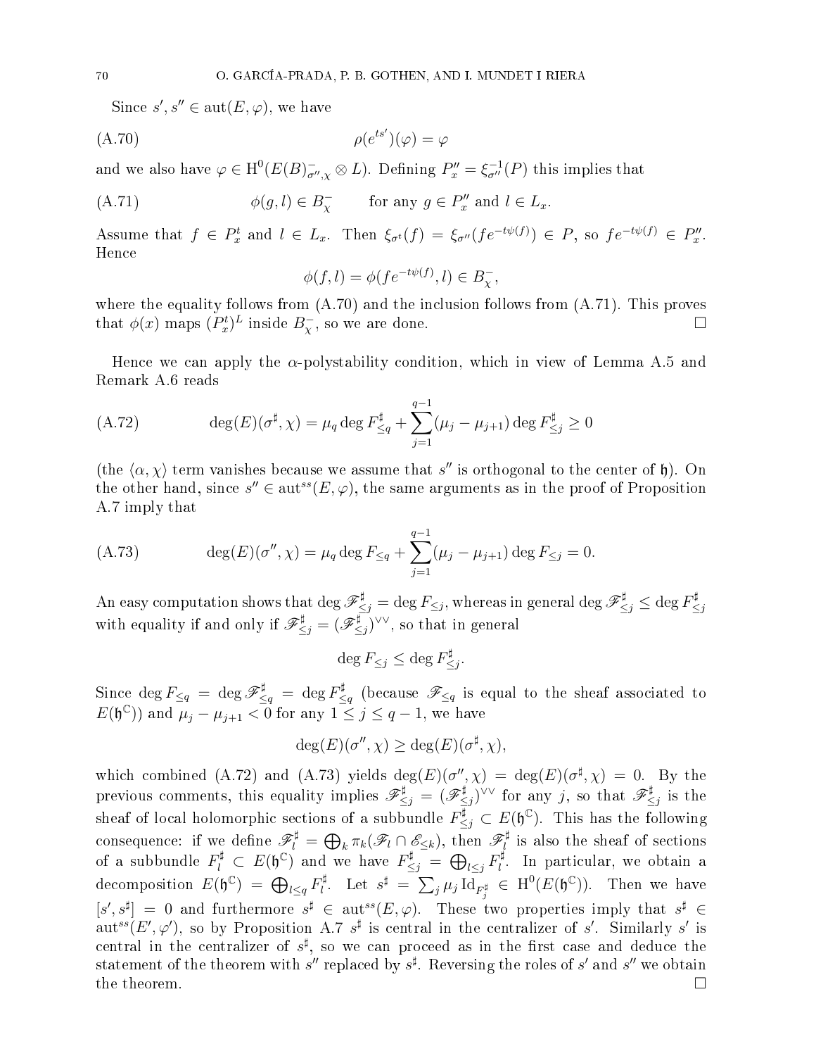Since $s', s'' \in \mathrm{aut}(E, \varphi)$, we have

$$\rho(e^{ts'})(\varphi) = \varphi \tag{A.70}$$

and we also have $\varphi \in \mathrm{H}^0(E(B)^-_{\sigma'',\chi} \otimes L)$. Defining $P''_x = \xi^{-1}_{\sigma''}(P)$ this implies that

$$\phi(g, l) \in B^-_\chi \qquad \text{for any } g \in P''_x \text{ and } l \in L_x. \tag{A.71}$$

Assume that $f \in P^t_x$ and $l \in L_x$. Then $\xi_{\sigma^t}(f) = \xi_{\sigma''}(fe^{-t\psi(f)}) \in P$, so $fe^{-t\psi(f)} \in P''_x$. Hence

$$\phi(f, l) = \phi(fe^{-t\psi(f)}, l) \in B^-_\chi,$$

where the equality follows from (A.70) and the inclusion follows from (A.71). This proves that $\phi(x)$ maps $(P^t_x)^L$ inside $B^-_\chi$, so we are done. $\square$

Hence we can apply the $\alpha$-polystability condition, which in view of Lemma A.5 and Remark A.6 reads

$$\deg(E)(\sigma^\sharp, \chi) = \mu_q \deg F^\sharp_{\leq q} + \sum_{j=1}^{q-1}(\mu_j - \mu_{j+1}) \deg F^\sharp_{\leq j} \geq 0 \tag{A.72}$$

(the $\langle \alpha, \chi \rangle$ term vanishes because we assume that $s''$ is orthogonal to the center of $\mathfrak{h}$). On the other hand, since $s'' \in \mathrm{aut}^{ss}(E, \varphi)$, the same arguments as in the proof of Proposition A.7 imply that

$$\deg(E)(\sigma'', \chi) = \mu_q \deg F_{\leq q} + \sum_{j=1}^{q-1}(\mu_j - \mu_{j+1}) \deg F_{\leq j} = 0. \tag{A.73}$$

An easy computation shows that $\deg \mathscr{F}^\sharp_{\leq j} = \deg F_{\leq j}$, whereas in general $\deg \mathscr{F}^\sharp_{\leq j} \leq \deg F^\sharp_{\leq j}$ with equality if and only if $\mathscr{F}^\sharp_{\leq j} = (\mathscr{F}^\sharp_{\leq j})^{\vee\vee}$, so that in general

$$\deg F_{\leq j} \leq \deg F^\sharp_{\leq j}.$$

Since $\deg F_{\leq q} = \deg \mathscr{F}^\sharp_{\leq q} = \deg F^\sharp_{\leq q}$ (because $\mathscr{F}_{\leq q}$ is equal to the sheaf associated to $E(\mathfrak{h}^{\mathbb{C}})$) and $\mu_j - \mu_{j+1} < 0$ for any $1 \leq j \leq q-1$, we have

$$\deg(E)(\sigma'', \chi) \geq \deg(E)(\sigma^\sharp, \chi),$$

which combined (A.72) and (A.73) yields $\deg(E)(\sigma'', \chi) = \deg(E)(\sigma^\sharp, \chi) = 0$. By the previous comments, this equality implies $\mathscr{F}^\sharp_{\leq j} = (\mathscr{F}^\sharp_{\leq j})^{\vee\vee}$ for any $j$, so that $\mathscr{F}^\sharp_{\leq j}$ is the sheaf of local holomorphic sections of a subbundle $F^\sharp_{\leq j} \subset E(\mathfrak{h}^{\mathbb{C}})$. This has the following consequence: if we define $\mathscr{F}^\sharp_l = \bigoplus_k \pi_k(\mathscr{F}_l \cap \mathscr{E}_{\leq k})$, then $\mathscr{F}^\sharp_l$ is also the sheaf of sections of a subbundle $F^\sharp_l \subset E(\mathfrak{h}^{\mathbb{C}})$ and we have $F^\sharp_{\leq j} = \bigoplus_{l \leq j} F^\sharp_l$. In particular, we obtain a decomposition $E(\mathfrak{h}^{\mathbb{C}}) = \bigoplus_{l \leq q} F^\sharp_l$. Let $s^\sharp = \sum_j \mu_j \mathrm{Id}_{F^\sharp_j} \in \mathrm{H}^0(E(\mathfrak{h}^{\mathbb{C}}))$. Then we have $[s', s^\sharp] = 0$ and furthermore $s^\sharp \in \mathrm{aut}^{ss}(E, \varphi)$. These two properties imply that $s^\sharp \in \mathrm{aut}^{ss}(E', \varphi')$, so by Proposition A.7 $s^\sharp$ is central in the centralizer of $s'$. Similarly $s'$ is central in the centralizer of $s^\sharp$, so we can proceed as in the first case and deduce the statement of the theorem with $s''$ replaced by $s^\sharp$. Reversing the roles of $s'$ and $s''$ we obtain the theorem. $\square$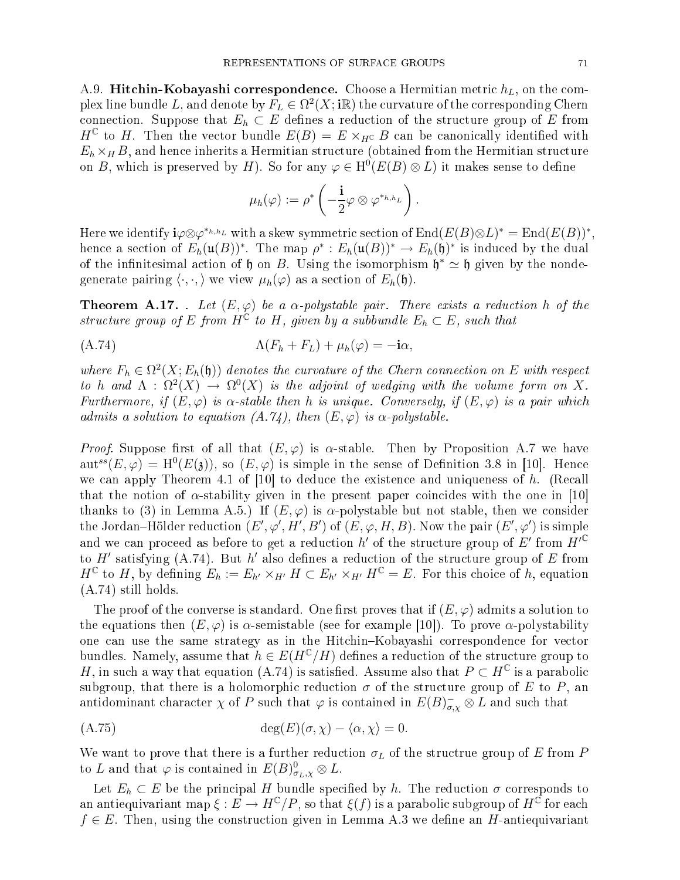A.9. **Hitchin-Kobayashi correspondence.** Choose a Hermitian metric $h_L$, on the complex line bundle $L$, and denote by $F_L \in \Omega^2(X; \mathbf{i}\mathbb{R})$ the curvature of the corresponding Chern connection. Suppose that $E_h \subset E$ defines a reduction of the structure group of $E$ from $H^{\mathbb{C}}$ to $H$. Then the vector bundle $E(B) = E \times_{H^{\mathbb{C}}} B$ can be canonically identified with $E_h \times_H B$, and hence inherits a Hermitian structure (obtained from the Hermitian structure on $B$, which is preserved by $H$). So for any $\varphi \in \mathrm{H}^0(E(B) \otimes L)$ it makes sense to define

$$\mu_h(\varphi) := \rho^* \left( -\frac{\mathbf{i}}{2} \varphi \otimes \varphi^{*_{h,h_L}} \right).$$

Here we identify $\mathbf{i}\varphi \otimes \varphi^{*_{h,h_L}}$ with a skew symmetric section of $\mathrm{End}(E(B) \otimes L)^* = \mathrm{End}(E(B))^*$, hence a section of $E_h(\mathfrak{u}(B))^*$. The map $\rho^* : E_h(\mathfrak{u}(B))^* \to E_h(\mathfrak{h})^*$ is induced by the dual of the infinitesimal action of $\mathfrak{h}$ on $B$. Using the isomorphism $\mathfrak{h}^* \simeq \mathfrak{h}$ given by the nondegenerate pairing $\langle \cdot, \cdot \rangle$ we view $\mu_h(\varphi)$ as a section of $E_h(\mathfrak{h})$.

**Theorem A.17.** *. Let $(E, \varphi)$ be a $\alpha$-polystable pair. There exists a reduction $h$ of the structure group of $E$ from $H^{\mathbb{C}}$ to $H$, given by a subbundle $E_h \subset E$, such that*

$$\Lambda(F_h + F_L) + \mu_h(\varphi) = -\mathbf{i}\alpha, \tag{A.74}$$

*where $F_h \in \Omega^2(X; E_h(\mathfrak{h}))$ denotes the curvature of the Chern connection on $E$ with respect to $h$ and $\Lambda : \Omega^2(X) \to \Omega^0(X)$ is the adjoint of wedging with the volume form on $X$. Furthermore, if $(E, \varphi)$ is $\alpha$-stable then $h$ is unique. Conversely, if $(E, \varphi)$ is a pair which admits a solution to equation (A.74), then $(E, \varphi)$ is $\alpha$-polystable.*

*Proof.* Suppose first of all that $(E, \varphi)$ is $\alpha$-stable. Then by Proposition A.7 we have $\mathrm{aut}^{ss}(E, \varphi) = \mathrm{H}^0(E(\mathfrak{z}))$, so $(E, \varphi)$ is simple in the sense of Definition 3.8 in [10]. Hence we can apply Theorem 4.1 of [10] to deduce the existence and uniqueness of $h$. (Recall that the notion of $\alpha$-stability given in the present paper coincides with the one in [10] thanks to (3) in Lemma A.5.) If $(E, \varphi)$ is $\alpha$-polystable but not stable, then we consider the Jordan–Hölder reduction $(E', \varphi', H', B')$ of $(E, \varphi, H, B)$. Now the pair $(E', \varphi')$ is simple and we can proceed as before to get a reduction $h'$ of the structure group of $E'$ from $H'^{\mathbb{C}}$ to $H'$ satisfying (A.74). But $h'$ also defines a reduction of the structure group of $E$ from $H^{\mathbb{C}}$ to $H$, by defining $E_h := E_{h'} \times_{H'} H \subset E_{h'} \times_{H'} H^{\mathbb{C}} = E$. For this choice of $h$, equation (A.74) still holds.

The proof of the converse is standard. One first proves that if $(E, \varphi)$ admits a solution to the equations then $(E, \varphi)$ is $\alpha$-semistable (see for example [10]). To prove $\alpha$-polystability one can use the same strategy as in the Hitchin–Kobayashi correspondence for vector bundles. Namely, assume that $h \in E(H^{\mathbb{C}}/H)$ defines a reduction of the structure group to $H$, in such a way that equation (A.74) is satisfied. Assume also that $P \subset H^{\mathbb{C}}$ is a parabolic subgroup, that there is a holomorphic reduction $\sigma$ of the structure group of $E$ to $P$, an antidominant character $\chi$ of $P$ such that $\varphi$ is contained in $E(B)^-_{\sigma,\chi} \otimes L$ and such that

$$\deg(E)(\sigma, \chi) - \langle \alpha, \chi \rangle = 0. \tag{A.75}$$

We want to prove that there is a further reduction $\sigma_L$ of the structrue group of $E$ from $P$ to $L$ and that $\varphi$ is contained in $E(B)^0_{\sigma_L,\chi} \otimes L$.

Let $E_h \subset E$ be the principal $H$ bundle specified by $h$. The reduction $\sigma$ corresponds to an antiequivariant map $\xi : E \to H^{\mathbb{C}}/P$, so that $\xi(f)$ is a parabolic subgroup of $H^{\mathbb{C}}$ for each $f \in E$. Then, using the construction given in Lemma A.3 we define an $H$-antiequivariant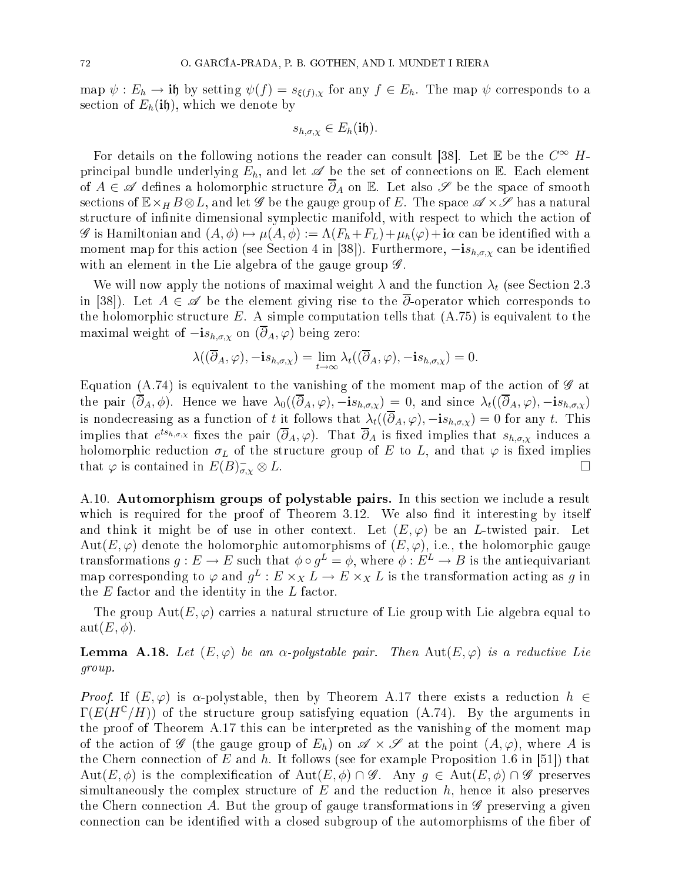map $\psi : E_h \to \mathbf{i}\mathfrak{h}$ by setting $\psi(f) = s_{\xi(f),\chi}$ for any $f \in E_h$. The map $\psi$ corresponds to a section of $E_h(\mathbf{i}\mathfrak{h})$, which we denote by

$$s_{h,\sigma,\chi} \in E_h(\mathbf{i}\mathfrak{h}).$$

For details on the following notions the reader can consult [38]. Let $\mathbb{E}$ be the $C^\infty$ $H$-principal bundle underlying $E_h$, and let $\mathscr{A}$ be the set of connections on $\mathbb{E}$. Each element of $A \in \mathscr{A}$ defines a holomorphic structure $\overline{\partial}_A$ on $\mathbb{E}$. Let also $\mathscr{S}$ be the space of smooth sections of $\mathbb{E} \times_H B \otimes L$, and let $\mathscr{G}$ be the gauge group of $E$. The space $\mathscr{A} \times \mathscr{S}$ has a natural structure of infinite dimensional symplectic manifold, with respect to which the action of $\mathscr{G}$ is Hamiltonian and $(A, \phi) \mapsto \mu(A, \phi) := \Lambda(F_h + F_L) + \mu_h(\varphi) + \mathbf{i}\alpha$ can be identified with a moment map for this action (see Section 4 in [38]). Furthermore, $-\mathbf{i}s_{h,\sigma,\chi}$ can be identified with an element in the Lie algebra of the gauge group $\mathscr{G}$.

We will now apply the notions of maximal weight $\lambda$ and the function $\lambda_t$ (see Section 2.3 in [38]). Let $A \in \mathscr{A}$ be the element giving rise to the $\overline{\partial}$-operator which corresponds to the holomorphic structure $E$. A simple computation tells that (A.75) is equivalent to the maximal weight of $-\mathbf{i}s_{h,\sigma,\chi}$ on $(\overline{\partial}_A, \varphi)$ being zero:

$$\lambda((\overline{\partial}_A, \varphi), -\mathbf{i}s_{h,\sigma,\chi}) = \lim_{t \to \infty} \lambda_t((\overline{\partial}_A, \varphi), -\mathbf{i}s_{h,\sigma,\chi}) = 0.$$

Equation (A.74) is equivalent to the vanishing of the moment map of the action of $\mathscr{G}$ at the pair $(\overline{\partial}_A, \phi)$. Hence we have $\lambda_0((\overline{\partial}_A, \varphi), -\mathbf{i}s_{h,\sigma,\chi}) = 0$, and since $\lambda_t((\overline{\partial}_A, \varphi), -\mathbf{i}s_{h,\sigma,\chi})$ is nondecreasing as a function of $t$ it follows that $\lambda_t((\overline{\partial}_A, \varphi), -\mathbf{i}s_{h,\sigma,\chi}) = 0$ for any $t$. This implies that $e^{ts_{h,\sigma,\chi}}$ fixes the pair $(\overline{\partial}_A, \varphi)$. That $\overline{\partial}_A$ is fixed implies that $s_{h,\sigma,\chi}$ induces a holomorphic reduction $\sigma_L$ of the structure group of $E$ to $L$, and that $\varphi$ is fixed implies that $\varphi$ is contained in $E(B)^-_{\sigma,\chi} \otimes L$. $\square$

## A.10. Automorphism groups of polystable pairs.

In this section we include a result which is required for the proof of Theorem 3.12. We also find it interesting by itself and think it might be of use in other context. Let $(E, \varphi)$ be an $L$-twisted pair. Let $\mathrm{Aut}(E, \varphi)$ denote the holomorphic automorphisms of $(E, \varphi)$, i.e., the holomorphic gauge transformations $g : E \to E$ such that $\phi \circ g^L = \phi$, where $\phi : E^L \to B$ is the antiequivariant map corresponding to $\varphi$ and $g^L : E \times_X L \to E \times_X L$ is the transformation acting as $g$ in the $E$ factor and the identity in the $L$ factor.

The group $\mathrm{Aut}(E, \varphi)$ carries a natural structure of Lie group with Lie algebra equal to $\mathrm{aut}(E, \phi)$.

**Lemma A.18.** *Let $(E, \varphi)$ be an $\alpha$-polystable pair. Then $\mathrm{Aut}(E, \varphi)$ is a reductive Lie group.*

*Proof.* If $(E, \varphi)$ is $\alpha$-polystable, then by Theorem A.17 there exists a reduction $h \in \Gamma(E(H^{\mathbb{C}}/H))$ of the structure group satisfying equation (A.74). By the arguments in the proof of Theorem A.17 this can be interpreted as the vanishing of the moment map of the action of $\mathscr{G}$ (the gauge group of $E_h$) on $\mathscr{A} \times \mathscr{S}$ at the point $(A, \varphi)$, where $A$ is the Chern connection of $E$ and $h$. It follows (see for example Proposition 1.6 in [51]) that $\mathrm{Aut}(E, \phi)$ is the complexification of $\mathrm{Aut}(E, \phi) \cap \mathscr{G}$. Any $g \in \mathrm{Aut}(E, \phi) \cap \mathscr{G}$ preserves simultaneously the complex structure of $E$ and the reduction $h$, hence it also preserves the Chern connection $A$. But the group of gauge transformations in $\mathscr{G}$ preserving a given connection can be identified with a closed subgroup of the automorphisms of the fiber of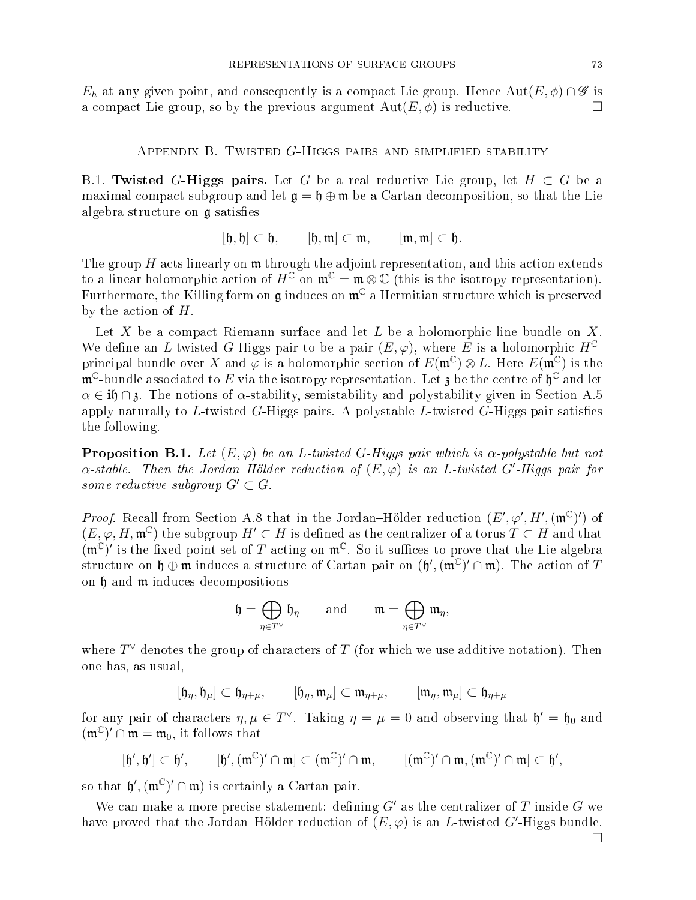$E_h$ at any given point, and consequently is a compact Lie group. Hence $\mathrm{Aut}(E, \phi) \cap \mathscr{G}$ is a compact Lie group, so by the previous argument $\mathrm{Aut}(E, \phi)$ is reductive. $\square$

## Appendix B. Twisted $G$-Higgs pairs and simplified stability

B.1. **Twisted $G$-Higgs pairs.** Let $G$ be a real reductive Lie group, let $H \subset G$ be a maximal compact subgroup and let $\mathfrak{g} = \mathfrak{h} \oplus \mathfrak{m}$ be a Cartan decomposition, so that the Lie algebra structure on $\mathfrak{g}$ satisfies

$$[\mathfrak{h}, \mathfrak{h}] \subset \mathfrak{h}, \qquad [\mathfrak{h}, \mathfrak{m}] \subset \mathfrak{m}, \qquad [\mathfrak{m}, \mathfrak{m}] \subset \mathfrak{h}.$$

The group $H$ acts linearly on $\mathfrak{m}$ through the adjoint representation, and this action extends to a linear holomorphic action of $H^{\mathbb{C}}$ on $\mathfrak{m}^{\mathbb{C}} = \mathfrak{m} \otimes \mathbb{C}$ (this is the isotropy representation). Furthermore, the Killing form on $\mathfrak{g}$ induces on $\mathfrak{m}^{\mathbb{C}}$ a Hermitian structure which is preserved by the action of $H$.

Let $X$ be a compact Riemann surface and let $L$ be a holomorphic line bundle on $X$. We define an $L$-twisted $G$-Higgs pair to be a pair $(E, \varphi)$, where $E$ is a holomorphic $H^{\mathbb{C}}$-principal bundle over $X$ and $\varphi$ is a holomorphic section of $E(\mathfrak{m}^{\mathbb{C}}) \otimes L$. Here $E(\mathfrak{m}^{\mathbb{C}})$ is the $\mathfrak{m}^{\mathbb{C}}$-bundle associated to $E$ via the isotropy representation. Let $\mathfrak{z}$ be the centre of $\mathfrak{h}^{\mathbb{C}}$ and let $\alpha \in i\mathfrak{h} \cap \mathfrak{z}$. The notions of $\alpha$-stability, semistability and polystability given in Section A.5 apply naturally to $L$-twisted $G$-Higgs pairs. A polystable $L$-twisted $G$-Higgs pair satisfies the following.

**Proposition B.1.** *Let $(E, \varphi)$ be an $L$-twisted $G$-Higgs pair which is $\alpha$-polystable but not $\alpha$-stable. Then the Jordan–Hölder reduction of $(E, \varphi)$ is an $L$-twisted $G'$-Higgs pair for some reductive subgroup $G' \subset G$.*

*Proof.* Recall from Section A.8 that in the Jordan–Hölder reduction $(E', \varphi', H', (\mathfrak{m}^{\mathbb{C}})')$ of $(E, \varphi, H, \mathfrak{m}^{\mathbb{C}})$ the subgroup $H' \subset H$ is defined as the centralizer of a torus $T \subset H$ and that $(\mathfrak{m}^{\mathbb{C}})'$ is the fixed point set of $T$ acting on $\mathfrak{m}^{\mathbb{C}}$. So it suffices to prove that the Lie algebra structure on $\mathfrak{h} \oplus \mathfrak{m}$ induces a structure of Cartan pair on $(\mathfrak{h}', (\mathfrak{m}^{\mathbb{C}})' \cap \mathfrak{m})$. The action of $T$ on $\mathfrak{h}$ and $\mathfrak{m}$ induces decompositions

$$\mathfrak{h} = \bigoplus_{\eta \in T^{\vee}} \mathfrak{h}_{\eta} \qquad \text{and} \qquad \mathfrak{m} = \bigoplus_{\eta \in T^{\vee}} \mathfrak{m}_{\eta},$$

where $T^{\vee}$ denotes the group of characters of $T$ (for which we use additive notation). Then one has, as usual,

$$[\mathfrak{h}_{\eta}, \mathfrak{h}_{\mu}] \subset \mathfrak{h}_{\eta+\mu}, \qquad [\mathfrak{h}_{\eta}, \mathfrak{m}_{\mu}] \subset \mathfrak{m}_{\eta+\mu}, \qquad [\mathfrak{m}_{\eta}, \mathfrak{m}_{\mu}] \subset \mathfrak{h}_{\eta+\mu}$$

for any pair of characters $\eta, \mu \in T^{\vee}$. Taking $\eta = \mu = 0$ and observing that $\mathfrak{h}' = \mathfrak{h}_0$ and $(\mathfrak{m}^{\mathbb{C}})' \cap \mathfrak{m} = \mathfrak{m}_0$, it follows that

$$[\mathfrak{h}', \mathfrak{h}'] \subset \mathfrak{h}', \qquad [\mathfrak{h}', (\mathfrak{m}^{\mathbb{C}})' \cap \mathfrak{m}] \subset (\mathfrak{m}^{\mathbb{C}})' \cap \mathfrak{m}, \qquad [(\mathfrak{m}^{\mathbb{C}})' \cap \mathfrak{m}, (\mathfrak{m}^{\mathbb{C}})' \cap \mathfrak{m}] \subset \mathfrak{h}',$$

so that $\mathfrak{h}', (\mathfrak{m}^{\mathbb{C}})' \cap \mathfrak{m})$ is certainly a Cartan pair.

We can make a more precise statement: defining $G'$ as the centralizer of $T$ inside $G$ we have proved that the Jordan–Hölder reduction of $(E, \varphi)$ is an $L$-twisted $G'$-Higgs bundle. $\square$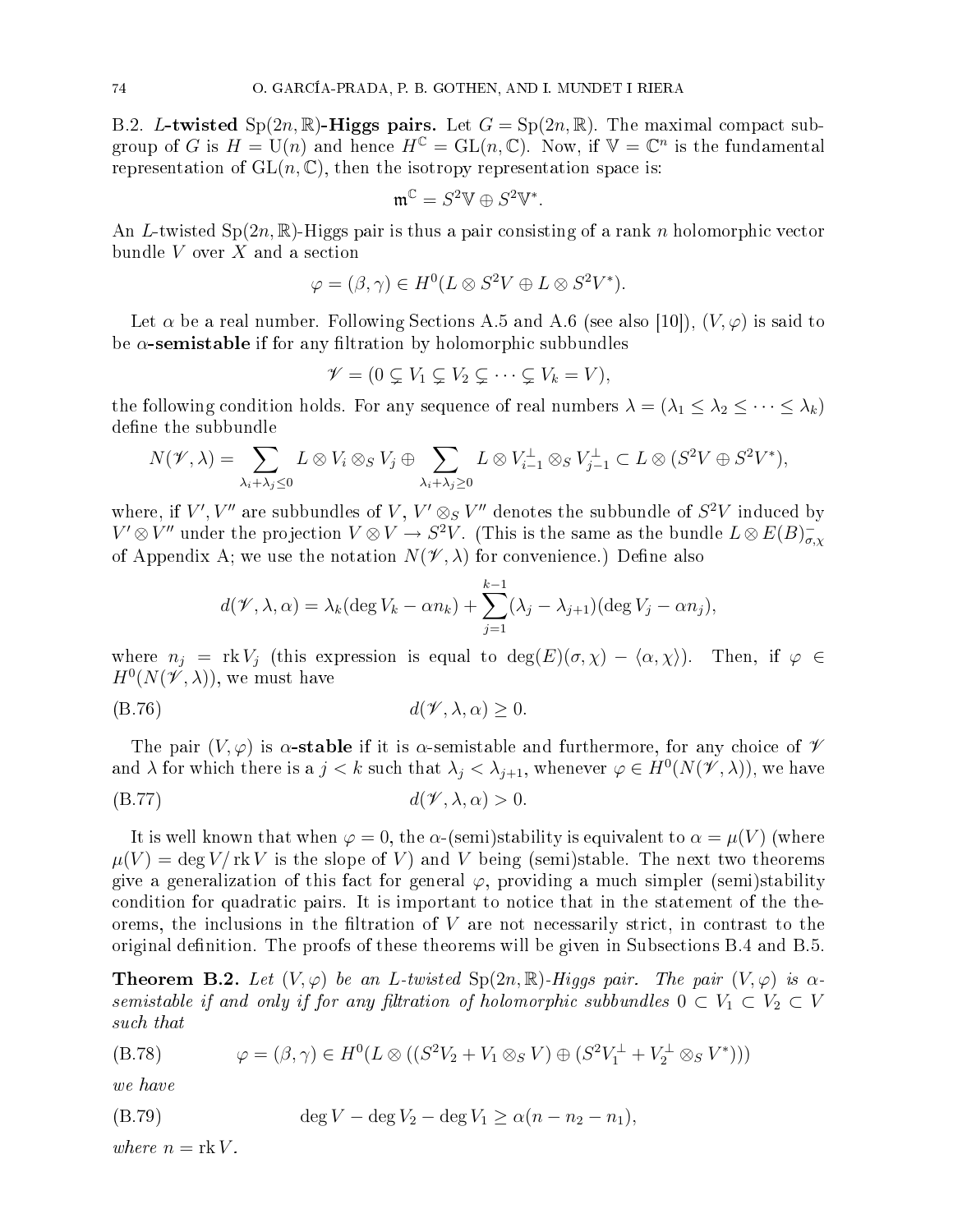B.2. **$L$-twisted $\mathrm{Sp}(2n,\mathbb{R})$-Higgs pairs.** Let $G = \mathrm{Sp}(2n,\mathbb{R})$. The maximal compact subgroup of $G$ is $H = \mathrm{U}(n)$ and hence $H^{\mathbb{C}} = \mathrm{GL}(n,\mathbb{C})$. Now, if $\mathbb{V} = \mathbb{C}^n$ is the fundamental representation of $\mathrm{GL}(n,\mathbb{C})$, then the isotropy representation space is:

$$\mathfrak{m}^{\mathbb{C}} = S^2\mathbb{V} \oplus S^2\mathbb{V}^*.$$

An $L$-twisted $\mathrm{Sp}(2n,\mathbb{R})$-Higgs pair is thus a pair consisting of a rank $n$ holomorphic vector bundle $V$ over $X$ and a section

$$\varphi = (\beta,\gamma) \in H^0(L \otimes S^2V \oplus L \otimes S^2V^*).$$

Let $\alpha$ be a real number. Following Sections A.5 and A.6 (see also [10]), $(V,\varphi)$ is said to be **$\alpha$-semistable** if for any filtration by holomorphic subbundles

$$\mathscr{V} = (0 \subsetneq V_1 \subsetneq V_2 \subsetneq \cdots \subsetneq V_k = V),$$

the following condition holds. For any sequence of real numbers $\lambda = (\lambda_1 \leq \lambda_2 \leq \cdots \leq \lambda_k)$ define the subbundle

$$N(\mathscr{V},\lambda) = \sum_{\lambda_i+\lambda_j\leq 0} L \otimes V_i \otimes_S V_j \oplus \sum_{\lambda_i+\lambda_j\geq 0} L \otimes V_{i-1}^{\perp} \otimes_S V_{j-1}^{\perp} \subset L \otimes (S^2V \oplus S^2V^*),$$

where, if $V', V''$ are subbundles of $V$, $V' \otimes_S V''$ denotes the subbundle of $S^2V$ induced by $V' \otimes V''$ under the projection $V \otimes V \to S^2V$. (This is the same as the bundle $L \otimes E(B)^-_{\sigma,\chi}$ of Appendix A; we use the notation $N(\mathscr{V},\lambda)$ for convenience.) Define also

$$d(\mathscr{V},\lambda,\alpha) = \lambda_k(\deg V_k - \alpha n_k) + \sum_{j=1}^{k-1}(\lambda_j - \lambda_{j+1})(\deg V_j - \alpha n_j),$$

where $n_j = \mathrm{rk}\, V_j$ (this expression is equal to $\deg(E)(\sigma,\chi) - \langle \alpha, \chi \rangle$). Then, if $\varphi \in H^0(N(\mathscr{V},\lambda))$, we must have

$$d(\mathscr{V},\lambda,\alpha) \geq 0. \tag{B.76}$$

The pair $(V,\varphi)$ is **$\alpha$-stable** if it is $\alpha$-semistable and furthermore, for any choice of $\mathscr{V}$ and $\lambda$ for which there is a $j < k$ such that $\lambda_j < \lambda_{j+1}$, whenever $\varphi \in H^0(N(\mathscr{V},\lambda))$, we have

$$d(\mathscr{V},\lambda,\alpha) > 0. \tag{B.77}$$

It is well known that when $\varphi = 0$, the $\alpha$-(semi)stability is equivalent to $\alpha = \mu(V)$ (where $\mu(V) = \deg V/\mathrm{rk}\, V$ is the slope of $V$) and $V$ being (semi)stable. The next two theorems give a generalization of this fact for general $\varphi$, providing a much simpler (semi)stability condition for quadratic pairs. It is important to notice that in the statement of the theorems, the inclusions in the filtration of $V$ are not necessarily strict, in contrast to the original definition. The proofs of these theorems will be given in Subsections B.4 and B.5.

**Theorem B.2.** *Let $(V,\varphi)$ be an $L$-twisted $\mathrm{Sp}(2n,\mathbb{R})$-Higgs pair. The pair $(V,\varphi)$ is $\alpha$-semistable if and only if for any filtration of holomorphic subbundles $0 \subset V_1 \subset V_2 \subset V$ such that*

$$\varphi = (\beta,\gamma) \in H^0(L \otimes ((S^2V_2 + V_1 \otimes_S V) \oplus (S^2V_1^{\perp} + V_2^{\perp} \otimes_S V^*))) \tag{B.78}$$

*we have*

$$\deg V - \deg V_2 - \deg V_1 \geq \alpha(n - n_2 - n_1), \tag{B.79}$$

*where $n = \mathrm{rk}\, V$.*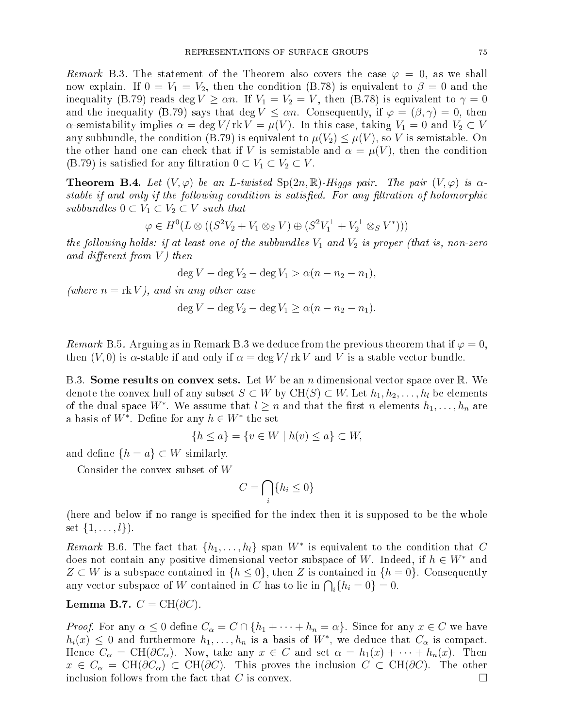*Remark* B.3. The statement of the Theorem also covers the case $\varphi = 0$, as we shall now explain. If $0 = V_1 = V_2$, then the condition (B.78) is equivalent to $\beta = 0$ and the inequality (B.79) reads $\deg V \geq \alpha n$. If $V_1 = V_2 = V$, then (B.78) is equivalent to $\gamma = 0$ and the inequality (B.79) says that $\deg V \leq \alpha n$. Consequently, if $\varphi = (\beta, \gamma) = 0$, then $\alpha$-semistability implies $\alpha = \deg V / \operatorname{rk} V = \mu(V)$. In this case, taking $V_1 = 0$ and $V_2 \subset V$ any subbundle, the condition (B.79) is equivalent to $\mu(V_2) \leq \mu(V)$, so $V$ is semistable. On the other hand one can check that if $V$ is semistable and $\alpha = \mu(V)$, then the condition (B.79) is satisfied for any filtration $0 \subset V_1 \subset V_2 \subset V$.

**Theorem B.4.** *Let $(V, \varphi)$ be an $L$-twisted $\mathrm{Sp}(2n, \mathbb{R})$-Higgs pair. The pair $(V, \varphi)$ is $\alpha$-stable if and only if the following condition is satisfied. For any filtration of holomorphic subbundles $0 \subset V_1 \subset V_2 \subset V$ such that*

$$\varphi \in H^0(L \otimes ((S^2 V_2 + V_1 \otimes_S V) \oplus (S^2 V_1^{\perp} + V_2^{\perp} \otimes_S V^*)))$$

*the following holds: if at least one of the subbundles $V_1$ and $V_2$ is proper (that is, non-zero and different from $V$) then*

$$\deg V - \deg V_2 - \deg V_1 > \alpha(n - n_2 - n_1),$$

*(where $n = \operatorname{rk} V$), and in any other case*

$$\deg V - \deg V_2 - \deg V_1 \geq \alpha(n - n_2 - n_1).$$

*Remark* B.5. Arguing as in Remark B.3 we deduce from the previous theorem that if $\varphi = 0$, then $(V, 0)$ is $\alpha$-stable if and only if $\alpha = \deg V / \operatorname{rk} V$ and $V$ is a stable vector bundle.

B.3. **Some results on convex sets.** Let $W$ be an $n$ dimensional vector space over $\mathbb{R}$. We denote the convex hull of any subset $S \subset W$ by $\mathrm{CH}(S) \subset W$. Let $h_1, h_2, \ldots, h_l$ be elements of the dual space $W^*$. We assume that $l \geq n$ and that the first $n$ elements $h_1, \ldots, h_n$ are a basis of $W^*$. Define for any $h \in W^*$ the set

$$\{h \leq a\} = \{v \in W \mid h(v) \leq a\} \subset W,$$

and define $\{h = a\} \subset W$ similarly.

Consider the convex subset of $W$

$$C = \bigcap_i \{h_i \leq 0\}$$

(here and below if no range is specified for the index then it is supposed to be the whole set $\{1, \ldots, l\}$).

*Remark* B.6. The fact that $\{h_1, \ldots, h_l\}$ span $W^*$ is equivalent to the condition that $C$ does not contain any positive dimensional vector subspace of $W$. Indeed, if $h \in W^*$ and $Z \subset W$ is a subspace contained in $\{h \leq 0\}$, then $Z$ is contained in $\{h = 0\}$. Consequently any vector subspace of $W$ contained in $C$ has to lie in $\bigcap_i \{h_i = 0\} = 0$.

**Lemma B.7.** $C = \mathrm{CH}(\partial C)$.

*Proof.* For any $\alpha \leq 0$ define $C_\alpha = C \cap \{h_1 + \cdots + h_n = \alpha\}$. Since for any $x \in C$ we have $h_i(x) \leq 0$ and furthermore $h_1, \ldots, h_n$ is a basis of $W^*$, we deduce that $C_\alpha$ is compact. Hence $C_\alpha = \mathrm{CH}(\partial C_\alpha)$. Now, take any $x \in C$ and set $\alpha = h_1(x) + \cdots + h_n(x)$. Then $x \in C_\alpha = \mathrm{CH}(\partial C_\alpha) \subset \mathrm{CH}(\partial C)$. This proves the inclusion $C \subset \mathrm{CH}(\partial C)$. The other inclusion follows from the fact that $C$ is convex. $\square$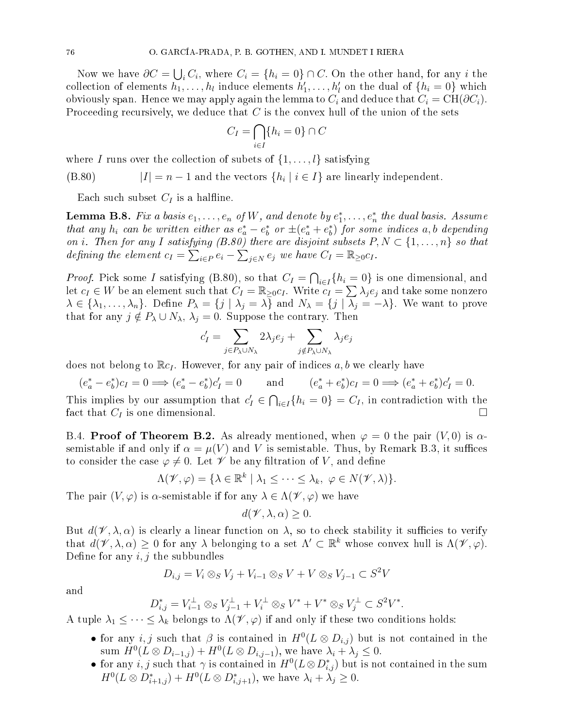Now we have $\partial C = \bigcup_i C_i$, where $C_i = \{h_i = 0\} \cap C$. On the other hand, for any $i$ the collection of elements $h_1, \dots, h_l$ induce elements $h'_1, \dots, h'_l$ on the dual of $\{h_i = 0\}$ which obviously span. Hence we may apply again the lemma to $C_i$ and deduce that $C_i = \mathrm{CH}(\partial C_i)$. Proceeding recursively, we deduce that $C$ is the convex hull of the union of the sets

$$C_I = \bigcap_{i \in I} \{h_i = 0\} \cap C$$

where $I$ runs over the collection of subets of $\{1, \dots, l\}$ satisfying

(B.80) $\qquad |I| = n-1$ and the vectors $\{h_i \mid i \in I\}$ are linearly independent.

Each such subset $C_I$ is a halfline.

**Lemma B.8.** *Fix a basis $e_1, \dots, e_n$ of $W$, and denote by $e_1^*, \dots, e_n^*$ the dual basis. Assume that any $h_i$ can be written either as $e_a^* - e_b^*$ or $\pm(e_a^* + e_b^*)$ for some indices $a, b$ depending on $i$. Then for any $I$ satisfying (B.80) there are disjoint subsets $P, N \subset \{1, \dots, n\}$ so that defining the element $c_I = \sum_{i \in P} e_i - \sum_{j \in N} e_j$ we have $C_I = \mathbb{R}_{\geq 0} c_I$.*

*Proof.* Pick some $I$ satisfying (B.80), so that $C_I = \bigcap_{i \in I} \{h_i = 0\}$ is one dimensional, and let $c_I \in W$ be an element such that $C_I = \mathbb{R}_{\geq 0} c_I$. Write $c_I = \sum \lambda_j e_j$ and take some nonzero $\lambda \in \{\lambda_1, \dots, \lambda_n\}$. Define $P_\lambda = \{j \mid \lambda_j = \lambda\}$ and $N_\lambda = \{j \mid \lambda_j = -\lambda\}$. We want to prove that for any $j \notin P_\lambda \cup N_\lambda$, $\lambda_j = 0$. Suppose the contrary. Then

$$c'_I = \sum_{j \in P_\lambda \cup N_\lambda} 2\lambda_j e_j + \sum_{j \notin P_\lambda \cup N_\lambda} \lambda_j e_j$$

does not belong to $\mathbb{R} c_I$. However, for any pair of indices $a, b$ we clearly have

$$(e_a^* - e_b^*) c_I = 0 \Longrightarrow (e_a^* - e_b^*) c'_I = 0 \qquad \text{and} \qquad (e_a^* + e_b^*) c_I = 0 \Longrightarrow (e_a^* + e_b^*) c'_I = 0.$$

This implies by our assumption that $c'_I \in \bigcap_{i \in I} \{h_i = 0\} = C_I$, in contradiction with the fact that $C_I$ is one dimensional. $\square$

B.4. **Proof of Theorem B.2.** As already mentioned, when $\varphi = 0$ the pair $(V, 0)$ is $\alpha$-semistable if and only if $\alpha = \mu(V)$ and $V$ is semistable. Thus, by Remark B.3, it suffices to consider the case $\varphi \neq 0$. Let $\mathscr{V}$ be any filtration of $V$, and define

$$\Lambda(\mathscr{V}, \varphi) = \{\lambda \in \mathbb{R}^k \mid \lambda_1 \leq \dots \leq \lambda_k, \ \varphi \in N(\mathscr{V}, \lambda)\}.$$

The pair $(V, \varphi)$ is $\alpha$-semistable if for any $\lambda \in \Lambda(\mathscr{V}, \varphi)$ we have

$$d(\mathscr{V}, \lambda, \alpha) \geq 0.$$

But $d(\mathscr{V}, \lambda, \alpha)$ is clearly a linear function on $\lambda$, so to check stability it sufficies to verify that $d(\mathscr{V}, \lambda, \alpha) \geq 0$ for any $\lambda$ belonging to a set $\Lambda' \subset \mathbb{R}^k$ whose convex hull is $\Lambda(\mathscr{V}, \varphi)$. Define for any $i, j$ the subbundles

$$D_{i,j} = V_i \otimes_S V_j + V_{i-1} \otimes_S V + V \otimes_S V_{j-1} \subset S^2 V$$

and

$$D^*_{i,j} = V_{i-1}^\perp \otimes_S V_{j-1}^\perp + V_i^\perp \otimes_S V^* + V^* \otimes_S V_j^\perp \subset S^2 V^*.$$

A tuple $\lambda_1 \leq \dots \leq \lambda_k$ belongs to $\Lambda(\mathscr{V}, \varphi)$ if and only if these two conditions holds:

- for any $i, j$ such that $\beta$ is contained in $H^0(L \otimes D_{i,j})$ but is not contained in the sum $H^0(L \otimes D_{i-1,j}) + H^0(L \otimes D_{i,j-1})$, we have $\lambda_i + \lambda_j \leq 0$.
- for any $i, j$ such that $\gamma$ is contained in $H^0(L \otimes D^*_{i,j})$ but is not contained in the sum $H^0(L \otimes D^*_{i+1,j}) + H^0(L \otimes D^*_{i,j+1})$, we have $\lambda_i + \lambda_j \geq 0$.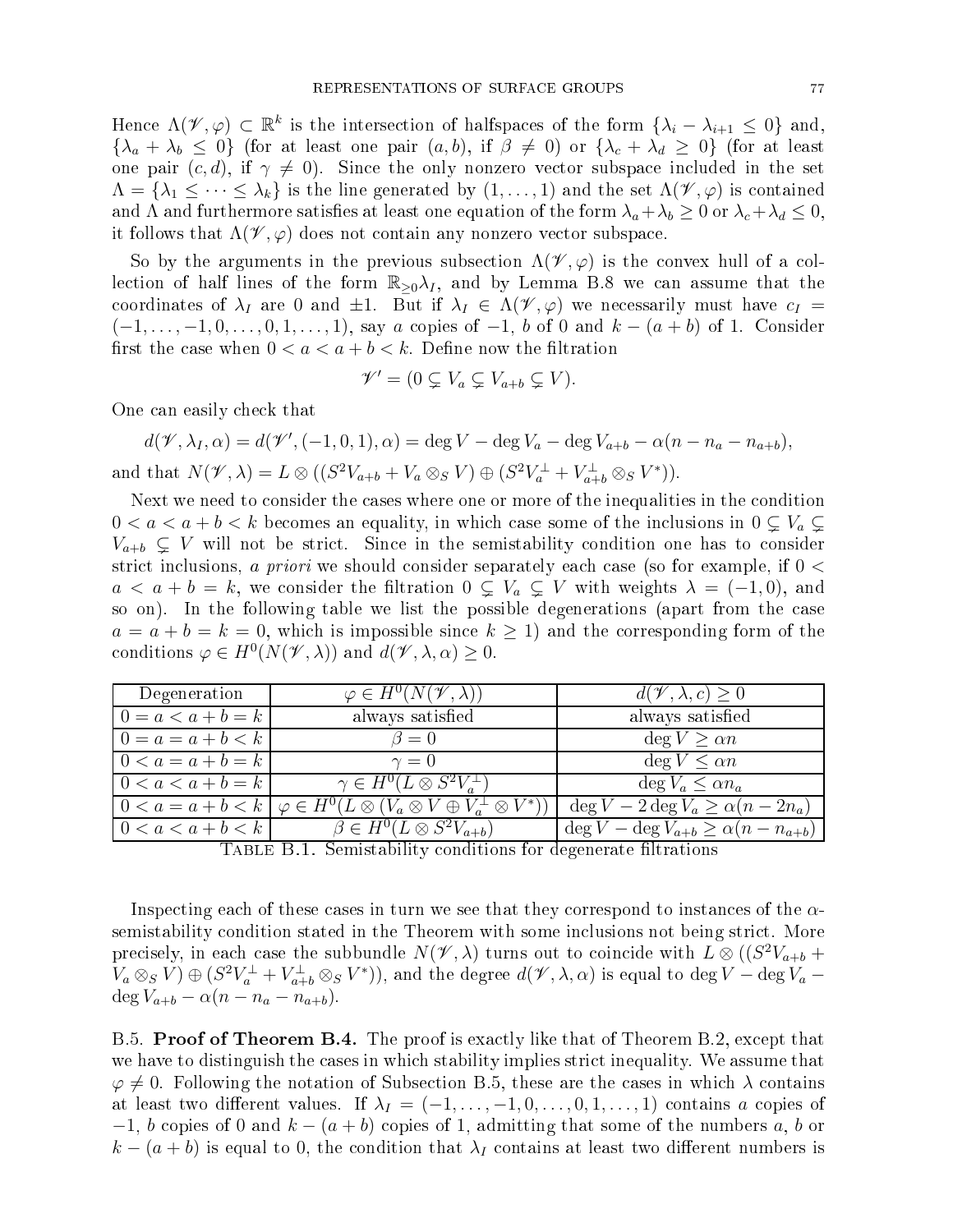Hence $\Lambda(\mathscr{V},\varphi) \subset \mathbb{R}^k$ is the intersection of halfspaces of the form $\{\lambda_i - \lambda_{i+1} \leq 0\}$ and, $\{\lambda_a + \lambda_b \leq 0\}$ (for at least one pair $(a,b)$, if $\beta \neq 0$) or $\{\lambda_c + \lambda_d \geq 0\}$ (for at least one pair $(c,d)$, if $\gamma \neq 0$). Since the only nonzero vector subspace included in the set $\Lambda = \{\lambda_1 \leq \cdots \leq \lambda_k\}$ is the line generated by $(1,\ldots,1)$ and the set $\Lambda(\mathscr{V},\varphi)$ is contained and $\Lambda$ and furthermore satisfies at least one equation of the form $\lambda_a + \lambda_b \geq 0$ or $\lambda_c + \lambda_d \leq 0$, it follows that $\Lambda(\mathscr{V},\varphi)$ does not contain any nonzero vector subspace.

So by the arguments in the previous subsection $\Lambda(\mathscr{V},\varphi)$ is the convex hull of a collection of half lines of the form $\mathbb{R}_{\geq 0}\lambda_I$, and by Lemma B.8 we can assume that the coordinates of $\lambda_I$ are 0 and $\pm 1$. But if $\lambda_I \in \Lambda(\mathscr{V},\varphi)$ we necessarily must have $c_I = (-1,\ldots,-1,0,\ldots,0,1,\ldots,1)$, say $a$ copies of $-1$, $b$ of 0 and $k-(a+b)$ of 1. Consider first the case when $0 < a < a+b < k$. Define now the filtration

$$\mathscr{V}' = (0 \subsetneq V_a \subsetneq V_{a+b} \subsetneq V).$$

One can easily check that

$$d(\mathscr{V},\lambda_I,\alpha) = d(\mathscr{V}',(-1,0,1),\alpha) = \deg V - \deg V_a - \deg V_{a+b} - \alpha(n - n_a - n_{a+b}),$$

and that $N(\mathscr{V},\lambda) = L \otimes ((S^2 V_{a+b} + V_a \otimes_S V) \oplus (S^2 V_a^{\perp} + V_{a+b}^{\perp} \otimes_S V^*))$.

Next we need to consider the cases where one or more of the inequalities in the condition $0 < a < a+b < k$ becomes an equality, in which case some of the inclusions in $0 \subsetneq V_a \subsetneq V_{a+b} \subsetneq V$ will not be strict. Since in the semistability condition one has to consider strict inclusions, *a priori* we should consider separately each case (so for example, if $0 < a < a+b = k$, we consider the filtration $0 \subsetneq V_a \subsetneq V$ with weights $\lambda = (-1,0)$, and so on). In the following table we list the possible degenerations (apart from the case $a = a+b = k = 0$, which is impossible since $k \geq 1$) and the corresponding form of the conditions $\varphi \in H^0(N(\mathscr{V},\lambda))$ and $d(\mathscr{V},\lambda,\alpha) \geq 0$.

| Degeneration | $\varphi \in H^0(N(\mathscr{V},\lambda))$ | $d(\mathscr{V},\lambda,c) \geq 0$ |
|---|---|---|
| $0 = a < a+b = k$ | always satisfied | always satisfied |
| $0 = a = a+b < k$ | $\beta = 0$ | $\deg V \geq \alpha n$ |
| $0 < a = a+b = k$ | $\gamma = 0$ | $\deg V \leq \alpha n$ |
| $0 < a < a+b = k$ | $\gamma \in H^0(L \otimes S^2 V_a^{\perp})$ | $\deg V_a \leq \alpha n_a$ |
| $0 < a = a+b < k$ | $\varphi \in H^0(L \otimes (V_a \otimes V \oplus V_a^{\perp} \otimes V^*))$ | $\deg V - 2\deg V_a \geq \alpha(n - 2n_a)$ |
| $0 < a < a+b < k$ | $\beta \in H^0(L \otimes S^2 V_{a+b})$ | $\deg V - \deg V_{a+b} \geq \alpha(n - n_{a+b})$ |

TABLE B.1. Semistability conditions for degenerate filtrations

Inspecting each of these cases in turn we see that they correspond to instances of the $\alpha$-semistability condition stated in the Theorem with some inclusions not being strict. More precisely, in each case the subbundle $N(\mathscr{V},\lambda)$ turns out to coincide with $L \otimes ((S^2 V_{a+b} + V_a \otimes_S V) \oplus (S^2 V_a^{\perp} + V_{a+b}^{\perp} \otimes_S V^*))$, and the degree $d(\mathscr{V},\lambda,\alpha)$ is equal to $\deg V - \deg V_a - \deg V_{a+b} - \alpha(n - n_a - n_{a+b})$.

B.5. **Proof of Theorem B.4.** The proof is exactly like that of Theorem B.2, except that we have to distinguish the cases in which stability implies strict inequality. We assume that $\varphi \neq 0$. Following the notation of Subsection B.5, these are the cases in which $\lambda$ contains at least two different values. If $\lambda_I = (-1,\ldots,-1,0,\ldots,0,1,\ldots,1)$ contains $a$ copies of $-1$, $b$ copies of 0 and $k-(a+b)$ copies of 1, admitting that some of the numbers $a$, $b$ or $k-(a+b)$ is equal to 0, the condition that $\lambda_I$ contains at least two different numbers is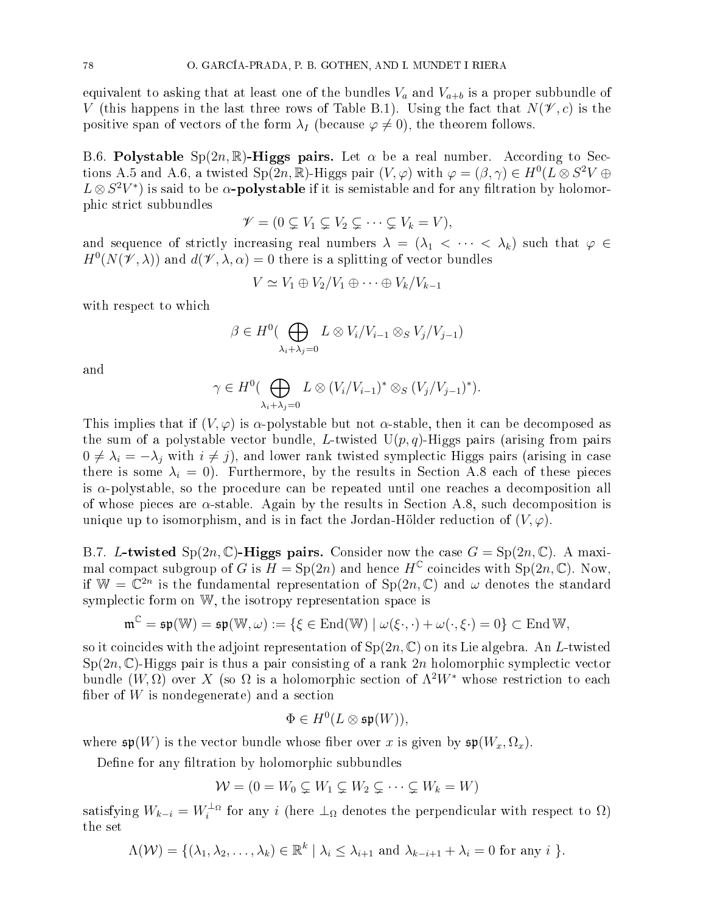equivalent to asking that at least one of the bundles $V_a$ and $V_{a+b}$ is a proper subbundle of $V$ (this happens in the last three rows of Table B.1). Using the fact that $N(\mathscr{V}, c)$ is the positive span of vectors of the form $\lambda_I$ (because $\varphi \neq 0$), the theorem follows.

**B.6. Polystable $\mathrm{Sp}(2n, \mathbb{R})$-Higgs pairs.** Let $\alpha$ be a real number. According to Sections A.5 and A.6, a twisted $\mathrm{Sp}(2n, \mathbb{R})$-Higgs pair $(V, \varphi)$ with $\varphi = (\beta, \gamma) \in H^0(L \otimes S^2V \oplus L \otimes S^2V^*)$ is said to be **$\alpha$-polystable** if it is semistable and for any filtration by holomorphic strict subbundles

$$\mathscr{V} = (0 \subsetneq V_1 \subsetneq V_2 \subsetneq \cdots \subsetneq V_k = V),$$

and sequence of strictly increasing real numbers $\lambda = (\lambda_1 < \cdots < \lambda_k)$ such that $\varphi \in H^0(N(\mathscr{V}, \lambda))$ and $d(\mathscr{V}, \lambda, \alpha) = 0$ there is a splitting of vector bundles

$$V \simeq V_1 \oplus V_2/V_1 \oplus \cdots \oplus V_k/V_{k-1}$$

with respect to which

$$\beta \in H^0(\bigoplus_{\lambda_i + \lambda_j = 0} L \otimes V_i/V_{i-1} \otimes_S V_j/V_{j-1})$$

and

$$\gamma \in H^0(\bigoplus_{\lambda_i + \lambda_j = 0} L \otimes (V_i/V_{i-1})^* \otimes_S (V_j/V_{j-1})^*).$$

This implies that if $(V, \varphi)$ is $\alpha$-polystable but not $\alpha$-stable, then it can be decomposed as the sum of a polystable vector bundle, $L$-twisted $\mathrm{U}(p, q)$-Higgs pairs (arising from pairs $0 \neq \lambda_i = -\lambda_j$ with $i \neq j$), and lower rank twisted symplectic Higgs pairs (arising in case there is some $\lambda_i = 0$). Furthermore, by the results in Section A.8 each of these pieces is $\alpha$-polystable, so the procedure can be repeated until one reaches a decomposition all of whose pieces are $\alpha$-stable. Again by the results in Section A.8, such decomposition is unique up to isomorphism, and is in fact the Jordan-Hölder reduction of $(V, \varphi)$.

**B.7. *L*-twisted $\mathrm{Sp}(2n, \mathbb{C})$-Higgs pairs.** Consider now the case $G = \mathrm{Sp}(2n, \mathbb{C})$. A maximal compact subgroup of $G$ is $H = \mathrm{Sp}(2n)$ and hence $H^{\mathbb{C}}$ coincides with $\mathrm{Sp}(2n, \mathbb{C})$. Now, if $\mathbb{W} = \mathbb{C}^{2n}$ is the fundamental representation of $\mathrm{Sp}(2n, \mathbb{C})$ and $\omega$ denotes the standard symplectic form on $\mathbb{W}$, the isotropy representation space is

$$\mathfrak{m}^{\mathbb{C}} = \mathfrak{sp}(\mathbb{W}) = \mathfrak{sp}(\mathbb{W}, \omega) := \{\xi \in \mathrm{End}(\mathbb{W}) \mid \omega(\xi \cdot, \cdot) + \omega(\cdot, \xi \cdot) = 0\} \subset \mathrm{End}\, \mathbb{W},$$

so it coincides with the adjoint representation of $\mathrm{Sp}(2n, \mathbb{C})$ on its Lie algebra. An $L$-twisted $\mathrm{Sp}(2n, \mathbb{C})$-Higgs pair is thus a pair consisting of a rank $2n$ holomorphic symplectic vector bundle $(W, \Omega)$ over $X$ (so $\Omega$ is a holomorphic section of $\Lambda^2 W^*$ whose restriction to each fiber of $W$ is nondegenerate) and a section

$$\Phi \in H^0(L \otimes \mathfrak{sp}(W)),$$

where $\mathfrak{sp}(W)$ is the vector bundle whose fiber over $x$ is given by $\mathfrak{sp}(W_x, \Omega_x)$.

Define for any filtration by holomorphic subbundles

$$\mathcal{W} = (0 = W_0 \subsetneq W_1 \subsetneq W_2 \subsetneq \cdots \subsetneq W_k = W)$$

satisfying $W_{k-i} = W_i^{\perp_\Omega}$ for any $i$ (here $\perp_\Omega$ denotes the perpendicular with respect to $\Omega$) the set

$$\Lambda(\mathcal{W}) = \{(\lambda_1, \lambda_2, \ldots, \lambda_k) \in \mathbb{R}^k \mid \lambda_i \leq \lambda_{i+1} \text{ and } \lambda_{k-i+1} + \lambda_i = 0 \text{ for any } i\ \}.$$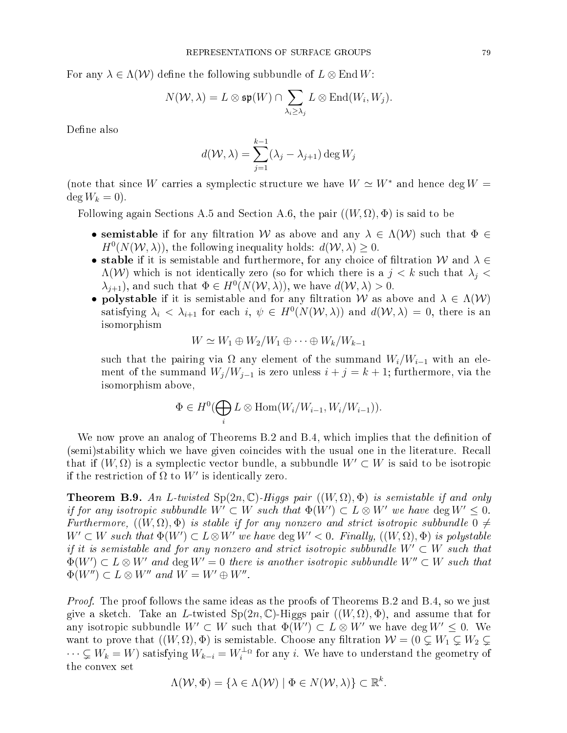For any $\lambda \in \Lambda(\mathcal{W})$ define the following subbundle of $L \otimes \operatorname{End} W$:

$$N(\mathcal{W}, \lambda) = L \otimes \mathfrak{sp}(W) \cap \sum_{\lambda_i \geq \lambda_j} L \otimes \operatorname{End}(W_i, W_j).$$

Define also

$$d(\mathcal{W}, \lambda) = \sum_{j=1}^{k-1} (\lambda_j - \lambda_{j+1}) \deg W_j$$

(note that since $W$ carries a symplectic structure we have $W \simeq W^*$ and hence $\deg W = \deg W_k = 0$).

Following again Sections A.5 and Section A.6, the pair $((W, \Omega), \Phi)$ is said to be

- **semistable** if for any filtration $\mathcal{W}$ as above and any $\lambda \in \Lambda(\mathcal{W})$ such that $\Phi \in H^0(N(\mathcal{W}, \lambda))$, the following inequality holds: $d(\mathcal{W}, \lambda) \geq 0$.
- **stable** if it is semistable and furthermore, for any choice of filtration $\mathcal{W}$ and $\lambda \in \Lambda(\mathcal{W})$ which is not identically zero (so for which there is a $j < k$ such that $\lambda_j < \lambda_{j+1}$), and such that $\Phi \in H^0(N(\mathcal{W}, \lambda))$, we have $d(\mathcal{W}, \lambda) > 0$.
- **polystable** if it is semistable and for any filtration $\mathcal{W}$ as above and $\lambda \in \Lambda(\mathcal{W})$ satisfying $\lambda_i < \lambda_{i+1}$ for each $i$, $\psi \in H^0(N(\mathcal{W}, \lambda))$ and $d(\mathcal{W}, \lambda) = 0$, there is an isomorphism

$$W \simeq W_1 \oplus W_2/W_1 \oplus \cdots \oplus W_k/W_{k-1}$$

such that the pairing via $\Omega$ any element of the summand $W_i/W_{i-1}$ with an element of the summand $W_j/W_{j-1}$ is zero unless $i + j = k + 1$; furthermore, via the isomorphism above,

$$\Phi \in H^0(\bigoplus_i L \otimes \operatorname{Hom}(W_i/W_{i-1}, W_i/W_{i-1})).$$

We now prove an analog of Theorems B.2 and B.4, which implies that the definition of (semi)stability which we have given coincides with the usual one in the literature. Recall that if $(W, \Omega)$ is a symplectic vector bundle, a subbundle $W' \subset W$ is said to be isotropic if the restriction of $\Omega$ to $W'$ is identically zero.

**Theorem B.9.** *An $L$-twisted $\mathrm{Sp}(2n, \mathbb{C})$-Higgs pair $((W, \Omega), \Phi)$ is semistable if and only if for any isotropic subbundle $W' \subset W$ such that $\Phi(W') \subset L \otimes W'$ we have $\deg W' \leq 0$. Furthermore, $((W, \Omega), \Phi)$ is stable if for any nonzero and strict isotropic subbundle $0 \neq W' \subset W$ such that $\Phi(W') \subset L \otimes W'$ we have $\deg W' < 0$. Finally, $((W, \Omega), \Phi)$ is polystable if it is semistable and for any nonzero and strict isotropic subbundle $W' \subset W$ such that $\Phi(W') \subset L \otimes W'$ and $\deg W' = 0$ there is another isotropic subbundle $W'' \subset W$ such that $\Phi(W'') \subset L \otimes W''$ and $W = W' \oplus W''$.*

*Proof.* The proof follows the same ideas as the proofs of Theorems B.2 and B.4, so we just give a sketch. Take an $L$-twisted $\mathrm{Sp}(2n, \mathbb{C})$-Higgs pair $((W, \Omega), \Phi)$, and assume that for any isotropic subbundle $W' \subset W$ such that $\Phi(W') \subset L \otimes W'$ we have $\deg W' \leq 0$. We want to prove that $((W, \Omega), \Phi)$ is semistable. Choose any filtration $\mathcal{W} = (0 \subsetneq W_1 \subsetneq W_2 \subsetneq \cdots \subsetneq W_k = W)$ satisfying $W_{k-i} = W_i^{\perp_\Omega}$ for any $i$. We have to understand the geometry of the convex set

$$\Lambda(\mathcal{W}, \Phi) = \{\lambda \in \Lambda(\mathcal{W}) \mid \Phi \in N(\mathcal{W}, \lambda)\} \subset \mathbb{R}^k.$$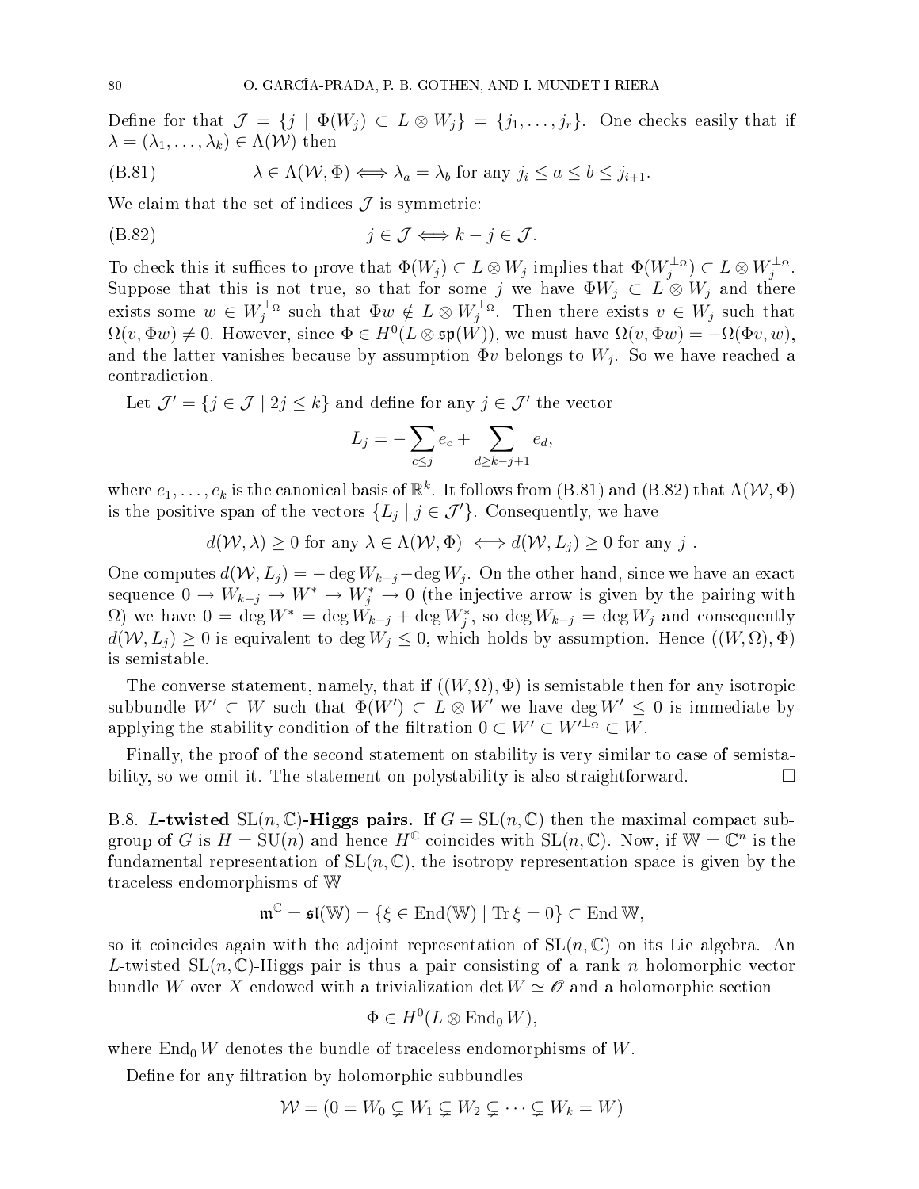Define for that $\mathcal{J} = \{j \mid \Phi(W_j) \subset L \otimes W_j\} = \{j_1, \ldots, j_r\}$. One checks easily that if $\lambda = (\lambda_1, \ldots, \lambda_k) \in \Lambda(\mathcal{W})$ then

$$\lambda \in \Lambda(\mathcal{W}, \Phi) \iff \lambda_a = \lambda_b \text{ for any } j_i \leq a \leq b \leq j_{i+1}. \tag{B.81}$$

We claim that the set of indices $\mathcal{J}$ is symmetric:

$$j \in \mathcal{J} \iff k - j \in \mathcal{J}. \tag{B.82}$$

To check this it suffices to prove that $\Phi(W_j) \subset L \otimes W_j$ implies that $\Phi(W_j^{\perp_\Omega}) \subset L \otimes W_j^{\perp_\Omega}$. Suppose that this is not true, so that for some $j$ we have $\Phi W_j \subset L \otimes W_j$ and there exists some $w \in W_j^{\perp_\Omega}$ such that $\Phi w \notin L \otimes W_j^{\perp_\Omega}$. Then there exists $v \in W_j$ such that $\Omega(v, \Phi w) \neq 0$. However, since $\Phi \in H^0(L \otimes \mathfrak{sp}(W))$, we must have $\Omega(v, \Phi w) = -\Omega(\Phi v, w)$, and the latter vanishes because by assumption $\Phi v$ belongs to $W_j$. So we have reached a contradiction.

Let $\mathcal{J}' = \{j \in \mathcal{J} \mid 2j \leq k\}$ and define for any $j \in \mathcal{J}'$ the vector

$$L_j = -\sum_{c \leq j} e_c + \sum_{d \geq k-j+1} e_d,$$

where $e_1, \ldots, e_k$ is the canonical basis of $\mathbb{R}^k$. It follows from (B.81) and (B.82) that $\Lambda(\mathcal{W}, \Phi)$ is the positive span of the vectors $\{L_j \mid j \in \mathcal{J}'\}$. Consequently, we have

$$d(\mathcal{W}, \lambda) \geq 0 \text{ for any } \lambda \in \Lambda(\mathcal{W}, \Phi) \iff d(\mathcal{W}, L_j) \geq 0 \text{ for any } j\ .$$

One computes $d(\mathcal{W}, L_j) = -\deg W_{k-j} - \deg W_j$. On the other hand, since we have an exact sequence $0 \to W_{k-j} \to W^* \to W_j^* \to 0$ (the injective arrow is given by the pairing with $\Omega$) we have $0 = \deg W^* = \deg W_{k-j} + \deg W_j^*$, so $\deg W_{k-j} = \deg W_j$ and consequently $d(\mathcal{W}, L_j) \geq 0$ is equivalent to $\deg W_j \leq 0$, which holds by assumption. Hence $((W, \Omega), \Phi)$ is semistable.

The converse statement, namely, that if $((W, \Omega), \Phi)$ is semistable then for any isotropic subbundle $W' \subset W$ such that $\Phi(W') \subset L \otimes W'$ we have $\deg W' \leq 0$ is immediate by applying the stability condition of the filtration $0 \subset W' \subset W'^{\perp_\Omega} \subset W$.

Finally, the proof of the second statement on stability is very similar to case of semistability, so we omit it. The statement on polystability is also straightforward. □

**B.8. *L*-twisted $\mathrm{SL}(n, \mathbb{C})$-Higgs pairs.** If $G = \mathrm{SL}(n, \mathbb{C})$ then the maximal compact subgroup of $G$ is $H = \mathrm{SU}(n)$ and hence $H^{\mathbb{C}}$ coincides with $\mathrm{SL}(n, \mathbb{C})$. Now, if $\mathbb{W} = \mathbb{C}^n$ is the fundamental representation of $\mathrm{SL}(n, \mathbb{C})$, the isotropy representation space is given by the traceless endomorphisms of $\mathbb{W}$

$$\mathfrak{m}^{\mathbb{C}} = \mathfrak{sl}(\mathbb{W}) = \{\xi \in \mathrm{End}(\mathbb{W}) \mid \mathrm{Tr}\, \xi = 0\} \subset \mathrm{End}\, \mathbb{W},$$

so it coincides again with the adjoint representation of $\mathrm{SL}(n, \mathbb{C})$ on its Lie algebra. An $L$-twisted $\mathrm{SL}(n, \mathbb{C})$-Higgs pair is thus a pair consisting of a rank $n$ holomorphic vector bundle $W$ over $X$ endowed with a trivialization $\det W \simeq \mathcal{O}$ and a holomorphic section

$$\Phi \in H^0(L \otimes \mathrm{End}_0 W),$$

where $\mathrm{End}_0 W$ denotes the bundle of traceless endomorphisms of $W$.

Define for any filtration by holomorphic subbundles

$$\mathcal{W} = (0 = W_0 \subsetneq W_1 \subsetneq W_2 \subsetneq \cdots \subsetneq W_k = W)$$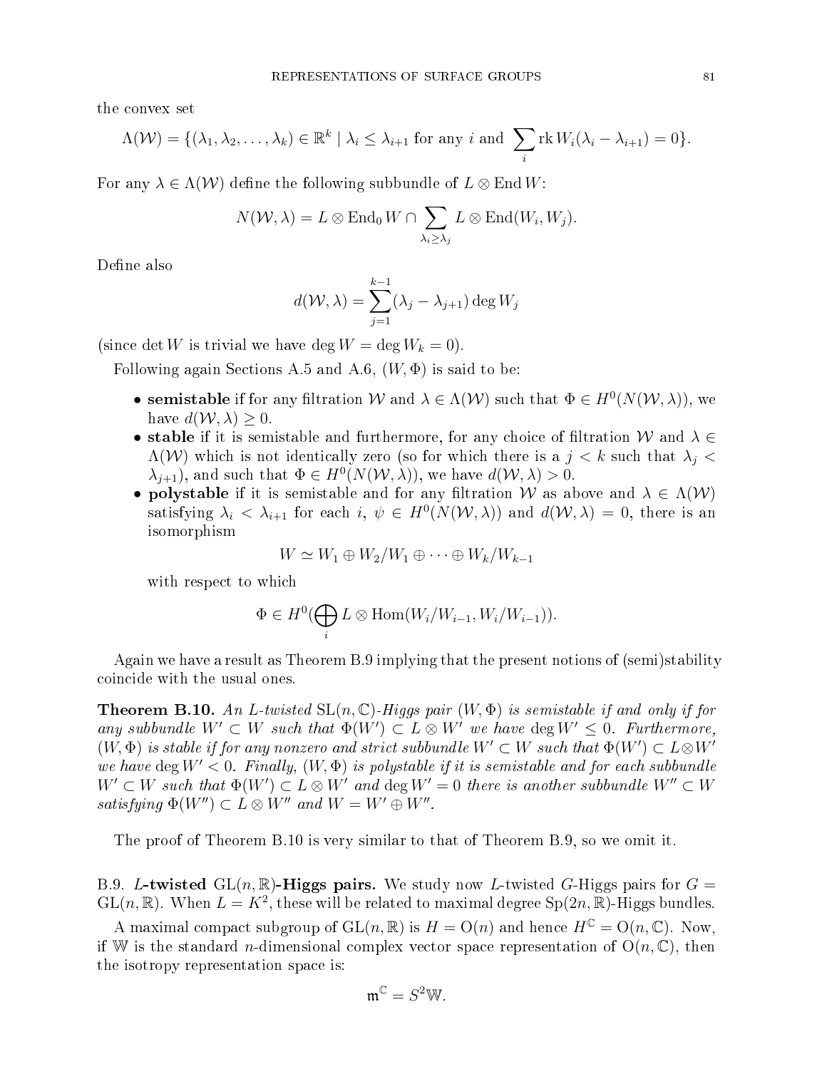the convex set

$$\Lambda(\mathcal{W}) = \{(\lambda_1, \lambda_2, \dots, \lambda_k) \in \mathbb{R}^k \mid \lambda_i \leq \lambda_{i+1} \text{ for any } i \text{ and } \sum_i \operatorname{rk} W_i(\lambda_i - \lambda_{i+1}) = 0\}.$$

For any $\lambda \in \Lambda(\mathcal{W})$ define the following subbundle of $L \otimes \operatorname{End} W$:

$$N(\mathcal{W}, \lambda) = L \otimes \operatorname{End}_0 W \cap \sum_{\lambda_i \geq \lambda_j} L \otimes \operatorname{End}(W_i, W_j).$$

Define also

$$d(\mathcal{W}, \lambda) = \sum_{j=1}^{k-1} (\lambda_j - \lambda_{j+1}) \deg W_j$$

(since $\det W$ is trivial we have $\deg W = \deg W_k = 0$).

Following again Sections A.5 and A.6, $(W, \Phi)$ is said to be:

- **semistable** if for any filtration $\mathcal{W}$ and $\lambda \in \Lambda(\mathcal{W})$ such that $\Phi \in H^0(N(\mathcal{W}, \lambda))$, we have $d(\mathcal{W}, \lambda) \geq 0$.
- **stable** if it is semistable and furthermore, for any choice of filtration $\mathcal{W}$ and $\lambda \in \Lambda(\mathcal{W})$ which is not identically zero (so for which there is a $j < k$ such that $\lambda_j < \lambda_{j+1}$), and such that $\Phi \in H^0(N(\mathcal{W}, \lambda))$, we have $d(\mathcal{W}, \lambda) > 0$.
- **polystable** if it is semistable and for any filtration $\mathcal{W}$ as above and $\lambda \in \Lambda(\mathcal{W})$ satisfying $\lambda_i < \lambda_{i+1}$ for each $i$, $\psi \in H^0(N(\mathcal{W}, \lambda))$ and $d(\mathcal{W}, \lambda) = 0$, there is an isomorphism

$$W \simeq W_1 \oplus W_2/W_1 \oplus \cdots \oplus W_k/W_{k-1}$$

with respect to which

$$\Phi \in H^0(\bigoplus_i L \otimes \operatorname{Hom}(W_i/W_{i-1}, W_i/W_{i-1})).$$

Again we have a result as Theorem B.9 implying that the present notions of (semi)stability coincide with the usual ones.

**Theorem B.10.** *An $L$-twisted $\mathrm{SL}(n, \mathbb{C})$-Higgs pair $(W, \Phi)$ is semistable if and only if for any subbundle $W' \subset W$ such that $\Phi(W') \subset L \otimes W'$ we have $\deg W' \leq 0$. Furthermore, $(W, \Phi)$ is stable if for any nonzero and strict subbundle $W' \subset W$ such that $\Phi(W') \subset L \otimes W'$ we have $\deg W' < 0$. Finally, $(W, \Phi)$ is polystable if it is semistable and for each subbundle $W' \subset W$ such that $\Phi(W') \subset L \otimes W'$ and $\deg W' = 0$ there is another subbundle $W'' \subset W$ satisfying $\Phi(W'') \subset L \otimes W''$ and $W = W' \oplus W''$.*

The proof of Theorem B.10 is very similar to that of Theorem B.9, so we omit it.

B.9. *$L$*-**twisted $\mathrm{GL}(n, \mathbb{R})$-Higgs pairs.** We study now $L$-twisted $G$-Higgs pairs for $G = \mathrm{GL}(n, \mathbb{R})$. When $L = K^2$, these will be related to maximal degree $\mathrm{Sp}(2n, \mathbb{R})$-Higgs bundles.

A maximal compact subgroup of $\mathrm{GL}(n, \mathbb{R})$ is $H = \mathrm{O}(n)$ and hence $H^{\mathbb{C}} = \mathrm{O}(n, \mathbb{C})$. Now, if $\mathbb{W}$ is the standard $n$-dimensional complex vector space representation of $\mathrm{O}(n, \mathbb{C})$, then the isotropy representation space is:

$$\mathfrak{m}^{\mathbb{C}} = S^2\mathbb{W}.$$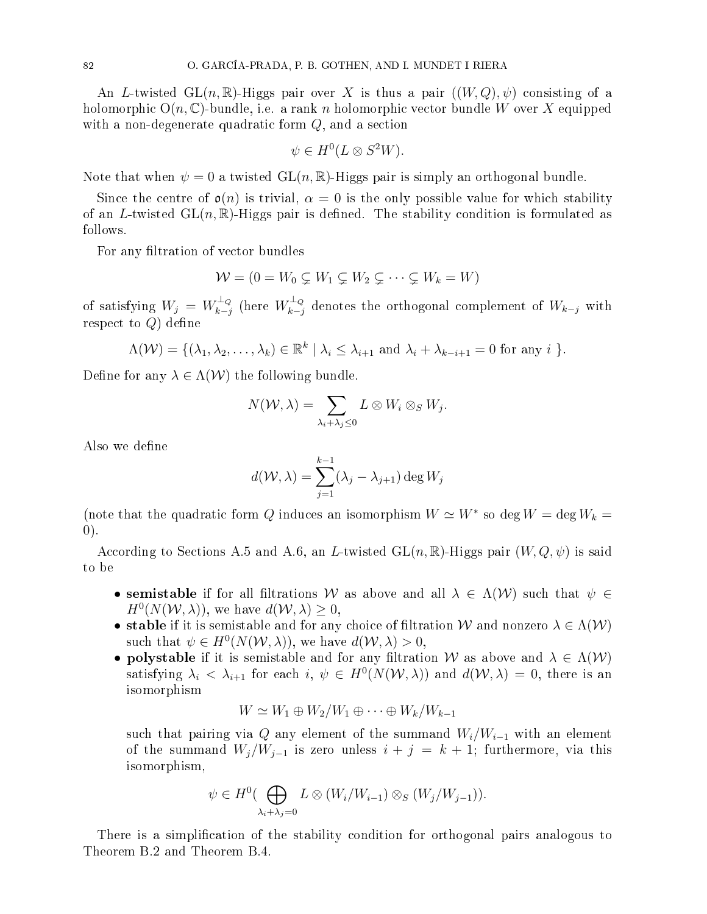An $L$-twisted $\mathrm{GL}(n,\mathbb{R})$-Higgs pair over $X$ is thus a pair $((W,Q),\psi)$ consisting of a holomorphic $\mathrm{O}(n,\mathbb{C})$-bundle, i.e. a rank $n$ holomorphic vector bundle $W$ over $X$ equipped with a non-degenerate quadratic form $Q$, and a section

$$\psi \in H^0(L \otimes S^2 W).$$

Note that when $\psi = 0$ a twisted $\mathrm{GL}(n,\mathbb{R})$-Higgs pair is simply an orthogonal bundle.

Since the centre of $\mathfrak{o}(n)$ is trivial, $\alpha = 0$ is the only possible value for which stability of an $L$-twisted $\mathrm{GL}(n,\mathbb{R})$-Higgs pair is defined. The stability condition is formulated as follows.

For any filtration of vector bundles

$$\mathcal{W} = (0 = W_0 \subsetneq W_1 \subsetneq W_2 \subsetneq \cdots \subsetneq W_k = W)$$

of satisfying $W_j = W_{k-j}^{\perp_Q}$ (here $W_{k-j}^{\perp_Q}$ denotes the orthogonal complement of $W_{k-j}$ with respect to $Q$) define

$$\Lambda(\mathcal{W}) = \{(\lambda_1, \lambda_2, \ldots, \lambda_k) \in \mathbb{R}^k \mid \lambda_i \leq \lambda_{i+1} \text{ and } \lambda_i + \lambda_{k-i+1} = 0 \text{ for any } i\ \}.$$

Define for any $\lambda \in \Lambda(\mathcal{W})$ the following bundle.

$$N(\mathcal{W},\lambda) = \sum_{\lambda_i + \lambda_j \leq 0} L \otimes W_i \otimes_S W_j.$$

Also we define

$$d(\mathcal{W},\lambda) = \sum_{j=1}^{k-1} (\lambda_j - \lambda_{j+1}) \deg W_j$$

(note that the quadratic form $Q$ induces an isomorphism $W \simeq W^*$ so $\deg W = \deg W_k = 0$).

According to Sections A.5 and A.6, an $L$-twisted $\mathrm{GL}(n,\mathbb{R})$-Higgs pair $(W,Q,\psi)$ is said to be

- **semistable** if for all filtrations $\mathcal{W}$ as above and all $\lambda \in \Lambda(\mathcal{W})$ such that $\psi \in H^0(N(\mathcal{W},\lambda))$, we have $d(\mathcal{W},\lambda) \geq 0$,
- **stable** if it is semistable and for any choice of filtration $\mathcal{W}$ and nonzero $\lambda \in \Lambda(\mathcal{W})$ such that $\psi \in H^0(N(\mathcal{W},\lambda))$, we have $d(\mathcal{W},\lambda) > 0$,
- **polystable** if it is semistable and for any filtration $\mathcal{W}$ as above and $\lambda \in \Lambda(\mathcal{W})$ satisfying $\lambda_i < \lambda_{i+1}$ for each $i$, $\psi \in H^0(N(\mathcal{W},\lambda))$ and $d(\mathcal{W},\lambda) = 0$, there is an isomorphism

$$W \simeq W_1 \oplus W_2/W_1 \oplus \cdots \oplus W_k/W_{k-1}$$

such that pairing via $Q$ any element of the summand $W_i/W_{i-1}$ with an element of the summand $W_j/W_{j-1}$ is zero unless $i + j = k + 1$; furthermore, via this isomorphism,

$$\psi \in H^0\Big(\bigoplus_{\lambda_i + \lambda_j = 0} L \otimes (W_i/W_{i-1}) \otimes_S (W_j/W_{j-1})\Big).$$

There is a simplification of the stability condition for orthogonal pairs analogous to Theorem B.2 and Theorem B.4.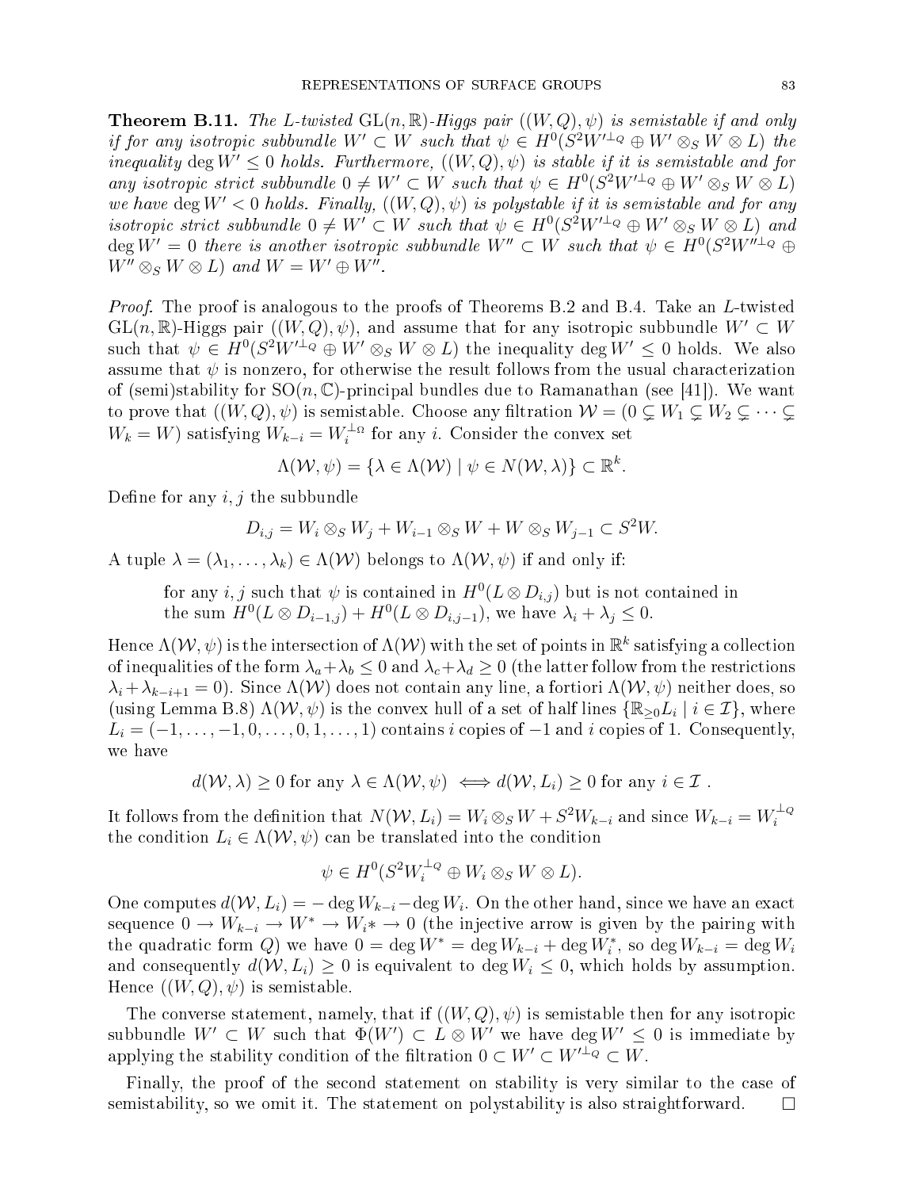**Theorem B.11.** *The $L$-twisted $\mathrm{GL}(n,\mathbb{R})$-Higgs pair $((W,Q),\psi)$ is semistable if and only if for any isotropic subbundle $W' \subset W$ such that $\psi \in H^0(S^2W'^{\perp_Q} \oplus W' \otimes_S W \otimes L)$ the inequality $\deg W' \leq 0$ holds. Furthermore, $((W,Q),\psi)$ is stable if it is semistable and for any isotropic strict subbundle $0 \neq W' \subset W$ such that $\psi \in H^0(S^2W'^{\perp_Q} \oplus W' \otimes_S W \otimes L)$ we have $\deg W' < 0$ holds. Finally, $((W,Q),\psi)$ is polystable if it is semistable and for any isotropic strict subbundle $0 \neq W' \subset W$ such that $\psi \in H^0(S^2W'^{\perp_Q} \oplus W' \otimes_S W \otimes L)$ and $\deg W' = 0$ there is another isotropic subbundle $W'' \subset W$ such that $\psi \in H^0(S^2W''^{\perp_Q} \oplus W'' \otimes_S W \otimes L)$ and $W = W' \oplus W''$.*

*Proof.* The proof is analogous to the proofs of Theorems B.2 and B.4. Take an $L$-twisted $\mathrm{GL}(n,\mathbb{R})$-Higgs pair $((W,Q),\psi)$, and assume that for any isotropic subbundle $W' \subset W$ such that $\psi \in H^0(S^2W'^{\perp_Q} \oplus W' \otimes_S W \otimes L)$ the inequality $\deg W' \leq 0$ holds. We also assume that $\psi$ is nonzero, for otherwise the result follows from the usual characterization of (semi)stability for $\mathrm{SO}(n,\mathbb{C})$-principal bundles due to Ramanathan (see [41]). We want to prove that $((W,Q),\psi)$ is semistable. Choose any filtration $\mathcal{W} = (0 \subsetneq W_1 \subsetneq W_2 \subsetneq \cdots \subsetneq W_k = W)$ satisfying $W_{k-i} = W_i^{\perp_\Omega}$ for any $i$. Consider the convex set

$$\Lambda(\mathcal{W},\psi) = \{\lambda \in \Lambda(\mathcal{W}) \mid \psi \in N(\mathcal{W},\lambda)\} \subset \mathbb{R}^k.$$

Define for any $i,j$ the subbundle

$$D_{i,j} = W_i \otimes_S W_j + W_{i-1} \otimes_S W + W \otimes_S W_{j-1} \subset S^2W.$$

A tuple $\lambda = (\lambda_1,\dots,\lambda_k) \in \Lambda(\mathcal{W})$ belongs to $\Lambda(\mathcal{W},\psi)$ if and only if:

> for any $i,j$ such that $\psi$ is contained in $H^0(L \otimes D_{i,j})$ but is not contained in the sum $H^0(L \otimes D_{i-1,j}) + H^0(L \otimes D_{i,j-1})$, we have $\lambda_i + \lambda_j \leq 0$.

Hence $\Lambda(\mathcal{W},\psi)$ is the intersection of $\Lambda(\mathcal{W})$ with the set of points in $\mathbb{R}^k$ satisfying a collection of inequalities of the form $\lambda_a + \lambda_b \leq 0$ and $\lambda_c + \lambda_d \geq 0$ (the latter follow from the restrictions $\lambda_i + \lambda_{k-i+1} = 0$). Since $\Lambda(\mathcal{W})$ does not contain any line, a fortiori $\Lambda(\mathcal{W},\psi)$ neither does, so (using Lemma B.8) $\Lambda(\mathcal{W},\psi)$ is the convex hull of a set of half lines $\{\mathbb{R}_{\geq 0}L_i \mid i \in \mathcal{I}\}$, where $L_i = (-1,\dots,-1,0,\dots,0,1,\dots,1)$ contains $i$ copies of $-1$ and $i$ copies of $1$. Consequently, we have

$$d(\mathcal{W},\lambda) \geq 0 \text{ for any } \lambda \in \Lambda(\mathcal{W},\psi) \iff d(\mathcal{W},L_i) \geq 0 \text{ for any } i \in \mathcal{I}\ .$$

It follows from the definition that $N(\mathcal{W},L_i) = W_i \otimes_S W + S^2W_{k-i}$ and since $W_{k-i} = W_i^{\perp_Q}$ the condition $L_i \in \Lambda(\mathcal{W},\psi)$ can be translated into the condition

$$\psi \in H^0(S^2W_i^{\perp_Q} \oplus W_i \otimes_S W \otimes L).$$

One computes $d(\mathcal{W},L_i) = -\deg W_{k-i} - \deg W_i$. On the other hand, since we have an exact sequence $0 \to W_{k-i} \to W^* \to W_i* \to 0$ (the injective arrow is given by the pairing with the quadratic form $Q$) we have $0 = \deg W^* = \deg W_{k-i} + \deg W_i^*$, so $\deg W_{k-i} = \deg W_i$ and consequently $d(\mathcal{W},L_i) \geq 0$ is equivalent to $\deg W_i \leq 0$, which holds by assumption. Hence $((W,Q),\psi)$ is semistable.

The converse statement, namely, that if $((W,Q),\psi)$ is semistable then for any isotropic subbundle $W' \subset W$ such that $\Phi(W') \subset L \otimes W'$ we have $\deg W' \leq 0$ is immediate by applying the stability condition of the filtration $0 \subset W' \subset W'^{\perp_Q} \subset W$.

Finally, the proof of the second statement on stability is very similar to the case of semistability, so we omit it. The statement on polystability is also straightforward. $\square$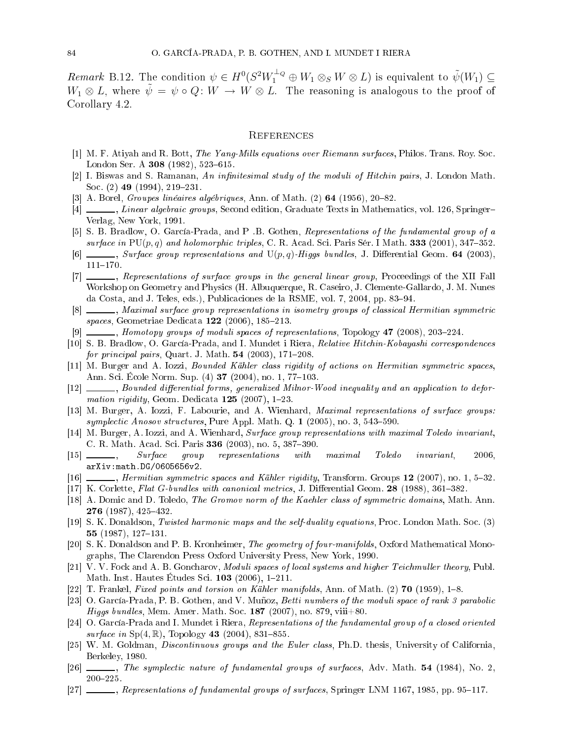*Remark* B.12. The condition $\psi \in H^0(S^2 W_1^{\perp_Q} \oplus W_1 \otimes_S W \otimes L)$ is equivalent to $\tilde{\psi}(W_1) \subseteq W_1 \otimes L$, where $\tilde{\psi} = \psi \circ Q \colon W \to W \otimes L$. The reasoning is analogous to the proof of Corollary 4.2.

## References

[1] M. F. Atiyah and R. Bott, *The Yang-Mills equations over Riemann surfaces*, Philos. Trans. Roy. Soc. London Ser. A **308** (1982), 523–615.

[2] I. Biswas and S. Ramanan, *An infinitesimal study of the moduli of Hitchin pairs*, J. London Math. Soc. (2) **49** (1994), 219–231.

[3] A. Borel, *Groupes linéaires algébriques*, Ann. of Math. (2) **64** (1956), 20–82.

[4] ______, *Linear algebraic groups*, Second edition, Graduate Texts in Mathematics, vol. 126, Springer–Verlag, New York, 1991.

[5] S. B. Bradlow, O. García-Prada, and P .B. Gothen, *Representations of the fundamental group of a surface in* $\mathrm{PU}(p,q)$ *and holomorphic triples*, C. R. Acad. Sci. Paris Sér. I Math. **333** (2001), 347–352.

[6] ______, *Surface group representations and* $\mathrm{U}(p,q)$*-Higgs bundles*, J. Differential Geom. **64** (2003), 111–170.

[7] ______, *Representations of surface groups in the general linear group*, Proceedings of the XII Fall Workshop on Geometry and Physics (H. Albuquerque, R. Caseiro, J. Clemente-Gallardo, J. M. Nunes da Costa, and J. Teles, eds.), Publicaciones de la RSME, vol. 7, 2004, pp. 83–94.

[8] ______, *Maximal surface group representations in isometry groups of classical Hermitian symmetric spaces*, Geometriae Dedicata **122** (2006), 185–213.

[9] ______, *Homotopy groups of moduli spaces of representations*, Topology **47** (2008), 203–224.

[10] S. B. Bradlow, O. García-Prada, and I. Mundet i Riera, *Relative Hitchin-Kobayashi correspondences for principal pairs*, Quart. J. Math. **54** (2003), 171–208.

[11] M. Burger and A. Iozzi, *Bounded Kähler class rigidity of actions on Hermitian symmetric spaces*, Ann. Sci. École Norm. Sup. (4) **37** (2004), no. 1, 77–103.

[12] ______, *Bounded differential forms, generalized Milnor-Wood inequality and an application to deformation rigidity*, Geom. Dedicata **125** (2007), 1–23.

[13] M. Burger, A. Iozzi, F. Labourie, and A. Wienhard, *Maximal representations of surface groups: symplectic Anosov structures*, Pure Appl. Math. Q. **1** (2005), no. 3, 543–590.

[14] M. Burger, A. Iozzi, and A. Wienhard, *Surface group representations with maximal Toledo invariant*, C. R. Math. Acad. Sci. Paris **336** (2003), no. 5, 387–390.

[15] ______, *Surface group representations with maximal Toledo invariant*, 2006, arXiv:math.DG/0605656v2.

[16] ______, *Hermitian symmetric spaces and Kähler rigidity*, Transform. Groups **12** (2007), no. 1, 5–32.

[17] K. Corlette, *Flat G-bundles with canonical metrics*, J. Differential Geom. **28** (1988), 361–382.

[18] A. Domic and D. Toledo, *The Gromov norm of the Kaehler class of symmetric domains*, Math. Ann. **276** (1987), 425–432.

[19] S. K. Donaldson, *Twisted harmonic maps and the self-duality equations*, Proc. London Math. Soc. (3) **55** (1987), 127–131.

[20] S. K. Donaldson and P. B. Kronheimer, *The geometry of four-manifolds*, Oxford Mathematical Monographs, The Clarendon Press Oxford University Press, New York, 1990.

[21] V. V. Fock and A. B. Goncharov, *Moduli spaces of local systems and higher Teichmuller theory*, Publ. Math. Inst. Hautes Études Sci. **103** (2006), 1–211.

[22] T. Frankel, *Fixed points and torsion on Kähler manifolds*, Ann. of Math. (2) **70** (1959), 1–8.

[23] O. García-Prada, P. B. Gothen, and V. Muñoz, *Betti numbers of the moduli space of rank 3 parabolic Higgs bundles*, Mem. Amer. Math. Soc. **187** (2007), no. 879, viii+80.

[24] O. García-Prada and I. Mundet i Riera, *Representations of the fundamental group of a closed oriented surface in* $\mathrm{Sp}(4,\mathbb{R})$, Topology **43** (2004), 831–855.

[25] W. M. Goldman, *Discontinuous groups and the Euler class*, Ph.D. thesis, University of California, Berkeley, 1980.

[26] ______, *The symplectic nature of fundamental groups of surfaces*, Adv. Math. **54** (1984), No. 2, 200–225.

[27] ______, *Representations of fundamental groups of surfaces*, Springer LNM 1167, 1985, pp. 95–117.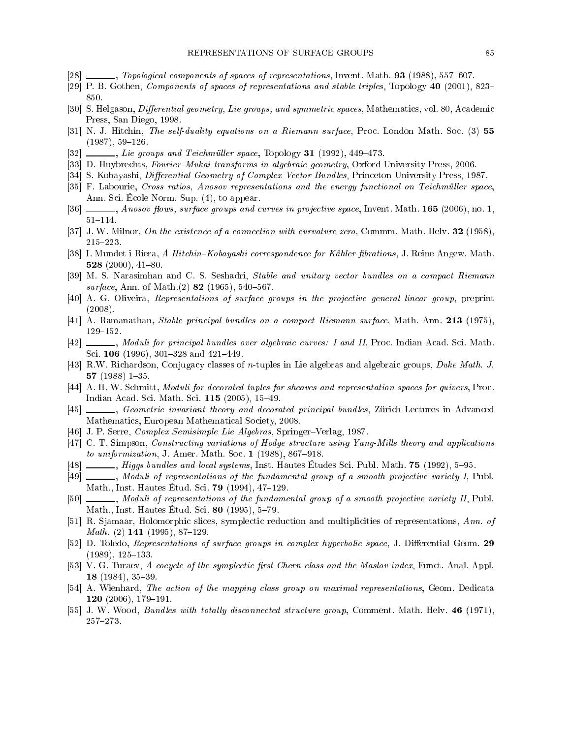[28] ______, *Topological components of spaces of representations*, Invent. Math. **93** (1988), 557–607.

[29] P. B. Gothen, *Components of spaces of representations and stable triples*, Topology **40** (2001), 823–850.

[30] S. Helgason, *Differential geometry, Lie groups, and symmetric spaces*, Mathematics, vol. 80, Academic Press, San Diego, 1998.

[31] N. J. Hitchin, *The self-duality equations on a Riemann surface*, Proc. London Math. Soc. (3) **55** (1987), 59–126.

[32] ______, *Lie groups and Teichmüller space*, Topology **31** (1992), 449–473.

[33] D. Huybrechts, *Fourier–Mukai transforms in algebraic geometry*, Oxford University Press, 2006.

[34] S. Kobayashi, *Differential Geometry of Complex Vector Bundles*, Princeton University Press, 1987.

[35] F. Labourie, *Cross ratios, Anosov representations and the energy functional on Teichmüller space*, Ann. Sci. École Norm. Sup. (4), to appear.

[36] ______, *Anosov flows, surface groups and curves in projective space*, Invent. Math. **165** (2006), no. 1, 51–114.

[37] J. W. Milnor, *On the existence of a connection with curvature zero*, Commm. Math. Helv. **32** (1958), 215–223.

[38] I. Mundet i Riera, *A Hitchin–Kobayashi correspondence for Kähler fibrations*, J. Reine Angew. Math. **528** (2000), 41–80.

[39] M. S. Narasimhan and C. S. Seshadri, *Stable and unitary vector bundles on a compact Riemann surface*, Ann. of Math.(2) **82** (1965), 540–567.

[40] A. G. Oliveira, *Representations of surface groups in the projective general linear group*, preprint (2008).

[41] A. Ramanathan, *Stable principal bundles on a compact Riemann surface*, Math. Ann. **213** (1975), 129–152.

[42] ______, *Moduli for principal bundles over algebraic curves: I and II*, Proc. Indian Acad. Sci. Math. Sci. **106** (1996), 301–328 and 421–449.

[43] R.W. Richardson, Conjugacy classes of $n$-tuples in Lie algebras and algebraic groups, *Duke Math. J.* **57** (1988) 1–35.

[44] A. H. W. Schmitt, *Moduli for decorated tuples for sheaves and representation spaces for quivers*, Proc. Indian Acad. Sci. Math. Sci. **115** (2005), 15–49.

[45] ______, *Geometric invariant theory and decorated principal bundles*, Zürich Lectures in Advanced Mathematics, European Mathematical Society, 2008.

[46] J. P. Serre, *Complex Semisimple Lie Algebras*, Springer–Verlag, 1987.

[47] C. T. Simpson, *Constructing variations of Hodge structure using Yang-Mills theory and applications to uniformization*, J. Amer. Math. Soc. **1** (1988), 867–918.

[48] ______, *Higgs bundles and local systems*, Inst. Hautes Études Sci. Publ. Math. **75** (1992), 5–95.

[49] ______, *Moduli of representations of the fundamental group of a smooth projective variety I*, Publ. Math., Inst. Hautes Étud. Sci. **79** (1994), 47–129.

[50] ______, *Moduli of representations of the fundamental group of a smooth projective variety II*, Publ. Math., Inst. Hautes Étud. Sci. **80** (1995), 5–79.

[51] R. Sjamaar, Holomorphic slices, symplectic reduction and multiplicities of representations, *Ann. of Math.* (2) **141** (1995), 87–129.

[52] D. Toledo, *Representations of surface groups in complex hyperbolic space*, J. Differential Geom. **29** (1989), 125–133.

[53] V. G. Turaev, *A cocycle of the symplectic first Chern class and the Maslov index*, Funct. Anal. Appl. **18** (1984), 35–39.

[54] A. Wienhard, *The action of the mapping class group on maximal representations*, Geom. Dedicata **120** (2006), 179–191.

[55] J. W. Wood, *Bundles with totally disconnected structure group*, Comment. Math. Helv. **46** (1971), 257–273.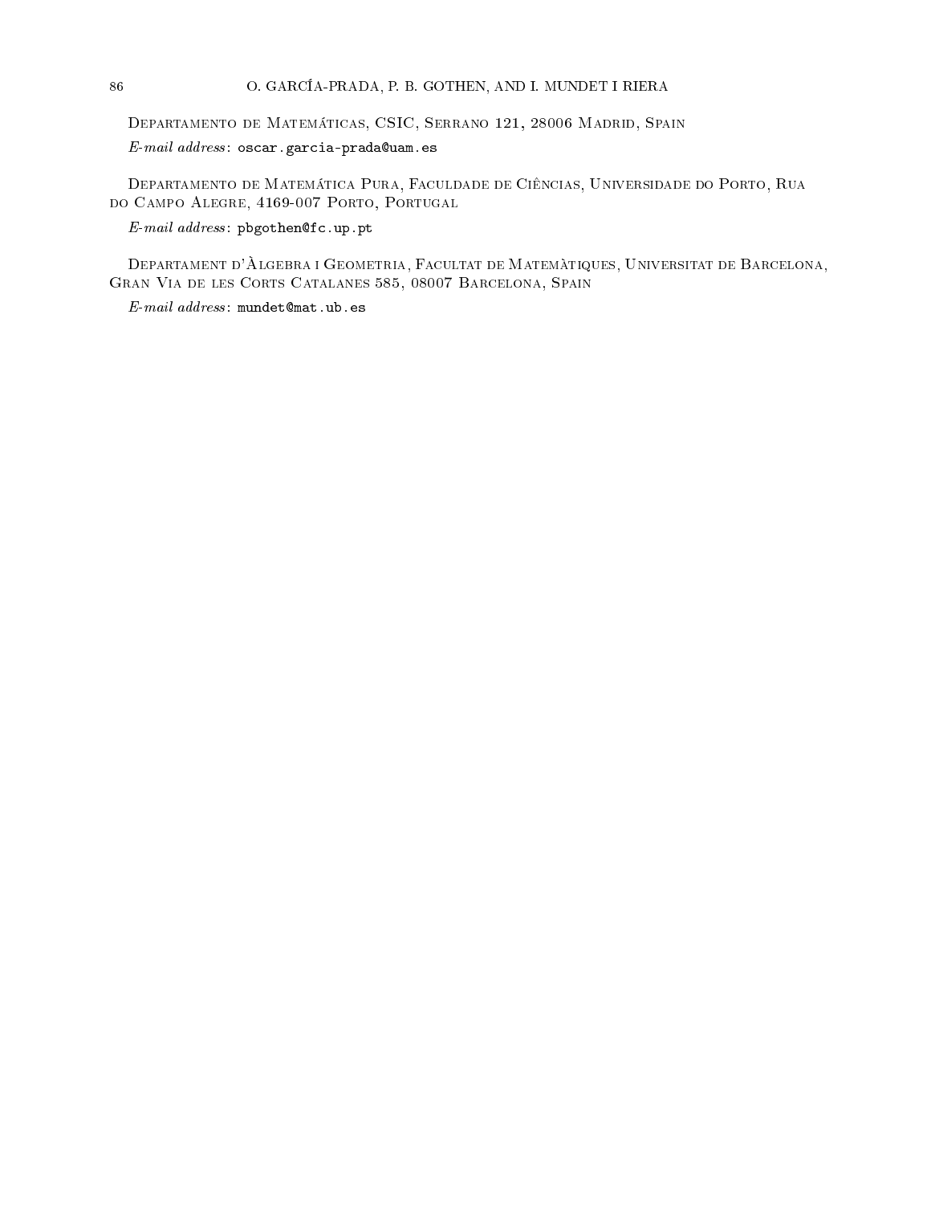Departamento de Matemáticas, CSIC, Serrano 121, 28006 Madrid, Spain

*E-mail address*: oscar.garcia-prada@uam.es

Departamento de Matemática Pura, Faculdade de Ciências, Universidade do Porto, Rua do Campo Alegre, 4169-007 Porto, Portugal

*E-mail address*: pbgothen@fc.up.pt

Departament d'Àlgebra i Geometria, Facultat de Matemàtiques, Universitat de Barcelona, Gran Via de les Corts Catalanes 585, 08007 Barcelona, Spain

*E-mail address*: mundet@mat.ub.es